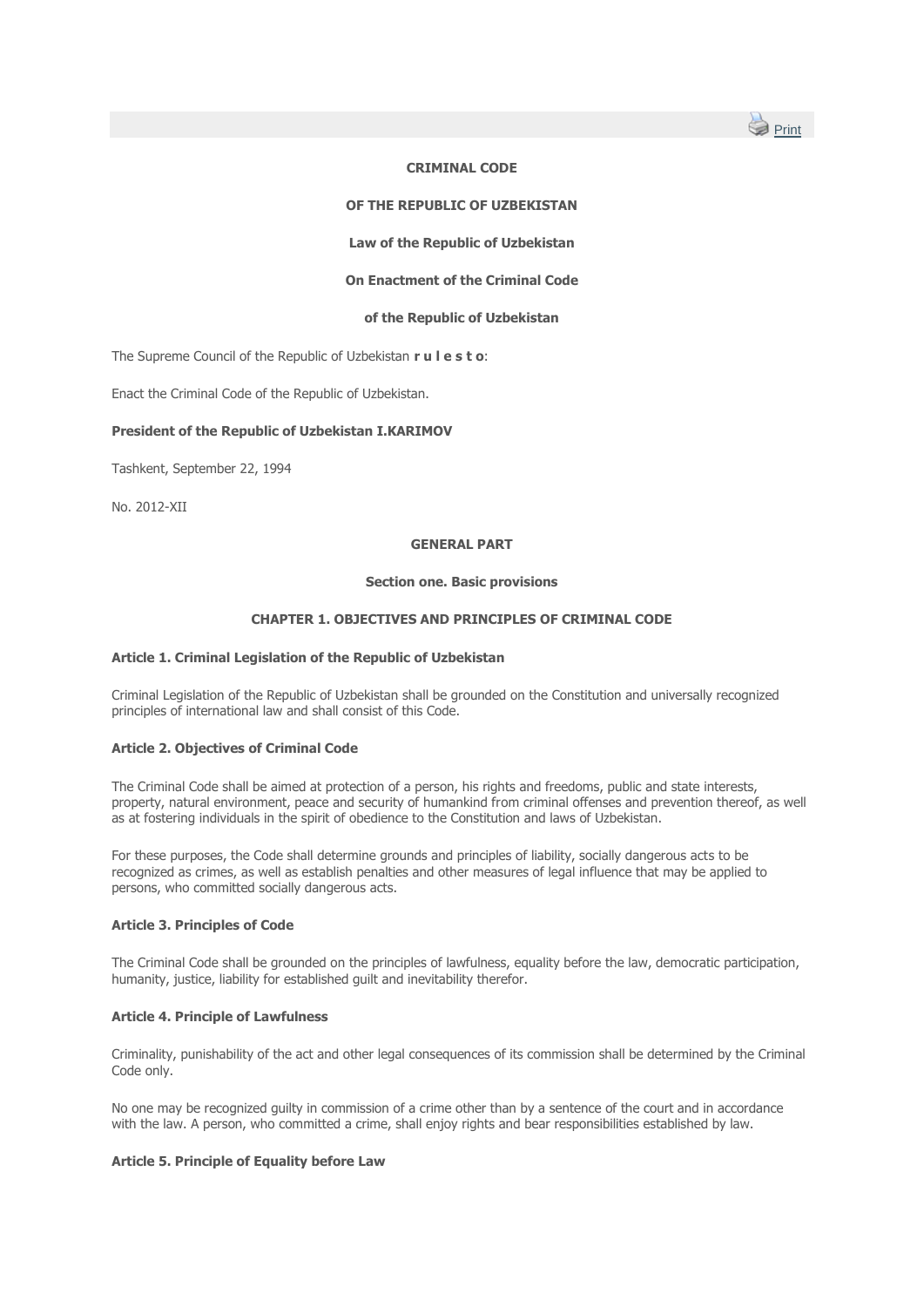# CRIMINAL CODE

# OF THE REPUBLIC OF UZBEKISTAN

## Law of the Republic of Uzbekistan

## On Enactment of the Criminal Code

## of the Republic of Uzbekistan

The Supreme Council of the Republic of Uzbekistan **r u l e s t o**:

Enact the Criminal Code of the Republic of Uzbekistan.

**President of the Republic of Uzbekistan I.KARIMOV**

Tashkent, September 22, 1994

No. 2012-XII

## GENERAL PART

### Section one. Basic provisions

### CHAPTER 1. OBJECTIVES AND PRINCIPLES OF CRIMINAL CODE

#### Article 1. Criminal Legislation of the Republic of Uzbekistan

Criminal Legislation of the Republic of Uzbekistan shall be grounded on the Constitution and universally recognized principles of international law and shall consist of this Code.

#### Article 2. Objectives of Criminal Code

The Criminal Code shall be aimed at protection of a person, his rights and freedoms, public and state interests, property, natural environment, peace and security of humankind from criminal offenses and prevention thereof, as well as at fostering individuals in the spirit of obedience to the Constitution and laws of Uzbekistan.

For these purposes, the Code shall determine grounds and principles of liability, socially dangerous acts to be recognized as crimes, as well as establish penalties and other measures of legal influence that may be applied to persons, who committed socially dangerous acts.

#### Article 3. Principles of Code

The Criminal Code shall be grounded on the principles of lawfulness, equality before the law, democratic participation, humanity, justice, liability for established guilt and inevitability therefor.

#### Article 4. Principle of Lawfulness

Criminality, punishability of the act and other legal consequences of its commission shall be determined by the Criminal Code only.

No one may be recognized guilty in commission of a crime other than by a sentence of the court and in accordance with the law. A person, who committed a crime, shall enjoy rights and bear responsibilities established by law.

#### Article 5. Principle of Equality before Law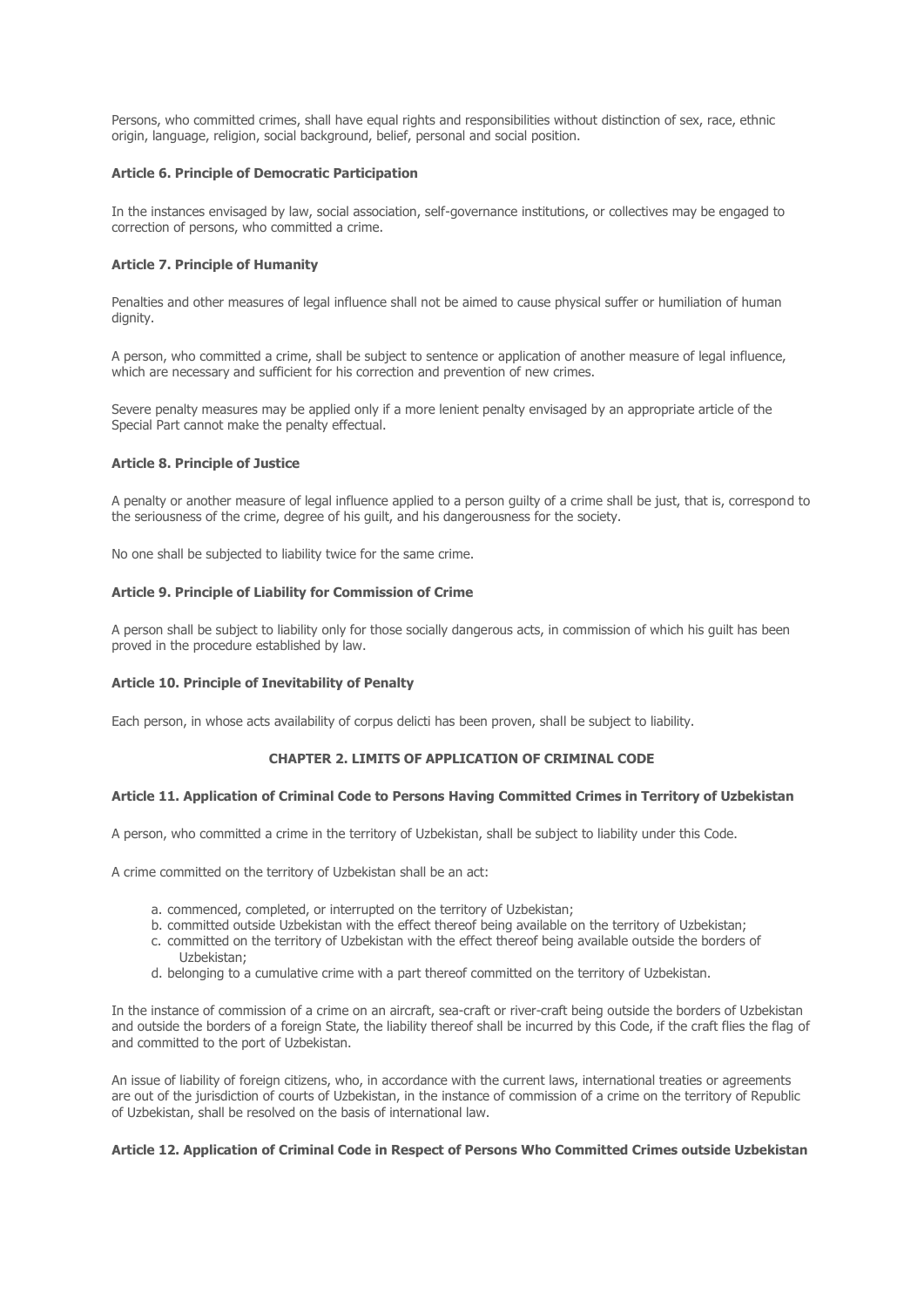Persons, who committed crimes, shall have equal rights and responsibilities without distinction of sex, race, ethnic origin, language, religion, social background, belief, personal and social position.

**Article 6. Principle of Democratic Participation**

In the instances envisaged by law, social association, self-governance institutions, or collectives may be engaged to correction of persons, who committed a crime.

**Article 7. Principle of Humanity**

Penalties and other measures of legal influence shall not be aimed to cause physical suffer or humiliation of human dignity.

A person, who committed a crime, shall be subject to sentence or application of another measure of legal influence, which are necessary and sufficient for his correction and prevention of new crimes.

Severe penalty measures may be applied only if a more lenient penalty envisaged by an appropriate article of the Special Part cannot make the penalty effectual.

**Article 8. Principle of Justice**

A penalty or another measure of legal influence applied to a person guilty of a crime shall be just, that is, correspond to the seriousness of the crime, degree of his guilt, and his dangerousness for the society.

No one shall be subjected to liability twice for the same crime.

**Article 9. Principle of Liability for Commission of Crime**

A person shall be subject to liability only for those socially dangerous acts, in commission of which his guilt has been proved in the procedure established by law.

**Article 10. Principle of Inevitability of Penalty**

Each person, in whose acts availability of corpus delicti has been proven, shall be subject to liability.

## CHAPTER 2. LIMITS OF APPLICATION OF CRIMINAL CODE

**Article 11. Application of Criminal Code to Persons Having Committed Crimes in Territory of Uzbekistan**

A person, who committed a crime in the territory of Uzbekistan, shall be subject to liability under this Code.

A crime committed on the territory of Uzbekistan shall be an act:

a. commenced, completed, or interrupted on the territory of Uzbekistan;
b. committed outside Uzbekistan with the effect thereof being available on the territory of Uzbekistan;
c. committed on the territory of Uzbekistan with the effect thereof being available outside the borders of Uzbekistan;
d. belonging to a cumulative crime with a part thereof committed on the territory of Uzbekistan.

In the instance of commission of a crime on an aircraft, sea-craft or river-craft being outside the borders of Uzbekistan and outside the borders of a foreign State, the liability thereof shall be incurred by this Code, if the craft flies the flag of and committed to the port of Uzbekistan.

An issue of liability of foreign citizens, who, in accordance with the current laws, international treaties or agreements are out of the jurisdiction of courts of Uzbekistan, in the instance of commission of a crime on the territory of Republic of Uzbekistan, shall be resolved on the basis of international law.

**Article 12. Application of Criminal Code in Respect of Persons Who Committed Crimes outside Uzbekistan**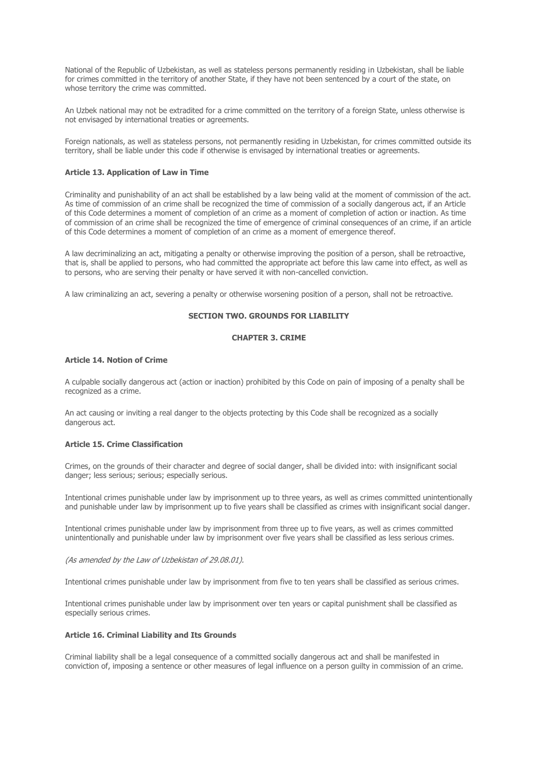National of the Republic of Uzbekistan, as well as stateless persons permanently residing in Uzbekistan, shall be liable for crimes committed in the territory of another State, if they have not been sentenced by a court of the state, on whose territory the crime was committed.

An Uzbek national may not be extradited for a crime committed on the territory of a foreign State, unless otherwise is not envisaged by international treaties or agreements.

Foreign nationals, as well as stateless persons, not permanently residing in Uzbekistan, for crimes committed outside its territory, shall be liable under this code if otherwise is envisaged by international treaties or agreements.

#### Article 13. Application of Law in Time

Criminality and punishability of an act shall be established by a law being valid at the moment of commission of the act. As time of commission of an crime shall be recognized the time of commission of a socially dangerous act, if an Article of this Code determines a moment of completion of an crime as a moment of completion of action or inaction. As time of commission of an crime shall be recognized the time of emergence of criminal consequences of an crime, if an article of this Code determines a moment of completion of an crime as a moment of emergence thereof.

A law decriminalizing an act, mitigating a penalty or otherwise improving the position of a person, shall be retroactive, that is, shall be applied to persons, who had committed the appropriate act before this law came into effect, as well as to persons, who are serving their penalty or have served it with non-cancelled conviction.

A law criminalizing an act, severing a penalty or otherwise worsening position of a person, shall not be retroactive.

## SECTION TWO. GROUNDS FOR LIABILITY

### CHAPTER 3. CRIME

#### Article 14. Notion of Crime

A culpable socially dangerous act (action or inaction) prohibited by this Code on pain of imposing of a penalty shall be recognized as a crime.

An act causing or inviting a real danger to the objects protecting by this Code shall be recognized as a socially dangerous act.

#### Article 15. Crime Classification

Crimes, on the grounds of their character and degree of social danger, shall be divided into: with insignificant social danger; less serious; serious; especially serious.

Intentional crimes punishable under law by imprisonment up to three years, as well as crimes committed unintentionally and punishable under law by imprisonment up to five years shall be classified as crimes with insignificant social danger.

Intentional crimes punishable under law by imprisonment from three up to five years, as well as crimes committed unintentionally and punishable under law by imprisonment over five years shall be classified as less serious crimes.

*(As amended by the Law of Uzbekistan of 29.08.01).*

Intentional crimes punishable under law by imprisonment from five to ten years shall be classified as serious crimes.

Intentional crimes punishable under law by imprisonment over ten years or capital punishment shall be classified as especially serious crimes.

#### Article 16. Criminal Liability and Its Grounds

Criminal liability shall be a legal consequence of a committed socially dangerous act and shall be manifested in conviction of, imposing a sentence or other measures of legal influence on a person guilty in commission of an crime.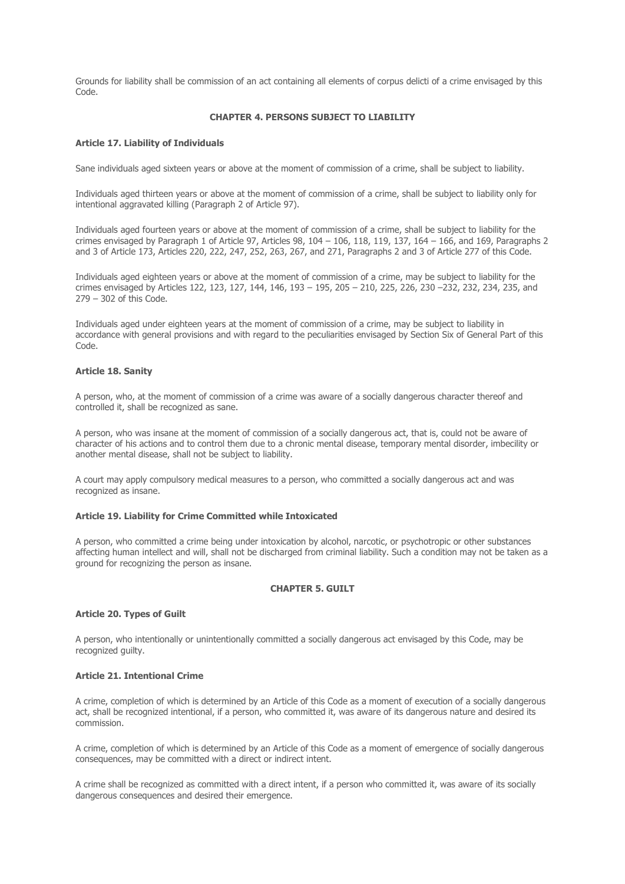Grounds for liability shall be commission of an act containing all elements of corpus delicti of a crime envisaged by this Code.

## CHAPTER 4. PERSONS SUBJECT TO LIABILITY

### Article 17. Liability of Individuals

Sane individuals aged sixteen years or above at the moment of commission of a crime, shall be subject to liability.

Individuals aged thirteen years or above at the moment of commission of a crime, shall be subject to liability only for intentional aggravated killing (Paragraph 2 of Article 97).

Individuals aged fourteen years or above at the moment of commission of a crime, shall be subject to liability for the crimes envisaged by Paragraph 1 of Article 97, Articles 98, 104 – 106, 118, 119, 137, 164 – 166, and 169, Paragraphs 2 and 3 of Article 173, Articles 220, 222, 247, 252, 263, 267, and 271, Paragraphs 2 and 3 of Article 277 of this Code.

Individuals aged eighteen years or above at the moment of commission of a crime, may be subject to liability for the crimes envisaged by Articles 122, 123, 127, 144, 146, 193 – 195, 205 – 210, 225, 226, 230 –232, 232, 234, 235, and 279 – 302 of this Code.

Individuals aged under eighteen years at the moment of commission of a crime, may be subject to liability in accordance with general provisions and with regard to the peculiarities envisaged by Section Six of General Part of this Code.

### Article 18. Sanity

A person, who, at the moment of commission of a crime was aware of a socially dangerous character thereof and controlled it, shall be recognized as sane.

A person, who was insane at the moment of commission of a socially dangerous act, that is, could not be aware of character of his actions and to control them due to a chronic mental disease, temporary mental disorder, imbecility or another mental disease, shall not be subject to liability.

A court may apply compulsory medical measures to a person, who committed a socially dangerous act and was recognized as insane.

### Article 19. Liability for Crime Committed while Intoxicated

A person, who committed a crime being under intoxication by alcohol, narcotic, or psychotropic or other substances affecting human intellect and will, shall not be discharged from criminal liability. Such a condition may not be taken as a ground for recognizing the person as insane.

## CHAPTER 5. GUILT

### Article 20. Types of Guilt

A person, who intentionally or unintentionally committed a socially dangerous act envisaged by this Code, may be recognized guilty.

### Article 21. Intentional Crime

A crime, completion of which is determined by an Article of this Code as a moment of execution of a socially dangerous act, shall be recognized intentional, if a person, who committed it, was aware of its dangerous nature and desired its commission.

A crime, completion of which is determined by an Article of this Code as a moment of emergence of socially dangerous consequences, may be committed with a direct or indirect intent.

A crime shall be recognized as committed with a direct intent, if a person who committed it, was aware of its socially dangerous consequences and desired their emergence.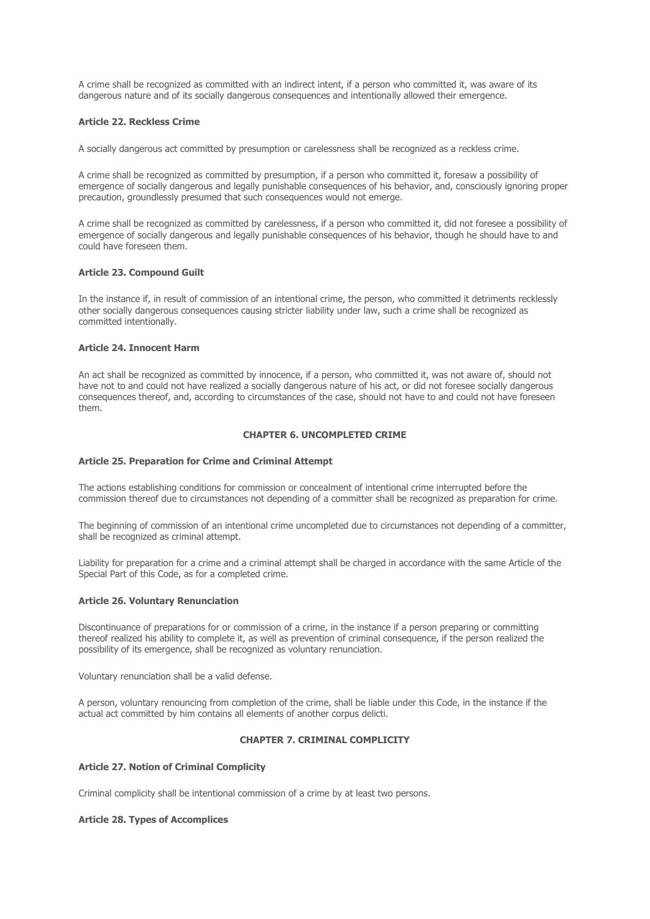A crime shall be recognized as committed with an indirect intent, if a person who committed it, was aware of its dangerous nature and of its socially dangerous consequences and intentionally allowed their emergence.

**Article 22. Reckless Crime**

A socially dangerous act committed by presumption or carelessness shall be recognized as a reckless crime.

A crime shall be recognized as committed by presumption, if a person who committed it, foresaw a possibility of emergence of socially dangerous and legally punishable consequences of his behavior, and, consciously ignoring proper precaution, groundlessly presumed that such consequences would not emerge.

A crime shall be recognized as committed by carelessness, if a person who committed it, did not foresee a possibility of emergence of socially dangerous and legally punishable consequences of his behavior, though he should have to and could have foreseen them.

**Article 23. Compound Guilt**

In the instance if, in result of commission of an intentional crime, the person, who committed it detriments recklessly other socially dangerous consequences causing stricter liability under law, such a crime shall be recognized as committed intentionally.

**Article 24. Innocent Harm**

An act shall be recognized as committed by innocence, if a person, who committed it, was not aware of, should not have not to and could not have realized a socially dangerous nature of his act, or did not foresee socially dangerous consequences thereof, and, according to circumstances of the case, should not have to and could not have foreseen them.

**CHAPTER 6. UNCOMPLETED CRIME**

**Article 25. Preparation for Crime and Criminal Attempt**

The actions establishing conditions for commission or concealment of intentional crime interrupted before the commission thereof due to circumstances not depending of a committer shall be recognized as preparation for crime.

The beginning of commission of an intentional crime uncompleted due to circumstances not depending of a committer, shall be recognized as criminal attempt.

Liability for preparation for a crime and a criminal attempt shall be charged in accordance with the same Article of the Special Part of this Code, as for a completed crime.

**Article 26. Voluntary Renunciation**

Discontinuance of preparations for or commission of a crime, in the instance if a person preparing or committing thereof realized his ability to complete it, as well as prevention of criminal consequence, if the person realized the possibility of its emergence, shall be recognized as voluntary renunciation.

Voluntary renunciation shall be a valid defense.

A person, voluntary renouncing from completion of the crime, shall be liable under this Code, in the instance if the actual act committed by him contains all elements of another corpus delicti.

**CHAPTER 7. CRIMINAL COMPLICITY**

**Article 27. Notion of Criminal Complicity**

Criminal complicity shall be intentional commission of a crime by at least two persons.

**Article 28. Types of Accomplices**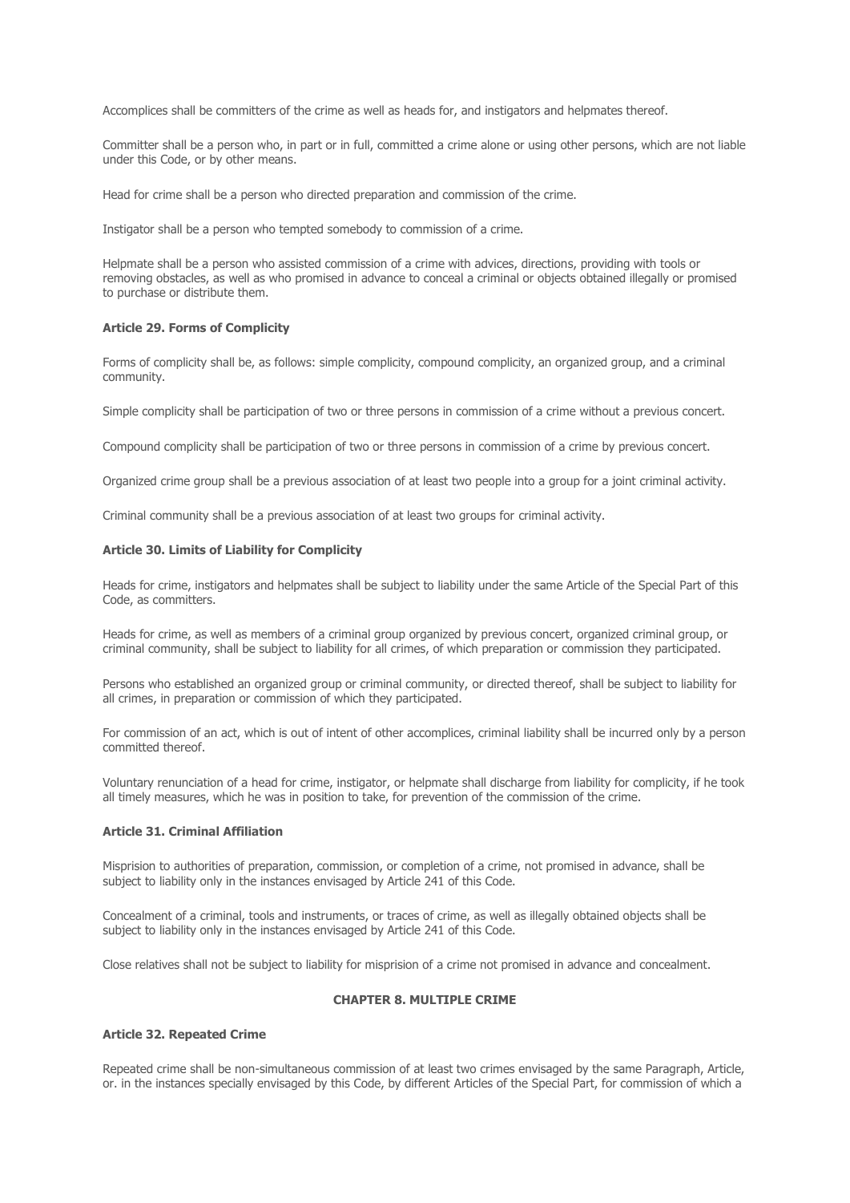Accomplices shall be committers of the crime as well as heads for, and instigators and helpmates thereof.

Committer shall be a person who, in part or in full, committed a crime alone or using other persons, which are not liable under this Code, or by other means.

Head for crime shall be a person who directed preparation and commission of the crime.

Instigator shall be a person who tempted somebody to commission of a crime.

Helpmate shall be a person who assisted commission of a crime with advices, directions, providing with tools or removing obstacles, as well as who promised in advance to conceal a criminal or objects obtained illegally or promised to purchase or distribute them.

**Article 29. Forms of Complicity**

Forms of complicity shall be, as follows: simple complicity, compound complicity, an organized group, and a criminal community.

Simple complicity shall be participation of two or three persons in commission of a crime without a previous concert.

Compound complicity shall be participation of two or three persons in commission of a crime by previous concert.

Organized crime group shall be a previous association of at least two people into a group for a joint criminal activity.

Criminal community shall be a previous association of at least two groups for criminal activity.

**Article 30. Limits of Liability for Complicity**

Heads for crime, instigators and helpmates shall be subject to liability under the same Article of the Special Part of this Code, as committers.

Heads for crime, as well as members of a criminal group organized by previous concert, organized criminal group, or criminal community, shall be subject to liability for all crimes, of which preparation or commission they participated.

Persons who established an organized group or criminal community, or directed thereof, shall be subject to liability for all crimes, in preparation or commission of which they participated.

For commission of an act, which is out of intent of other accomplices, criminal liability shall be incurred only by a person committed thereof.

Voluntary renunciation of a head for crime, instigator, or helpmate shall discharge from liability for complicity, if he took all timely measures, which he was in position to take, for prevention of the commission of the crime.

**Article 31. Criminal Affiliation**

Misprision to authorities of preparation, commission, or completion of a crime, not promised in advance, shall be subject to liability only in the instances envisaged by Article 241 of this Code.

Concealment of a criminal, tools and instruments, or traces of crime, as well as illegally obtained objects shall be subject to liability only in the instances envisaged by Article 241 of this Code.

Close relatives shall not be subject to liability for misprision of a crime not promised in advance and concealment.

## CHAPTER 8. MULTIPLE CRIME

**Article 32. Repeated Crime**

Repeated crime shall be non-simultaneous commission of at least two crimes envisaged by the same Paragraph, Article, or. in the instances specially envisaged by this Code, by different Articles of the Special Part, for commission of which a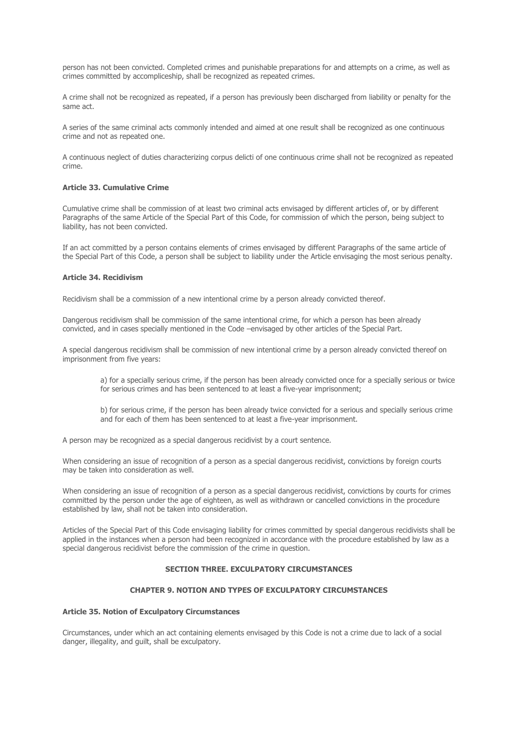person has not been convicted. Completed crimes and punishable preparations for and attempts on a crime, as well as crimes committed by accompliceship, shall be recognized as repeated crimes.

A crime shall not be recognized as repeated, if a person has previously been discharged from liability or penalty for the same act.

A series of the same criminal acts commonly intended and aimed at one result shall be recognized as one continuous crime and not as repeated one.

A continuous neglect of duties characterizing corpus delicti of one continuous crime shall not be recognized as repeated crime.

**Article 33. Cumulative Crime**

Cumulative crime shall be commission of at least two criminal acts envisaged by different articles of, or by different Paragraphs of the same Article of the Special Part of this Code, for commission of which the person, being subject to liability, has not been convicted.

If an act committed by a person contains elements of crimes envisaged by different Paragraphs of the same article of the Special Part of this Code, a person shall be subject to liability under the Article envisaging the most serious penalty.

**Article 34. Recidivism**

Recidivism shall be a commission of a new intentional crime by a person already convicted thereof.

Dangerous recidivism shall be commission of the same intentional crime, for which a person has been already convicted, and in cases specially mentioned in the Code –envisaged by other articles of the Special Part.

A special dangerous recidivism shall be commission of new intentional crime by a person already convicted thereof on imprisonment from five years:

> a) for a specially serious crime, if the person has been already convicted once for a specially serious or twice for serious crimes and has been sentenced to at least a five-year imprisonment;
>
> b) for serious crime, if the person has been already twice convicted for a serious and specially serious crime and for each of them has been sentenced to at least a five-year imprisonment.

A person may be recognized as a special dangerous recidivist by a court sentence.

When considering an issue of recognition of a person as a special dangerous recidivist, convictions by foreign courts may be taken into consideration as well.

When considering an issue of recognition of a person as a special dangerous recidivist, convictions by courts for crimes committed by the person under the age of eighteen, as well as withdrawn or cancelled convictions in the procedure established by law, shall not be taken into consideration.

Articles of the Special Part of this Code envisaging liability for crimes committed by special dangerous recidivists shall be applied in the instances when a person had been recognized in accordance with the procedure established by law as a special dangerous recidivist before the commission of the crime in question.

## SECTION THREE. EXCULPATORY CIRCUMSTANCES

## CHAPTER 9. NOTION AND TYPES OF EXCULPATORY CIRCUMSTANCES

**Article 35. Notion of Exculpatory Circumstances**

Circumstances, under which an act containing elements envisaged by this Code is not a crime due to lack of a social danger, illegality, and guilt, shall be exculpatory.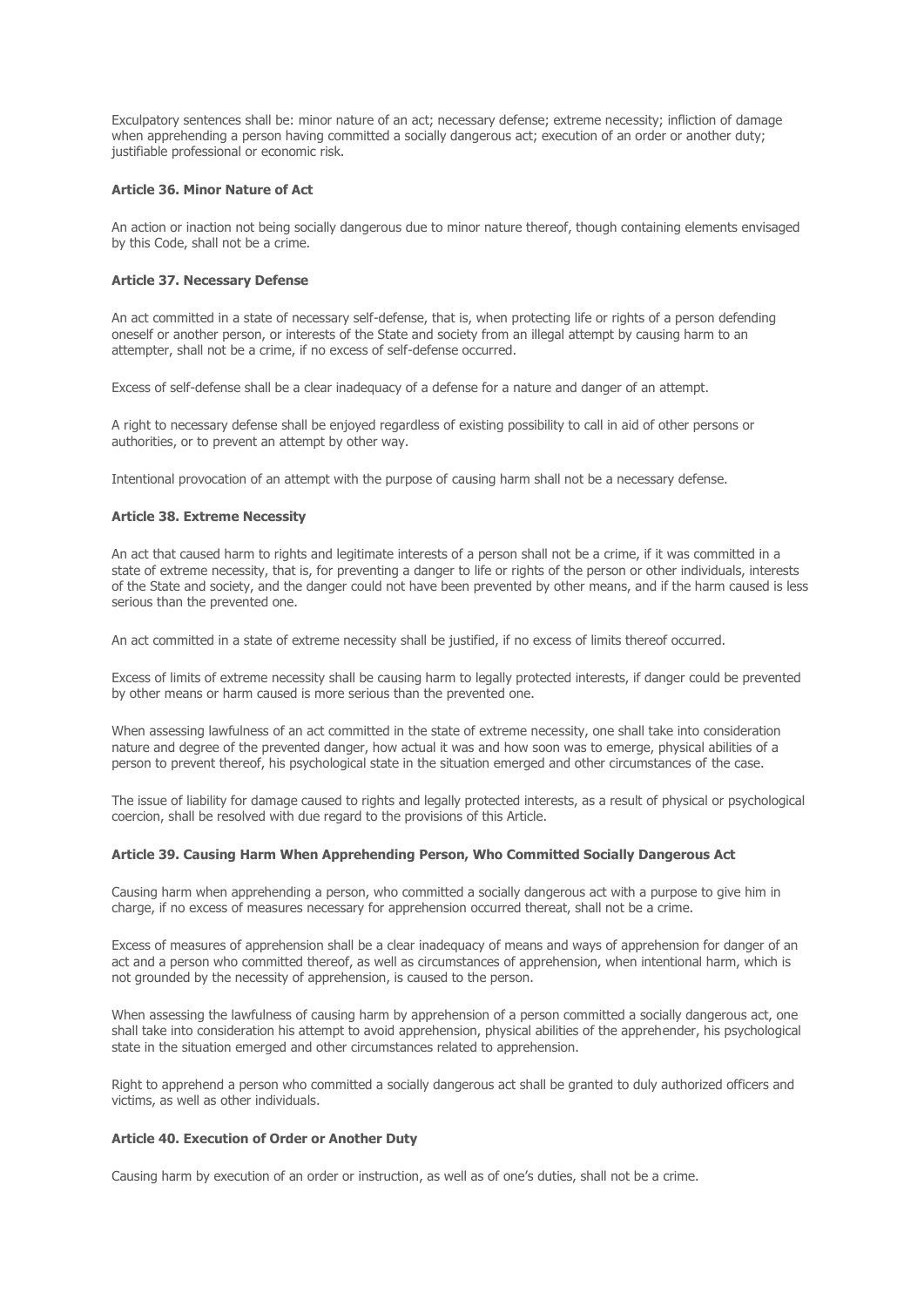Exculpatory sentences shall be: minor nature of an act; necessary defense; extreme necessity; infliction of damage when apprehending a person having committed a socially dangerous act; execution of an order or another duty; justifiable professional or economic risk.

**Article 36. Minor Nature of Act**

An action or inaction not being socially dangerous due to minor nature thereof, though containing elements envisaged by this Code, shall not be a crime.

**Article 37. Necessary Defense**

An act committed in a state of necessary self-defense, that is, when protecting life or rights of a person defending oneself or another person, or interests of the State and society from an illegal attempt by causing harm to an attempter, shall not be a crime, if no excess of self-defense occurred.

Excess of self-defense shall be a clear inadequacy of a defense for a nature and danger of an attempt.

A right to necessary defense shall be enjoyed regardless of existing possibility to call in aid of other persons or authorities, or to prevent an attempt by other way.

Intentional provocation of an attempt with the purpose of causing harm shall not be a necessary defense.

**Article 38. Extreme Necessity**

An act that caused harm to rights and legitimate interests of a person shall not be a crime, if it was committed in a state of extreme necessity, that is, for preventing a danger to life or rights of the person or other individuals, interests of the State and society, and the danger could not have been prevented by other means, and if the harm caused is less serious than the prevented one.

An act committed in a state of extreme necessity shall be justified, if no excess of limits thereof occurred.

Excess of limits of extreme necessity shall be causing harm to legally protected interests, if danger could be prevented by other means or harm caused is more serious than the prevented one.

When assessing lawfulness of an act committed in the state of extreme necessity, one shall take into consideration nature and degree of the prevented danger, how actual it was and how soon was to emerge, physical abilities of a person to prevent thereof, his psychological state in the situation emerged and other circumstances of the case.

The issue of liability for damage caused to rights and legally protected interests, as a result of physical or psychological coercion, shall be resolved with due regard to the provisions of this Article.

**Article 39. Causing Harm When Apprehending Person, Who Committed Socially Dangerous Act**

Causing harm when apprehending a person, who committed a socially dangerous act with a purpose to give him in charge, if no excess of measures necessary for apprehension occurred thereat, shall not be a crime.

Excess of measures of apprehension shall be a clear inadequacy of means and ways of apprehension for danger of an act and a person who committed thereof, as well as circumstances of apprehension, when intentional harm, which is not grounded by the necessity of apprehension, is caused to the person.

When assessing the lawfulness of causing harm by apprehension of a person committed a socially dangerous act, one shall take into consideration his attempt to avoid apprehension, physical abilities of the apprehender, his psychological state in the situation emerged and other circumstances related to apprehension.

Right to apprehend a person who committed a socially dangerous act shall be granted to duly authorized officers and victims, as well as other individuals.

**Article 40. Execution of Order or Another Duty**

Causing harm by execution of an order or instruction, as well as of one's duties, shall not be a crime.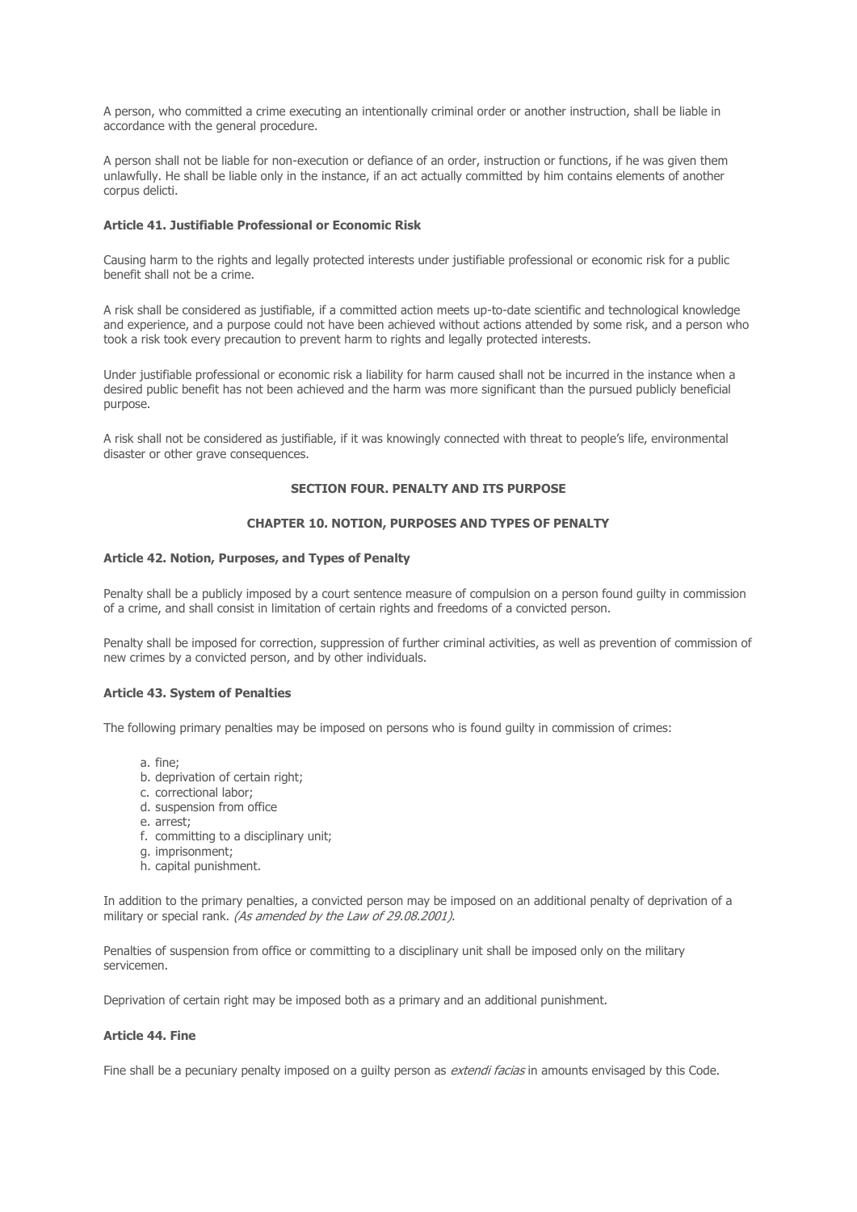A person, who committed a crime executing an intentionally criminal order or another instruction, shall be liable in accordance with the general procedure.

A person shall not be liable for non-execution or defiance of an order, instruction or functions, if he was given them unlawfully. He shall be liable only in the instance, if an act actually committed by him contains elements of another corpus delicti.

**Article 41. Justifiable Professional or Economic Risk**

Causing harm to the rights and legally protected interests under justifiable professional or economic risk for a public benefit shall not be a crime.

A risk shall be considered as justifiable, if a committed action meets up-to-date scientific and technological knowledge and experience, and a purpose could not have been achieved without actions attended by some risk, and a person who took a risk took every precaution to prevent harm to rights and legally protected interests.

Under justifiable professional or economic risk a liability for harm caused shall not be incurred in the instance when a desired public benefit has not been achieved and the harm was more significant than the pursued publicly beneficial purpose.

A risk shall not be considered as justifiable, if it was knowingly connected with threat to people's life, environmental disaster or other grave consequences.

## SECTION FOUR. PENALTY AND ITS PURPOSE

### CHAPTER 10. NOTION, PURPOSES AND TYPES OF PENALTY

**Article 42. Notion, Purposes, and Types of Penalty**

Penalty shall be a publicly imposed by a court sentence measure of compulsion on a person found guilty in commission of a crime, and shall consist in limitation of certain rights and freedoms of a convicted person.

Penalty shall be imposed for correction, suppression of further criminal activities, as well as prevention of commission of new crimes by a convicted person, and by other individuals.

**Article 43. System of Penalties**

The following primary penalties may be imposed on persons who is found guilty in commission of crimes:

a. fine;
b. deprivation of certain right;
c. correctional labor;
d. suspension from office
e. arrest;
f. committing to a disciplinary unit;
g. imprisonment;
h. capital punishment.

In addition to the primary penalties, a convicted person may be imposed on an additional penalty of deprivation of a military or special rank. *(As amended by the Law of 29.08.2001)*.

Penalties of suspension from office or committing to a disciplinary unit shall be imposed only on the military servicemen.

Deprivation of certain right may be imposed both as a primary and an additional punishment.

**Article 44. Fine**

Fine shall be a pecuniary penalty imposed on a guilty person as *extendi facias* in amounts envisaged by this Code.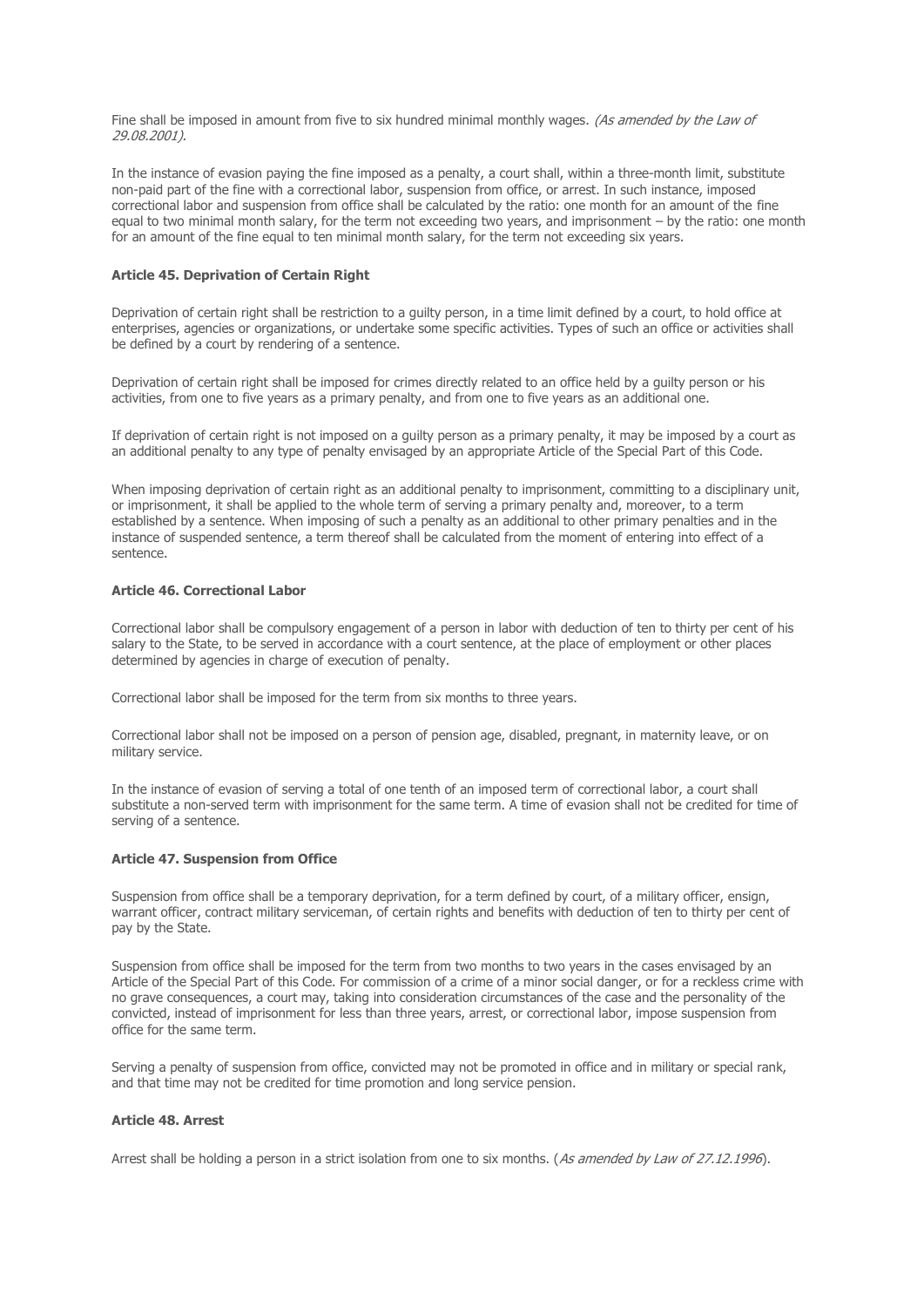Fine shall be imposed in amount from five to six hundred minimal monthly wages. *(As amended by the Law of 29.08.2001).*

In the instance of evasion paying the fine imposed as a penalty, a court shall, within a three-month limit, substitute non-paid part of the fine with a correctional labor, suspension from office, or arrest. In such instance, imposed correctional labor and suspension from office shall be calculated by the ratio: one month for an amount of the fine equal to two minimal month salary, for the term not exceeding two years, and imprisonment – by the ratio: one month for an amount of the fine equal to ten minimal month salary, for the term not exceeding six years.

**Article 45. Deprivation of Certain Right**

Deprivation of certain right shall be restriction to a guilty person, in a time limit defined by a court, to hold office at enterprises, agencies or organizations, or undertake some specific activities. Types of such an office or activities shall be defined by a court by rendering of a sentence.

Deprivation of certain right shall be imposed for crimes directly related to an office held by a guilty person or his activities, from one to five years as a primary penalty, and from one to five years as an additional one.

If deprivation of certain right is not imposed on a guilty person as a primary penalty, it may be imposed by a court as an additional penalty to any type of penalty envisaged by an appropriate Article of the Special Part of this Code.

When imposing deprivation of certain right as an additional penalty to imprisonment, committing to a disciplinary unit, or imprisonment, it shall be applied to the whole term of serving a primary penalty and, moreover, to a term established by a sentence. When imposing of such a penalty as an additional to other primary penalties and in the instance of suspended sentence, a term thereof shall be calculated from the moment of entering into effect of a sentence.

**Article 46. Correctional Labor**

Correctional labor shall be compulsory engagement of a person in labor with deduction of ten to thirty per cent of his salary to the State, to be served in accordance with a court sentence, at the place of employment or other places determined by agencies in charge of execution of penalty.

Correctional labor shall be imposed for the term from six months to three years.

Correctional labor shall not be imposed on a person of pension age, disabled, pregnant, in maternity leave, or on military service.

In the instance of evasion of serving a total of one tenth of an imposed term of correctional labor, a court shall substitute a non-served term with imprisonment for the same term. A time of evasion shall not be credited for time of serving of a sentence.

**Article 47. Suspension from Office**

Suspension from office shall be a temporary deprivation, for a term defined by court, of a military officer, ensign, warrant officer, contract military serviceman, of certain rights and benefits with deduction of ten to thirty per cent of pay by the State.

Suspension from office shall be imposed for the term from two months to two years in the cases envisaged by an Article of the Special Part of this Code. For commission of a crime of a minor social danger, or for a reckless crime with no grave consequences, a court may, taking into consideration circumstances of the case and the personality of the convicted, instead of imprisonment for less than three years, arrest, or correctional labor, impose suspension from office for the same term.

Serving a penalty of suspension from office, convicted may not be promoted in office and in military or special rank, and that time may not be credited for time promotion and long service pension.

**Article 48. Arrest**

Arrest shall be holding a person in a strict isolation from one to six months. (*As amended by Law of 27.12.1996*).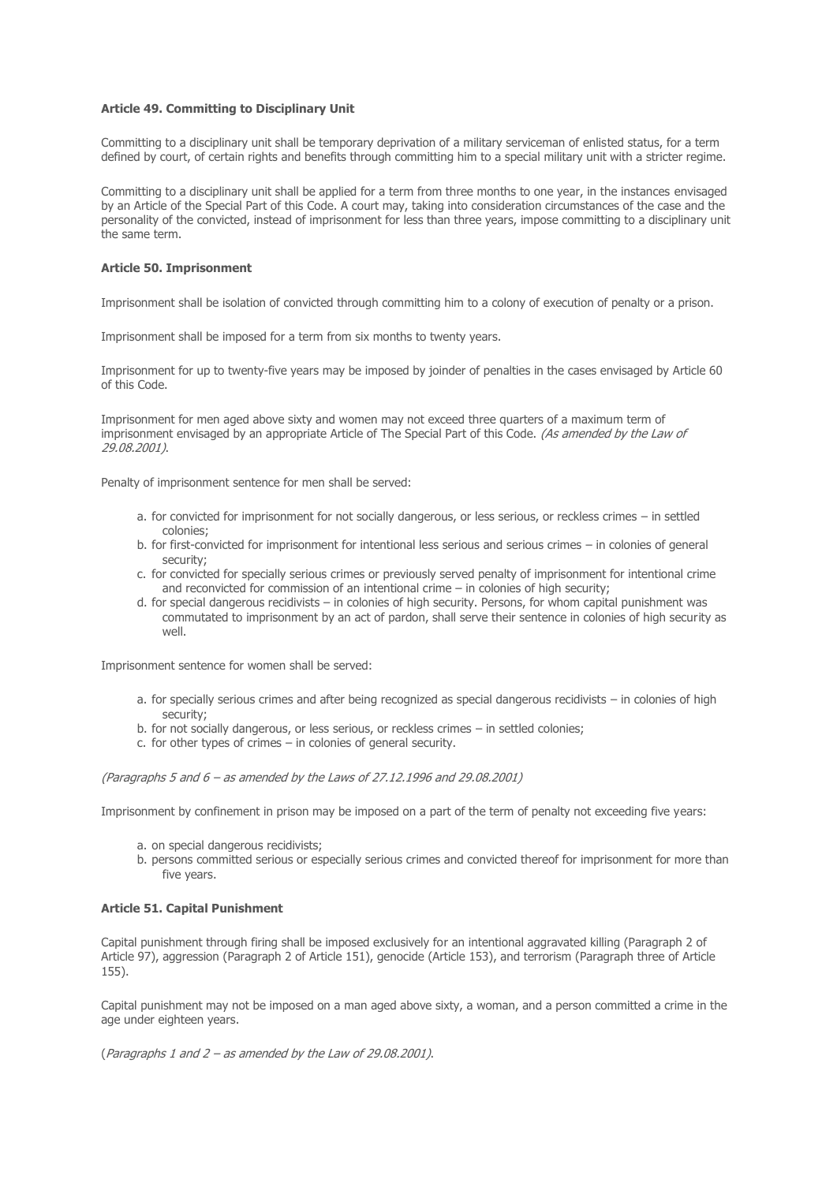**Article 49. Committing to Disciplinary Unit**

Committing to a disciplinary unit shall be temporary deprivation of a military serviceman of enlisted status, for a term defined by court, of certain rights and benefits through committing him to a special military unit with a stricter regime.

Committing to a disciplinary unit shall be applied for a term from three months to one year, in the instances envisaged by an Article of the Special Part of this Code. A court may, taking into consideration circumstances of the case and the personality of the convicted, instead of imprisonment for less than three years, impose committing to a disciplinary unit the same term.

**Article 50. Imprisonment**

Imprisonment shall be isolation of convicted through committing him to a colony of execution of penalty or a prison.

Imprisonment shall be imposed for a term from six months to twenty years.

Imprisonment for up to twenty-five years may be imposed by joinder of penalties in the cases envisaged by Article 60 of this Code.

Imprisonment for men aged above sixty and women may not exceed three quarters of a maximum term of imprisonment envisaged by an appropriate Article of The Special Part of this Code. *(As amended by the Law of 29.08.2001).*

Penalty of imprisonment sentence for men shall be served:

a. for convicted for imprisonment for not socially dangerous, or less serious, or reckless crimes – in settled colonies;
b. for first-convicted for imprisonment for intentional less serious and serious crimes – in colonies of general security;
c. for convicted for specially serious crimes or previously served penalty of imprisonment for intentional crime and reconvicted for commission of an intentional crime – in colonies of high security;
d. for special dangerous recidivists – in colonies of high security. Persons, for whom capital punishment was commutated to imprisonment by an act of pardon, shall serve their sentence in colonies of high security as well.

Imprisonment sentence for women shall be served:

a. for specially serious crimes and after being recognized as special dangerous recidivists – in colonies of high security;
b. for not socially dangerous, or less serious, or reckless crimes – in settled colonies;
c. for other types of crimes – in colonies of general security.

*(Paragraphs 5 and 6 – as amended by the Laws of 27.12.1996 and 29.08.2001)*

Imprisonment by confinement in prison may be imposed on a part of the term of penalty not exceeding five years:

a. on special dangerous recidivists;
b. persons committed serious or especially serious crimes and convicted thereof for imprisonment for more than five years.

**Article 51. Capital Punishment**

Capital punishment through firing shall be imposed exclusively for an intentional aggravated killing (Paragraph 2 of Article 97), aggression (Paragraph 2 of Article 151), genocide (Article 153), and terrorism (Paragraph three of Article 155).

Capital punishment may not be imposed on a man aged above sixty, a woman, and a person committed a crime in the age under eighteen years.

(*Paragraphs 1 and 2 – as amended by the Law of 29.08.2001).*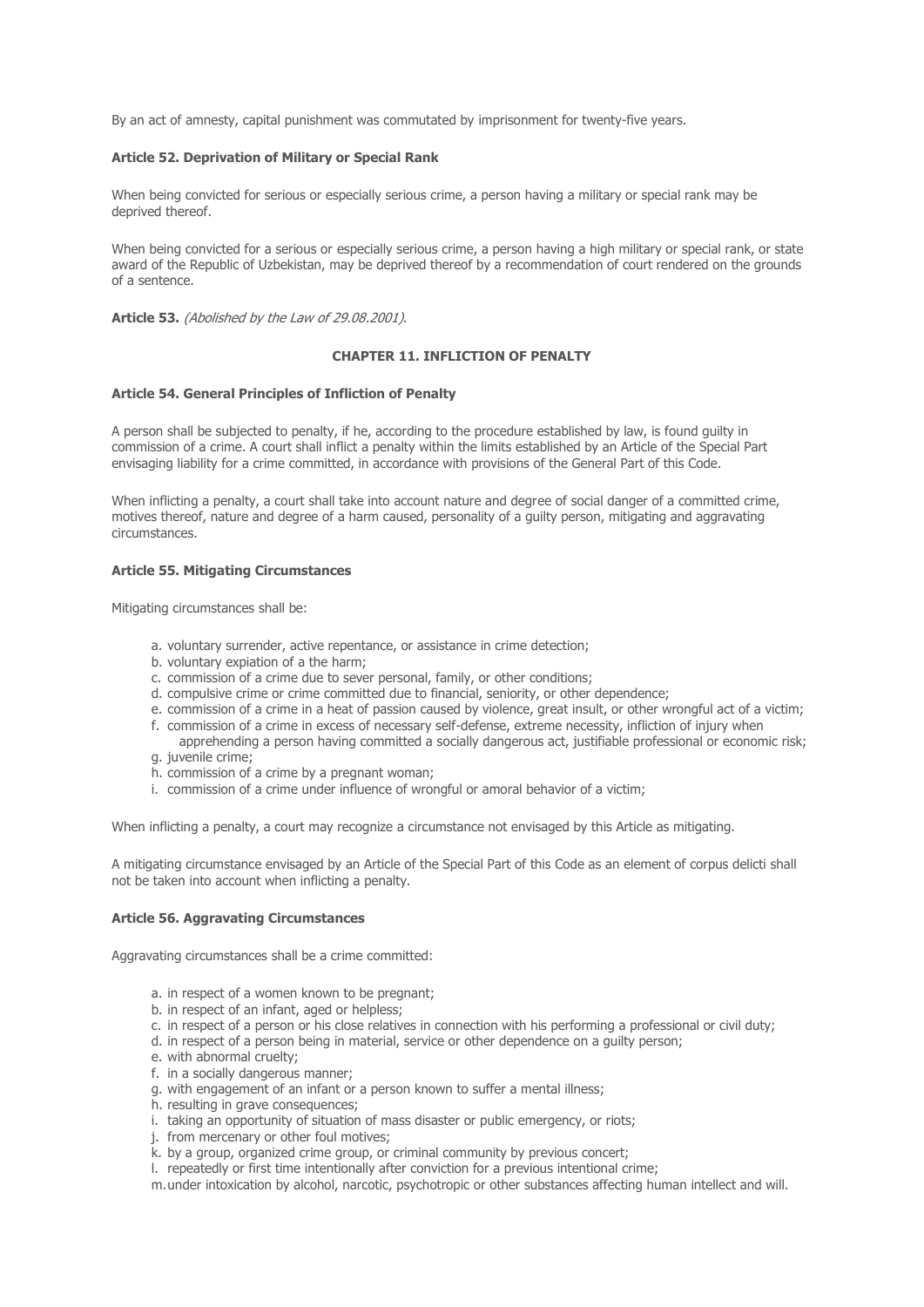By an act of amnesty, capital punishment was commutated by imprisonment for twenty-five years.

**Article 52. Deprivation of Military or Special Rank**

When being convicted for serious or especially serious crime, a person having a military or special rank may be deprived thereof.

When being convicted for a serious or especially serious crime, a person having a high military or special rank, or state award of the Republic of Uzbekistan, may be deprived thereof by a recommendation of court rendered on the grounds of a sentence.

**Article 53.** *(Abolished by the Law of 29.08.2001).*

## CHAPTER 11. INFLICTION OF PENALTY

**Article 54. General Principles of Infliction of Penalty**

A person shall be subjected to penalty, if he, according to the procedure established by law, is found guilty in commission of a crime. A court shall inflict a penalty within the limits established by an Article of the Special Part envisaging liability for a crime committed, in accordance with provisions of the General Part of this Code.

When inflicting a penalty, a court shall take into account nature and degree of social danger of a committed crime, motives thereof, nature and degree of a harm caused, personality of a guilty person, mitigating and aggravating circumstances.

**Article 55. Mitigating Circumstances**

Mitigating circumstances shall be:

a. voluntary surrender, active repentance, or assistance in crime detection;
b. voluntary expiation of a the harm;
c. commission of a crime due to sever personal, family, or other conditions;
d. compulsive crime or crime committed due to financial, seniority, or other dependence;
e. commission of a crime in a heat of passion caused by violence, great insult, or other wrongful act of a victim;
f. commission of a crime in excess of necessary self-defense, extreme necessity, infliction of injury when apprehending a person having committed a socially dangerous act, justifiable professional or economic risk;
g. juvenile crime;
h. commission of a crime by a pregnant woman;
i. commission of a crime under influence of wrongful or amoral behavior of a victim;

When inflicting a penalty, a court may recognize a circumstance not envisaged by this Article as mitigating.

A mitigating circumstance envisaged by an Article of the Special Part of this Code as an element of corpus delicti shall not be taken into account when inflicting a penalty.

**Article 56. Aggravating Circumstances**

Aggravating circumstances shall be a crime committed:

a. in respect of a women known to be pregnant;
b. in respect of an infant, aged or helpless;
c. in respect of a person or his close relatives in connection with his performing a professional or civil duty;
d. in respect of a person being in material, service or other dependence on a guilty person;
e. with abnormal cruelty;
f. in a socially dangerous manner;
g. with engagement of an infant or a person known to suffer a mental illness;
h. resulting in grave consequences;
i. taking an opportunity of situation of mass disaster or public emergency, or riots;
j. from mercenary or other foul motives;
k. by a group, organized crime group, or criminal community by previous concert;
l. repeatedly or first time intentionally after conviction for a previous intentional crime;
m. under intoxication by alcohol, narcotic, psychotropic or other substances affecting human intellect and will.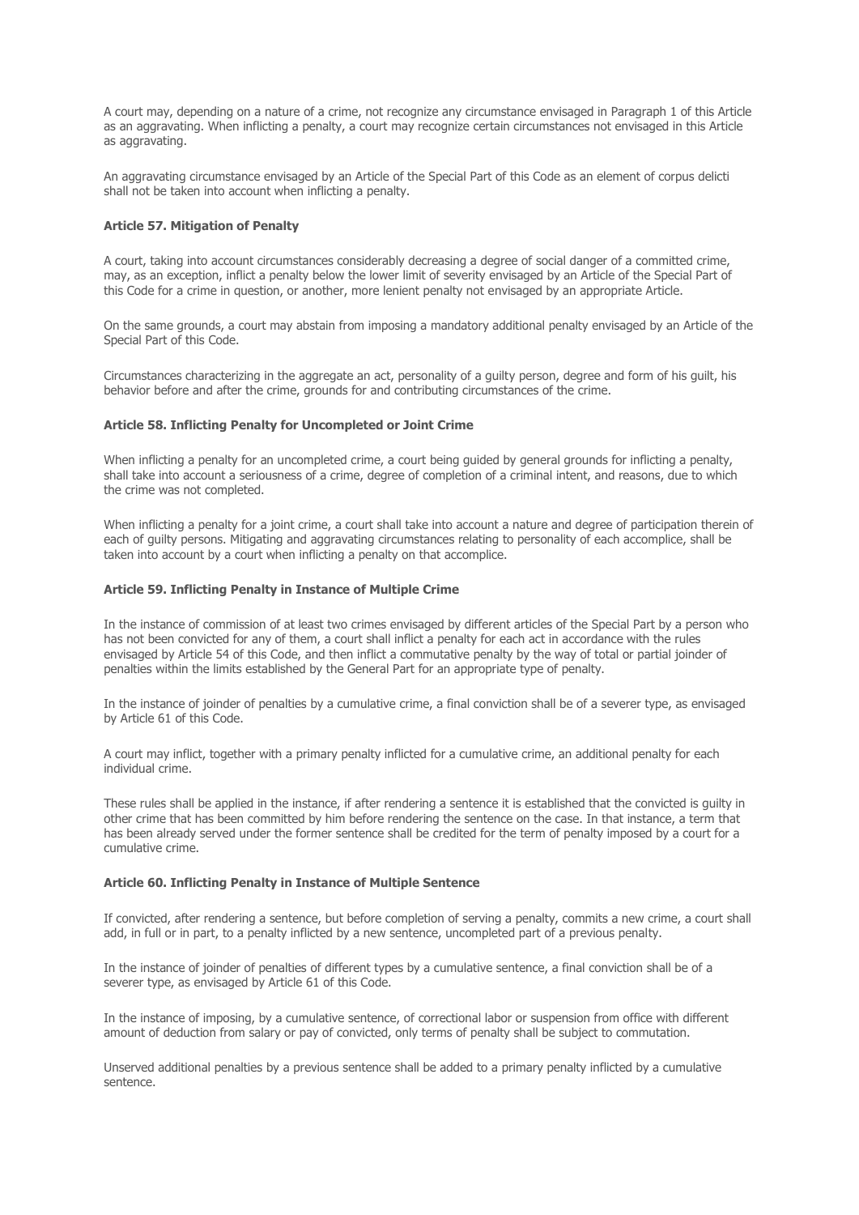A court may, depending on a nature of a crime, not recognize any circumstance envisaged in Paragraph 1 of this Article as an aggravating. When inflicting a penalty, a court may recognize certain circumstances not envisaged in this Article as aggravating.

An aggravating circumstance envisaged by an Article of the Special Part of this Code as an element of corpus delicti shall not be taken into account when inflicting a penalty.

**Article 57. Mitigation of Penalty**

A court, taking into account circumstances considerably decreasing a degree of social danger of a committed crime, may, as an exception, inflict a penalty below the lower limit of severity envisaged by an Article of the Special Part of this Code for a crime in question, or another, more lenient penalty not envisaged by an appropriate Article.

On the same grounds, a court may abstain from imposing a mandatory additional penalty envisaged by an Article of the Special Part of this Code.

Circumstances characterizing in the aggregate an act, personality of a guilty person, degree and form of his guilt, his behavior before and after the crime, grounds for and contributing circumstances of the crime.

**Article 58. Inflicting Penalty for Uncompleted or Joint Crime**

When inflicting a penalty for an uncompleted crime, a court being guided by general grounds for inflicting a penalty, shall take into account a seriousness of a crime, degree of completion of a criminal intent, and reasons, due to which the crime was not completed.

When inflicting a penalty for a joint crime, a court shall take into account a nature and degree of participation therein of each of guilty persons. Mitigating and aggravating circumstances relating to personality of each accomplice, shall be taken into account by a court when inflicting a penalty on that accomplice.

**Article 59. Inflicting Penalty in Instance of Multiple Crime**

In the instance of commission of at least two crimes envisaged by different articles of the Special Part by a person who has not been convicted for any of them, a court shall inflict a penalty for each act in accordance with the rules envisaged by Article 54 of this Code, and then inflict a commutative penalty by the way of total or partial joinder of penalties within the limits established by the General Part for an appropriate type of penalty.

In the instance of joinder of penalties by a cumulative crime, a final conviction shall be of a severer type, as envisaged by Article 61 of this Code.

A court may inflict, together with a primary penalty inflicted for a cumulative crime, an additional penalty for each individual crime.

These rules shall be applied in the instance, if after rendering a sentence it is established that the convicted is guilty in other crime that has been committed by him before rendering the sentence on the case. In that instance, a term that has been already served under the former sentence shall be credited for the term of penalty imposed by a court for a cumulative crime.

**Article 60. Inflicting Penalty in Instance of Multiple Sentence**

If convicted, after rendering a sentence, but before completion of serving a penalty, commits a new crime, a court shall add, in full or in part, to a penalty inflicted by a new sentence, uncompleted part of a previous penalty.

In the instance of joinder of penalties of different types by a cumulative sentence, a final conviction shall be of a severer type, as envisaged by Article 61 of this Code.

In the instance of imposing, by a cumulative sentence, of correctional labor or suspension from office with different amount of deduction from salary or pay of convicted, only terms of penalty shall be subject to commutation.

Unserved additional penalties by a previous sentence shall be added to a primary penalty inflicted by a cumulative sentence.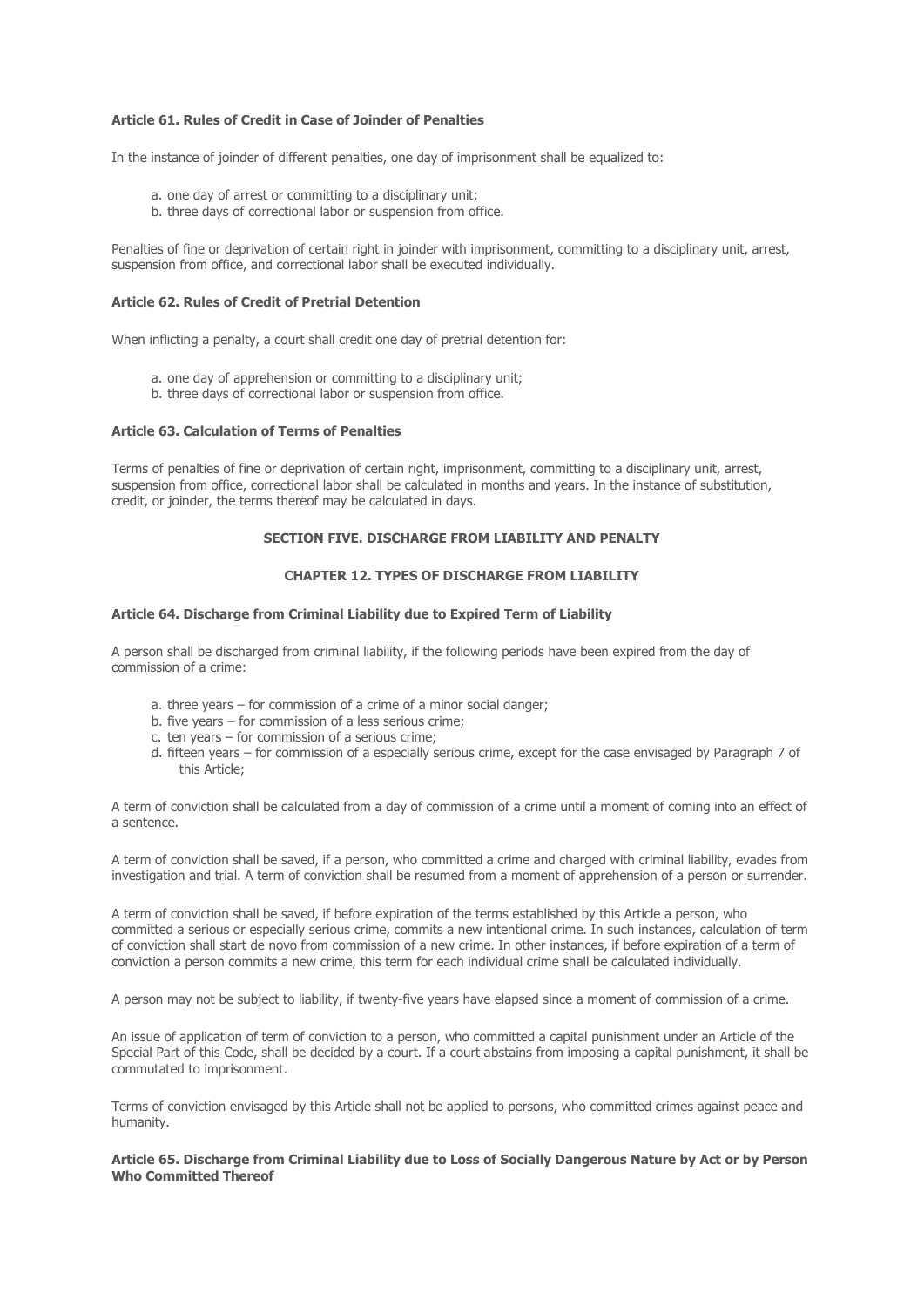#### Article 61. Rules of Credit in Case of Joinder of Penalties

In the instance of joinder of different penalties, one day of imprisonment shall be equalized to:

a. one day of arrest or committing to a disciplinary unit;
b. three days of correctional labor or suspension from office.

Penalties of fine or deprivation of certain right in joinder with imprisonment, committing to a disciplinary unit, arrest, suspension from office, and correctional labor shall be executed individually.

#### Article 62. Rules of Credit of Pretrial Detention

When inflicting a penalty, a court shall credit one day of pretrial detention for:

a. one day of apprehension or committing to a disciplinary unit;
b. three days of correctional labor or suspension from office.

#### Article 63. Calculation of Terms of Penalties

Terms of penalties of fine or deprivation of certain right, imprisonment, committing to a disciplinary unit, arrest, suspension from office, correctional labor shall be calculated in months and years. In the instance of substitution, credit, or joinder, the terms thereof may be calculated in days.

## SECTION FIVE. DISCHARGE FROM LIABILITY AND PENALTY

### CHAPTER 12. TYPES OF DISCHARGE FROM LIABILITY

#### Article 64. Discharge from Criminal Liability due to Expired Term of Liability

A person shall be discharged from criminal liability, if the following periods have been expired from the day of commission of a crime:

a. three years – for commission of a crime of a minor social danger;
b. five years – for commission of a less serious crime;
c. ten years – for commission of a serious crime;
d. fifteen years – for commission of a especially serious crime, except for the case envisaged by Paragraph 7 of this Article;

A term of conviction shall be calculated from a day of commission of a crime until a moment of coming into an effect of a sentence.

A term of conviction shall be saved, if a person, who committed a crime and charged with criminal liability, evades from investigation and trial. A term of conviction shall be resumed from a moment of apprehension of a person or surrender.

A term of conviction shall be saved, if before expiration of the terms established by this Article a person, who committed a serious or especially serious crime, commits a new intentional crime. In such instances, calculation of term of conviction shall start de novo from commission of a new crime. In other instances, if before expiration of a term of conviction a person commits a new crime, this term for each individual crime shall be calculated individually.

A person may not be subject to liability, if twenty-five years have elapsed since a moment of commission of a crime.

An issue of application of term of conviction to a person, who committed a capital punishment under an Article of the Special Part of this Code, shall be decided by a court. If a court abstains from imposing a capital punishment, it shall be commutated to imprisonment.

Terms of conviction envisaged by this Article shall not be applied to persons, who committed crimes against peace and humanity.

#### Article 65. Discharge from Criminal Liability due to Loss of Socially Dangerous Nature by Act or by Person Who Committed Thereof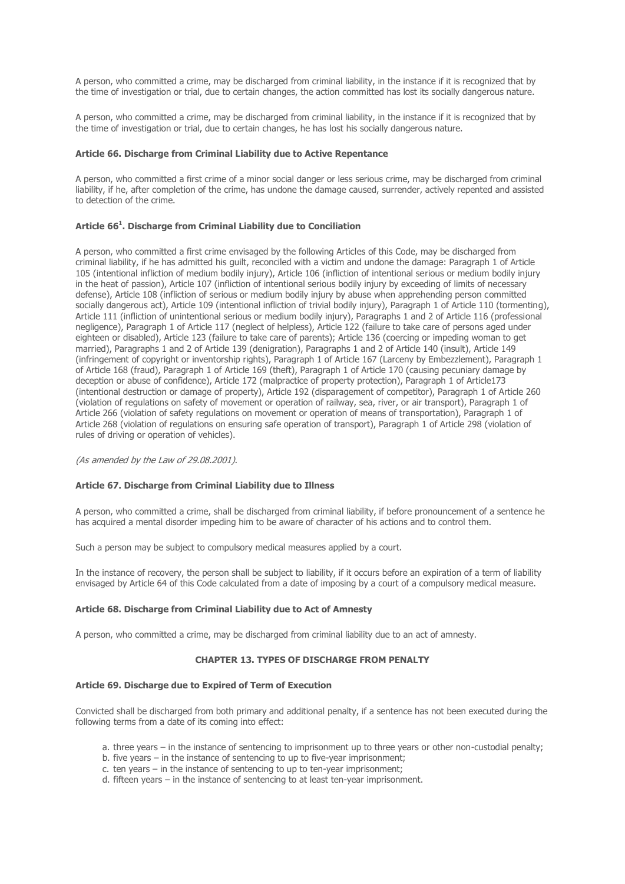A person, who committed a crime, may be discharged from criminal liability, in the instance if it is recognized that by the time of investigation or trial, due to certain changes, the action committed has lost its socially dangerous nature.

A person, who committed a crime, may be discharged from criminal liability, in the instance if it is recognized that by the time of investigation or trial, due to certain changes, he has lost his socially dangerous nature.

#### Article 66. Discharge from Criminal Liability due to Active Repentance

A person, who committed a first crime of a minor social danger or less serious crime, may be discharged from criminal liability, if he, after completion of the crime, has undone the damage caused, surrender, actively repented and assisted to detection of the crime.

#### Article 66[1]. Discharge from Criminal Liability due to Conciliation

A person, who committed a first crime envisaged by the following Articles of this Code, may be discharged from criminal liability, if he has admitted his guilt, reconciled with a victim and undone the damage: Paragraph 1 of Article 105 (intentional infliction of medium bodily injury), Article 106 (infliction of intentional serious or medium bodily injury in the heat of passion), Article 107 (infliction of intentional serious bodily injury by exceeding of limits of necessary defense), Article 108 (infliction of serious or medium bodily injury by abuse when apprehending person committed socially dangerous act), Article 109 (intentional infliction of trivial bodily injury), Paragraph 1 of Article 110 (tormenting), Article 111 (infliction of unintentional serious or medium bodily injury), Paragraphs 1 and 2 of Article 116 (professional negligence), Paragraph 1 of Article 117 (neglect of helpless), Article 122 (failure to take care of persons aged under eighteen or disabled), Article 123 (failure to take care of parents); Article 136 (coercing or impeding woman to get married), Paragraphs 1 and 2 of Article 139 (denigration), Paragraphs 1 and 2 of Article 140 (insult), Article 149 (infringement of copyright or inventorship rights), Paragraph 1 of Article 167 (Larceny by Embezzlement), Paragraph 1 of Article 168 (fraud), Paragraph 1 of Article 169 (theft), Paragraph 1 of Article 170 (causing pecuniary damage by deception or abuse of confidence), Article 172 (malpractice of property protection), Paragraph 1 of Article173 (intentional destruction or damage of property), Article 192 (disparagement of competitor), Paragraph 1 of Article 260 (violation of regulations on safety of movement or operation of railway, sea, river, or air transport), Paragraph 1 of Article 266 (violation of safety regulations on movement or operation of means of transportation), Paragraph 1 of Article 268 (violation of regulations on ensuring safe operation of transport), Paragraph 1 of Article 298 (violation of rules of driving or operation of vehicles).

*(As amended by the Law of 29.08.2001).*

#### Article 67. Discharge from Criminal Liability due to Illness

A person, who committed a crime, shall be discharged from criminal liability, if before pronouncement of a sentence he has acquired a mental disorder impeding him to be aware of character of his actions and to control them.

Such a person may be subject to compulsory medical measures applied by a court.

In the instance of recovery, the person shall be subject to liability, if it occurs before an expiration of a term of liability envisaged by Article 64 of this Code calculated from a date of imposing by a court of a compulsory medical measure.

#### Article 68. Discharge from Criminal Liability due to Act of Amnesty

A person, who committed a crime, may be discharged from criminal liability due to an act of amnesty.

### CHAPTER 13. TYPES OF DISCHARGE FROM PENALTY

#### Article 69. Discharge due to Expired of Term of Execution

Convicted shall be discharged from both primary and additional penalty, if a sentence has not been executed during the following terms from a date of its coming into effect:

a. three years – in the instance of sentencing to imprisonment up to three years or other non-custodial penalty;
b. five years – in the instance of sentencing to up to five-year imprisonment;
c. ten years – in the instance of sentencing to up to ten-year imprisonment;
d. fifteen years – in the instance of sentencing to at least ten-year imprisonment.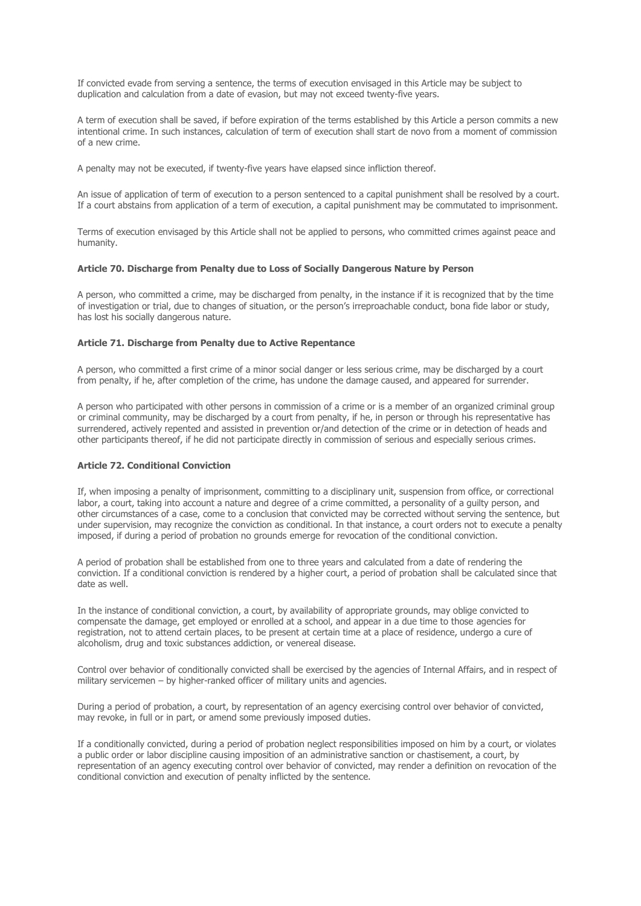If convicted evade from serving a sentence, the terms of execution envisaged in this Article may be subject to duplication and calculation from a date of evasion, but may not exceed twenty-five years.

A term of execution shall be saved, if before expiration of the terms established by this Article a person commits a new intentional crime. In such instances, calculation of term of execution shall start de novo from a moment of commission of a new crime.

A penalty may not be executed, if twenty-five years have elapsed since infliction thereof.

An issue of application of term of execution to a person sentenced to a capital punishment shall be resolved by a court. If a court abstains from application of a term of execution, a capital punishment may be commutated to imprisonment.

Terms of execution envisaged by this Article shall not be applied to persons, who committed crimes against peace and humanity.

### Article 70. Discharge from Penalty due to Loss of Socially Dangerous Nature by Person

A person, who committed a crime, may be discharged from penalty, in the instance if it is recognized that by the time of investigation or trial, due to changes of situation, or the person's irreproachable conduct, bona fide labor or study, has lost his socially dangerous nature.

### Article 71. Discharge from Penalty due to Active Repentance

A person, who committed a first crime of a minor social danger or less serious crime, may be discharged by a court from penalty, if he, after completion of the crime, has undone the damage caused, and appeared for surrender.

A person who participated with other persons in commission of a crime or is a member of an organized criminal group or criminal community, may be discharged by a court from penalty, if he, in person or through his representative has surrendered, actively repented and assisted in prevention or/and detection of the crime or in detection of heads and other participants thereof, if he did not participate directly in commission of serious and especially serious crimes.

### Article 72. Conditional Conviction

If, when imposing a penalty of imprisonment, committing to a disciplinary unit, suspension from office, or correctional labor, a court, taking into account a nature and degree of a crime committed, a personality of a guilty person, and other circumstances of a case, come to a conclusion that convicted may be corrected without serving the sentence, but under supervision, may recognize the conviction as conditional. In that instance, a court orders not to execute a penalty imposed, if during a period of probation no grounds emerge for revocation of the conditional conviction.

A period of probation shall be established from one to three years and calculated from a date of rendering the conviction. If a conditional conviction is rendered by a higher court, a period of probation shall be calculated since that date as well.

In the instance of conditional conviction, a court, by availability of appropriate grounds, may oblige convicted to compensate the damage, get employed or enrolled at a school, and appear in a due time to those agencies for registration, not to attend certain places, to be present at certain time at a place of residence, undergo a cure of alcoholism, drug and toxic substances addiction, or venereal disease.

Control over behavior of conditionally convicted shall be exercised by the agencies of Internal Affairs, and in respect of military servicemen – by higher-ranked officer of military units and agencies.

During a period of probation, a court, by representation of an agency exercising control over behavior of convicted, may revoke, in full or in part, or amend some previously imposed duties.

If a conditionally convicted, during a period of probation neglect responsibilities imposed on him by a court, or violates a public order or labor discipline causing imposition of an administrative sanction or chastisement, a court, by representation of an agency executing control over behavior of convicted, may render a definition on revocation of the conditional conviction and execution of penalty inflicted by the sentence.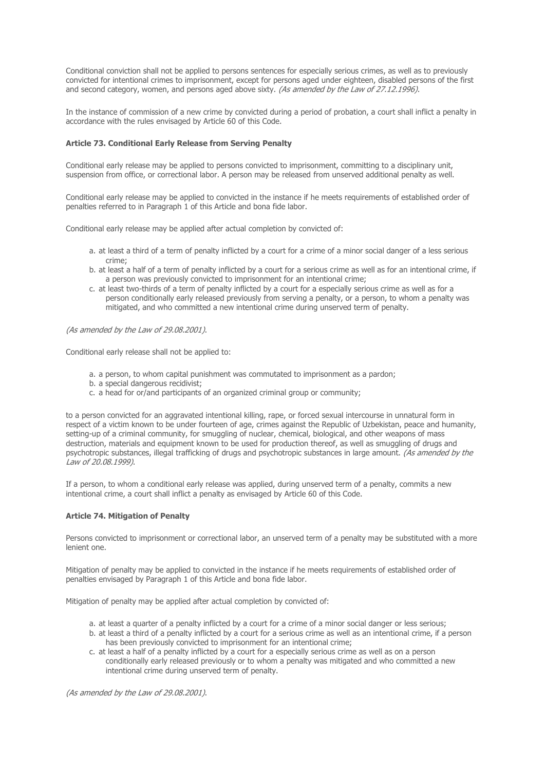Conditional conviction shall not be applied to persons sentences for especially serious crimes, as well as to previously convicted for intentional crimes to imprisonment, except for persons aged under eighteen, disabled persons of the first and second category, women, and persons aged above sixty. *(As amended by the Law of 27.12.1996).*

In the instance of commission of a new crime by convicted during a period of probation, a court shall inflict a penalty in accordance with the rules envisaged by Article 60 of this Code.

**Article 73. Conditional Early Release from Serving Penalty**

Conditional early release may be applied to persons convicted to imprisonment, committing to a disciplinary unit, suspension from office, or correctional labor. A person may be released from unserved additional penalty as well.

Conditional early release may be applied to convicted in the instance if he meets requirements of established order of penalties referred to in Paragraph 1 of this Article and bona fide labor.

Conditional early release may be applied after actual completion by convicted of:

a. at least a third of a term of penalty inflicted by a court for a crime of a minor social danger of a less serious crime;
b. at least a half of a term of penalty inflicted by a court for a serious crime as well as for an intentional crime, if a person was previously convicted to imprisonment for an intentional crime;
c. at least two-thirds of a term of penalty inflicted by a court for a especially serious crime as well as for a person conditionally early released previously from serving a penalty, or a person, to whom a penalty was mitigated, and who committed a new intentional crime during unserved term of penalty.

*(As amended by the Law of 29.08.2001).*

Conditional early release shall not be applied to:

a. a person, to whom capital punishment was commutated to imprisonment as a pardon;
b. a special dangerous recidivist;
c. a head for or/and participants of an organized criminal group or community;

to a person convicted for an aggravated intentional killing, rape, or forced sexual intercourse in unnatural form in respect of a victim known to be under fourteen of age, crimes against the Republic of Uzbekistan, peace and humanity, setting-up of a criminal community, for smuggling of nuclear, chemical, biological, and other weapons of mass destruction, materials and equipment known to be used for production thereof, as well as smuggling of drugs and psychotropic substances, illegal trafficking of drugs and psychotropic substances in large amount. *(As amended by the Law of 20.08.1999).*

If a person, to whom a conditional early release was applied, during unserved term of a penalty, commits a new intentional crime, a court shall inflict a penalty as envisaged by Article 60 of this Code.

**Article 74. Mitigation of Penalty**

Persons convicted to imprisonment or correctional labor, an unserved term of a penalty may be substituted with a more lenient one.

Mitigation of penalty may be applied to convicted in the instance if he meets requirements of established order of penalties envisaged by Paragraph 1 of this Article and bona fide labor.

Mitigation of penalty may be applied after actual completion by convicted of:

a. at least a quarter of a penalty inflicted by a court for a crime of a minor social danger or less serious;
b. at least a third of a penalty inflicted by a court for a serious crime as well as an intentional crime, if a person has been previously convicted to imprisonment for an intentional crime;
c. at least a half of a penalty inflicted by a court for a especially serious crime as well as on a person conditionally early released previously or to whom a penalty was mitigated and who committed a new intentional crime during unserved term of penalty.

*(As amended by the Law of 29.08.2001).*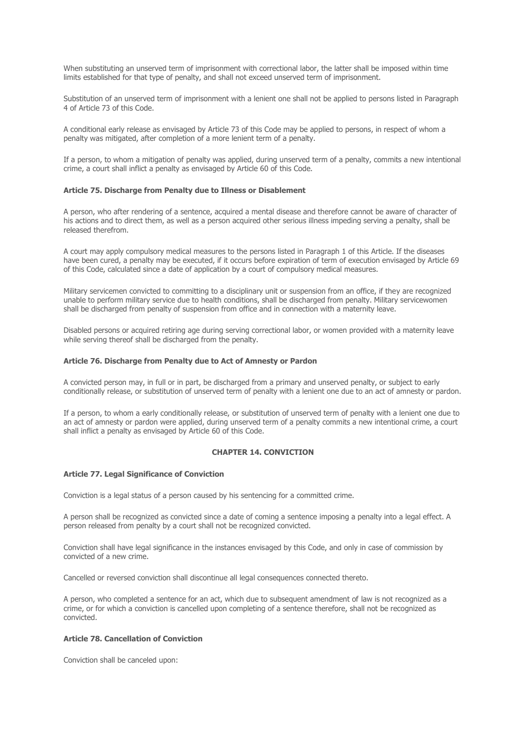When substituting an unserved term of imprisonment with correctional labor, the latter shall be imposed within time limits established for that type of penalty, and shall not exceed unserved term of imprisonment.

Substitution of an unserved term of imprisonment with a lenient one shall not be applied to persons listed in Paragraph 4 of Article 73 of this Code.

A conditional early release as envisaged by Article 73 of this Code may be applied to persons, in respect of whom a penalty was mitigated, after completion of a more lenient term of a penalty.

If a person, to whom a mitigation of penalty was applied, during unserved term of a penalty, commits a new intentional crime, a court shall inflict a penalty as envisaged by Article 60 of this Code.

**Article 75. Discharge from Penalty due to Illness or Disablement**

A person, who after rendering of a sentence, acquired a mental disease and therefore cannot be aware of character of his actions and to direct them, as well as a person acquired other serious illness impeding serving a penalty, shall be released therefrom.

A court may apply compulsory medical measures to the persons listed in Paragraph 1 of this Article. If the diseases have been cured, a penalty may be executed, if it occurs before expiration of term of execution envisaged by Article 69 of this Code, calculated since a date of application by a court of compulsory medical measures.

Military servicemen convicted to committing to a disciplinary unit or suspension from an office, if they are recognized unable to perform military service due to health conditions, shall be discharged from penalty. Military servicewomen shall be discharged from penalty of suspension from office and in connection with a maternity leave.

Disabled persons or acquired retiring age during serving correctional labor, or women provided with a maternity leave while serving thereof shall be discharged from the penalty.

**Article 76. Discharge from Penalty due to Act of Amnesty or Pardon**

A convicted person may, in full or in part, be discharged from a primary and unserved penalty, or subject to early conditionally release, or substitution of unserved term of penalty with a lenient one due to an act of amnesty or pardon.

If a person, to whom a early conditionally release, or substitution of unserved term of penalty with a lenient one due to an act of amnesty or pardon were applied, during unserved term of a penalty commits a new intentional crime, a court shall inflict a penalty as envisaged by Article 60 of this Code.

## CHAPTER 14. CONVICTION

**Article 77. Legal Significance of Conviction**

Conviction is a legal status of a person caused by his sentencing for a committed crime.

A person shall be recognized as convicted since a date of coming a sentence imposing a penalty into a legal effect. A person released from penalty by a court shall not be recognized convicted.

Conviction shall have legal significance in the instances envisaged by this Code, and only in case of commission by convicted of a new crime.

Cancelled or reversed conviction shall discontinue all legal consequences connected thereto.

A person, who completed a sentence for an act, which due to subsequent amendment of law is not recognized as a crime, or for which a conviction is cancelled upon completing of a sentence therefore, shall not be recognized as convicted.

**Article 78. Cancellation of Conviction**

Conviction shall be canceled upon: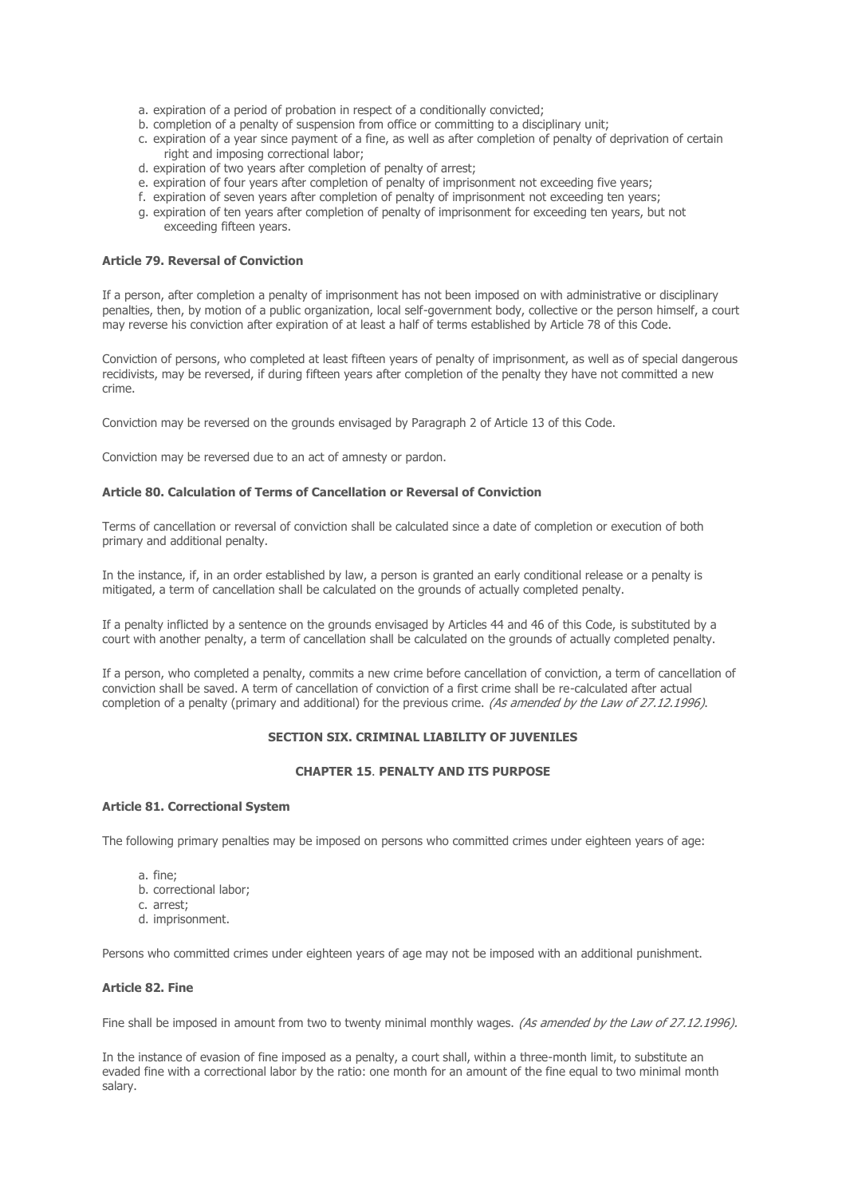a. expiration of a period of probation in respect of a conditionally convicted;
b. completion of a penalty of suspension from office or committing to a disciplinary unit;
c. expiration of a year since payment of a fine, as well as after completion of penalty of deprivation of certain right and imposing correctional labor;
d. expiration of two years after completion of penalty of arrest;
e. expiration of four years after completion of penalty of imprisonment not exceeding five years;
f. expiration of seven years after completion of penalty of imprisonment not exceeding ten years;
g. expiration of ten years after completion of penalty of imprisonment for exceeding ten years, but not exceeding fifteen years.

**Article 79. Reversal of Conviction**

If a person, after completion a penalty of imprisonment has not been imposed on with administrative or disciplinary penalties, then, by motion of a public organization, local self-government body, collective or the person himself, a court may reverse his conviction after expiration of at least a half of terms established by Article 78 of this Code.

Conviction of persons, who completed at least fifteen years of penalty of imprisonment, as well as of special dangerous recidivists, may be reversed, if during fifteen years after completion of the penalty they have not committed a new crime.

Conviction may be reversed on the grounds envisaged by Paragraph 2 of Article 13 of this Code.

Conviction may be reversed due to an act of amnesty or pardon.

**Article 80. Calculation of Terms of Cancellation or Reversal of Conviction**

Terms of cancellation or reversal of conviction shall be calculated since a date of completion or execution of both primary and additional penalty.

In the instance, if, in an order established by law, a person is granted an early conditional release or a penalty is mitigated, a term of cancellation shall be calculated on the grounds of actually completed penalty.

If a penalty inflicted by a sentence on the grounds envisaged by Articles 44 and 46 of this Code, is substituted by a court with another penalty, a term of cancellation shall be calculated on the grounds of actually completed penalty.

If a person, who completed a penalty, commits a new crime before cancellation of conviction, a term of cancellation of conviction shall be saved. A term of cancellation of conviction of a first crime shall be re-calculated after actual completion of a penalty (primary and additional) for the previous crime. *(As amended by the Law of 27.12.1996)*.

## SECTION SIX. CRIMINAL LIABILITY OF JUVENILES

## CHAPTER 15. PENALTY AND ITS PURPOSE

**Article 81. Correctional System**

The following primary penalties may be imposed on persons who committed crimes under eighteen years of age:

a. fine;
b. correctional labor;
c. arrest;
d. imprisonment.

Persons who committed crimes under eighteen years of age may not be imposed with an additional punishment.

**Article 82. Fine**

Fine shall be imposed in amount from two to twenty minimal monthly wages. *(As amended by the Law of 27.12.1996)*.

In the instance of evasion of fine imposed as a penalty, a court shall, within a three-month limit, to substitute an evaded fine with a correctional labor by the ratio: one month for an amount of the fine equal to two minimal month salary.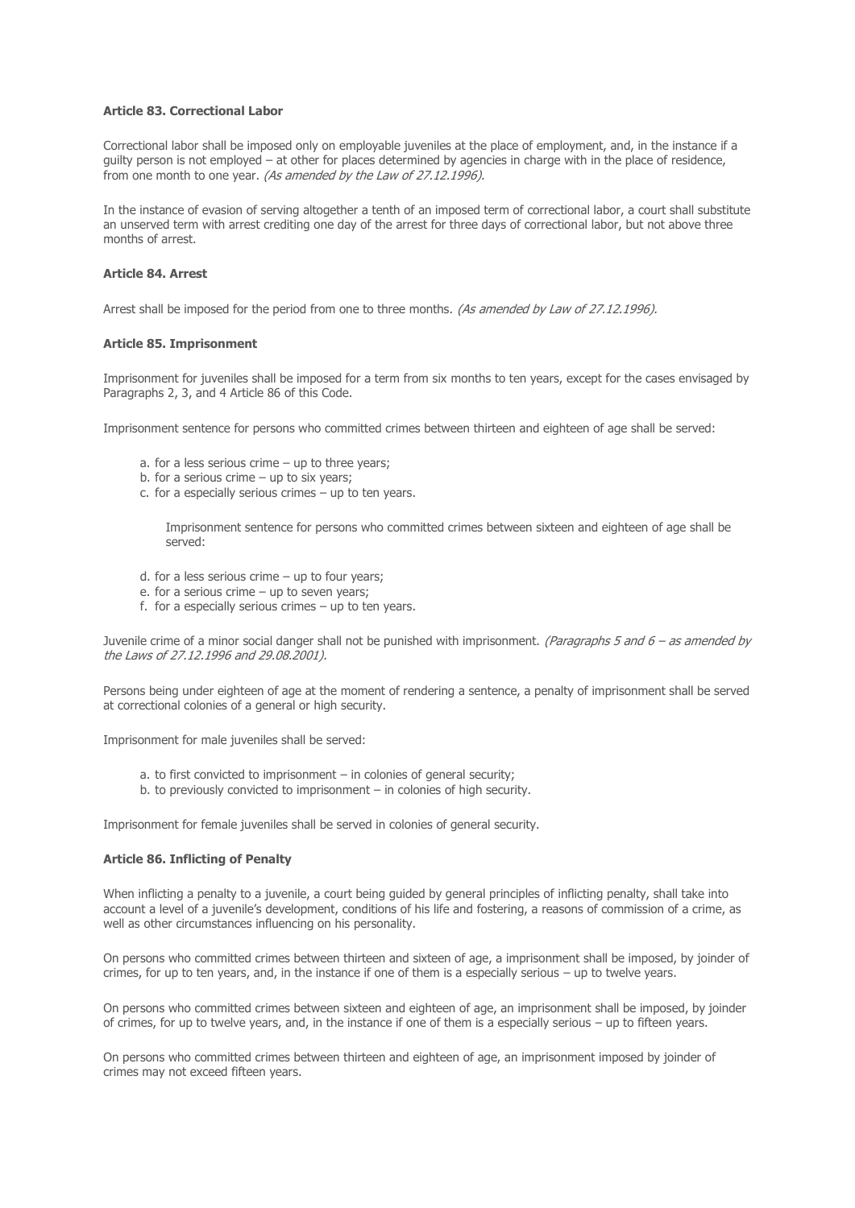**Article 83. Correctional Labor**

Correctional labor shall be imposed only on employable juveniles at the place of employment, and, in the instance if a guilty person is not employed – at other for places determined by agencies in charge with in the place of residence, from one month to one year. *(As amended by the Law of 27.12.1996).*

In the instance of evasion of serving altogether a tenth of an imposed term of correctional labor, a court shall substitute an unserved term with arrest crediting one day of the arrest for three days of correctional labor, but not above three months of arrest.

**Article 84. Arrest**

Arrest shall be imposed for the period from one to three months. *(As amended by Law of 27.12.1996).*

**Article 85. Imprisonment**

Imprisonment for juveniles shall be imposed for a term from six months to ten years, except for the cases envisaged by Paragraphs 2, 3, and 4 Article 86 of this Code.

Imprisonment sentence for persons who committed crimes between thirteen and eighteen of age shall be served:

a. for a less serious crime – up to three years;
b. for a serious crime – up to six years;
c. for a especially serious crimes – up to ten years.

Imprisonment sentence for persons who committed crimes between sixteen and eighteen of age shall be served:

d. for a less serious crime – up to four years;
e. for a serious crime – up to seven years;
f. for a especially serious crimes – up to ten years.

Juvenile crime of a minor social danger shall not be punished with imprisonment. *(Paragraphs 5 and 6 – as amended by the Laws of 27.12.1996 and 29.08.2001).*

Persons being under eighteen of age at the moment of rendering a sentence, a penalty of imprisonment shall be served at correctional colonies of a general or high security.

Imprisonment for male juveniles shall be served:

a. to first convicted to imprisonment – in colonies of general security;
b. to previously convicted to imprisonment – in colonies of high security.

Imprisonment for female juveniles shall be served in colonies of general security.

**Article 86. Inflicting of Penalty**

When inflicting a penalty to a juvenile, a court being guided by general principles of inflicting penalty, shall take into account a level of a juvenile's development, conditions of his life and fostering, a reasons of commission of a crime, as well as other circumstances influencing on his personality.

On persons who committed crimes between thirteen and sixteen of age, a imprisonment shall be imposed, by joinder of crimes, for up to ten years, and, in the instance if one of them is a especially serious – up to twelve years.

On persons who committed crimes between sixteen and eighteen of age, an imprisonment shall be imposed, by joinder of crimes, for up to twelve years, and, in the instance if one of them is a especially serious – up to fifteen years.

On persons who committed crimes between thirteen and eighteen of age, an imprisonment imposed by joinder of crimes may not exceed fifteen years.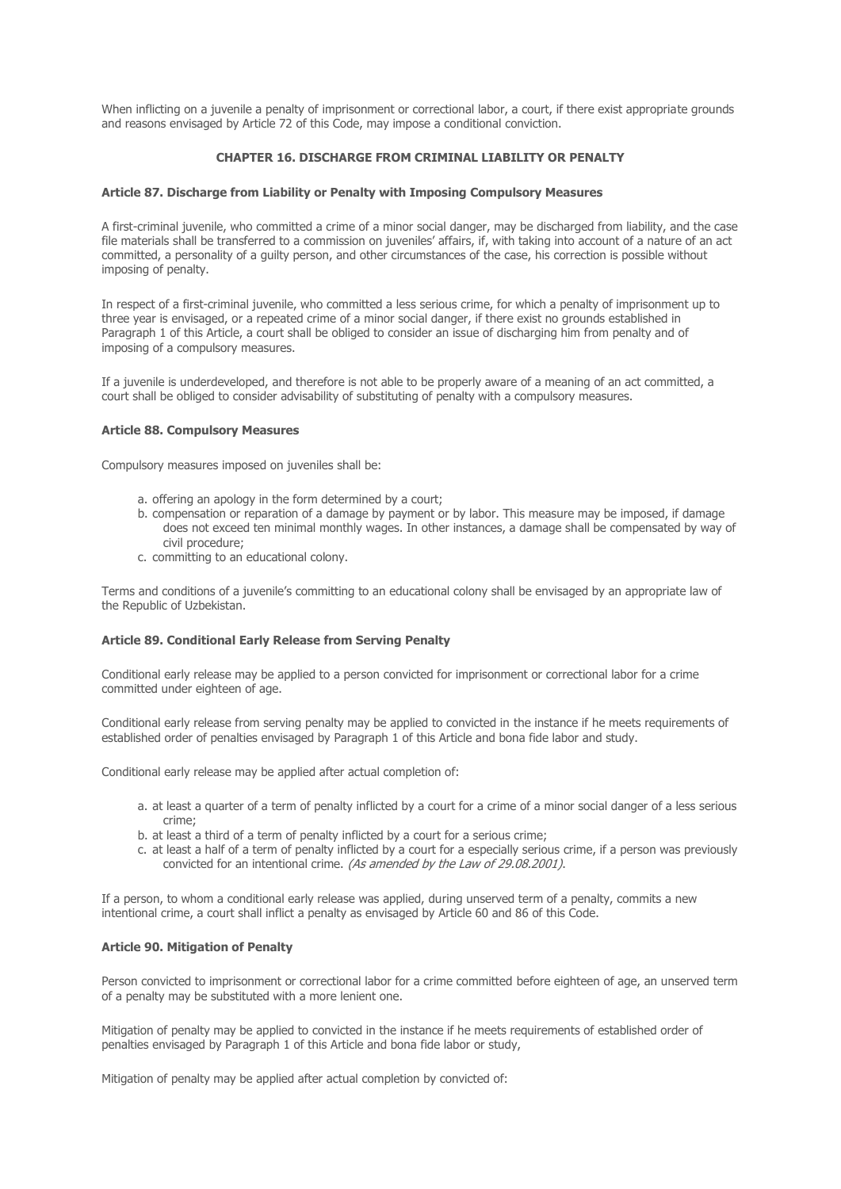When inflicting on a juvenile a penalty of imprisonment or correctional labor, a court, if there exist appropriate grounds and reasons envisaged by Article 72 of this Code, may impose a conditional conviction.

## CHAPTER 16. DISCHARGE FROM CRIMINAL LIABILITY OR PENALTY

### Article 87. Discharge from Liability or Penalty with Imposing Compulsory Measures

A first-criminal juvenile, who committed a crime of a minor social danger, may be discharged from liability, and the case file materials shall be transferred to a commission on juveniles' affairs, if, with taking into account of a nature of an act committed, a personality of a guilty person, and other circumstances of the case, his correction is possible without imposing of penalty.

In respect of a first-criminal juvenile, who committed a less serious crime, for which a penalty of imprisonment up to three year is envisaged, or a repeated crime of a minor social danger, if there exist no grounds established in Paragraph 1 of this Article, a court shall be obliged to consider an issue of discharging him from penalty and of imposing of a compulsory measures.

If a juvenile is underdeveloped, and therefore is not able to be properly aware of a meaning of an act committed, a court shall be obliged to consider advisability of substituting of penalty with a compulsory measures.

### Article 88. Compulsory Measures

Compulsory measures imposed on juveniles shall be:

a. offering an apology in the form determined by a court;
b. compensation or reparation of a damage by payment or by labor. This measure may be imposed, if damage does not exceed ten minimal monthly wages. In other instances, a damage shall be compensated by way of civil procedure;
c. committing to an educational colony.

Terms and conditions of a juvenile's committing to an educational colony shall be envisaged by an appropriate law of the Republic of Uzbekistan.

### Article 89. Conditional Early Release from Serving Penalty

Conditional early release may be applied to a person convicted for imprisonment or correctional labor for a crime committed under eighteen of age.

Conditional early release from serving penalty may be applied to convicted in the instance if he meets requirements of established order of penalties envisaged by Paragraph 1 of this Article and bona fide labor and study.

Conditional early release may be applied after actual completion of:

a. at least a quarter of a term of penalty inflicted by a court for a crime of a minor social danger of a less serious crime;
b. at least a third of a term of penalty inflicted by a court for a serious crime;
c. at least a half of a term of penalty inflicted by a court for a especially serious crime, if a person was previously convicted for an intentional crime. *(As amended by the Law of 29.08.2001).*

If a person, to whom a conditional early release was applied, during unserved term of a penalty, commits a new intentional crime, a court shall inflict a penalty as envisaged by Article 60 and 86 of this Code.

### Article 90. Mitigation of Penalty

Person convicted to imprisonment or correctional labor for a crime committed before eighteen of age, an unserved term of a penalty may be substituted with a more lenient one.

Mitigation of penalty may be applied to convicted in the instance if he meets requirements of established order of penalties envisaged by Paragraph 1 of this Article and bona fide labor or study,

Mitigation of penalty may be applied after actual completion by convicted of: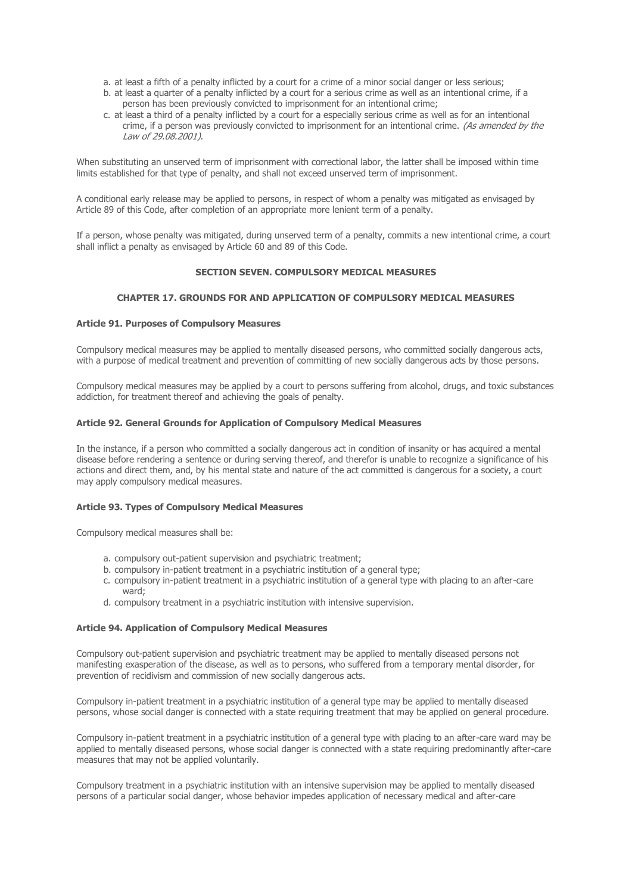a. at least a fifth of a penalty inflicted by a court for a crime of a minor social danger or less serious;
b. at least a quarter of a penalty inflicted by a court for a serious crime as well as an intentional crime, if a person has been previously convicted to imprisonment for an intentional crime;
c. at least a third of a penalty inflicted by a court for a especially serious crime as well as for an intentional crime, if a person was previously convicted to imprisonment for an intentional crime. *(As amended by the Law of 29.08.2001)*.

When substituting an unserved term of imprisonment with correctional labor, the latter shall be imposed within time limits established for that type of penalty, and shall not exceed unserved term of imprisonment.

A conditional early release may be applied to persons, in respect of whom a penalty was mitigated as envisaged by Article 89 of this Code, after completion of an appropriate more lenient term of a penalty.

If a person, whose penalty was mitigated, during unserved term of a penalty, commits a new intentional crime, a court shall inflict a penalty as envisaged by Article 60 and 89 of this Code.

## SECTION SEVEN. COMPULSORY MEDICAL MEASURES

## CHAPTER 17. GROUNDS FOR AND APPLICATION OF COMPULSORY MEDICAL MEASURES

### Article 91. Purposes of Compulsory Measures

Compulsory medical measures may be applied to mentally diseased persons, who committed socially dangerous acts, with a purpose of medical treatment and prevention of committing of new socially dangerous acts by those persons.

Compulsory medical measures may be applied by a court to persons suffering from alcohol, drugs, and toxic substances addiction, for treatment thereof and achieving the goals of penalty.

### Article 92. General Grounds for Application of Compulsory Medical Measures

In the instance, if a person who committed a socially dangerous act in condition of insanity or has acquired a mental disease before rendering a sentence or during serving thereof, and therefor is unable to recognize a significance of his actions and direct them, and, by his mental state and nature of the act committed is dangerous for a society, a court may apply compulsory medical measures.

### Article 93. Types of Compulsory Medical Measures

Compulsory medical measures shall be:

a. compulsory out-patient supervision and psychiatric treatment;
b. compulsory in-patient treatment in a psychiatric institution of a general type;
c. compulsory in-patient treatment in a psychiatric institution of a general type with placing to an after-care ward;
d. compulsory treatment in a psychiatric institution with intensive supervision.

### Article 94. Application of Compulsory Medical Measures

Compulsory out-patient supervision and psychiatric treatment may be applied to mentally diseased persons not manifesting exasperation of the disease, as well as to persons, who suffered from a temporary mental disorder, for prevention of recidivism and commission of new socially dangerous acts.

Compulsory in-patient treatment in a psychiatric institution of a general type may be applied to mentally diseased persons, whose social danger is connected with a state requiring treatment that may be applied on general procedure.

Compulsory in-patient treatment in a psychiatric institution of a general type with placing to an after-care ward may be applied to mentally diseased persons, whose social danger is connected with a state requiring predominantly after-care measures that may not be applied voluntarily.

Compulsory treatment in a psychiatric institution with an intensive supervision may be applied to mentally diseased persons of a particular social danger, whose behavior impedes application of necessary medical and after-care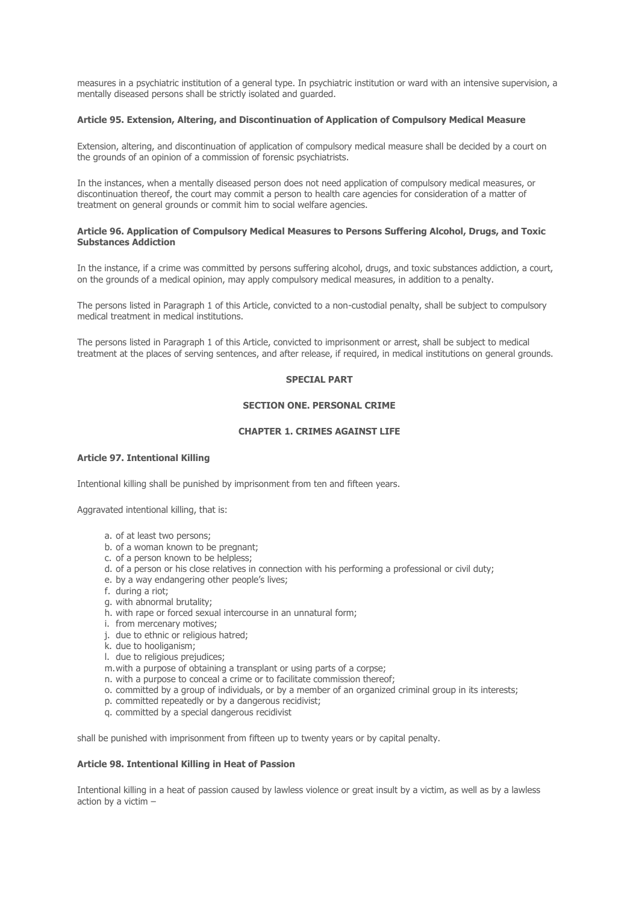measures in a psychiatric institution of a general type. In psychiatric institution or ward with an intensive supervision, a mentally diseased persons shall be strictly isolated and guarded.

#### Article 95. Extension, Altering, and Discontinuation of Application of Compulsory Medical Measure

Extension, altering, and discontinuation of application of compulsory medical measure shall be decided by a court on the grounds of an opinion of a commission of forensic psychiatrists.

In the instances, when a mentally diseased person does not need application of compulsory medical measures, or discontinuation thereof, the court may commit a person to health care agencies for consideration of a matter of treatment on general grounds or commit him to social welfare agencies.

#### Article 96. Application of Compulsory Medical Measures to Persons Suffering Alcohol, Drugs, and Toxic Substances Addiction

In the instance, if a crime was committed by persons suffering alcohol, drugs, and toxic substances addiction, a court, on the grounds of a medical opinion, may apply compulsory medical measures, in addition to a penalty.

The persons listed in Paragraph 1 of this Article, convicted to a non-custodial penalty, shall be subject to compulsory medical treatment in medical institutions.

The persons listed in Paragraph 1 of this Article, convicted to imprisonment or arrest, shall be subject to medical treatment at the places of serving sentences, and after release, if required, in medical institutions on general grounds.

## SPECIAL PART

## SECTION ONE. PERSONAL CRIME

### CHAPTER 1. CRIMES AGAINST LIFE

#### Article 97. Intentional Killing

Intentional killing shall be punished by imprisonment from ten and fifteen years.

Aggravated intentional killing, that is:

a. of at least two persons;
b. of a woman known to be pregnant;
c. of a person known to be helpless;
d. of a person or his close relatives in connection with his performing a professional or civil duty;
e. by a way endangering other people's lives;
f. during a riot;
g. with abnormal brutality;
h. with rape or forced sexual intercourse in an unnatural form;
i. from mercenary motives;
j. due to ethnic or religious hatred;
k. due to hooliganism;
l. due to religious prejudices;
m. with a purpose of obtaining a transplant or using parts of a corpse;
n. with a purpose to conceal a crime or to facilitate commission thereof;
o. committed by a group of individuals, or by a member of an organized criminal group in its interests;
p. committed repeatedly or by a dangerous recidivist;
q. committed by a special dangerous recidivist

shall be punished with imprisonment from fifteen up to twenty years or by capital penalty.

#### Article 98. Intentional Killing in Heat of Passion

Intentional killing in a heat of passion caused by lawless violence or great insult by a victim, as well as by a lawless action by a victim –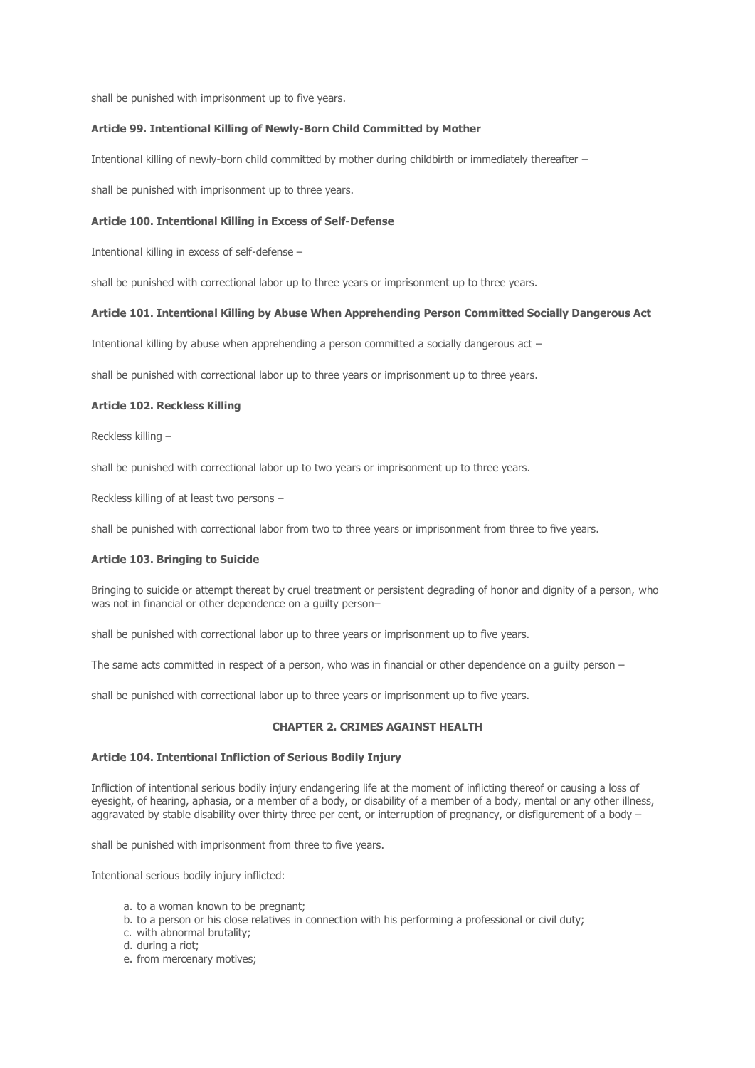shall be punished with imprisonment up to five years.

**Article 99. Intentional Killing of Newly-Born Child Committed by Mother**

Intentional killing of newly-born child committed by mother during childbirth or immediately thereafter –

shall be punished with imprisonment up to three years.

**Article 100. Intentional Killing in Excess of Self-Defense**

Intentional killing in excess of self-defense –

shall be punished with correctional labor up to three years or imprisonment up to three years.

**Article 101. Intentional Killing by Abuse When Apprehending Person Committed Socially Dangerous Act**

Intentional killing by abuse when apprehending a person committed a socially dangerous act –

shall be punished with correctional labor up to three years or imprisonment up to three years.

**Article 102. Reckless Killing**

Reckless killing –

shall be punished with correctional labor up to two years or imprisonment up to three years.

Reckless killing of at least two persons –

shall be punished with correctional labor from two to three years or imprisonment from three to five years.

**Article 103. Bringing to Suicide**

Bringing to suicide or attempt thereat by cruel treatment or persistent degrading of honor and dignity of a person, who was not in financial or other dependence on a guilty person–

shall be punished with correctional labor up to three years or imprisonment up to five years.

The same acts committed in respect of a person, who was in financial or other dependence on a guilty person –

shall be punished with correctional labor up to three years or imprisonment up to five years.

**CHAPTER 2. CRIMES AGAINST HEALTH**

**Article 104. Intentional Infliction of Serious Bodily Injury**

Infliction of intentional serious bodily injury endangering life at the moment of inflicting thereof or causing a loss of eyesight, of hearing, aphasia, or a member of a body, or disability of a member of a body, mental or any other illness, aggravated by stable disability over thirty three per cent, or interruption of pregnancy, or disfigurement of a body –

shall be punished with imprisonment from three to five years.

Intentional serious bodily injury inflicted:

a. to a woman known to be pregnant;
b. to a person or his close relatives in connection with his performing a professional or civil duty;
c. with abnormal brutality;
d. during a riot;
e. from mercenary motives;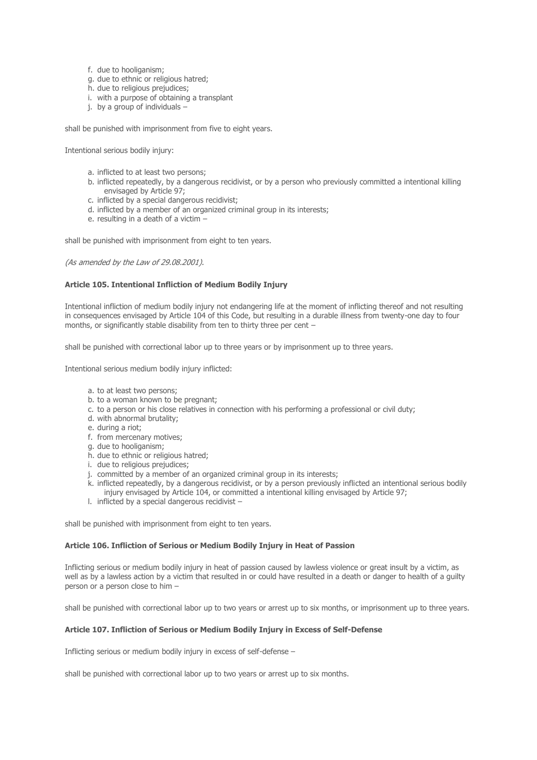f. due to hooliganism;
g. due to ethnic or religious hatred;
h. due to religious prejudices;
i. with a purpose of obtaining a transplant
j. by a group of individuals –

shall be punished with imprisonment from five to eight years.

Intentional serious bodily injury:

a. inflicted to at least two persons;
b. inflicted repeatedly, by a dangerous recidivist, or by a person who previously committed a intentional killing envisaged by Article 97;
c. inflicted by a special dangerous recidivist;
d. inflicted by a member of an organized criminal group in its interests;
e. resulting in a death of a victim –

shall be punished with imprisonment from eight to ten years.

*(As amended by the Law of 29.08.2001).*

### Article 105. Intentional Infliction of Medium Bodily Injury

Intentional infliction of medium bodily injury not endangering life at the moment of inflicting thereof and not resulting in consequences envisaged by Article 104 of this Code, but resulting in a durable illness from twenty-one day to four months, or significantly stable disability from ten to thirty three per cent –

shall be punished with correctional labor up to three years or by imprisonment up to three years.

Intentional serious medium bodily injury inflicted:

a. to at least two persons;
b. to a woman known to be pregnant;
c. to a person or his close relatives in connection with his performing a professional or civil duty;
d. with abnormal brutality;
e. during a riot;
f. from mercenary motives;
g. due to hooliganism;
h. due to ethnic or religious hatred;
i. due to religious prejudices;
j. committed by a member of an organized criminal group in its interests;
k. inflicted repeatedly, by a dangerous recidivist, or by a person previously inflicted an intentional serious bodily injury envisaged by Article 104, or committed a intentional killing envisaged by Article 97;
l. inflicted by a special dangerous recidivist –

shall be punished with imprisonment from eight to ten years.

### Article 106. Infliction of Serious or Medium Bodily Injury in Heat of Passion

Inflicting serious or medium bodily injury in heat of passion caused by lawless violence or great insult by a victim, as well as by a lawless action by a victim that resulted in or could have resulted in a death or danger to health of a guilty person or a person close to him –

shall be punished with correctional labor up to two years or arrest up to six months, or imprisonment up to three years.

### Article 107. Infliction of Serious or Medium Bodily Injury in Excess of Self-Defense

Inflicting serious or medium bodily injury in excess of self-defense –

shall be punished with correctional labor up to two years or arrest up to six months.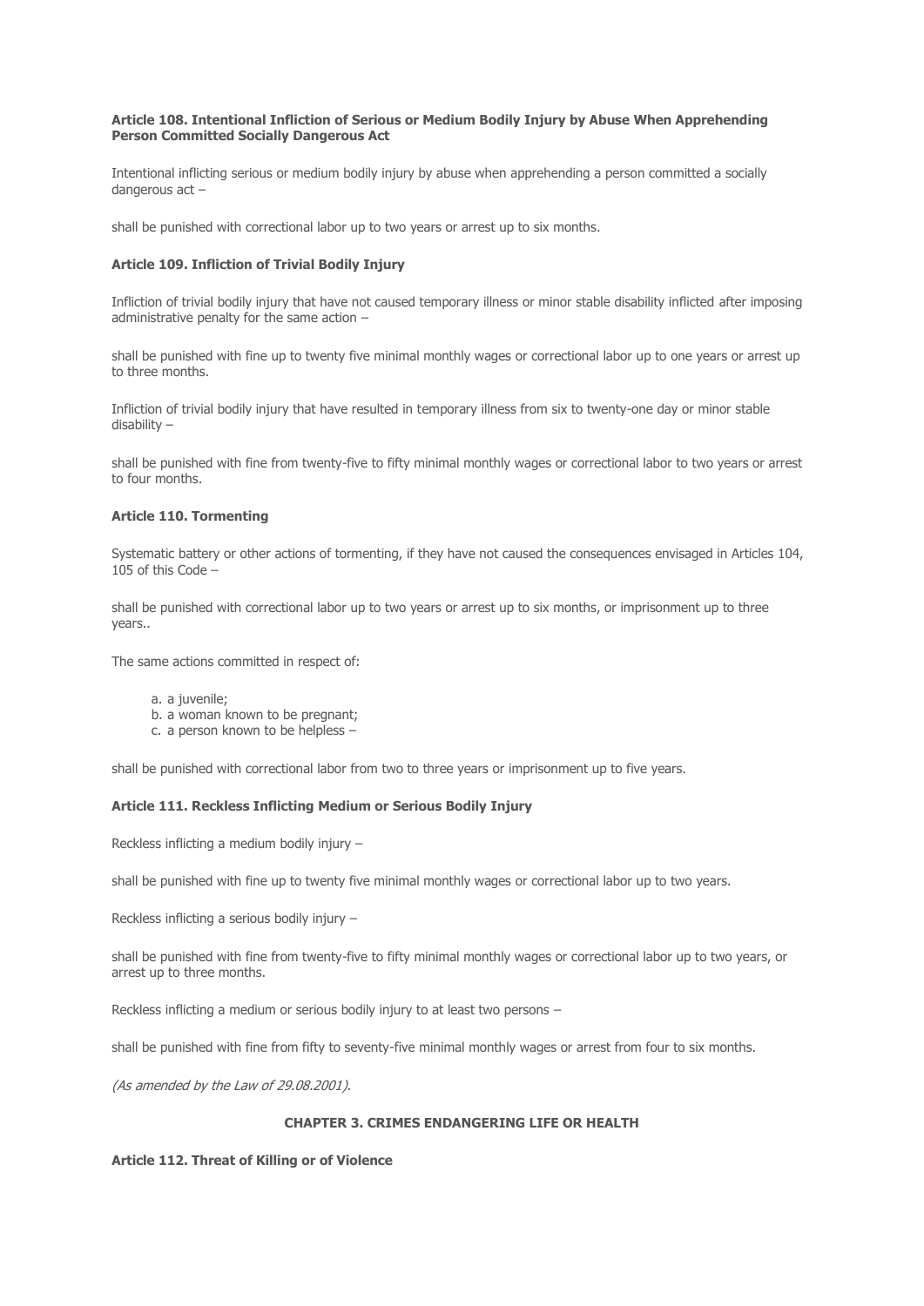**Article 108. Intentional Infliction of Serious or Medium Bodily Injury by Abuse When Apprehending Person Committed Socially Dangerous Act**

Intentional inflicting serious or medium bodily injury by abuse when apprehending a person committed a socially dangerous act –

shall be punished with correctional labor up to two years or arrest up to six months.

**Article 109. Infliction of Trivial Bodily Injury**

Infliction of trivial bodily injury that have not caused temporary illness or minor stable disability inflicted after imposing administrative penalty for the same action –

shall be punished with fine up to twenty five minimal monthly wages or correctional labor up to one years or arrest up to three months.

Infliction of trivial bodily injury that have resulted in temporary illness from six to twenty-one day or minor stable disability –

shall be punished with fine from twenty-five to fifty minimal monthly wages or correctional labor to two years or arrest to four months.

**Article 110. Tormenting**

Systematic battery or other actions of tormenting, if they have not caused the consequences envisaged in Articles 104, 105 of this Code –

shall be punished with correctional labor up to two years or arrest up to six months, or imprisonment up to three years..

The same actions committed in respect of:

a. a juvenile;
b. a woman known to be pregnant;
c. a person known to be helpless –

shall be punished with correctional labor from two to three years or imprisonment up to five years.

**Article 111. Reckless Inflicting Medium or Serious Bodily Injury**

Reckless inflicting a medium bodily injury –

shall be punished with fine up to twenty five minimal monthly wages or correctional labor up to two years.

Reckless inflicting a serious bodily injury –

shall be punished with fine from twenty-five to fifty minimal monthly wages or correctional labor up to two years, or arrest up to three months.

Reckless inflicting a medium or serious bodily injury to at least two persons –

shall be punished with fine from fifty to seventy-five minimal monthly wages or arrest from four to six months.

*(As amended by the Law of 29.08.2001).*

## CHAPTER 3. CRIMES ENDANGERING LIFE OR HEALTH

**Article 112. Threat of Killing or of Violence**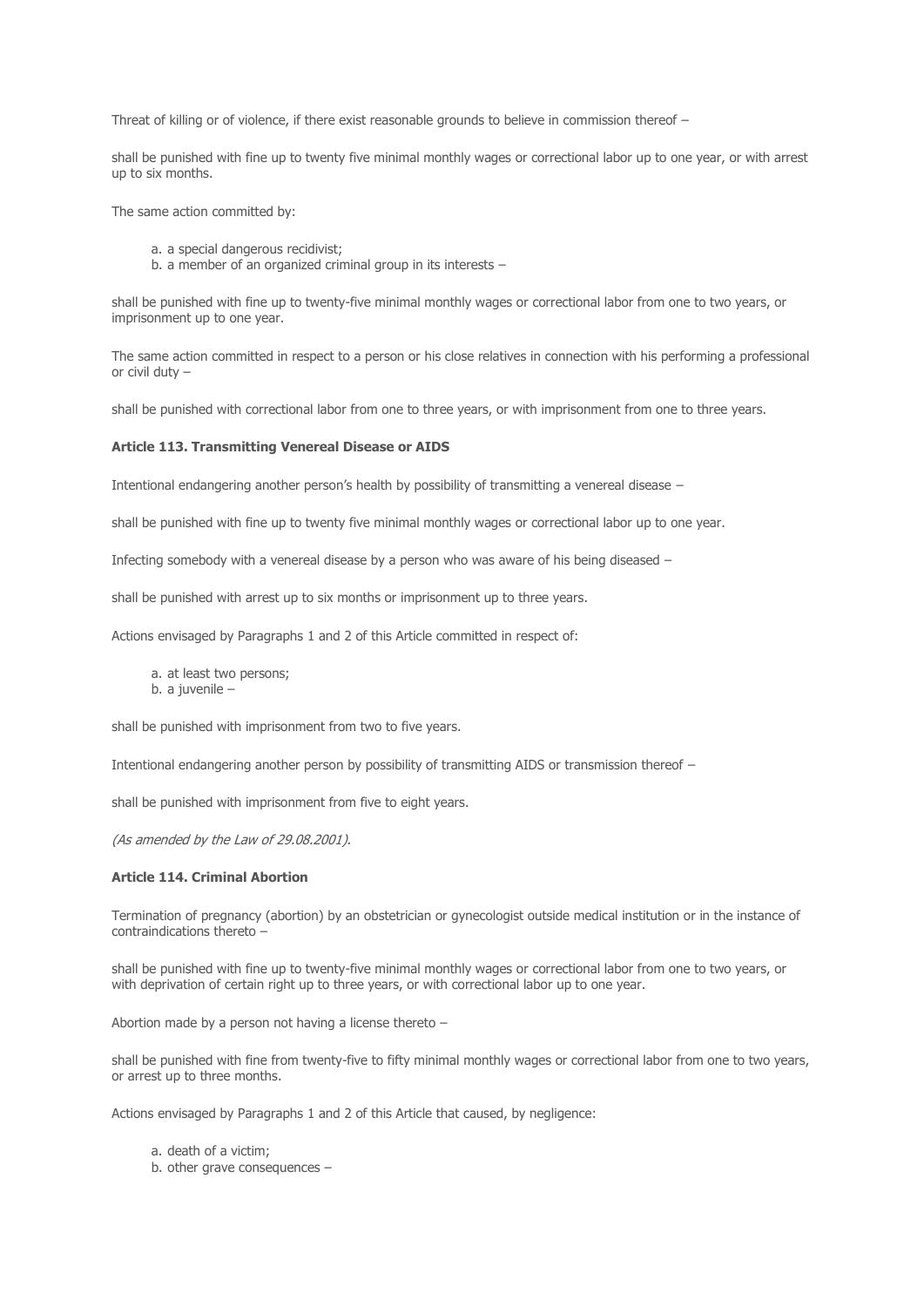Threat of killing or of violence, if there exist reasonable grounds to believe in commission thereof –

shall be punished with fine up to twenty five minimal monthly wages or correctional labor up to one year, or with arrest up to six months.

The same action committed by:

a. a special dangerous recidivist;
b. a member of an organized criminal group in its interests –

shall be punished with fine up to twenty-five minimal monthly wages or correctional labor from one to two years, or imprisonment up to one year.

The same action committed in respect to a person or his close relatives in connection with his performing a professional or civil duty –

shall be punished with correctional labor from one to three years, or with imprisonment from one to three years.

**Article 113. Transmitting Venereal Disease or AIDS**

Intentional endangering another person's health by possibility of transmitting a venereal disease –

shall be punished with fine up to twenty five minimal monthly wages or correctional labor up to one year.

Infecting somebody with a venereal disease by a person who was aware of his being diseased –

shall be punished with arrest up to six months or imprisonment up to three years.

Actions envisaged by Paragraphs 1 and 2 of this Article committed in respect of:

a. at least two persons;
b. a juvenile –

shall be punished with imprisonment from two to five years.

Intentional endangering another person by possibility of transmitting AIDS or transmission thereof –

shall be punished with imprisonment from five to eight years.

*(As amended by the Law of 29.08.2001).*

**Article 114. Criminal Abortion**

Termination of pregnancy (abortion) by an obstetrician or gynecologist outside medical institution or in the instance of contraindications thereto –

shall be punished with fine up to twenty-five minimal monthly wages or correctional labor from one to two years, or with deprivation of certain right up to three years, or with correctional labor up to one year.

Abortion made by a person not having a license thereto –

shall be punished with fine from twenty-five to fifty minimal monthly wages or correctional labor from one to two years, or arrest up to three months.

Actions envisaged by Paragraphs 1 and 2 of this Article that caused, by negligence:

a. death of a victim;
b. other grave consequences –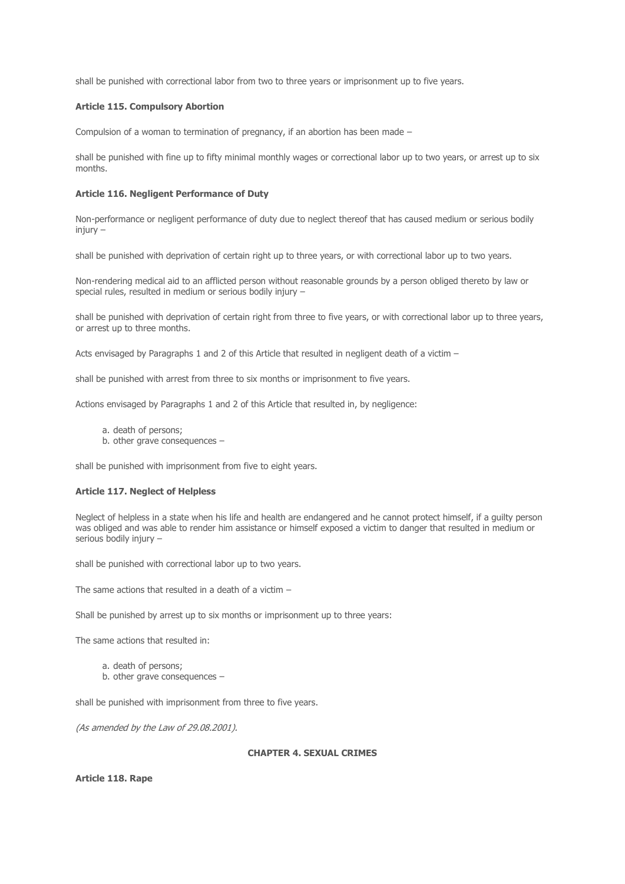shall be punished with correctional labor from two to three years or imprisonment up to five years.

**Article 115. Compulsory Abortion**

Compulsion of a woman to termination of pregnancy, if an abortion has been made –

shall be punished with fine up to fifty minimal monthly wages or correctional labor up to two years, or arrest up to six months.

**Article 116. Negligent Performance of Duty**

Non-performance or negligent performance of duty due to neglect thereof that has caused medium or serious bodily injury –

shall be punished with deprivation of certain right up to three years, or with correctional labor up to two years.

Non-rendering medical aid to an afflicted person without reasonable grounds by a person obliged thereto by law or special rules, resulted in medium or serious bodily injury –

shall be punished with deprivation of certain right from three to five years, or with correctional labor up to three years, or arrest up to three months.

Acts envisaged by Paragraphs 1 and 2 of this Article that resulted in negligent death of a victim –

shall be punished with arrest from three to six months or imprisonment to five years.

Actions envisaged by Paragraphs 1 and 2 of this Article that resulted in, by negligence:

a. death of persons;
b. other grave consequences –

shall be punished with imprisonment from five to eight years.

**Article 117. Neglect of Helpless**

Neglect of helpless in a state when his life and health are endangered and he cannot protect himself, if a guilty person was obliged and was able to render him assistance or himself exposed a victim to danger that resulted in medium or serious bodily injury –

shall be punished with correctional labor up to two years.

The same actions that resulted in a death of a victim –

Shall be punished by arrest up to six months or imprisonment up to three years:

The same actions that resulted in:

a. death of persons;
b. other grave consequences –

shall be punished with imprisonment from three to five years.

*(As amended by the Law of 29.08.2001).*

**CHAPTER 4. SEXUAL CRIMES**

**Article 118. Rape**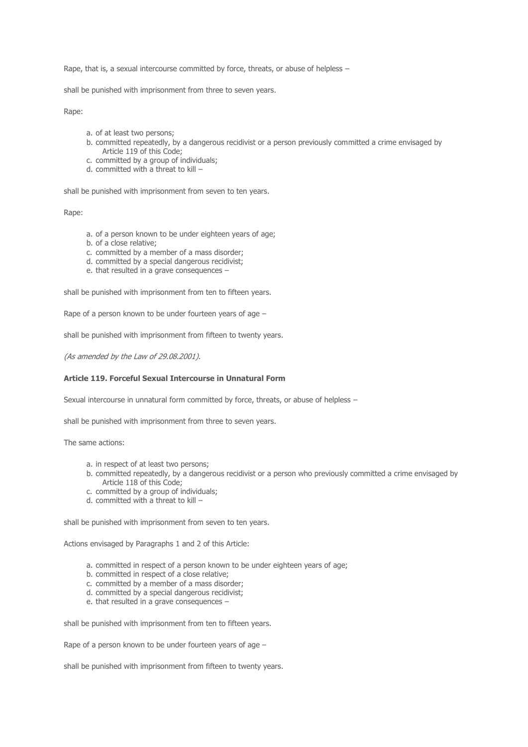Rape, that is, a sexual intercourse committed by force, threats, or abuse of helpless –

shall be punished with imprisonment from three to seven years.

Rape:

a. of at least two persons;
b. committed repeatedly, by a dangerous recidivist or a person previously committed a crime envisaged by Article 119 of this Code;
c. committed by a group of individuals;
d. committed with a threat to kill –

shall be punished with imprisonment from seven to ten years.

Rape:

a. of a person known to be under eighteen years of age;
b. of a close relative;
c. committed by a member of a mass disorder;
d. committed by a special dangerous recidivist;
e. that resulted in a grave consequences –

shall be punished with imprisonment from ten to fifteen years.

Rape of a person known to be under fourteen years of age –

shall be punished with imprisonment from fifteen to twenty years.

*(As amended by the Law of 29.08.2001).*

**Article 119. Forceful Sexual Intercourse in Unnatural Form**

Sexual intercourse in unnatural form committed by force, threats, or abuse of helpless –

shall be punished with imprisonment from three to seven years.

The same actions:

a. in respect of at least two persons;
b. committed repeatedly, by a dangerous recidivist or a person who previously committed a crime envisaged by Article 118 of this Code;
c. committed by a group of individuals;
d. committed with a threat to kill –

shall be punished with imprisonment from seven to ten years.

Actions envisaged by Paragraphs 1 and 2 of this Article:

a. committed in respect of a person known to be under eighteen years of age;
b. committed in respect of a close relative;
c. committed by a member of a mass disorder;
d. committed by a special dangerous recidivist;
e. that resulted in a grave consequences –

shall be punished with imprisonment from ten to fifteen years.

Rape of a person known to be under fourteen years of age –

shall be punished with imprisonment from fifteen to twenty years.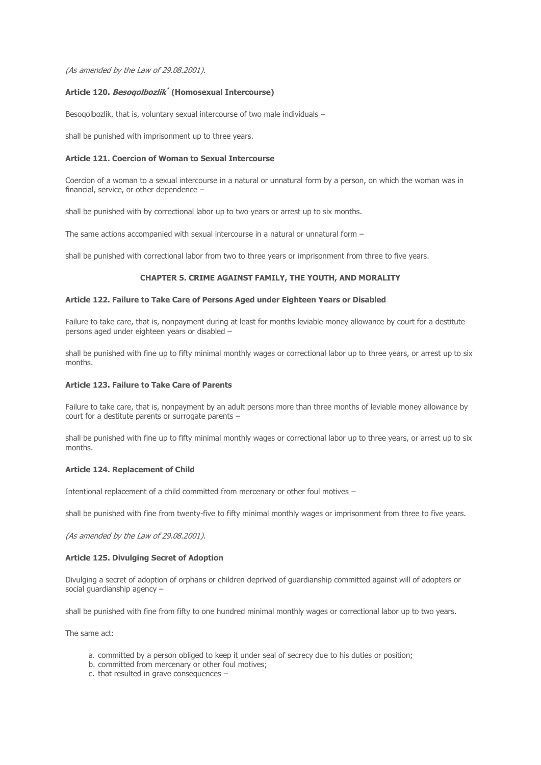*(As amended by the Law of 29.08.2001).*

**Article 120. *Besoqolbozlik*[*] (Homosexual Intercourse)**

Besoqolbozlik, that is, voluntary sexual intercourse of two male individuals –

shall be punished with imprisonment up to three years.

**Article 121. Coercion of Woman to Sexual Intercourse**

Coercion of a woman to a sexual intercourse in a natural or unnatural form by a person, on which the woman was in financial, service, or other dependence –

shall be punished with by correctional labor up to two years or arrest up to six months.

The same actions accompanied with sexual intercourse in a natural or unnatural form –

shall be punished with correctional labor from two to three years or imprisonment from three to five years.

**CHAPTER 5. CRIME AGAINST FAMILY, THE YOUTH, AND MORALITY**

**Article 122. Failure to Take Care of Persons Aged under Eighteen Years or Disabled**

Failure to take care, that is, nonpayment during at least for months leviable money allowance by court for a destitute persons aged under eighteen years or disabled –

shall be punished with fine up to fifty minimal monthly wages or correctional labor up to three years, or arrest up to six months.

**Article 123. Failure to Take Care of Parents**

Failure to take care, that is, nonpayment by an adult persons more than three months of leviable money allowance by court for a destitute parents or surrogate parents –

shall be punished with fine up to fifty minimal monthly wages or correctional labor up to three years, or arrest up to six months.

**Article 124. Replacement of Child**

Intentional replacement of a child committed from mercenary or other foul motives –

shall be punished with fine from twenty-five to fifty minimal monthly wages or imprisonment from three to five years.

*(As amended by the Law of 29.08.2001).*

**Article 125. Divulging Secret of Adoption**

Divulging a secret of adoption of orphans or children deprived of guardianship committed against will of adopters or social guardianship agency –

shall be punished with fine from fifty to one hundred minimal monthly wages or correctional labor up to two years.

The same act:

a. committed by a person obliged to keep it under seal of secrecy due to his duties or position;
b. committed from mercenary or other foul motives;
c. that resulted in grave consequences –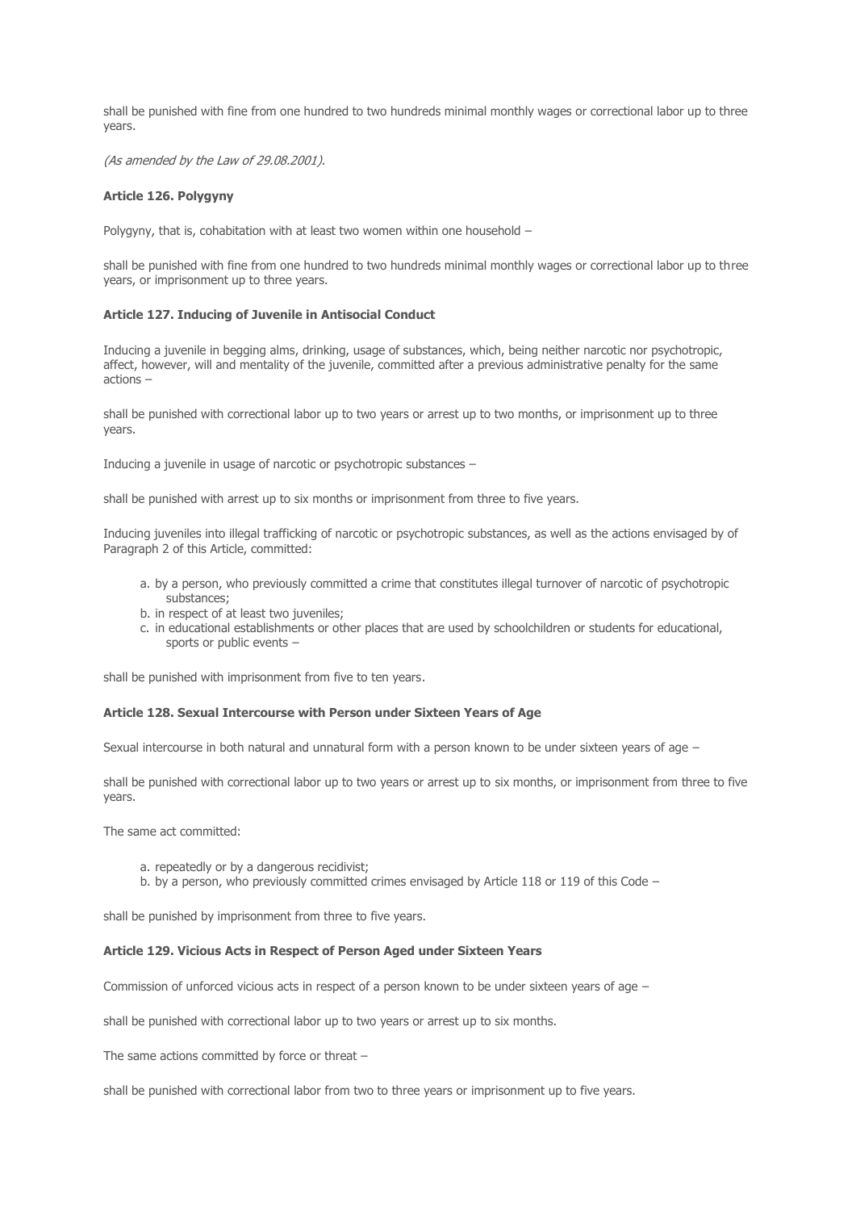shall be punished with fine from one hundred to two hundreds minimal monthly wages or correctional labor up to three years.

*(As amended by the Law of 29.08.2001).*

### Article 126. Polygyny

Polygyny, that is, cohabitation with at least two women within one household –

shall be punished with fine from one hundred to two hundreds minimal monthly wages or correctional labor up to three years, or imprisonment up to three years.

### Article 127. Inducing of Juvenile in Antisocial Conduct

Inducing a juvenile in begging alms, drinking, usage of substances, which, being neither narcotic nor psychotropic, affect, however, will and mentality of the juvenile, committed after a previous administrative penalty for the same actions –

shall be punished with correctional labor up to two years or arrest up to two months, or imprisonment up to three years.

Inducing a juvenile in usage of narcotic or psychotropic substances –

shall be punished with arrest up to six months or imprisonment from three to five years.

Inducing juveniles into illegal trafficking of narcotic or psychotropic substances, as well as the actions envisaged by of Paragraph 2 of this Article, committed:

a. by a person, who previously committed a crime that constitutes illegal turnover of narcotic of psychotropic substances;
b. in respect of at least two juveniles;
c. in educational establishments or other places that are used by schoolchildren or students for educational, sports or public events –

shall be punished with imprisonment from five to ten years.

### Article 128. Sexual Intercourse with Person under Sixteen Years of Age

Sexual intercourse in both natural and unnatural form with a person known to be under sixteen years of age –

shall be punished with correctional labor up to two years or arrest up to six months, or imprisonment from three to five years.

The same act committed:

a. repeatedly or by a dangerous recidivist;
b. by a person, who previously committed crimes envisaged by Article 118 or 119 of this Code –

shall be punished by imprisonment from three to five years.

### Article 129. Vicious Acts in Respect of Person Aged under Sixteen Years

Commission of unforced vicious acts in respect of a person known to be under sixteen years of age –

shall be punished with correctional labor up to two years or arrest up to six months.

The same actions committed by force or threat –

shall be punished with correctional labor from two to three years or imprisonment up to five years.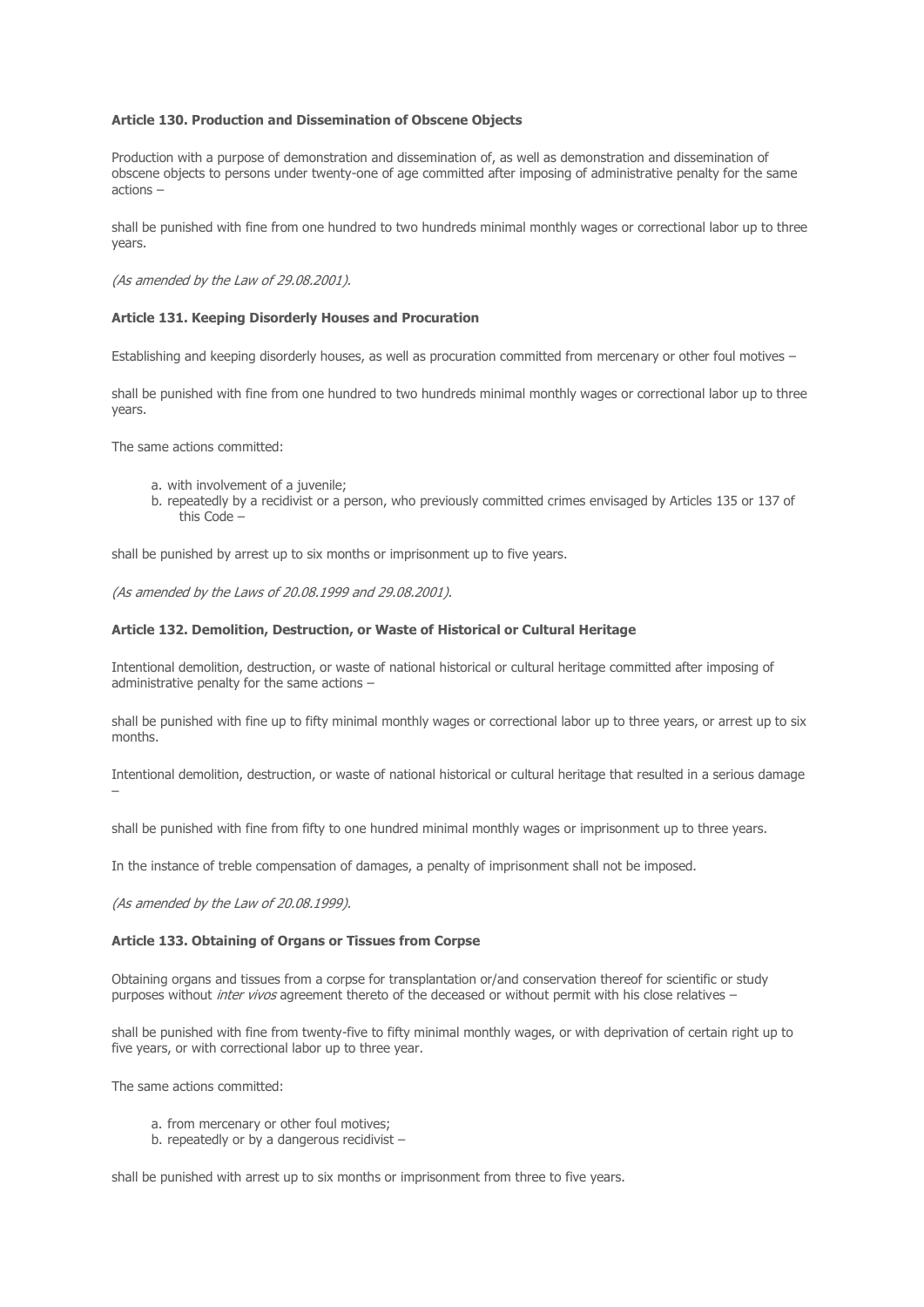**Article 130. Production and Dissemination of Obscene Objects**

Production with a purpose of demonstration and dissemination of, as well as demonstration and dissemination of obscene objects to persons under twenty-one of age committed after imposing of administrative penalty for the same actions –

shall be punished with fine from one hundred to two hundreds minimal monthly wages or correctional labor up to three years.

*(As amended by the Law of 29.08.2001).*

**Article 131. Keeping Disorderly Houses and Procuration**

Establishing and keeping disorderly houses, as well as procuration committed from mercenary or other foul motives –

shall be punished with fine from one hundred to two hundreds minimal monthly wages or correctional labor up to three years.

The same actions committed:

a. with involvement of a juvenile;
b. repeatedly by a recidivist or a person, who previously committed crimes envisaged by Articles 135 or 137 of this Code –

shall be punished by arrest up to six months or imprisonment up to five years.

*(As amended by the Laws of 20.08.1999 and 29.08.2001).*

**Article 132. Demolition, Destruction, or Waste of Historical or Cultural Heritage**

Intentional demolition, destruction, or waste of national historical or cultural heritage committed after imposing of administrative penalty for the same actions –

shall be punished with fine up to fifty minimal monthly wages or correctional labor up to three years, or arrest up to six months.

Intentional demolition, destruction, or waste of national historical or cultural heritage that resulted in a serious damage –

shall be punished with fine from fifty to one hundred minimal monthly wages or imprisonment up to three years.

In the instance of treble compensation of damages, a penalty of imprisonment shall not be imposed.

*(As amended by the Law of 20.08.1999).*

**Article 133. Obtaining of Organs or Tissues from Corpse**

Obtaining organs and tissues from a corpse for transplantation or/and conservation thereof for scientific or study purposes without *inter vivos* agreement thereto of the deceased or without permit with his close relatives –

shall be punished with fine from twenty-five to fifty minimal monthly wages, or with deprivation of certain right up to five years, or with correctional labor up to three year.

The same actions committed:

a. from mercenary or other foul motives;
b. repeatedly or by a dangerous recidivist –

shall be punished with arrest up to six months or imprisonment from three to five years.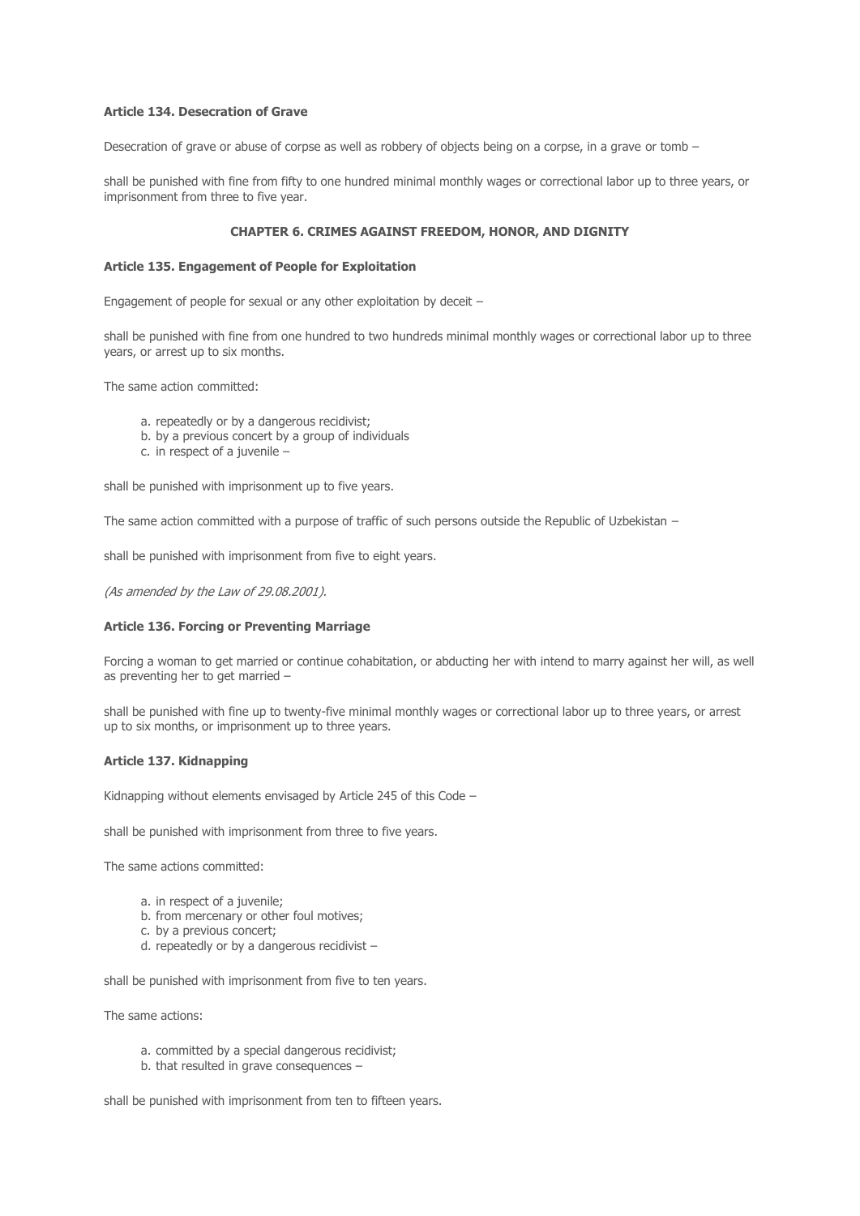**Article 134. Desecration of Grave**

Desecration of grave or abuse of corpse as well as robbery of objects being on a corpse, in a grave or tomb –

shall be punished with fine from fifty to one hundred minimal monthly wages or correctional labor up to three years, or imprisonment from three to five year.

## CHAPTER 6. CRIMES AGAINST FREEDOM, HONOR, AND DIGNITY

**Article 135. Engagement of People for Exploitation**

Engagement of people for sexual or any other exploitation by deceit –

shall be punished with fine from one hundred to two hundreds minimal monthly wages or correctional labor up to three years, or arrest up to six months.

The same action committed:

a. repeatedly or by a dangerous recidivist;
b. by a previous concert by a group of individuals
c. in respect of a juvenile –

shall be punished with imprisonment up to five years.

The same action committed with a purpose of traffic of such persons outside the Republic of Uzbekistan –

shall be punished with imprisonment from five to eight years.

*(As amended by the Law of 29.08.2001).*

**Article 136. Forcing or Preventing Marriage**

Forcing a woman to get married or continue cohabitation, or abducting her with intend to marry against her will, as well as preventing her to get married –

shall be punished with fine up to twenty-five minimal monthly wages or correctional labor up to three years, or arrest up to six months, or imprisonment up to three years.

**Article 137. Kidnapping**

Kidnapping without elements envisaged by Article 245 of this Code –

shall be punished with imprisonment from three to five years.

The same actions committed:

a. in respect of a juvenile;
b. from mercenary or other foul motives;
c. by a previous concert;
d. repeatedly or by a dangerous recidivist –

shall be punished with imprisonment from five to ten years.

The same actions:

a. committed by a special dangerous recidivist;
b. that resulted in grave consequences –

shall be punished with imprisonment from ten to fifteen years.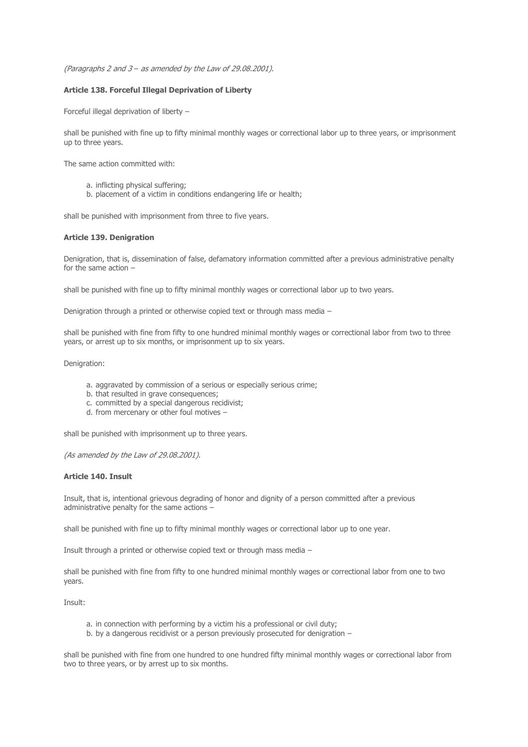*(Paragraphs 2 and 3 – as amended by the Law of 29.08.2001).*

**Article 138. Forceful Illegal Deprivation of Liberty**

Forceful illegal deprivation of liberty –

shall be punished with fine up to fifty minimal monthly wages or correctional labor up to three years, or imprisonment up to three years.

The same action committed with:

a. inflicting physical suffering;
b. placement of a victim in conditions endangering life or health;

shall be punished with imprisonment from three to five years.

**Article 139. Denigration**

Denigration, that is, dissemination of false, defamatory information committed after a previous administrative penalty for the same action –

shall be punished with fine up to fifty minimal monthly wages or correctional labor up to two years.

Denigration through a printed or otherwise copied text or through mass media –

shall be punished with fine from fifty to one hundred minimal monthly wages or correctional labor from two to three years, or arrest up to six months, or imprisonment up to six years.

Denigration:

a. aggravated by commission of a serious or especially serious crime;
b. that resulted in grave consequences;
c. committed by a special dangerous recidivist;
d. from mercenary or other foul motives –

shall be punished with imprisonment up to three years.

*(As amended by the Law of 29.08.2001).*

**Article 140. Insult**

Insult, that is, intentional grievous degrading of honor and dignity of a person committed after a previous administrative penalty for the same actions –

shall be punished with fine up to fifty minimal monthly wages or correctional labor up to one year.

Insult through a printed or otherwise copied text or through mass media –

shall be punished with fine from fifty to one hundred minimal monthly wages or correctional labor from one to two years.

Insult:

a. in connection with performing by a victim his a professional or civil duty;
b. by a dangerous recidivist or a person previously prosecuted for denigration –

shall be punished with fine from one hundred to one hundred fifty minimal monthly wages or correctional labor from two to three years, or by arrest up to six months.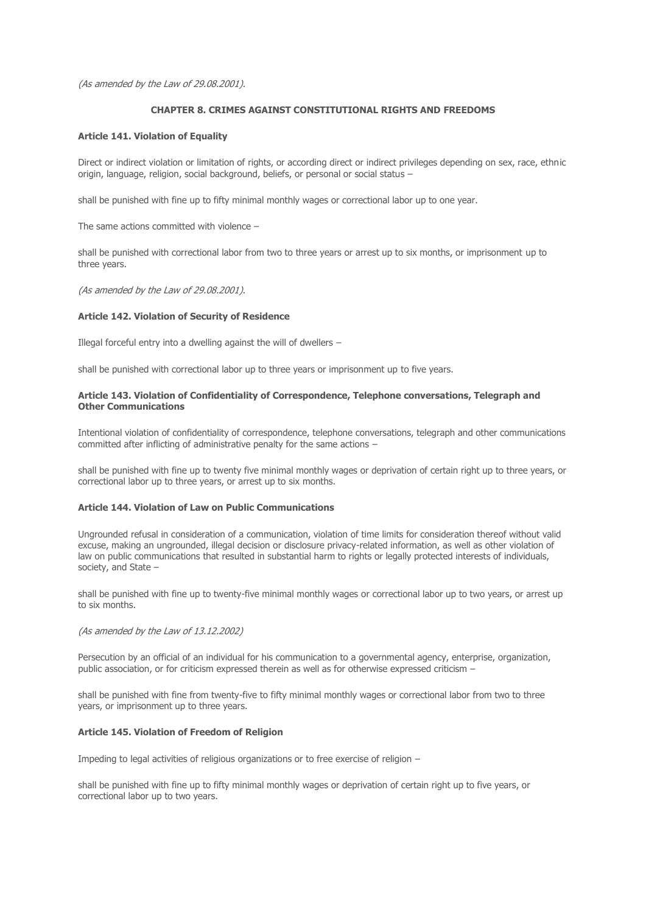*(As amended by the Law of 29.08.2001).*

## CHAPTER 8. CRIMES AGAINST CONSTITUTIONAL RIGHTS AND FREEDOMS

**Article 141. Violation of Equality**

Direct or indirect violation or limitation of rights, or according direct or indirect privileges depending on sex, race, ethnic origin, language, religion, social background, beliefs, or personal or social status –

shall be punished with fine up to fifty minimal monthly wages or correctional labor up to one year.

The same actions committed with violence –

shall be punished with correctional labor from two to three years or arrest up to six months, or imprisonment up to three years.

*(As amended by the Law of 29.08.2001).*

**Article 142. Violation of Security of Residence**

Illegal forceful entry into a dwelling against the will of dwellers –

shall be punished with correctional labor up to three years or imprisonment up to five years.

**Article 143. Violation of Confidentiality of Correspondence, Telephone conversations, Telegraph and Other Communications**

Intentional violation of confidentiality of correspondence, telephone conversations, telegraph and other communications committed after inflicting of administrative penalty for the same actions –

shall be punished with fine up to twenty five minimal monthly wages or deprivation of certain right up to three years, or correctional labor up to three years, or arrest up to six months.

**Article 144. Violation of Law on Public Communications**

Ungrounded refusal in consideration of a communication, violation of time limits for consideration thereof without valid excuse, making an ungrounded, illegal decision or disclosure privacy-related information, as well as other violation of law on public communications that resulted in substantial harm to rights or legally protected interests of individuals, society, and State –

shall be punished with fine up to twenty-five minimal monthly wages or correctional labor up to two years, or arrest up to six months.

*(As amended by the Law of 13.12.2002)*

Persecution by an official of an individual for his communication to a governmental agency, enterprise, organization, public association, or for criticism expressed therein as well as for otherwise expressed criticism –

shall be punished with fine from twenty-five to fifty minimal monthly wages or correctional labor from two to three years, or imprisonment up to three years.

**Article 145. Violation of Freedom of Religion**

Impeding to legal activities of religious organizations or to free exercise of religion –

shall be punished with fine up to fifty minimal monthly wages or deprivation of certain right up to five years, or correctional labor up to two years.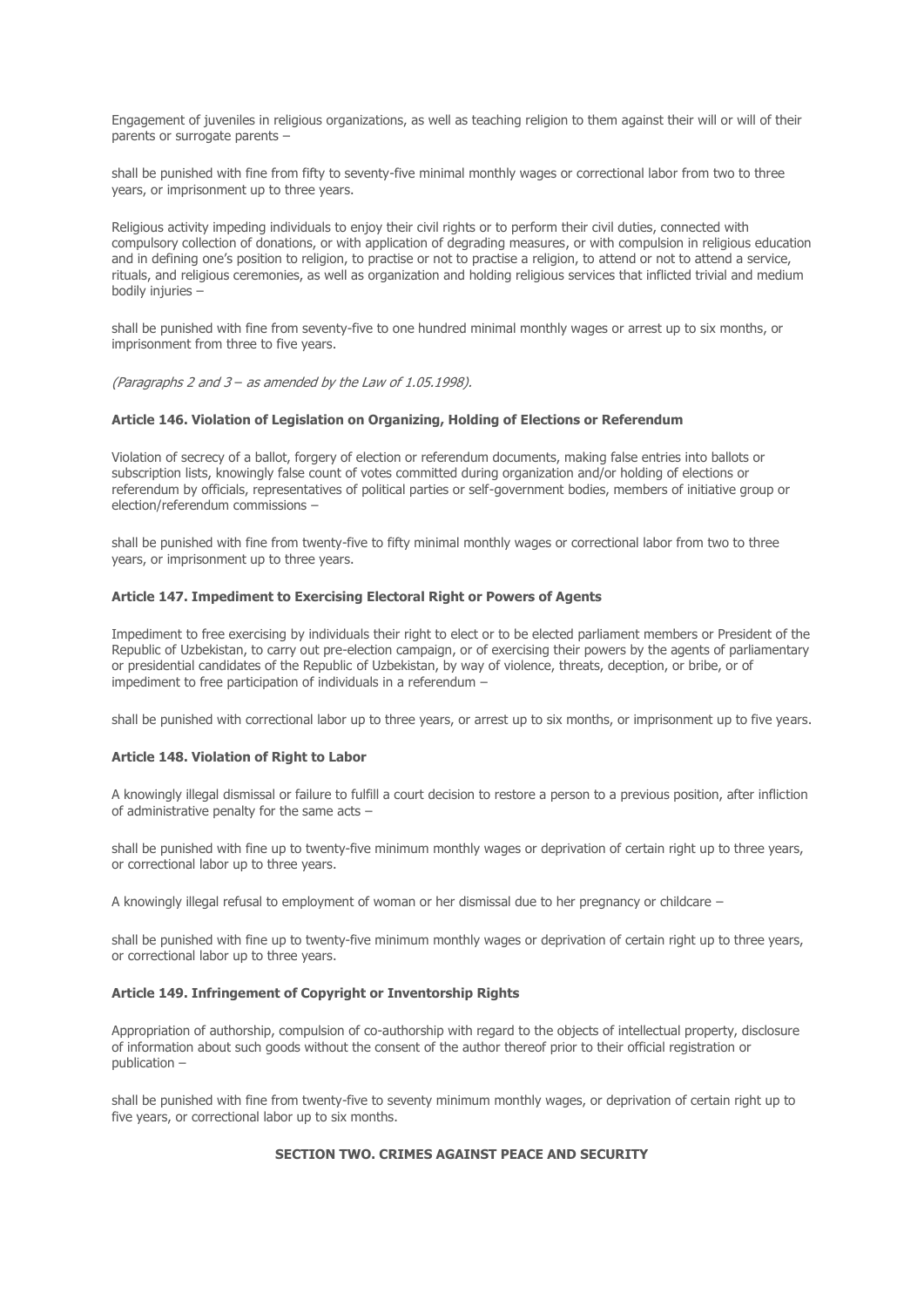Engagement of juveniles in religious organizations, as well as teaching religion to them against their will or will of their parents or surrogate parents –

shall be punished with fine from fifty to seventy-five minimal monthly wages or correctional labor from two to three years, or imprisonment up to three years.

Religious activity impeding individuals to enjoy their civil rights or to perform their civil duties, connected with compulsory collection of donations, or with application of degrading measures, or with compulsion in religious education and in defining one's position to religion, to practise or not to practise a religion, to attend or not to attend a service, rituals, and religious ceremonies, as well as organization and holding religious services that inflicted trivial and medium bodily injuries –

shall be punished with fine from seventy-five to one hundred minimal monthly wages or arrest up to six months, or imprisonment from three to five years.

*(Paragraphs 2 and 3 – as amended by the Law of 1.05.1998).*

#### Article 146. Violation of Legislation on Organizing, Holding of Elections or Referendum

Violation of secrecy of a ballot, forgery of election or referendum documents, making false entries into ballots or subscription lists, knowingly false count of votes committed during organization and/or holding of elections or referendum by officials, representatives of political parties or self-government bodies, members of initiative group or election/referendum commissions –

shall be punished with fine from twenty-five to fifty minimal monthly wages or correctional labor from two to three years, or imprisonment up to three years.

#### Article 147. Impediment to Exercising Electoral Right or Powers of Agents

Impediment to free exercising by individuals their right to elect or to be elected parliament members or President of the Republic of Uzbekistan, to carry out pre-election campaign, or of exercising their powers by the agents of parliamentary or presidential candidates of the Republic of Uzbekistan, by way of violence, threats, deception, or bribe, or of impediment to free participation of individuals in a referendum –

shall be punished with correctional labor up to three years, or arrest up to six months, or imprisonment up to five years.

#### Article 148. Violation of Right to Labor

A knowingly illegal dismissal or failure to fulfill a court decision to restore a person to a previous position, after infliction of administrative penalty for the same acts –

shall be punished with fine up to twenty-five minimum monthly wages or deprivation of certain right up to three years, or correctional labor up to three years.

A knowingly illegal refusal to employment of woman or her dismissal due to her pregnancy or childcare –

shall be punished with fine up to twenty-five minimum monthly wages or deprivation of certain right up to three years, or correctional labor up to three years.

#### Article 149. Infringement of Copyright or Inventorship Rights

Appropriation of authorship, compulsion of co-authorship with regard to the objects of intellectual property, disclosure of information about such goods without the consent of the author thereof prior to their official registration or publication –

shall be punished with fine from twenty-five to seventy minimum monthly wages, or deprivation of certain right up to five years, or correctional labor up to six months.

## SECTION TWO. CRIMES AGAINST PEACE AND SECURITY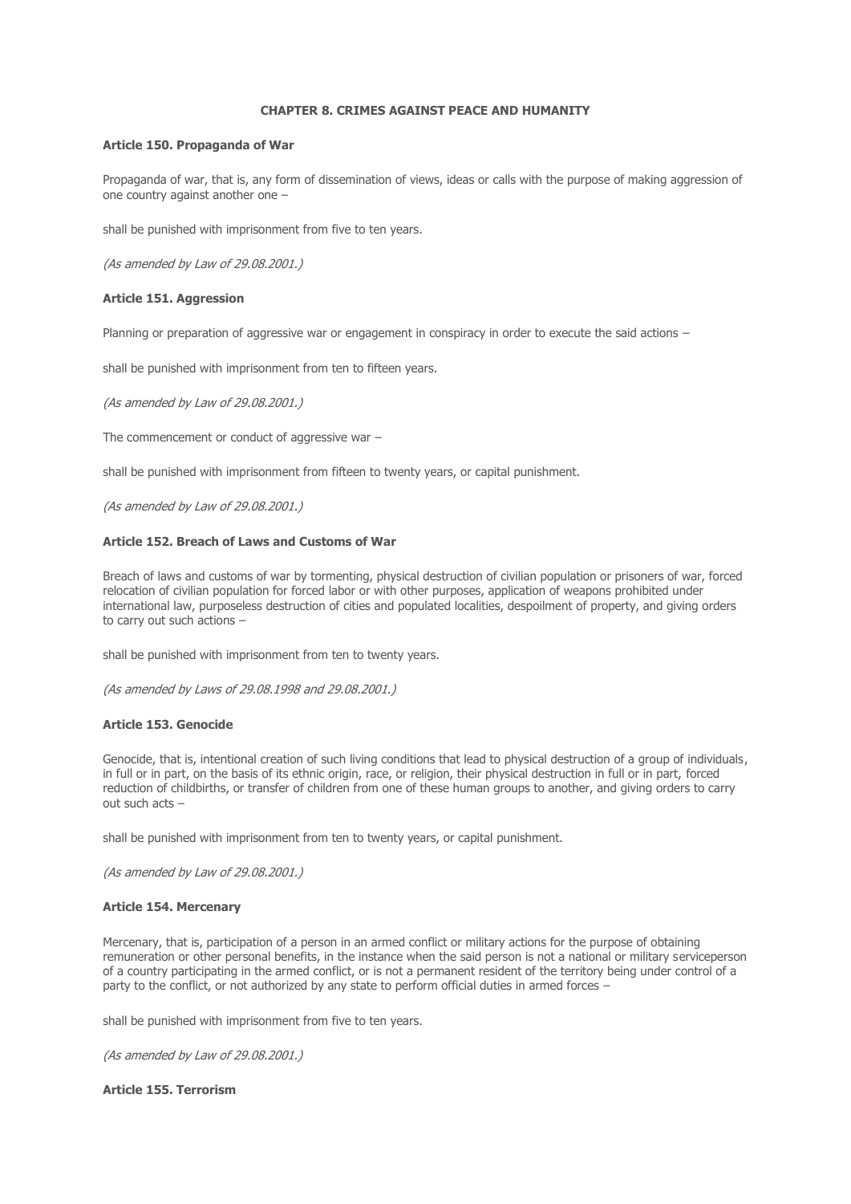## CHAPTER 8. CRIMES AGAINST PEACE AND HUMANITY

### Article 150. Propaganda of War

Propaganda of war, that is, any form of dissemination of views, ideas or calls with the purpose of making aggression of one country against another one –

shall be punished with imprisonment from five to ten years.

*(As amended by Law of 29.08.2001.)*

### Article 151. Aggression

Planning or preparation of aggressive war or engagement in conspiracy in order to execute the said actions –

shall be punished with imprisonment from ten to fifteen years.

*(As amended by Law of 29.08.2001.)*

The commencement or conduct of aggressive war –

shall be punished with imprisonment from fifteen to twenty years, or capital punishment.

*(As amended by Law of 29.08.2001.)*

### Article 152. Breach of Laws and Customs of War

Breach of laws and customs of war by tormenting, physical destruction of civilian population or prisoners of war, forced relocation of civilian population for forced labor or with other purposes, application of weapons prohibited under international law, purposeless destruction of cities and populated localities, despoilment of property, and giving orders to carry out such actions –

shall be punished with imprisonment from ten to twenty years.

*(As amended by Laws of 29.08.1998 and 29.08.2001.)*

### Article 153. Genocide

Genocide, that is, intentional creation of such living conditions that lead to physical destruction of a group of individuals, in full or in part, on the basis of its ethnic origin, race, or religion, their physical destruction in full or in part, forced reduction of childbirths, or transfer of children from one of these human groups to another, and giving orders to carry out such acts –

shall be punished with imprisonment from ten to twenty years, or capital punishment.

*(As amended by Law of 29.08.2001.)*

### Article 154. Mercenary

Mercenary, that is, participation of a person in an armed conflict or military actions for the purpose of obtaining remuneration or other personal benefits, in the instance when the said person is not a national or military serviceperson of a country participating in the armed conflict, or is not a permanent resident of the territory being under control of a party to the conflict, or not authorized by any state to perform official duties in armed forces –

shall be punished with imprisonment from five to ten years.

*(As amended by Law of 29.08.2001.)*

### Article 155. Terrorism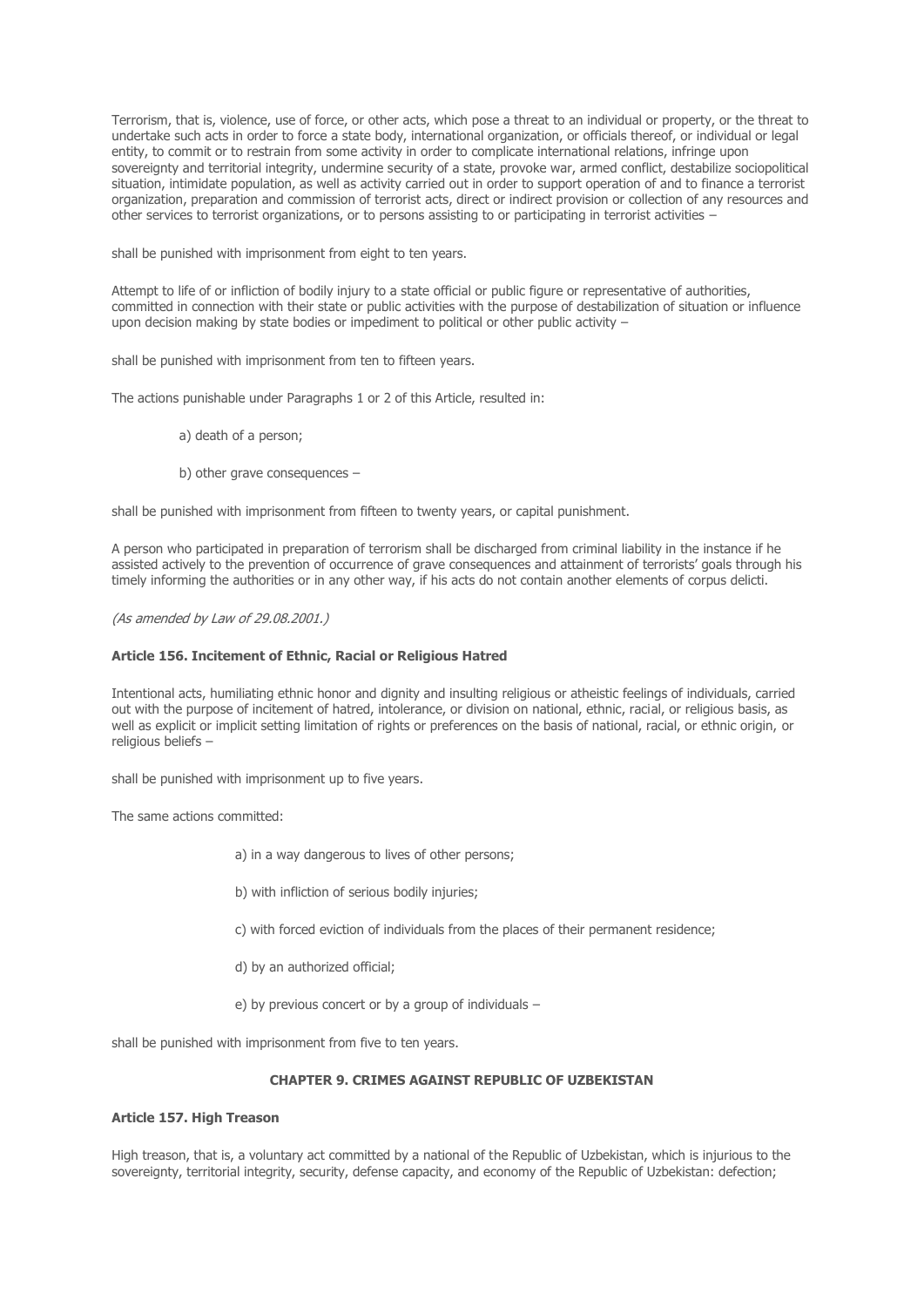Terrorism, that is, violence, use of force, or other acts, which pose a threat to an individual or property, or the threat to undertake such acts in order to force a state body, international organization, or officials thereof, or individual or legal entity, to commit or to restrain from some activity in order to complicate international relations, infringe upon sovereignty and territorial integrity, undermine security of a state, provoke war, armed conflict, destabilize sociopolitical situation, intimidate population, as well as activity carried out in order to support operation of and to finance a terrorist organization, preparation and commission of terrorist acts, direct or indirect provision or collection of any resources and other services to terrorist organizations, or to persons assisting to or participating in terrorist activities –

shall be punished with imprisonment from eight to ten years.

Attempt to life of or infliction of bodily injury to a state official or public figure or representative of authorities, committed in connection with their state or public activities with the purpose of destabilization of situation or influence upon decision making by state bodies or impediment to political or other public activity –

shall be punished with imprisonment from ten to fifteen years.

The actions punishable under Paragraphs 1 or 2 of this Article, resulted in:

a) death of a person;

b) other grave consequences –

shall be punished with imprisonment from fifteen to twenty years, or capital punishment.

A person who participated in preparation of terrorism shall be discharged from criminal liability in the instance if he assisted actively to the prevention of occurrence of grave consequences and attainment of terrorists' goals through his timely informing the authorities or in any other way, if his acts do not contain another elements of corpus delicti.

*(As amended by Law of 29.08.2001.)*

**Article 156. Incitement of Ethnic, Racial or Religious Hatred**

Intentional acts, humiliating ethnic honor and dignity and insulting religious or atheistic feelings of individuals, carried out with the purpose of incitement of hatred, intolerance, or division on national, ethnic, racial, or religious basis, as well as explicit or implicit setting limitation of rights or preferences on the basis of national, racial, or ethnic origin, or religious beliefs –

shall be punished with imprisonment up to five years.

The same actions committed:

a) in a way dangerous to lives of other persons;

b) with infliction of serious bodily injuries;

c) with forced eviction of individuals from the places of their permanent residence;

d) by an authorized official;

e) by previous concert or by a group of individuals –

shall be punished with imprisonment from five to ten years.

## CHAPTER 9. CRIMES AGAINST REPUBLIC OF UZBEKISTAN

**Article 157. High Treason**

High treason, that is, a voluntary act committed by a national of the Republic of Uzbekistan, which is injurious to the sovereignty, territorial integrity, security, defense capacity, and economy of the Republic of Uzbekistan: defection;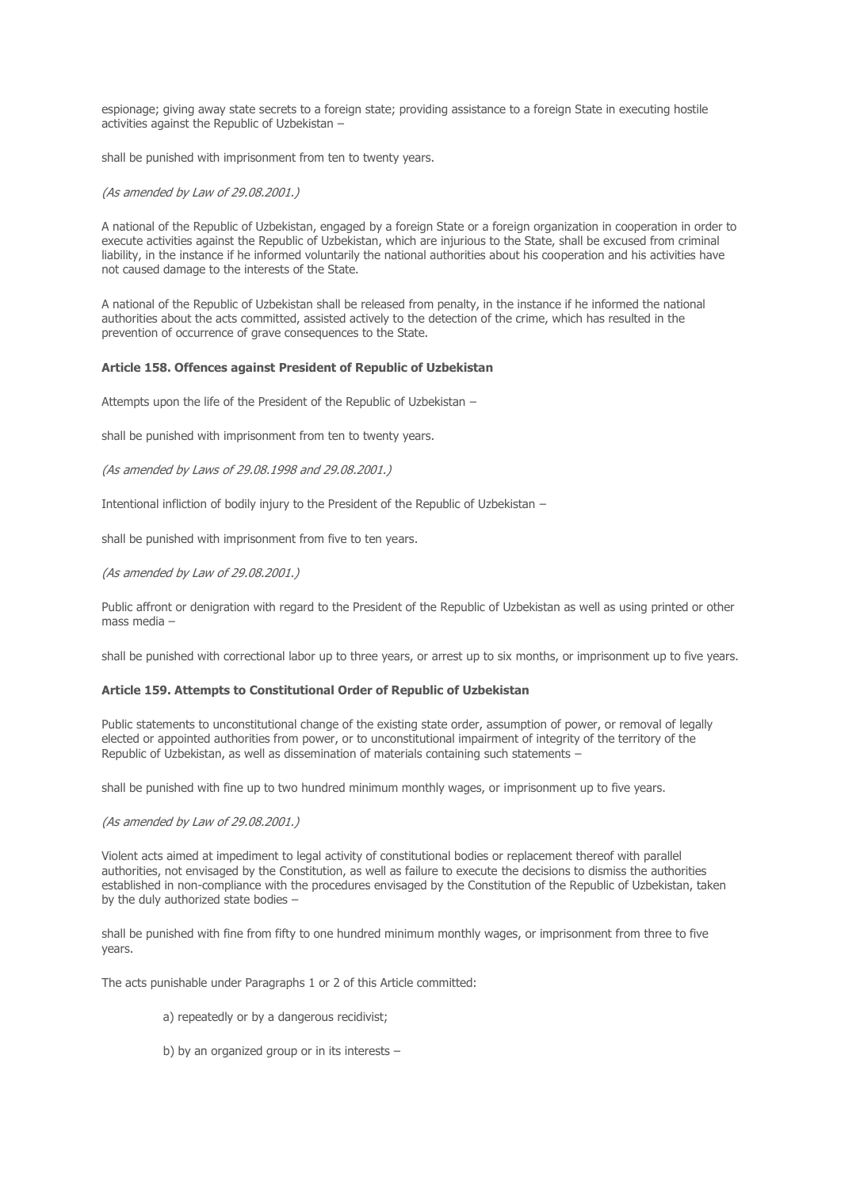espionage; giving away state secrets to a foreign state; providing assistance to a foreign State in executing hostile activities against the Republic of Uzbekistan –

shall be punished with imprisonment from ten to twenty years.

*(As amended by Law of 29.08.2001.)*

A national of the Republic of Uzbekistan, engaged by a foreign State or a foreign organization in cooperation in order to execute activities against the Republic of Uzbekistan, which are injurious to the State, shall be excused from criminal liability, in the instance if he informed voluntarily the national authorities about his cooperation and his activities have not caused damage to the interests of the State.

A national of the Republic of Uzbekistan shall be released from penalty, in the instance if he informed the national authorities about the acts committed, assisted actively to the detection of the crime, which has resulted in the prevention of occurrence of grave consequences to the State.

**Article 158. Offences against President of Republic of Uzbekistan**

Attempts upon the life of the President of the Republic of Uzbekistan –

shall be punished with imprisonment from ten to twenty years.

*(As amended by Laws of 29.08.1998 and 29.08.2001.)*

Intentional infliction of bodily injury to the President of the Republic of Uzbekistan –

shall be punished with imprisonment from five to ten years.

*(As amended by Law of 29.08.2001.)*

Public affront or denigration with regard to the President of the Republic of Uzbekistan as well as using printed or other mass media –

shall be punished with correctional labor up to three years, or arrest up to six months, or imprisonment up to five years.

**Article 159. Attempts to Constitutional Order of Republic of Uzbekistan**

Public statements to unconstitutional change of the existing state order, assumption of power, or removal of legally elected or appointed authorities from power, or to unconstitutional impairment of integrity of the territory of the Republic of Uzbekistan, as well as dissemination of materials containing such statements –

shall be punished with fine up to two hundred minimum monthly wages, or imprisonment up to five years.

*(As amended by Law of 29.08.2001.)*

Violent acts aimed at impediment to legal activity of constitutional bodies or replacement thereof with parallel authorities, not envisaged by the Constitution, as well as failure to execute the decisions to dismiss the authorities established in non-compliance with the procedures envisaged by the Constitution of the Republic of Uzbekistan, taken by the duly authorized state bodies –

shall be punished with fine from fifty to one hundred minimum monthly wages, or imprisonment from three to five years.

The acts punishable under Paragraphs 1 or 2 of this Article committed:

a) repeatedly or by a dangerous recidivist;

b) by an organized group or in its interests –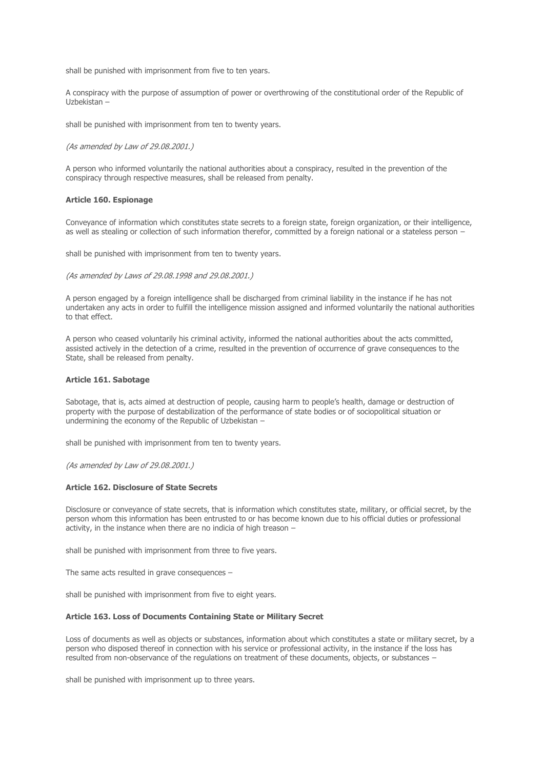shall be punished with imprisonment from five to ten years.

A conspiracy with the purpose of assumption of power or overthrowing of the constitutional order of the Republic of Uzbekistan –

shall be punished with imprisonment from ten to twenty years.

*(As amended by Law of 29.08.2001.)*

A person who informed voluntarily the national authorities about a conspiracy, resulted in the prevention of the conspiracy through respective measures, shall be released from penalty.

**Article 160. Espionage**

Conveyance of information which constitutes state secrets to a foreign state, foreign organization, or their intelligence, as well as stealing or collection of such information therefor, committed by a foreign national or a stateless person –

shall be punished with imprisonment from ten to twenty years.

*(As amended by Laws of 29.08.1998 and 29.08.2001.)*

A person engaged by a foreign intelligence shall be discharged from criminal liability in the instance if he has not undertaken any acts in order to fulfill the intelligence mission assigned and informed voluntarily the national authorities to that effect.

A person who ceased voluntarily his criminal activity, informed the national authorities about the acts committed, assisted actively in the detection of a crime, resulted in the prevention of occurrence of grave consequences to the State, shall be released from penalty.

**Article 161. Sabotage**

Sabotage, that is, acts aimed at destruction of people, causing harm to people's health, damage or destruction of property with the purpose of destabilization of the performance of state bodies or of sociopolitical situation or undermining the economy of the Republic of Uzbekistan –

shall be punished with imprisonment from ten to twenty years.

*(As amended by Law of 29.08.2001.)*

**Article 162. Disclosure of State Secrets**

Disclosure or conveyance of state secrets, that is information which constitutes state, military, or official secret, by the person whom this information has been entrusted to or has become known due to his official duties or professional activity, in the instance when there are no indicia of high treason –

shall be punished with imprisonment from three to five years.

The same acts resulted in grave consequences –

shall be punished with imprisonment from five to eight years.

**Article 163. Loss of Documents Containing State or Military Secret**

Loss of documents as well as objects or substances, information about which constitutes a state or military secret, by a person who disposed thereof in connection with his service or professional activity, in the instance if the loss has resulted from non-observance of the regulations on treatment of these documents, objects, or substances –

shall be punished with imprisonment up to three years.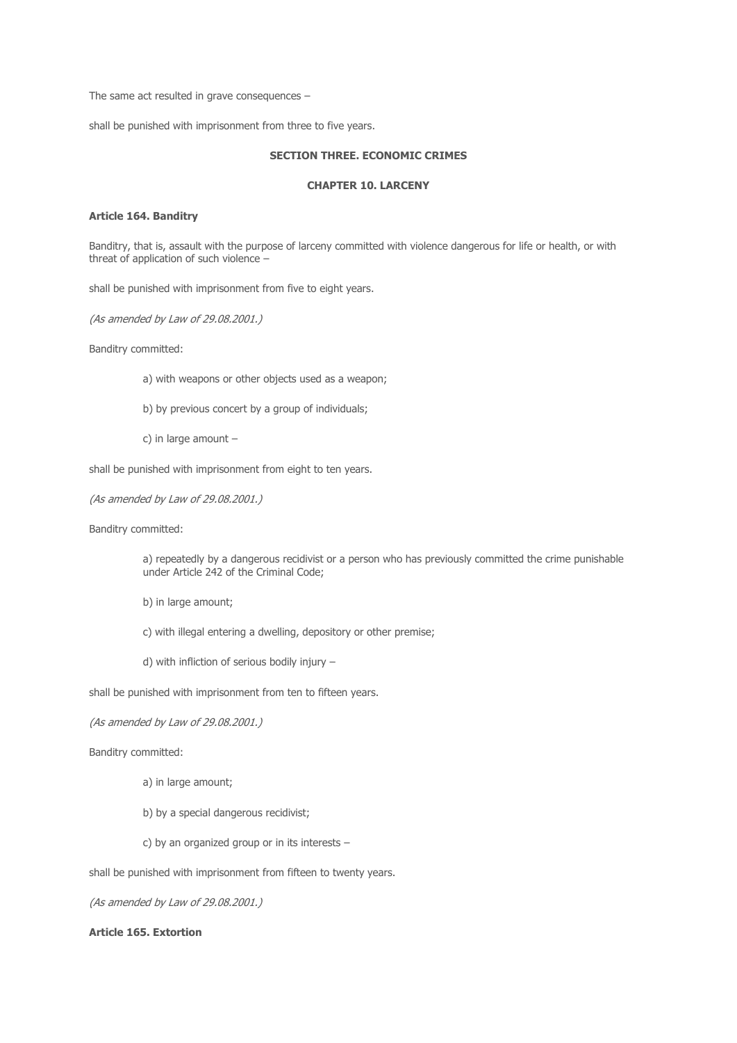The same act resulted in grave consequences –

shall be punished with imprisonment from three to five years.

## SECTION THREE. ECONOMIC CRIMES

### CHAPTER 10. LARCENY

**Article 164. Banditry**

Banditry, that is, assault with the purpose of larceny committed with violence dangerous for life or health, or with threat of application of such violence –

shall be punished with imprisonment from five to eight years.

*(As amended by Law of 29.08.2001.)*

Banditry committed:

a) with weapons or other objects used as a weapon;

b) by previous concert by a group of individuals;

c) in large amount –

shall be punished with imprisonment from eight to ten years.

*(As amended by Law of 29.08.2001.)*

Banditry committed:

a) repeatedly by a dangerous recidivist or a person who has previously committed the crime punishable under Article 242 of the Criminal Code;

b) in large amount;

c) with illegal entering a dwelling, depository or other premise;

d) with infliction of serious bodily injury –

shall be punished with imprisonment from ten to fifteen years.

*(As amended by Law of 29.08.2001.)*

Banditry committed:

a) in large amount;

b) by a special dangerous recidivist;

c) by an organized group or in its interests –

shall be punished with imprisonment from fifteen to twenty years.

*(As amended by Law of 29.08.2001.)*

**Article 165. Extortion**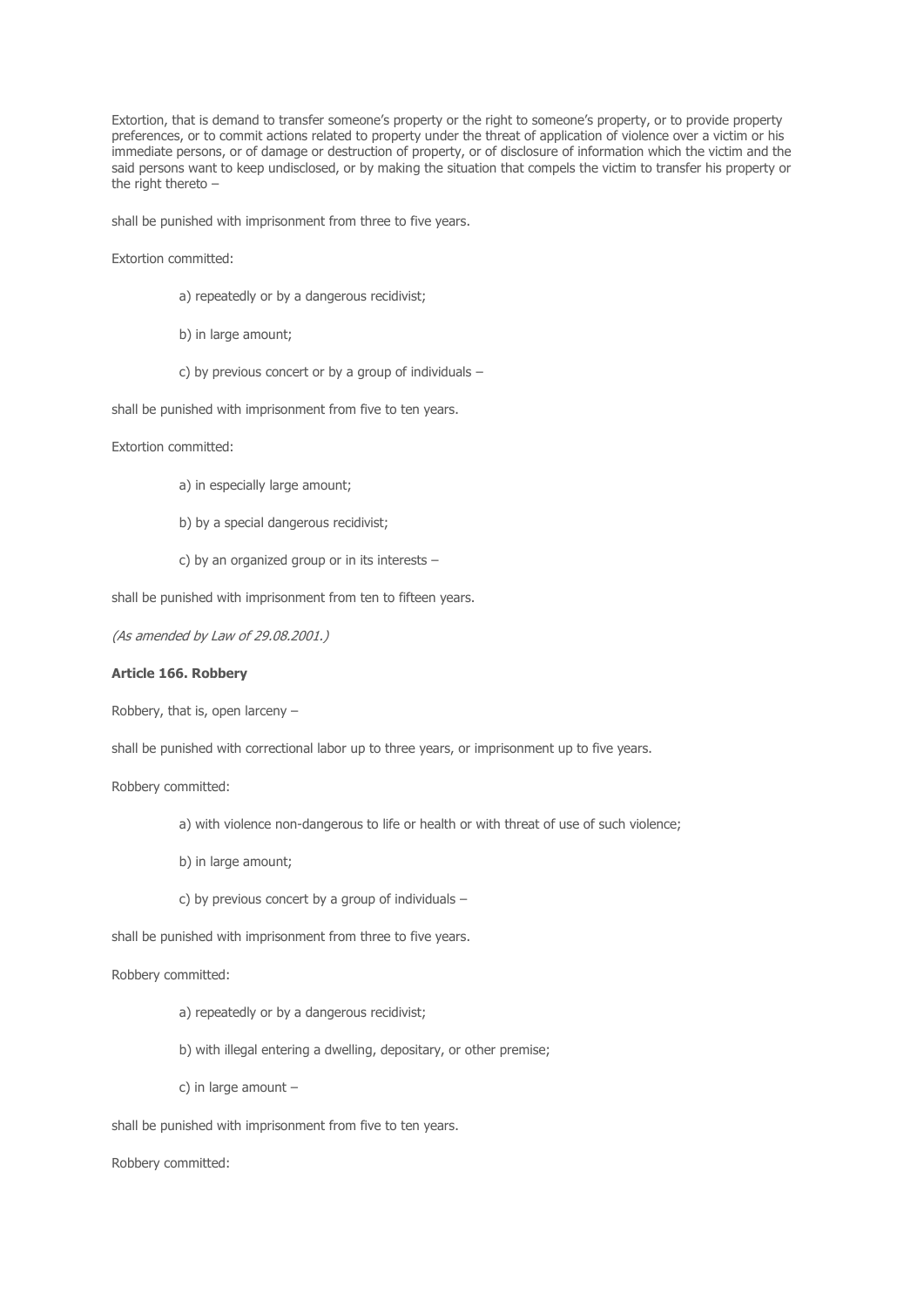Extortion, that is demand to transfer someone's property or the right to someone's property, or to provide property preferences, or to commit actions related to property under the threat of application of violence over a victim or his immediate persons, or of damage or destruction of property, or of disclosure of information which the victim and the said persons want to keep undisclosed, or by making the situation that compels the victim to transfer his property or the right thereto –

shall be punished with imprisonment from three to five years.

Extortion committed:

a) repeatedly or by a dangerous recidivist;

b) in large amount;

c) by previous concert or by a group of individuals –

shall be punished with imprisonment from five to ten years.

Extortion committed:

a) in especially large amount;

b) by a special dangerous recidivist;

c) by an organized group or in its interests –

shall be punished with imprisonment from ten to fifteen years.

*(As amended by Law of 29.08.2001.)*

**Article 166. Robbery**

Robbery, that is, open larceny –

shall be punished with correctional labor up to three years, or imprisonment up to five years.

Robbery committed:

a) with violence non-dangerous to life or health or with threat of use of such violence;

b) in large amount;

c) by previous concert by a group of individuals –

shall be punished with imprisonment from three to five years.

Robbery committed:

a) repeatedly or by a dangerous recidivist;

b) with illegal entering a dwelling, depositary, or other premise;

c) in large amount –

shall be punished with imprisonment from five to ten years.

Robbery committed: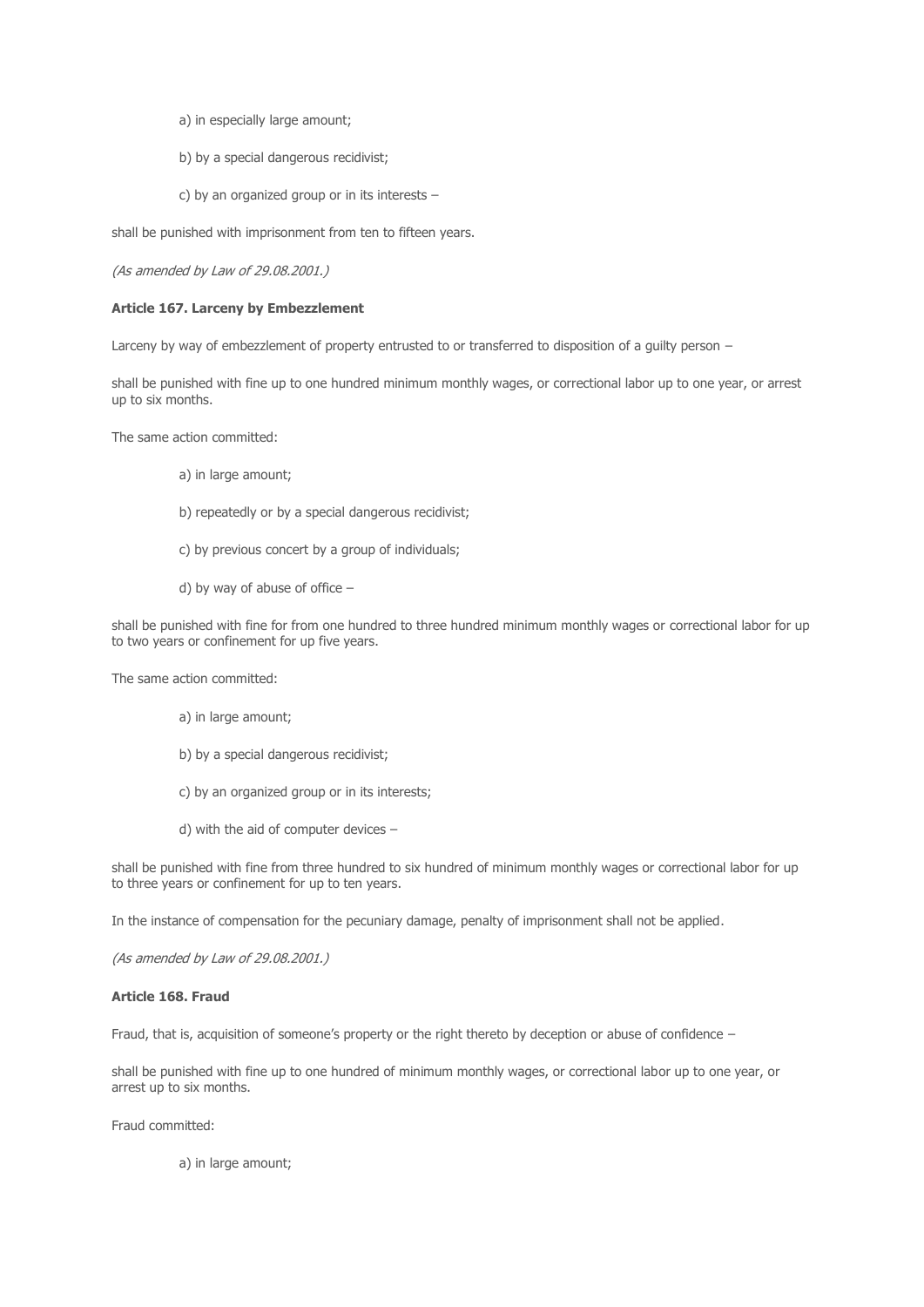a) in especially large amount;

b) by a special dangerous recidivist;

c) by an organized group or in its interests –

shall be punished with imprisonment from ten to fifteen years.

*(As amended by Law of 29.08.2001.)*

**Article 167. Larceny by Embezzlement**

Larceny by way of embezzlement of property entrusted to or transferred to disposition of a guilty person –

shall be punished with fine up to one hundred minimum monthly wages, or correctional labor up to one year, or arrest up to six months.

The same action committed:

a) in large amount;

b) repeatedly or by a special dangerous recidivist;

c) by previous concert by a group of individuals;

d) by way of abuse of office –

shall be punished with fine for from one hundred to three hundred minimum monthly wages or correctional labor for up to two years or confinement for up five years.

The same action committed:

a) in large amount;

b) by a special dangerous recidivist;

c) by an organized group or in its interests;

d) with the aid of computer devices –

shall be punished with fine from three hundred to six hundred of minimum monthly wages or correctional labor for up to three years or confinement for up to ten years.

In the instance of compensation for the pecuniary damage, penalty of imprisonment shall not be applied.

*(As amended by Law of 29.08.2001.)*

**Article 168. Fraud**

Fraud, that is, acquisition of someone's property or the right thereto by deception or abuse of confidence –

shall be punished with fine up to one hundred of minimum monthly wages, or correctional labor up to one year, or arrest up to six months.

Fraud committed:

a) in large amount;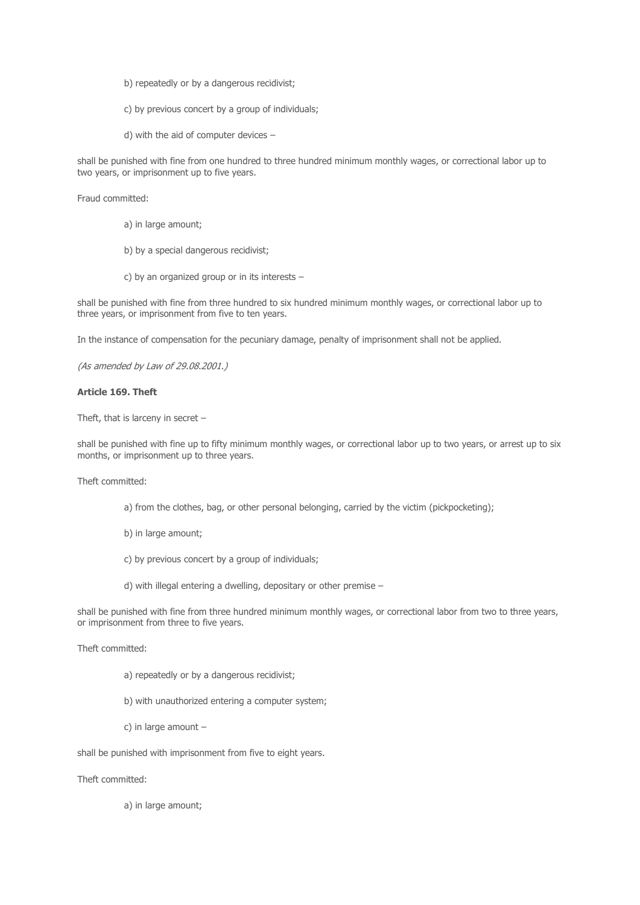b) repeatedly or by a dangerous recidivist;

c) by previous concert by a group of individuals;

d) with the aid of computer devices –

shall be punished with fine from one hundred to three hundred minimum monthly wages, or correctional labor up to two years, or imprisonment up to five years.

Fraud committed:

a) in large amount;

b) by a special dangerous recidivist;

c) by an organized group or in its interests –

shall be punished with fine from three hundred to six hundred minimum monthly wages, or correctional labor up to three years, or imprisonment from five to ten years.

In the instance of compensation for the pecuniary damage, penalty of imprisonment shall not be applied.

*(As amended by Law of 29.08.2001.)*

**Article 169. Theft**

Theft, that is larceny in secret –

shall be punished with fine up to fifty minimum monthly wages, or correctional labor up to two years, or arrest up to six months, or imprisonment up to three years.

Theft committed:

a) from the clothes, bag, or other personal belonging, carried by the victim (pickpocketing);

b) in large amount;

c) by previous concert by a group of individuals;

d) with illegal entering a dwelling, depositary or other premise –

shall be punished with fine from three hundred minimum monthly wages, or correctional labor from two to three years, or imprisonment from three to five years.

Theft committed:

a) repeatedly or by a dangerous recidivist;

b) with unauthorized entering a computer system;

c) in large amount –

shall be punished with imprisonment from five to eight years.

Theft committed:

a) in large amount;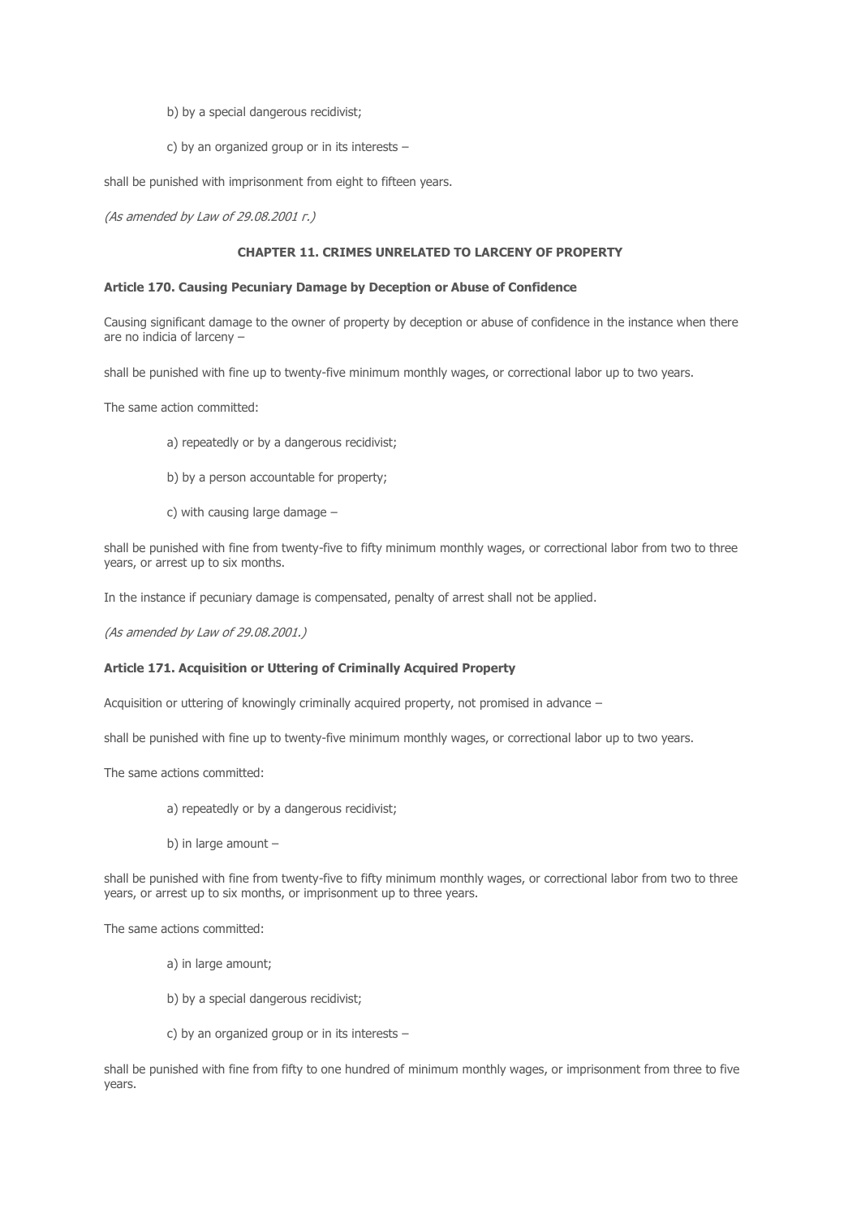b) by a special dangerous recidivist;

c) by an organized group or in its interests –

shall be punished with imprisonment from eight to fifteen years.

*(As amended by Law of 29.08.2001 г.)*

## CHAPTER 11. CRIMES UNRELATED TO LARCENY OF PROPERTY

### Article 170. Causing Pecuniary Damage by Deception or Abuse of Confidence

Causing significant damage to the owner of property by deception or abuse of confidence in the instance when there are no indicia of larceny –

shall be punished with fine up to twenty-five minimum monthly wages, or correctional labor up to two years.

The same action committed:

a) repeatedly or by a dangerous recidivist;

b) by a person accountable for property;

c) with causing large damage –

shall be punished with fine from twenty-five to fifty minimum monthly wages, or correctional labor from two to three years, or arrest up to six months.

In the instance if pecuniary damage is compensated, penalty of arrest shall not be applied.

*(As amended by Law of 29.08.2001.)*

### Article 171. Acquisition or Uttering of Criminally Acquired Property

Acquisition or uttering of knowingly criminally acquired property, not promised in advance –

shall be punished with fine up to twenty-five minimum monthly wages, or correctional labor up to two years.

The same actions committed:

a) repeatedly or by a dangerous recidivist;

b) in large amount –

shall be punished with fine from twenty-five to fifty minimum monthly wages, or correctional labor from two to three years, or arrest up to six months, or imprisonment up to three years.

The same actions committed:

a) in large amount;

b) by a special dangerous recidivist;

c) by an organized group or in its interests –

shall be punished with fine from fifty to one hundred of minimum monthly wages, or imprisonment from three to five years.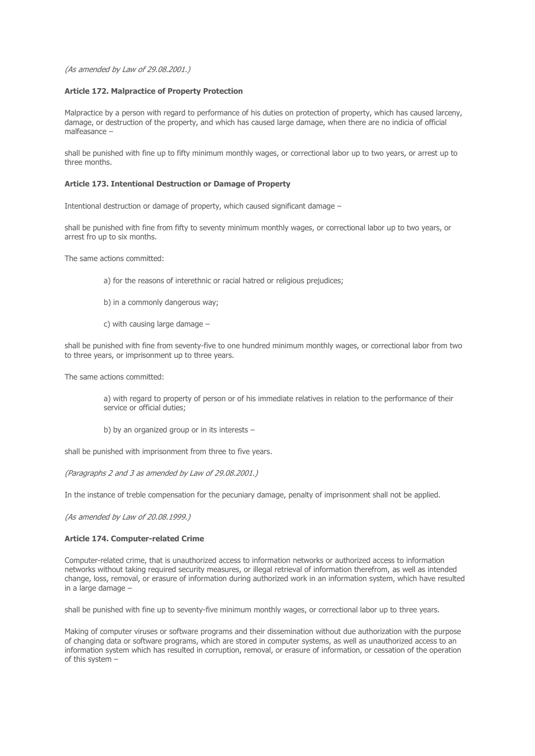*(As amended by Law of 29.08.2001.)*

**Article 172. Malpractice of Property Protection**

Malpractice by a person with regard to performance of his duties on protection of property, which has caused larceny, damage, or destruction of the property, and which has caused large damage, when there are no indicia of official malfeasance –

shall be punished with fine up to fifty minimum monthly wages, or correctional labor up to two years, or arrest up to three months.

**Article 173. Intentional Destruction or Damage of Property**

Intentional destruction or damage of property, which caused significant damage –

shall be punished with fine from fifty to seventy minimum monthly wages, or correctional labor up to two years, or arrest fro up to six months.

The same actions committed:

a) for the reasons of interethnic or racial hatred or religious prejudices;

b) in a commonly dangerous way;

c) with causing large damage –

shall be punished with fine from seventy-five to one hundred minimum monthly wages, or correctional labor from two to three years, or imprisonment up to three years.

The same actions committed:

a) with regard to property of person or of his immediate relatives in relation to the performance of their service or official duties;

b) by an organized group or in its interests –

shall be punished with imprisonment from three to five years.

*(Paragraphs 2 and 3 as amended by Law of 29.08.2001.)*

In the instance of treble compensation for the pecuniary damage, penalty of imprisonment shall not be applied.

*(As amended by Law of 20.08.1999.)*

**Article 174. Computer-related Crime**

Computer-related crime, that is unauthorized access to information networks or authorized access to information networks without taking required security measures, or illegal retrieval of information therefrom, as well as intended change, loss, removal, or erasure of information during authorized work in an information system, which have resulted in a large damage –

shall be punished with fine up to seventy-five minimum monthly wages, or correctional labor up to three years.

Making of computer viruses or software programs and their dissemination without due authorization with the purpose of changing data or software programs, which are stored in computer systems, as well as unauthorized access to an information system which has resulted in corruption, removal, or erasure of information, or cessation of the operation of this system –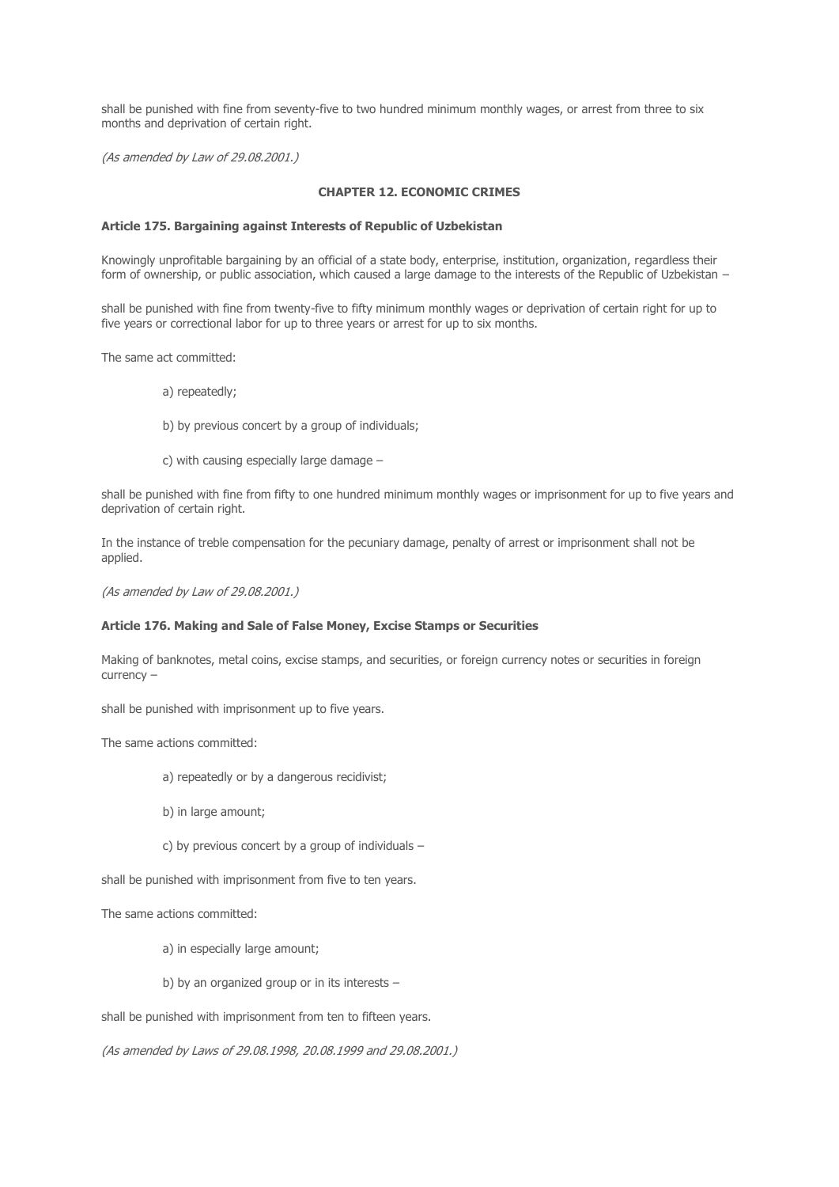shall be punished with fine from seventy-five to two hundred minimum monthly wages, or arrest from three to six months and deprivation of certain right.

*(As amended by Law of 29.08.2001.)*

## CHAPTER 12. ECONOMIC CRIMES

### Article 175. Bargaining against Interests of Republic of Uzbekistan

Knowingly unprofitable bargaining by an official of a state body, enterprise, institution, organization, regardless their form of ownership, or public association, which caused a large damage to the interests of the Republic of Uzbekistan –

shall be punished with fine from twenty-five to fifty minimum monthly wages or deprivation of certain right for up to five years or correctional labor for up to three years or arrest for up to six months.

The same act committed:

a) repeatedly;

b) by previous concert by a group of individuals;

c) with causing especially large damage –

shall be punished with fine from fifty to one hundred minimum monthly wages or imprisonment for up to five years and deprivation of certain right.

In the instance of treble compensation for the pecuniary damage, penalty of arrest or imprisonment shall not be applied.

*(As amended by Law of 29.08.2001.)*

### Article 176. Making and Sale of False Money, Excise Stamps or Securities

Making of banknotes, metal coins, excise stamps, and securities, or foreign currency notes or securities in foreign currency –

shall be punished with imprisonment up to five years.

The same actions committed:

a) repeatedly or by a dangerous recidivist;

b) in large amount;

c) by previous concert by a group of individuals –

shall be punished with imprisonment from five to ten years.

The same actions committed:

a) in especially large amount;

b) by an organized group or in its interests –

shall be punished with imprisonment from ten to fifteen years.

*(As amended by Laws of 29.08.1998, 20.08.1999 and 29.08.2001.)*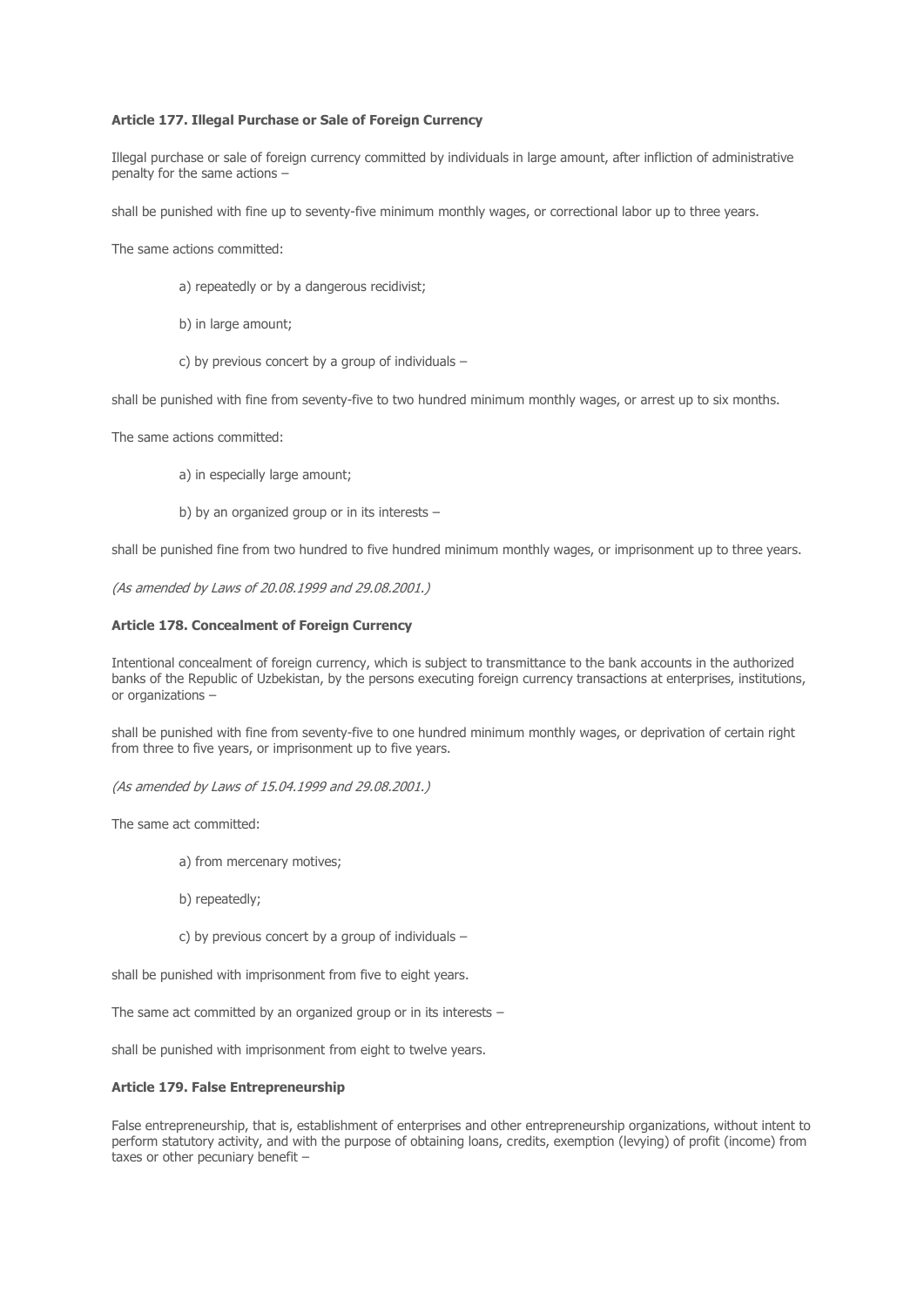**Article 177. Illegal Purchase or Sale of Foreign Currency**

Illegal purchase or sale of foreign currency committed by individuals in large amount, after infliction of administrative penalty for the same actions –

shall be punished with fine up to seventy-five minimum monthly wages, or correctional labor up to three years.

The same actions committed:

a) repeatedly or by a dangerous recidivist;

b) in large amount;

c) by previous concert by a group of individuals –

shall be punished with fine from seventy-five to two hundred minimum monthly wages, or arrest up to six months.

The same actions committed:

a) in especially large amount;

b) by an organized group or in its interests –

shall be punished fine from two hundred to five hundred minimum monthly wages, or imprisonment up to three years.

*(As amended by Laws of 20.08.1999 and 29.08.2001.)*

**Article 178. Concealment of Foreign Currency**

Intentional concealment of foreign currency, which is subject to transmittance to the bank accounts in the authorized banks of the Republic of Uzbekistan, by the persons executing foreign currency transactions at enterprises, institutions, or organizations –

shall be punished with fine from seventy-five to one hundred minimum monthly wages, or deprivation of certain right from three to five years, or imprisonment up to five years.

*(As amended by Laws of 15.04.1999 and 29.08.2001.)*

The same act committed:

a) from mercenary motives;

b) repeatedly;

c) by previous concert by a group of individuals –

shall be punished with imprisonment from five to eight years.

The same act committed by an organized group or in its interests –

shall be punished with imprisonment from eight to twelve years.

**Article 179. False Entrepreneurship**

False entrepreneurship, that is, establishment of enterprises and other entrepreneurship organizations, without intent to perform statutory activity, and with the purpose of obtaining loans, credits, exemption (levying) of profit (income) from taxes or other pecuniary benefit –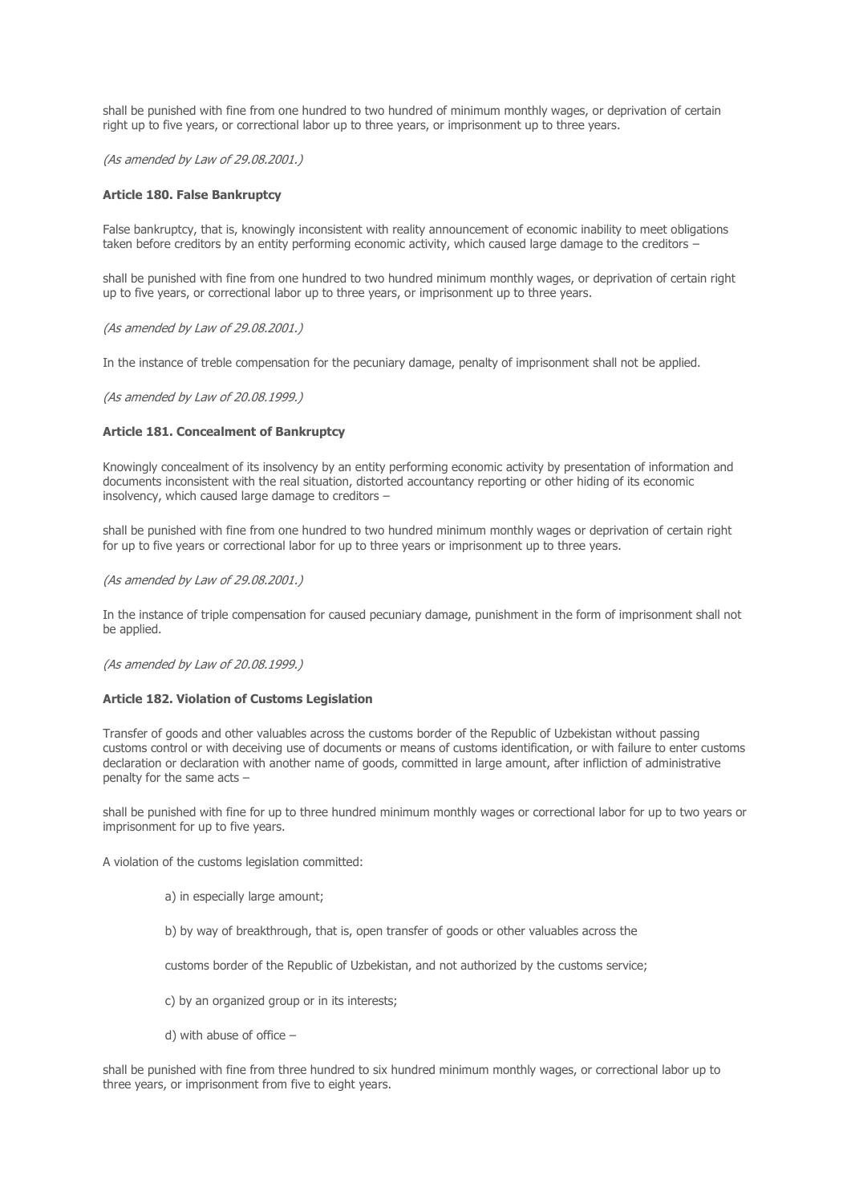shall be punished with fine from one hundred to two hundred of minimum monthly wages, or deprivation of certain right up to five years, or correctional labor up to three years, or imprisonment up to three years.

*(As amended by Law of 29.08.2001.)*

**Article 180. False Bankruptcy**

False bankruptcy, that is, knowingly inconsistent with reality announcement of economic inability to meet obligations taken before creditors by an entity performing economic activity, which caused large damage to the creditors –

shall be punished with fine from one hundred to two hundred minimum monthly wages, or deprivation of certain right up to five years, or correctional labor up to three years, or imprisonment up to three years.

*(As amended by Law of 29.08.2001.)*

In the instance of treble compensation for the pecuniary damage, penalty of imprisonment shall not be applied.

*(As amended by Law of 20.08.1999.)*

**Article 181. Concealment of Bankruptcy**

Knowingly concealment of its insolvency by an entity performing economic activity by presentation of information and documents inconsistent with the real situation, distorted accountancy reporting or other hiding of its economic insolvency, which caused large damage to creditors –

shall be punished with fine from one hundred to two hundred minimum monthly wages or deprivation of certain right for up to five years or correctional labor for up to three years or imprisonment up to three years.

*(As amended by Law of 29.08.2001.)*

In the instance of triple compensation for caused pecuniary damage, punishment in the form of imprisonment shall not be applied.

*(As amended by Law of 20.08.1999.)*

**Article 182. Violation of Customs Legislation**

Transfer of goods and other valuables across the customs border of the Republic of Uzbekistan without passing customs control or with deceiving use of documents or means of customs identification, or with failure to enter customs declaration or declaration with another name of goods, committed in large amount, after infliction of administrative penalty for the same acts –

shall be punished with fine for up to three hundred minimum monthly wages or correctional labor for up to two years or imprisonment for up to five years.

A violation of the customs legislation committed:

a) in especially large amount;

b) by way of breakthrough, that is, open transfer of goods or other valuables across the customs border of the Republic of Uzbekistan, and not authorized by the customs service;

c) by an organized group or in its interests;

d) with abuse of office –

shall be punished with fine from three hundred to six hundred minimum monthly wages, or correctional labor up to three years, or imprisonment from five to eight years.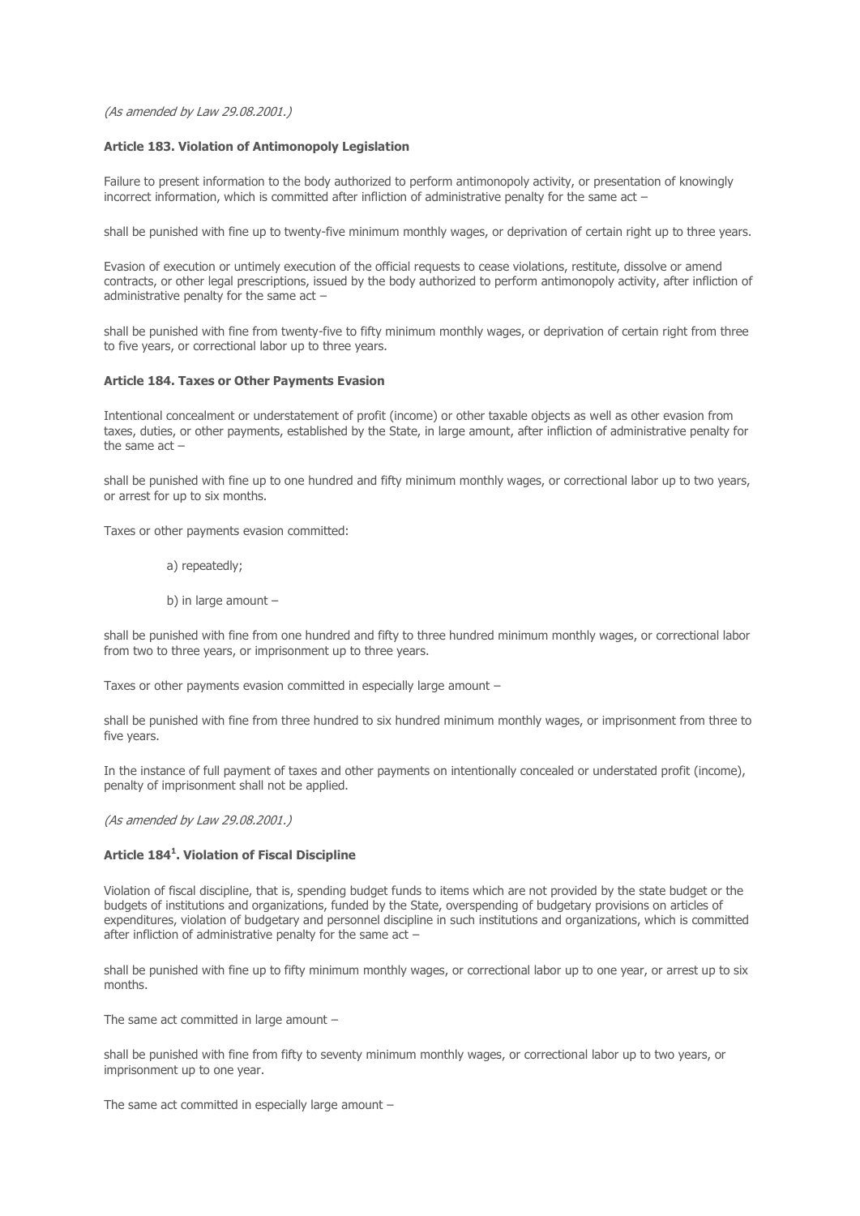*(As amended by Law 29.08.2001.)*

**Article 183. Violation of Antimonopoly Legislation**

Failure to present information to the body authorized to perform antimonopoly activity, or presentation of knowingly incorrect information, which is committed after infliction of administrative penalty for the same act –

shall be punished with fine up to twenty-five minimum monthly wages, or deprivation of certain right up to three years.

Evasion of execution or untimely execution of the official requests to cease violations, restitute, dissolve or amend contracts, or other legal prescriptions, issued by the body authorized to perform antimonopoly activity, after infliction of administrative penalty for the same act –

shall be punished with fine from twenty-five to fifty minimum monthly wages, or deprivation of certain right from three to five years, or correctional labor up to three years.

**Article 184. Taxes or Other Payments Evasion**

Intentional concealment or understatement of profit (income) or other taxable objects as well as other evasion from taxes, duties, or other payments, established by the State, in large amount, after infliction of administrative penalty for the same act –

shall be punished with fine up to one hundred and fifty minimum monthly wages, or correctional labor up to two years, or arrest for up to six months.

Taxes or other payments evasion committed:

a) repeatedly;

b) in large amount –

shall be punished with fine from one hundred and fifty to three hundred minimum monthly wages, or correctional labor from two to three years, or imprisonment up to three years.

Taxes or other payments evasion committed in especially large amount –

shall be punished with fine from three hundred to six hundred minimum monthly wages, or imprisonment from three to five years.

In the instance of full payment of taxes and other payments on intentionally concealed or understated profit (income), penalty of imprisonment shall not be applied.

*(As amended by Law 29.08.2001.)*

**Article 184[1]. Violation of Fiscal Discipline**

Violation of fiscal discipline, that is, spending budget funds to items which are not provided by the state budget or the budgets of institutions and organizations, funded by the State, overspending of budgetary provisions on articles of expenditures, violation of budgetary and personnel discipline in such institutions and organizations, which is committed after infliction of administrative penalty for the same act –

shall be punished with fine up to fifty minimum monthly wages, or correctional labor up to one year, or arrest up to six months.

The same act committed in large amount –

shall be punished with fine from fifty to seventy minimum monthly wages, or correctional labor up to two years, or imprisonment up to one year.

The same act committed in especially large amount –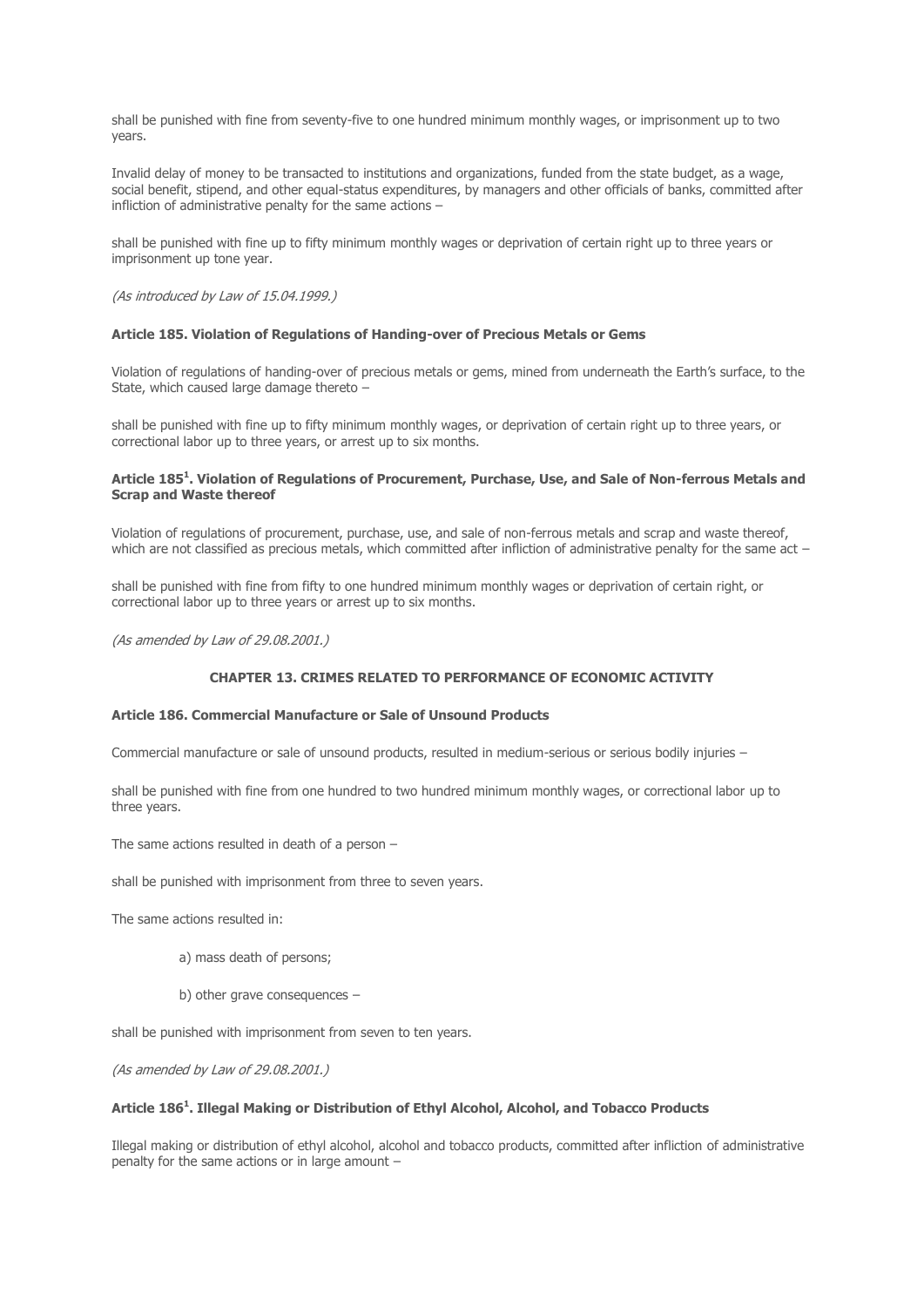shall be punished with fine from seventy-five to one hundred minimum monthly wages, or imprisonment up to two years.

Invalid delay of money to be transacted to institutions and organizations, funded from the state budget, as a wage, social benefit, stipend, and other equal-status expenditures, by managers and other officials of banks, committed after infliction of administrative penalty for the same actions –

shall be punished with fine up to fifty minimum monthly wages or deprivation of certain right up to three years or imprisonment up tone year.

*(As introduced by Law of 15.04.1999.)*

**Article 185. Violation of Regulations of Handing-over of Precious Metals or Gems**

Violation of regulations of handing-over of precious metals or gems, mined from underneath the Earth's surface, to the State, which caused large damage thereto –

shall be punished with fine up to fifty minimum monthly wages, or deprivation of certain right up to three years, or correctional labor up to three years, or arrest up to six months.

**Article 185[1]. Violation of Regulations of Procurement, Purchase, Use, and Sale of Non-ferrous Metals and Scrap and Waste thereof**

Violation of regulations of procurement, purchase, use, and sale of non-ferrous metals and scrap and waste thereof, which are not classified as precious metals, which committed after infliction of administrative penalty for the same act –

shall be punished with fine from fifty to one hundred minimum monthly wages or deprivation of certain right, or correctional labor up to three years or arrest up to six months.

*(As amended by Law of 29.08.2001.)*

## CHAPTER 13. CRIMES RELATED TO PERFORMANCE OF ECONOMIC ACTIVITY

**Article 186. Commercial Manufacture or Sale of Unsound Products**

Commercial manufacture or sale of unsound products, resulted in medium-serious or serious bodily injuries –

shall be punished with fine from one hundred to two hundred minimum monthly wages, or correctional labor up to three years.

The same actions resulted in death of a person –

shall be punished with imprisonment from three to seven years.

The same actions resulted in:

a) mass death of persons;

b) other grave consequences –

shall be punished with imprisonment from seven to ten years.

*(As amended by Law of 29.08.2001.)*

**Article 186[1]. Illegal Making or Distribution of Ethyl Alcohol, Alcohol, and Tobacco Products**

Illegal making or distribution of ethyl alcohol, alcohol and tobacco products, committed after infliction of administrative penalty for the same actions or in large amount –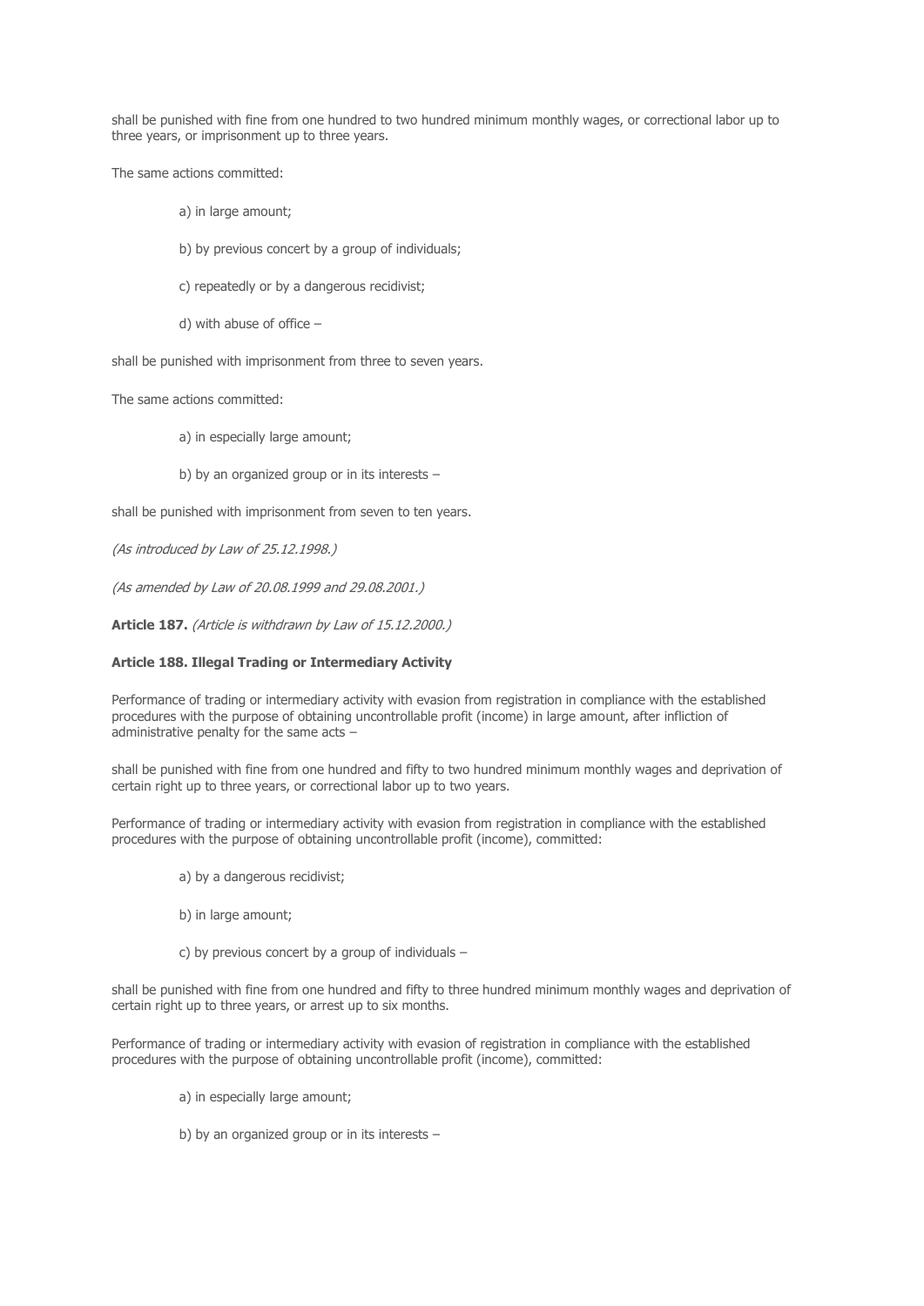shall be punished with fine from one hundred to two hundred minimum monthly wages, or correctional labor up to three years, or imprisonment up to three years.

The same actions committed:

a) in large amount;

b) by previous concert by a group of individuals;

c) repeatedly or by a dangerous recidivist;

d) with abuse of office –

shall be punished with imprisonment from three to seven years.

The same actions committed:

a) in especially large amount;

b) by an organized group or in its interests –

shall be punished with imprisonment from seven to ten years.

*(As introduced by Law of 25.12.1998.)*

*(As amended by Law of 20.08.1999 and 29.08.2001.)*

**Article 187.** *(Article is withdrawn by Law of 15.12.2000.)*

**Article 188. Illegal Trading or Intermediary Activity**

Performance of trading or intermediary activity with evasion from registration in compliance with the established procedures with the purpose of obtaining uncontrollable profit (income) in large amount, after infliction of administrative penalty for the same acts –

shall be punished with fine from one hundred and fifty to two hundred minimum monthly wages and deprivation of certain right up to three years, or correctional labor up to two years.

Performance of trading or intermediary activity with evasion from registration in compliance with the established procedures with the purpose of obtaining uncontrollable profit (income), committed:

a) by a dangerous recidivist;

b) in large amount;

c) by previous concert by a group of individuals –

shall be punished with fine from one hundred and fifty to three hundred minimum monthly wages and deprivation of certain right up to three years, or arrest up to six months.

Performance of trading or intermediary activity with evasion of registration in compliance with the established procedures with the purpose of obtaining uncontrollable profit (income), committed:

a) in especially large amount;

b) by an organized group or in its interests –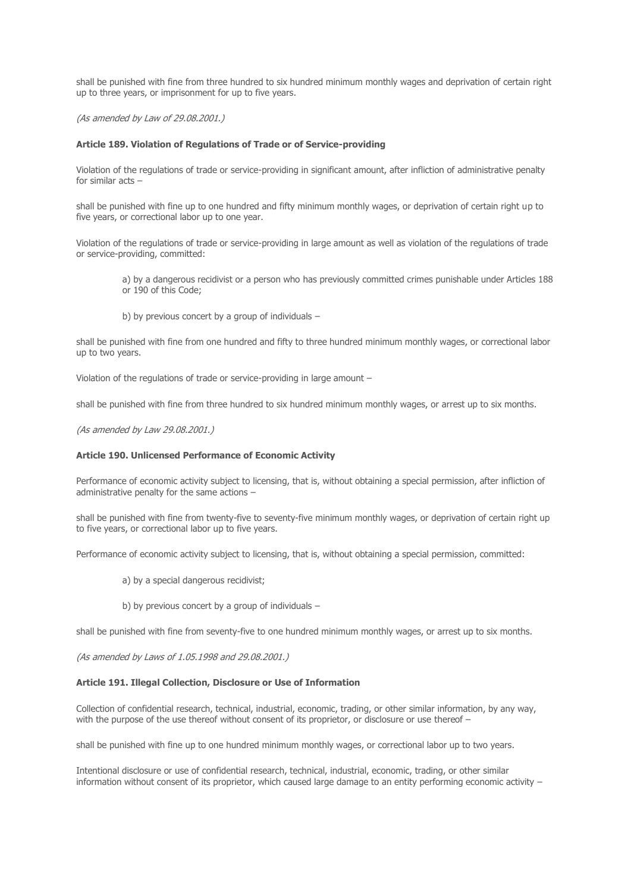shall be punished with fine from three hundred to six hundred minimum monthly wages and deprivation of certain right up to three years, or imprisonment for up to five years.

*(As amended by Law of 29.08.2001.)*

**Article 189. Violation of Regulations of Trade or of Service-providing**

Violation of the regulations of trade or service-providing in significant amount, after infliction of administrative penalty for similar acts –

shall be punished with fine up to one hundred and fifty minimum monthly wages, or deprivation of certain right up to five years, or correctional labor up to one year.

Violation of the regulations of trade or service-providing in large amount as well as violation of the regulations of trade or service-providing, committed:

a) by a dangerous recidivist or a person who has previously committed crimes punishable under Articles 188 or 190 of this Code;

b) by previous concert by a group of individuals –

shall be punished with fine from one hundred and fifty to three hundred minimum monthly wages, or correctional labor up to two years.

Violation of the regulations of trade or service-providing in large amount –

shall be punished with fine from three hundred to six hundred minimum monthly wages, or arrest up to six months.

*(As amended by Law 29.08.2001.)*

**Article 190. Unlicensed Performance of Economic Activity**

Performance of economic activity subject to licensing, that is, without obtaining a special permission, after infliction of administrative penalty for the same actions –

shall be punished with fine from twenty-five to seventy-five minimum monthly wages, or deprivation of certain right up to five years, or correctional labor up to five years.

Performance of economic activity subject to licensing, that is, without obtaining a special permission, committed:

a) by a special dangerous recidivist;

b) by previous concert by a group of individuals –

shall be punished with fine from seventy-five to one hundred minimum monthly wages, or arrest up to six months.

*(As amended by Laws of 1.05.1998 and 29.08.2001.)*

**Article 191. Illegal Collection, Disclosure or Use of Information**

Collection of confidential research, technical, industrial, economic, trading, or other similar information, by any way, with the purpose of the use thereof without consent of its proprietor, or disclosure or use thereof –

shall be punished with fine up to one hundred minimum monthly wages, or correctional labor up to two years.

Intentional disclosure or use of confidential research, technical, industrial, economic, trading, or other similar information without consent of its proprietor, which caused large damage to an entity performing economic activity –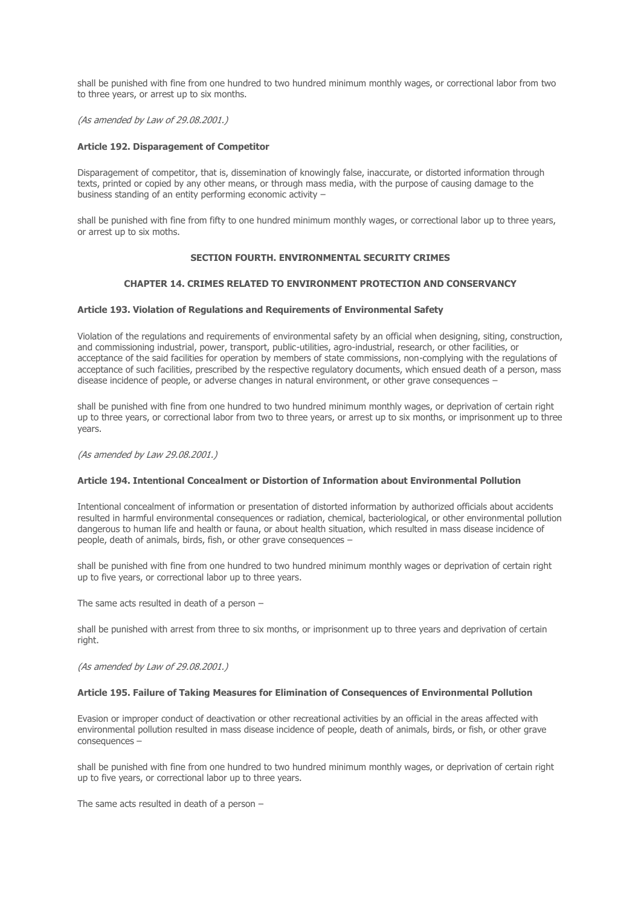shall be punished with fine from one hundred to two hundred minimum monthly wages, or correctional labor from two to three years, or arrest up to six months.

*(As amended by Law of 29.08.2001.)*

#### Article 192. Disparagement of Competitor

Disparagement of competitor, that is, dissemination of knowingly false, inaccurate, or distorted information through texts, printed or copied by any other means, or through mass media, with the purpose of causing damage to the business standing of an entity performing economic activity –

shall be punished with fine from fifty to one hundred minimum monthly wages, or correctional labor up to three years, or arrest up to six moths.

## SECTION FOURTH. ENVIRONMENTAL SECURITY CRIMES

### CHAPTER 14. CRIMES RELATED TO ENVIRONMENT PROTECTION AND CONSERVANCY

#### Article 193. Violation of Regulations and Requirements of Environmental Safety

Violation of the regulations and requirements of environmental safety by an official when designing, siting, construction, and commissioning industrial, power, transport, public-utilities, agro-industrial, research, or other facilities, or acceptance of the said facilities for operation by members of state commissions, non-complying with the regulations of acceptance of such facilities, prescribed by the respective regulatory documents, which ensued death of a person, mass disease incidence of people, or adverse changes in natural environment, or other grave consequences –

shall be punished with fine from one hundred to two hundred minimum monthly wages, or deprivation of certain right up to three years, or correctional labor from two to three years, or arrest up to six months, or imprisonment up to three years.

*(As amended by Law 29.08.2001.)*

#### Article 194. Intentional Concealment or Distortion of Information about Environmental Pollution

Intentional concealment of information or presentation of distorted information by authorized officials about accidents resulted in harmful environmental consequences or radiation, chemical, bacteriological, or other environmental pollution dangerous to human life and health or fauna, or about health situation, which resulted in mass disease incidence of people, death of animals, birds, fish, or other grave consequences –

shall be punished with fine from one hundred to two hundred minimum monthly wages or deprivation of certain right up to five years, or correctional labor up to three years.

The same acts resulted in death of a person –

shall be punished with arrest from three to six months, or imprisonment up to three years and deprivation of certain right.

*(As amended by Law of 29.08.2001.)*

#### Article 195. Failure of Taking Measures for Elimination of Consequences of Environmental Pollution

Evasion or improper conduct of deactivation or other recreational activities by an official in the areas affected with environmental pollution resulted in mass disease incidence of people, death of animals, birds, or fish, or other grave consequences –

shall be punished with fine from one hundred to two hundred minimum monthly wages, or deprivation of certain right up to five years, or correctional labor up to three years.

The same acts resulted in death of a person –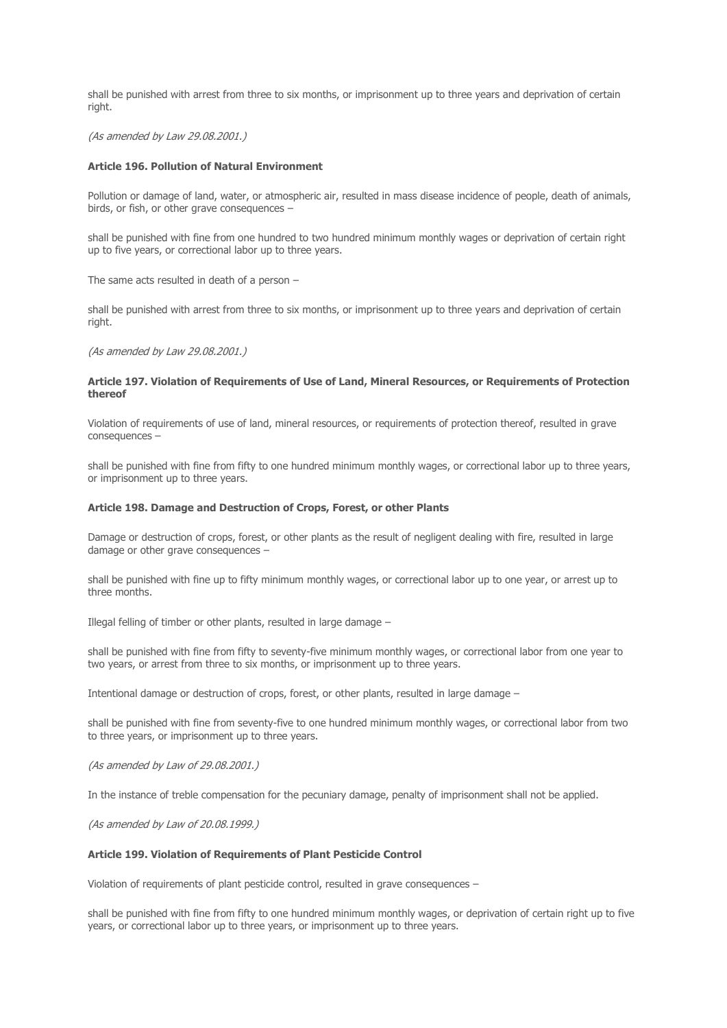shall be punished with arrest from three to six months, or imprisonment up to three years and deprivation of certain right.

*(As amended by Law 29.08.2001.)*

**Article 196. Pollution of Natural Environment**

Pollution or damage of land, water, or atmospheric air, resulted in mass disease incidence of people, death of animals, birds, or fish, or other grave consequences –

shall be punished with fine from one hundred to two hundred minimum monthly wages or deprivation of certain right up to five years, or correctional labor up to three years.

The same acts resulted in death of a person –

shall be punished with arrest from three to six months, or imprisonment up to three years and deprivation of certain right.

*(As amended by Law 29.08.2001.)*

**Article 197. Violation of Requirements of Use of Land, Mineral Resources, or Requirements of Protection thereof**

Violation of requirements of use of land, mineral resources, or requirements of protection thereof, resulted in grave consequences –

shall be punished with fine from fifty to one hundred minimum monthly wages, or correctional labor up to three years, or imprisonment up to three years.

**Article 198. Damage and Destruction of Crops, Forest, or other Plants**

Damage or destruction of crops, forest, or other plants as the result of negligent dealing with fire, resulted in large damage or other grave consequences –

shall be punished with fine up to fifty minimum monthly wages, or correctional labor up to one year, or arrest up to three months.

Illegal felling of timber or other plants, resulted in large damage –

shall be punished with fine from fifty to seventy-five minimum monthly wages, or correctional labor from one year to two years, or arrest from three to six months, or imprisonment up to three years.

Intentional damage or destruction of crops, forest, or other plants, resulted in large damage –

shall be punished with fine from seventy-five to one hundred minimum monthly wages, or correctional labor from two to three years, or imprisonment up to three years.

*(As amended by Law of 29.08.2001.)*

In the instance of treble compensation for the pecuniary damage, penalty of imprisonment shall not be applied.

*(As amended by Law of 20.08.1999.)*

**Article 199. Violation of Requirements of Plant Pesticide Control**

Violation of requirements of plant pesticide control, resulted in grave consequences –

shall be punished with fine from fifty to one hundred minimum monthly wages, or deprivation of certain right up to five years, or correctional labor up to three years, or imprisonment up to three years.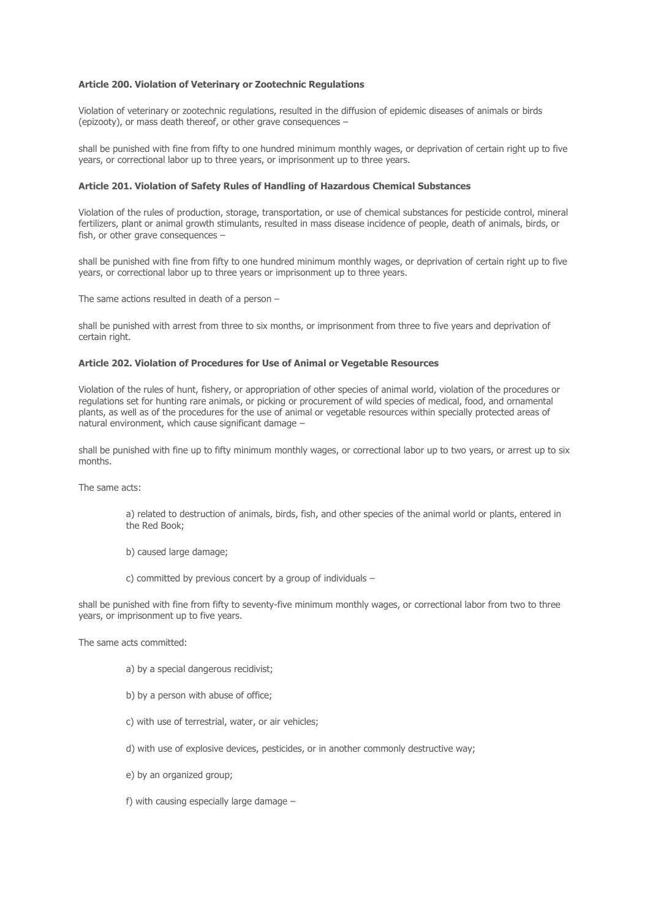**Article 200. Violation of Veterinary or Zootechnic Regulations**

Violation of veterinary or zootechnic regulations, resulted in the diffusion of epidemic diseases of animals or birds (epizooty), or mass death thereof, or other grave consequences –

shall be punished with fine from fifty to one hundred minimum monthly wages, or deprivation of certain right up to five years, or correctional labor up to three years, or imprisonment up to three years.

**Article 201. Violation of Safety Rules of Handling of Hazardous Chemical Substances**

Violation of the rules of production, storage, transportation, or use of chemical substances for pesticide control, mineral fertilizers, plant or animal growth stimulants, resulted in mass disease incidence of people, death of animals, birds, or fish, or other grave consequences –

shall be punished with fine from fifty to one hundred minimum monthly wages, or deprivation of certain right up to five years, or correctional labor up to three years or imprisonment up to three years.

The same actions resulted in death of a person –

shall be punished with arrest from three to six months, or imprisonment from three to five years and deprivation of certain right.

**Article 202. Violation of Procedures for Use of Animal or Vegetable Resources**

Violation of the rules of hunt, fishery, or appropriation of other species of animal world, violation of the procedures or regulations set for hunting rare animals, or picking or procurement of wild species of medical, food, and ornamental plants, as well as of the procedures for the use of animal or vegetable resources within specially protected areas of natural environment, which cause significant damage –

shall be punished with fine up to fifty minimum monthly wages, or correctional labor up to two years, or arrest up to six months.

The same acts:

a) related to destruction of animals, birds, fish, and other species of the animal world or plants, entered in the Red Book;

b) caused large damage;

c) committed by previous concert by a group of individuals –

shall be punished with fine from fifty to seventy-five minimum monthly wages, or correctional labor from two to three years, or imprisonment up to five years.

The same acts committed:

a) by a special dangerous recidivist;

b) by a person with abuse of office;

c) with use of terrestrial, water, or air vehicles;

d) with use of explosive devices, pesticides, or in another commonly destructive way;

e) by an organized group;

f) with causing especially large damage –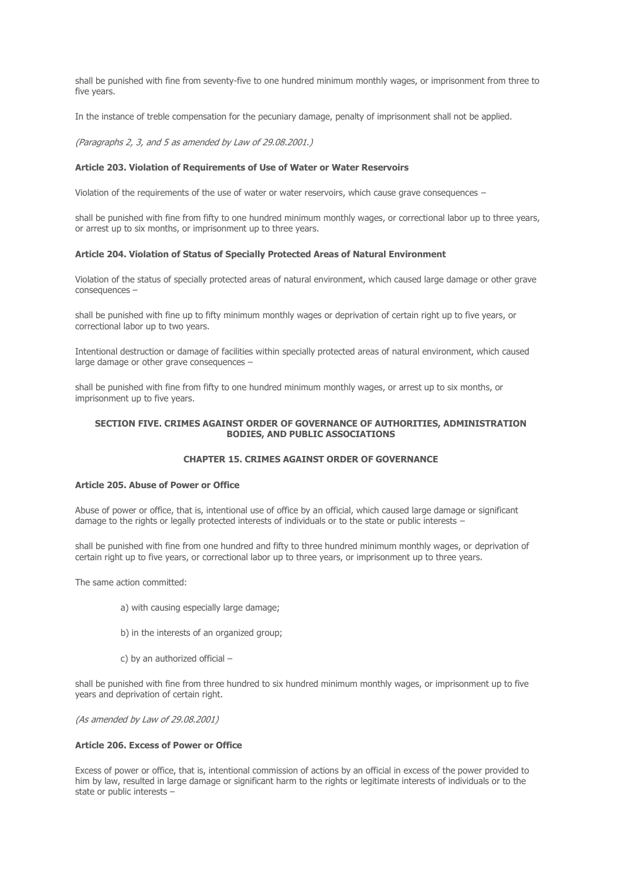shall be punished with fine from seventy-five to one hundred minimum monthly wages, or imprisonment from three to five years.

In the instance of treble compensation for the pecuniary damage, penalty of imprisonment shall not be applied.

*(Paragraphs 2, 3, and 5 as amended by Law of 29.08.2001.)*

**Article 203. Violation of Requirements of Use of Water or Water Reservoirs**

Violation of the requirements of the use of water or water reservoirs, which cause grave consequences –

shall be punished with fine from fifty to one hundred minimum monthly wages, or correctional labor up to three years, or arrest up to six months, or imprisonment up to three years.

**Article 204. Violation of Status of Specially Protected Areas of Natural Environment**

Violation of the status of specially protected areas of natural environment, which caused large damage or other grave consequences –

shall be punished with fine up to fifty minimum monthly wages or deprivation of certain right up to five years, or correctional labor up to two years.

Intentional destruction or damage of facilities within specially protected areas of natural environment, which caused large damage or other grave consequences –

shall be punished with fine from fifty to one hundred minimum monthly wages, or arrest up to six months, or imprisonment up to five years.

## SECTION FIVE. CRIMES AGAINST ORDER OF GOVERNANCE OF AUTHORITIES, ADMINISTRATION BODIES, AND PUBLIC ASSOCIATIONS

## CHAPTER 15. CRIMES AGAINST ORDER OF GOVERNANCE

**Article 205. Abuse of Power or Office**

Abuse of power or office, that is, intentional use of office by an official, which caused large damage or significant damage to the rights or legally protected interests of individuals or to the state or public interests –

shall be punished with fine from one hundred and fifty to three hundred minimum monthly wages, or deprivation of certain right up to five years, or correctional labor up to three years, or imprisonment up to three years.

The same action committed:

a) with causing especially large damage;

b) in the interests of an organized group;

c) by an authorized official –

shall be punished with fine from three hundred to six hundred minimum monthly wages, or imprisonment up to five years and deprivation of certain right.

*(As amended by Law of 29.08.2001)*

**Article 206. Excess of Power or Office**

Excess of power or office, that is, intentional commission of actions by an official in excess of the power provided to him by law, resulted in large damage or significant harm to the rights or legitimate interests of individuals or to the state or public interests –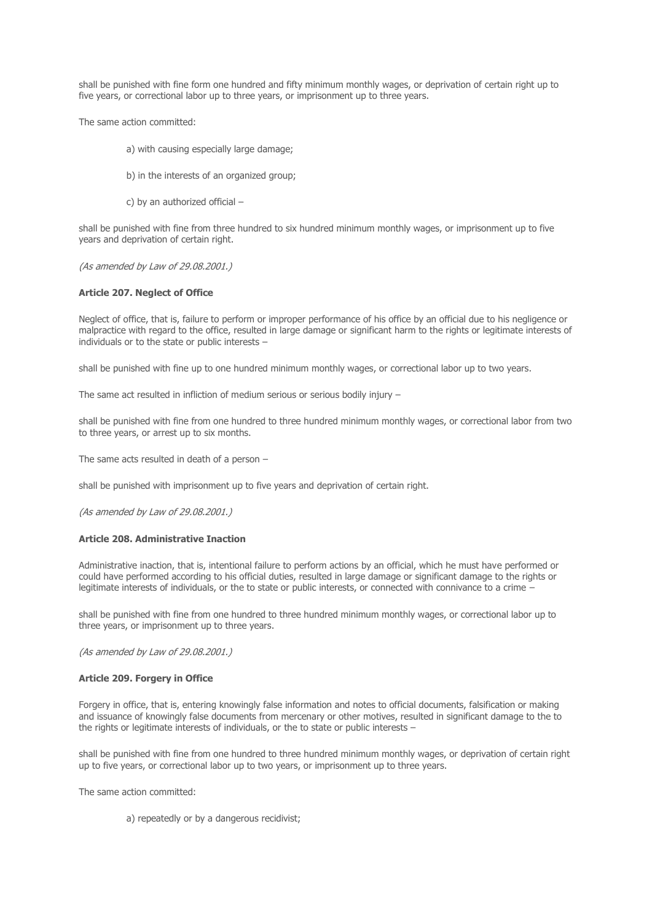shall be punished with fine form one hundred and fifty minimum monthly wages, or deprivation of certain right up to five years, or correctional labor up to three years, or imprisonment up to three years.

The same action committed:

a) with causing especially large damage;

b) in the interests of an organized group;

c) by an authorized official –

shall be punished with fine from three hundred to six hundred minimum monthly wages, or imprisonment up to five years and deprivation of certain right.

*(As amended by Law of 29.08.2001.)*

**Article 207. Neglect of Office**

Neglect of office, that is, failure to perform or improper performance of his office by an official due to his negligence or malpractice with regard to the office, resulted in large damage or significant harm to the rights or legitimate interests of individuals or to the state or public interests –

shall be punished with fine up to one hundred minimum monthly wages, or correctional labor up to two years.

The same act resulted in infliction of medium serious or serious bodily injury –

shall be punished with fine from one hundred to three hundred minimum monthly wages, or correctional labor from two to three years, or arrest up to six months.

The same acts resulted in death of a person –

shall be punished with imprisonment up to five years and deprivation of certain right.

*(As amended by Law of 29.08.2001.)*

**Article 208. Administrative Inaction**

Administrative inaction, that is, intentional failure to perform actions by an official, which he must have performed or could have performed according to his official duties, resulted in large damage or significant damage to the rights or legitimate interests of individuals, or the to state or public interests, or connected with connivance to a crime –

shall be punished with fine from one hundred to three hundred minimum monthly wages, or correctional labor up to three years, or imprisonment up to three years.

*(As amended by Law of 29.08.2001.)*

**Article 209. Forgery in Office**

Forgery in office, that is, entering knowingly false information and notes to official documents, falsification or making and issuance of knowingly false documents from mercenary or other motives, resulted in significant damage to the to the rights or legitimate interests of individuals, or the to state or public interests –

shall be punished with fine from one hundred to three hundred minimum monthly wages, or deprivation of certain right up to five years, or correctional labor up to two years, or imprisonment up to three years.

The same action committed:

a) repeatedly or by a dangerous recidivist;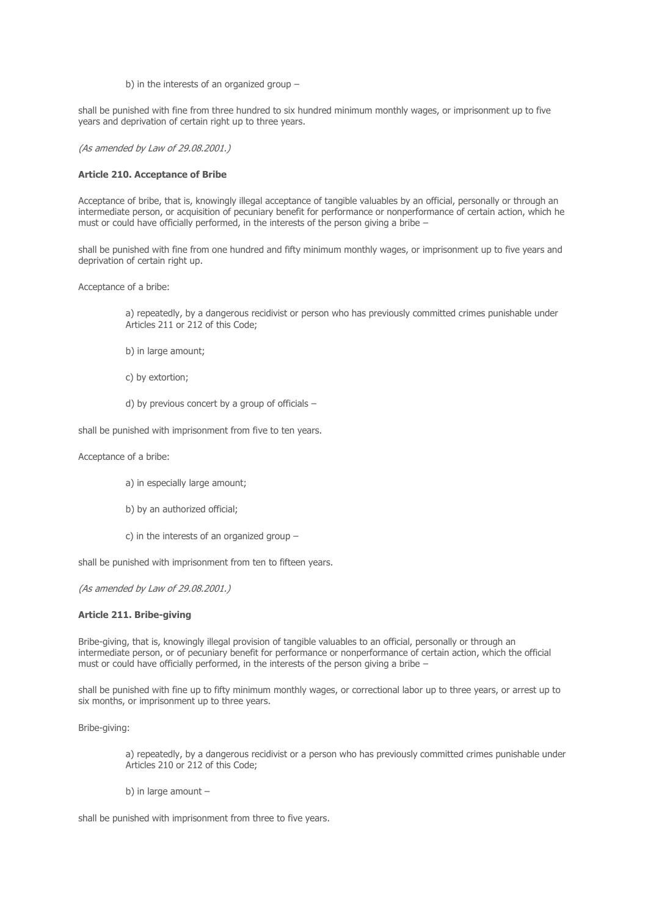b) in the interests of an organized group –

shall be punished with fine from three hundred to six hundred minimum monthly wages, or imprisonment up to five years and deprivation of certain right up to three years.

*(As amended by Law of 29.08.2001.)*

**Article 210. Acceptance of Bribe**

Acceptance of bribe, that is, knowingly illegal acceptance of tangible valuables by an official, personally or through an intermediate person, or acquisition of pecuniary benefit for performance or nonperformance of certain action, which he must or could have officially performed, in the interests of the person giving a bribe –

shall be punished with fine from one hundred and fifty minimum monthly wages, or imprisonment up to five years and deprivation of certain right up.

Acceptance of a bribe:

a) repeatedly, by a dangerous recidivist or person who has previously committed crimes punishable under Articles 211 or 212 of this Code;

b) in large amount;

c) by extortion;

d) by previous concert by a group of officials –

shall be punished with imprisonment from five to ten years.

Acceptance of a bribe:

a) in especially large amount;

b) by an authorized official;

c) in the interests of an organized group –

shall be punished with imprisonment from ten to fifteen years.

*(As amended by Law of 29.08.2001.)*

**Article 211. Bribe-giving**

Bribe-giving, that is, knowingly illegal provision of tangible valuables to an official, personally or through an intermediate person, or of pecuniary benefit for performance or nonperformance of certain action, which the official must or could have officially performed, in the interests of the person giving a bribe –

shall be punished with fine up to fifty minimum monthly wages, or correctional labor up to three years, or arrest up to six months, or imprisonment up to three years.

Bribe-giving:

a) repeatedly, by a dangerous recidivist or a person who has previously committed crimes punishable under Articles 210 or 212 of this Code;

b) in large amount –

shall be punished with imprisonment from three to five years.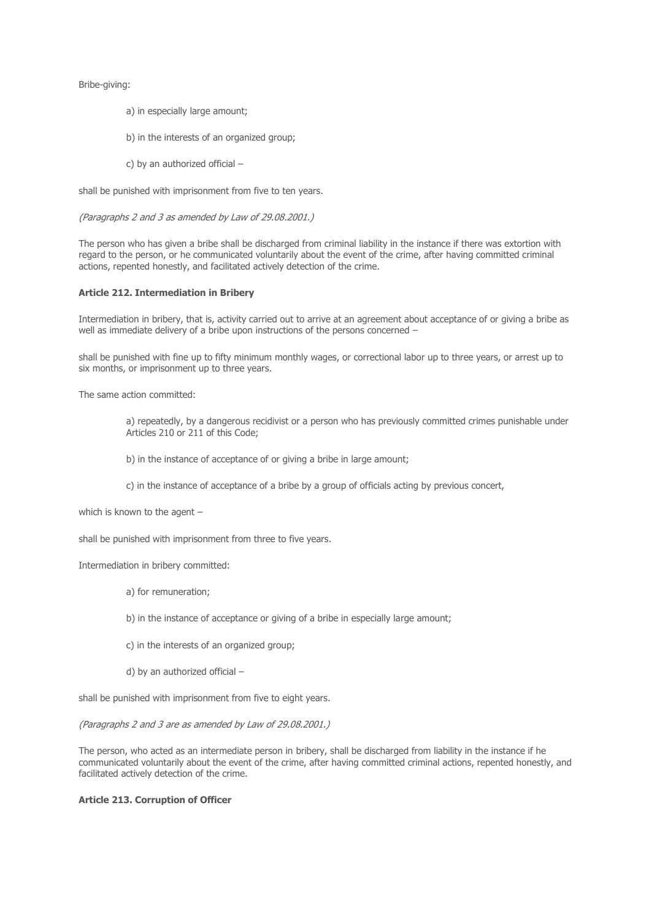Bribe-giving:

a) in especially large amount;

b) in the interests of an organized group;

c) by an authorized official –

shall be punished with imprisonment from five to ten years.

*(Paragraphs 2 and 3 as amended by Law of 29.08.2001.)*

The person who has given a bribe shall be discharged from criminal liability in the instance if there was extortion with regard to the person, or he communicated voluntarily about the event of the crime, after having committed criminal actions, repented honestly, and facilitated actively detection of the crime.

**Article 212. Intermediation in Bribery**

Intermediation in bribery, that is, activity carried out to arrive at an agreement about acceptance of or giving a bribe as well as immediate delivery of a bribe upon instructions of the persons concerned –

shall be punished with fine up to fifty minimum monthly wages, or correctional labor up to three years, or arrest up to six months, or imprisonment up to three years.

The same action committed:

a) repeatedly, by a dangerous recidivist or a person who has previously committed crimes punishable under Articles 210 or 211 of this Code;

b) in the instance of acceptance of or giving a bribe in large amount;

c) in the instance of acceptance of a bribe by a group of officials acting by previous concert,

which is known to the agent –

shall be punished with imprisonment from three to five years.

Intermediation in bribery committed:

a) for remuneration;

b) in the instance of acceptance or giving of a bribe in especially large amount;

c) in the interests of an organized group;

d) by an authorized official –

shall be punished with imprisonment from five to eight years.

*(Paragraphs 2 and 3 are as amended by Law of 29.08.2001.)*

The person, who acted as an intermediate person in bribery, shall be discharged from liability in the instance if he communicated voluntarily about the event of the crime, after having committed criminal actions, repented honestly, and facilitated actively detection of the crime.

**Article 213. Corruption of Officer**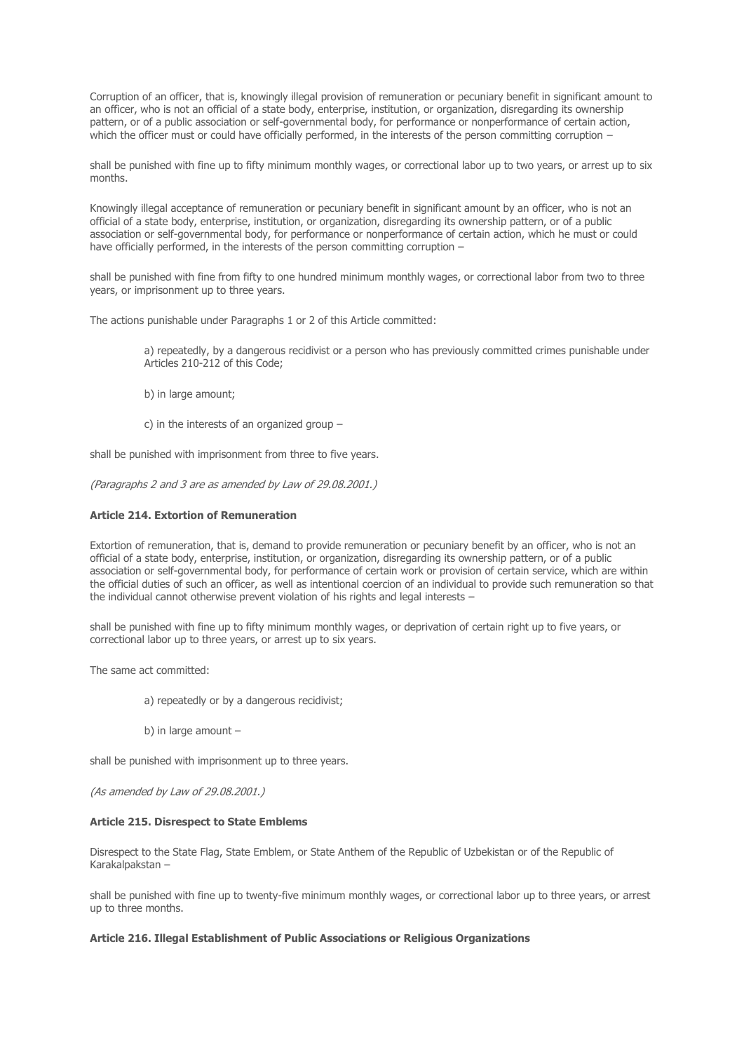Corruption of an officer, that is, knowingly illegal provision of remuneration or pecuniary benefit in significant amount to an officer, who is not an official of a state body, enterprise, institution, or organization, disregarding its ownership pattern, or of a public association or self-governmental body, for performance or nonperformance of certain action, which the officer must or could have officially performed, in the interests of the person committing corruption –

shall be punished with fine up to fifty minimum monthly wages, or correctional labor up to two years, or arrest up to six months.

Knowingly illegal acceptance of remuneration or pecuniary benefit in significant amount by an officer, who is not an official of a state body, enterprise, institution, or organization, disregarding its ownership pattern, or of a public association or self-governmental body, for performance or nonperformance of certain action, which he must or could have officially performed, in the interests of the person committing corruption –

shall be punished with fine from fifty to one hundred minimum monthly wages, or correctional labor from two to three years, or imprisonment up to three years.

The actions punishable under Paragraphs 1 or 2 of this Article committed:

a) repeatedly, by a dangerous recidivist or a person who has previously committed crimes punishable under Articles 210-212 of this Code;

b) in large amount;

c) in the interests of an organized group –

shall be punished with imprisonment from three to five years.

*(Paragraphs 2 and 3 are as amended by Law of 29.08.2001.)*

**Article 214. Extortion of Remuneration**

Extortion of remuneration, that is, demand to provide remuneration or pecuniary benefit by an officer, who is not an official of a state body, enterprise, institution, or organization, disregarding its ownership pattern, or of a public association or self-governmental body, for performance of certain work or provision of certain service, which are within the official duties of such an officer, as well as intentional coercion of an individual to provide such remuneration so that the individual cannot otherwise prevent violation of his rights and legal interests –

shall be punished with fine up to fifty minimum monthly wages, or deprivation of certain right up to five years, or correctional labor up to three years, or arrest up to six years.

The same act committed:

a) repeatedly or by a dangerous recidivist;

b) in large amount –

shall be punished with imprisonment up to three years.

*(As amended by Law of 29.08.2001.)*

**Article 215. Disrespect to State Emblems**

Disrespect to the State Flag, State Emblem, or State Anthem of the Republic of Uzbekistan or of the Republic of Karakalpakstan –

shall be punished with fine up to twenty-five minimum monthly wages, or correctional labor up to three years, or arrest up to three months.

**Article 216. Illegal Establishment of Public Associations or Religious Organizations**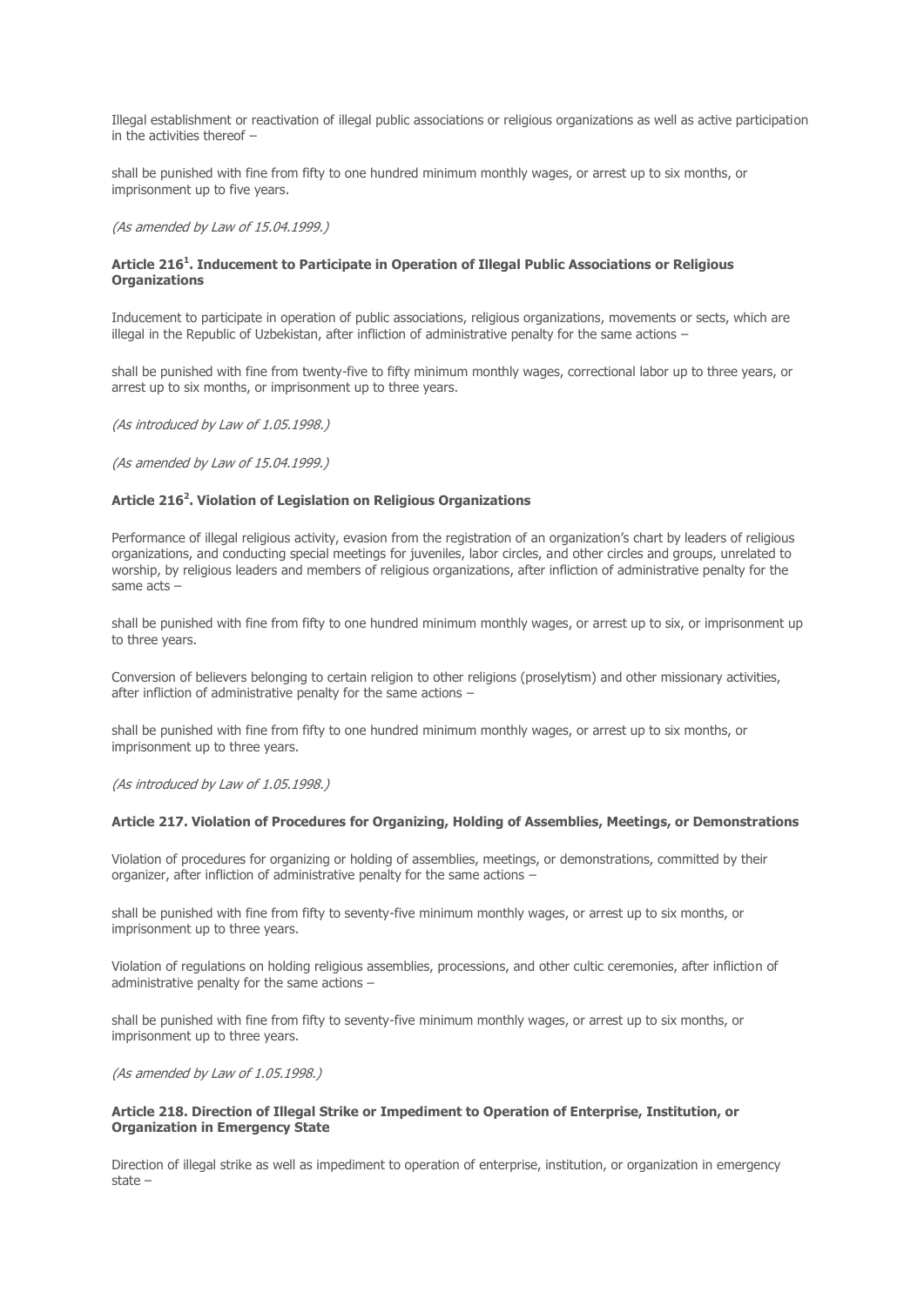Illegal establishment or reactivation of illegal public associations or religious organizations as well as active participation in the activities thereof –

shall be punished with fine from fifty to one hundred minimum monthly wages, or arrest up to six months, or imprisonment up to five years.

*(As amended by Law of 15.04.1999.)*

### Article 216[1]. Inducement to Participate in Operation of Illegal Public Associations or Religious Organizations

Inducement to participate in operation of public associations, religious organizations, movements or sects, which are illegal in the Republic of Uzbekistan, after infliction of administrative penalty for the same actions –

shall be punished with fine from twenty-five to fifty minimum monthly wages, correctional labor up to three years, or arrest up to six months, or imprisonment up to three years.

*(As introduced by Law of 1.05.1998.)*

*(As amended by Law of 15.04.1999.)*

### Article 216[2]. Violation of Legislation on Religious Organizations

Performance of illegal religious activity, evasion from the registration of an organization's chart by leaders of religious organizations, and conducting special meetings for juveniles, labor circles, and other circles and groups, unrelated to worship, by religious leaders and members of religious organizations, after infliction of administrative penalty for the same acts –

shall be punished with fine from fifty to one hundred minimum monthly wages, or arrest up to six, or imprisonment up to three years.

Conversion of believers belonging to certain religion to other religions (proselytism) and other missionary activities, after infliction of administrative penalty for the same actions –

shall be punished with fine from fifty to one hundred minimum monthly wages, or arrest up to six months, or imprisonment up to three years.

*(As introduced by Law of 1.05.1998.)*

### Article 217. Violation of Procedures for Organizing, Holding of Assemblies, Meetings, or Demonstrations

Violation of procedures for organizing or holding of assemblies, meetings, or demonstrations, committed by their organizer, after infliction of administrative penalty for the same actions –

shall be punished with fine from fifty to seventy-five minimum monthly wages, or arrest up to six months, or imprisonment up to three years.

Violation of regulations on holding religious assemblies, processions, and other cultic ceremonies, after infliction of administrative penalty for the same actions –

shall be punished with fine from fifty to seventy-five minimum monthly wages, or arrest up to six months, or imprisonment up to three years.

*(As amended by Law of 1.05.1998.)*

### Article 218. Direction of Illegal Strike or Impediment to Operation of Enterprise, Institution, or Organization in Emergency State

Direction of illegal strike as well as impediment to operation of enterprise, institution, or organization in emergency state –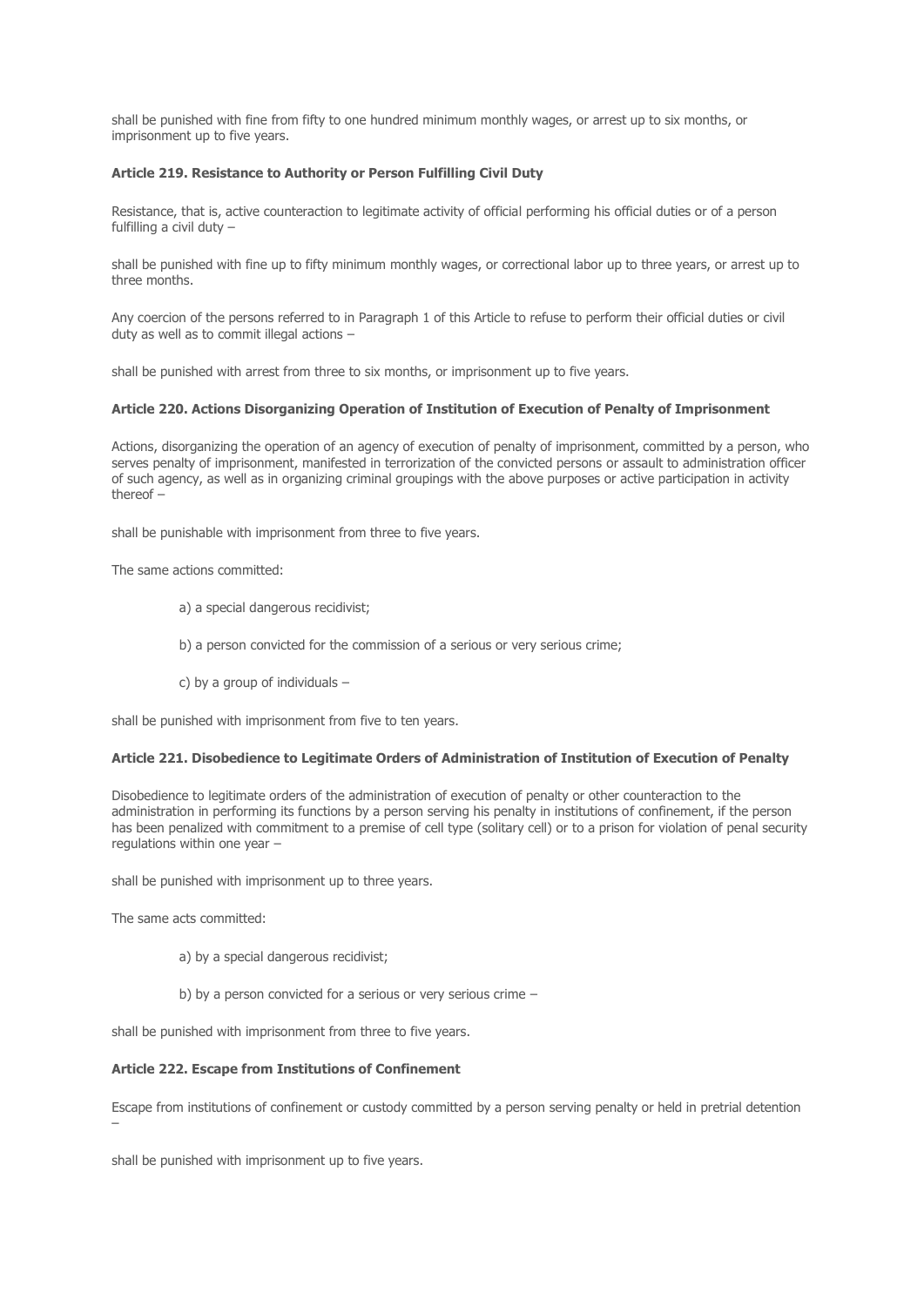shall be punished with fine from fifty to one hundred minimum monthly wages, or arrest up to six months, or imprisonment up to five years.

#### Article 219. Resistance to Authority or Person Fulfilling Civil Duty

Resistance, that is, active counteraction to legitimate activity of official performing his official duties or of a person fulfilling a civil duty –

shall be punished with fine up to fifty minimum monthly wages, or correctional labor up to three years, or arrest up to three months.

Any coercion of the persons referred to in Paragraph 1 of this Article to refuse to perform their official duties or civil duty as well as to commit illegal actions –

shall be punished with arrest from three to six months, or imprisonment up to five years.

#### Article 220. Actions Disorganizing Operation of Institution of Execution of Penalty of Imprisonment

Actions, disorganizing the operation of an agency of execution of penalty of imprisonment, committed by a person, who serves penalty of imprisonment, manifested in terrorization of the convicted persons or assault to administration officer of such agency, as well as in organizing criminal groupings with the above purposes or active participation in activity thereof –

shall be punishable with imprisonment from three to five years.

The same actions committed:

a) a special dangerous recidivist;

b) a person convicted for the commission of a serious or very serious crime;

c) by a group of individuals –

shall be punished with imprisonment from five to ten years.

#### Article 221. Disobedience to Legitimate Orders of Administration of Institution of Execution of Penalty

Disobedience to legitimate orders of the administration of execution of penalty or other counteraction to the administration in performing its functions by a person serving his penalty in institutions of confinement, if the person has been penalized with commitment to a premise of cell type (solitary cell) or to a prison for violation of penal security regulations within one year –

shall be punished with imprisonment up to three years.

The same acts committed:

a) by a special dangerous recidivist;

b) by a person convicted for a serious or very serious crime –

shall be punished with imprisonment from three to five years.

#### Article 222. Escape from Institutions of Confinement

Escape from institutions of confinement or custody committed by a person serving penalty or held in pretrial detention –

shall be punished with imprisonment up to five years.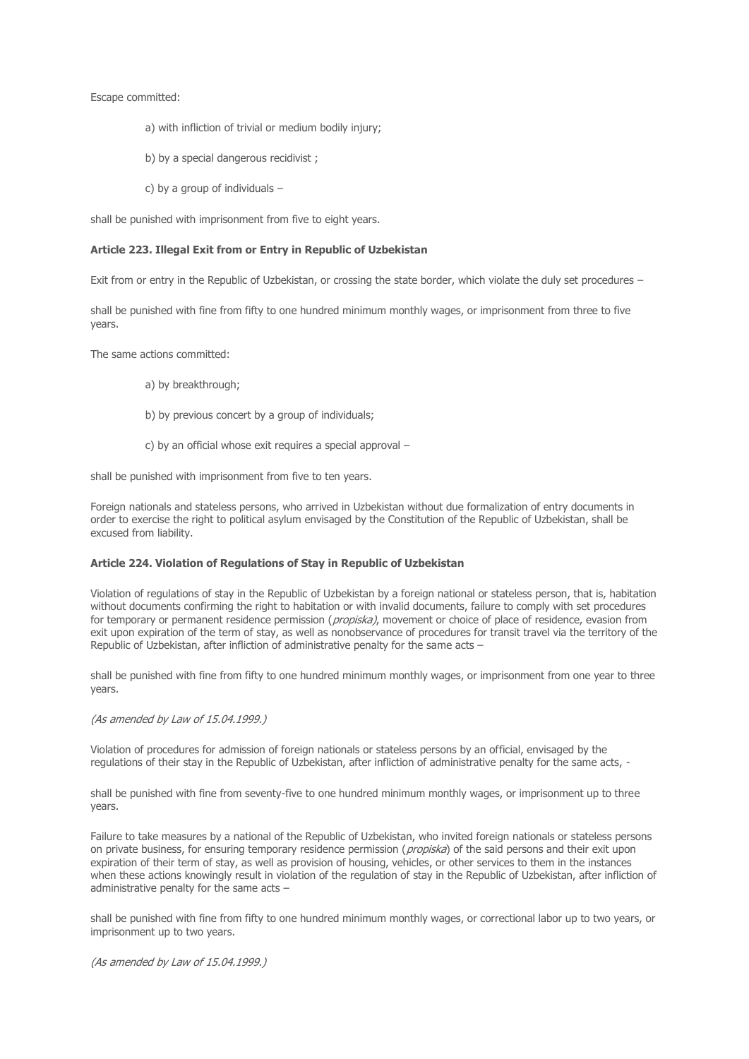Escape committed:

a) with infliction of trivial or medium bodily injury;

b) by a special dangerous recidivist ;

c) by a group of individuals –

shall be punished with imprisonment from five to eight years.

**Article 223. Illegal Exit from or Entry in Republic of Uzbekistan**

Exit from or entry in the Republic of Uzbekistan, or crossing the state border, which violate the duly set procedures –

shall be punished with fine from fifty to one hundred minimum monthly wages, or imprisonment from three to five years.

The same actions committed:

a) by breakthrough;

b) by previous concert by a group of individuals;

c) by an official whose exit requires a special approval –

shall be punished with imprisonment from five to ten years.

Foreign nationals and stateless persons, who arrived in Uzbekistan without due formalization of entry documents in order to exercise the right to political asylum envisaged by the Constitution of the Republic of Uzbekistan, shall be excused from liability.

**Article 224. Violation of Regulations of Stay in Republic of Uzbekistan**

Violation of regulations of stay in the Republic of Uzbekistan by a foreign national or stateless person, that is, habitation without documents confirming the right to habitation or with invalid documents, failure to comply with set procedures for temporary or permanent residence permission (*propiska),* movement or choice of place of residence, evasion from exit upon expiration of the term of stay, as well as nonobservance of procedures for transit travel via the territory of the Republic of Uzbekistan, after infliction of administrative penalty for the same acts –

shall be punished with fine from fifty to one hundred minimum monthly wages, or imprisonment from one year to three years.

*(As amended by Law of 15.04.1999.)*

Violation of procedures for admission of foreign nationals or stateless persons by an official, envisaged by the regulations of their stay in the Republic of Uzbekistan, after infliction of administrative penalty for the same acts, -

shall be punished with fine from seventy-five to one hundred minimum monthly wages, or imprisonment up to three years.

Failure to take measures by a national of the Republic of Uzbekistan, who invited foreign nationals or stateless persons on private business, for ensuring temporary residence permission (*propiska*) of the said persons and their exit upon expiration of their term of stay, as well as provision of housing, vehicles, or other services to them in the instances when these actions knowingly result in violation of the regulation of stay in the Republic of Uzbekistan, after infliction of administrative penalty for the same acts –

shall be punished with fine from fifty to one hundred minimum monthly wages, or correctional labor up to two years, or imprisonment up to two years.

*(As amended by Law of 15.04.1999.)*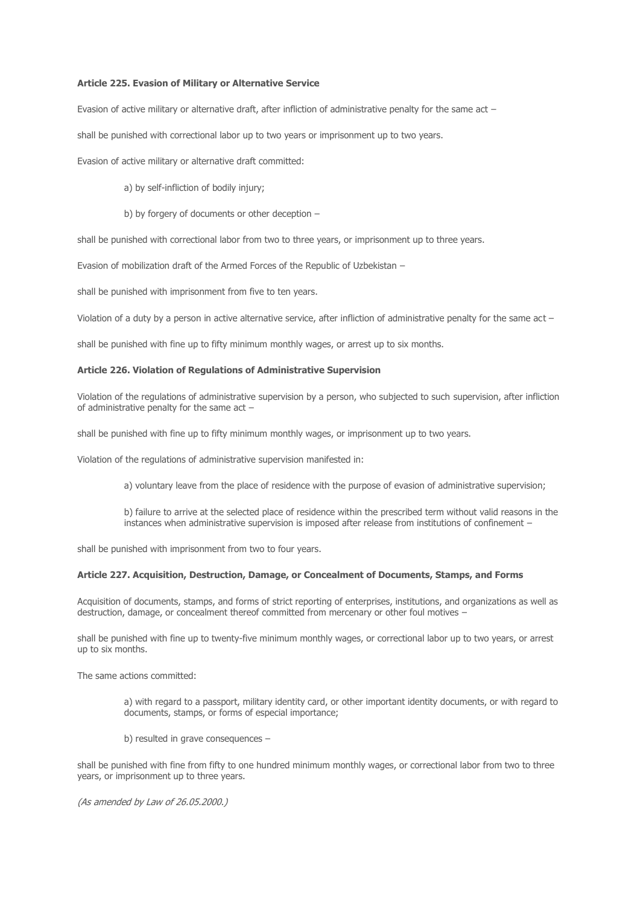**Article 225. Evasion of Military or Alternative Service**

Evasion of active military or alternative draft, after infliction of administrative penalty for the same act –

shall be punished with correctional labor up to two years or imprisonment up to two years.

Evasion of active military or alternative draft committed:

a) by self-infliction of bodily injury;

b) by forgery of documents or other deception –

shall be punished with correctional labor from two to three years, or imprisonment up to three years.

Evasion of mobilization draft of the Armed Forces of the Republic of Uzbekistan –

shall be punished with imprisonment from five to ten years.

Violation of a duty by a person in active alternative service, after infliction of administrative penalty for the same act –

shall be punished with fine up to fifty minimum monthly wages, or arrest up to six months.

**Article 226. Violation of Regulations of Administrative Supervision**

Violation of the regulations of administrative supervision by a person, who subjected to such supervision, after infliction of administrative penalty for the same act –

shall be punished with fine up to fifty minimum monthly wages, or imprisonment up to two years.

Violation of the regulations of administrative supervision manifested in:

a) voluntary leave from the place of residence with the purpose of evasion of administrative supervision;

b) failure to arrive at the selected place of residence within the prescribed term without valid reasons in the instances when administrative supervision is imposed after release from institutions of confinement –

shall be punished with imprisonment from two to four years.

**Article 227. Acquisition, Destruction, Damage, or Concealment of Documents, Stamps, and Forms**

Acquisition of documents, stamps, and forms of strict reporting of enterprises, institutions, and organizations as well as destruction, damage, or concealment thereof committed from mercenary or other foul motives –

shall be punished with fine up to twenty-five minimum monthly wages, or correctional labor up to two years, or arrest up to six months.

The same actions committed:

a) with regard to a passport, military identity card, or other important identity documents, or with regard to documents, stamps, or forms of especial importance;

b) resulted in grave consequences –

shall be punished with fine from fifty to one hundred minimum monthly wages, or correctional labor from two to three years, or imprisonment up to three years.

*(As amended by Law of 26.05.2000.)*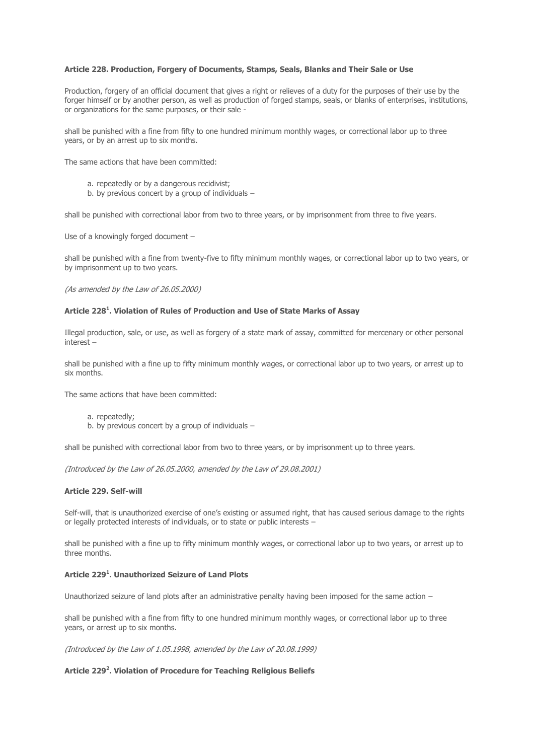**Article 228. Production, Forgery of Documents, Stamps, Seals, Blanks and Their Sale or Use**

Production, forgery of an official document that gives a right or relieves of a duty for the purposes of their use by the forger himself or by another person, as well as production of forged stamps, seals, or blanks of enterprises, institutions, or organizations for the same purposes, or their sale -

shall be punished with a fine from fifty to one hundred minimum monthly wages, or correctional labor up to three years, or by an arrest up to six months.

The same actions that have been committed:

a. repeatedly or by a dangerous recidivist;
b. by previous concert by a group of individuals –

shall be punished with correctional labor from two to three years, or by imprisonment from three to five years.

Use of a knowingly forged document –

shall be punished with a fine from twenty-five to fifty minimum monthly wages, or correctional labor up to two years, or by imprisonment up to two years.

*(As amended by the Law of 26.05.2000)*

**Article 228[1]. Violation of Rules of Production and Use of State Marks of Assay**

Illegal production, sale, or use, as well as forgery of a state mark of assay, committed for mercenary or other personal interest –

shall be punished with a fine up to fifty minimum monthly wages, or correctional labor up to two years, or arrest up to six months.

The same actions that have been committed:

a. repeatedly;
b. by previous concert by a group of individuals –

shall be punished with correctional labor from two to three years, or by imprisonment up to three years.

*(Introduced by the Law of 26.05.2000, amended by the Law of 29.08.2001)*

**Article 229. Self-will**

Self-will, that is unauthorized exercise of one's existing or assumed right, that has caused serious damage to the rights or legally protected interests of individuals, or to state or public interests –

shall be punished with a fine up to fifty minimum monthly wages, or correctional labor up to two years, or arrest up to three months.

**Article 229[1]. Unauthorized Seizure of Land Plots**

Unauthorized seizure of land plots after an administrative penalty having been imposed for the same action –

shall be punished with a fine from fifty to one hundred minimum monthly wages, or correctional labor up to three years, or arrest up to six months.

*(Introduced by the Law of 1.05.1998, amended by the Law of 20.08.1999)*

**Article 229[2]. Violation of Procedure for Teaching Religious Beliefs**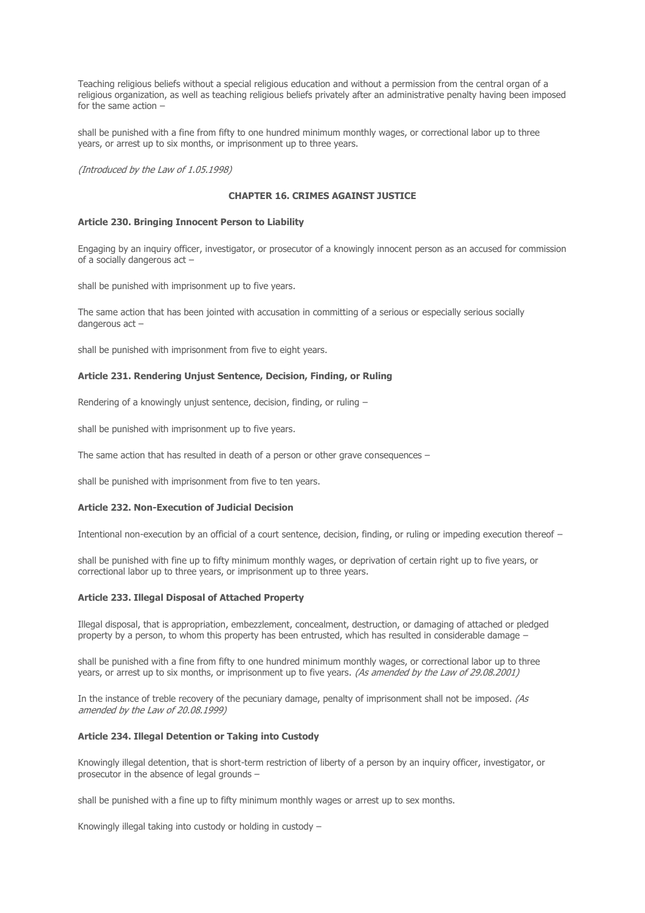Teaching religious beliefs without a special religious education and without a permission from the central organ of a religious organization, as well as teaching religious beliefs privately after an administrative penalty having been imposed for the same action –

shall be punished with a fine from fifty to one hundred minimum monthly wages, or correctional labor up to three years, or arrest up to six months, or imprisonment up to three years.

*(Introduced by the Law of 1.05.1998)*

## CHAPTER 16. CRIMES AGAINST JUSTICE

### Article 230. Bringing Innocent Person to Liability

Engaging by an inquiry officer, investigator, or prosecutor of a knowingly innocent person as an accused for commission of a socially dangerous act –

shall be punished with imprisonment up to five years.

The same action that has been jointed with accusation in committing of a serious or especially serious socially dangerous act –

shall be punished with imprisonment from five to eight years.

### Article 231. Rendering Unjust Sentence, Decision, Finding, or Ruling

Rendering of a knowingly unjust sentence, decision, finding, or ruling –

shall be punished with imprisonment up to five years.

The same action that has resulted in death of a person or other grave consequences –

shall be punished with imprisonment from five to ten years.

### Article 232. Non-Execution of Judicial Decision

Intentional non-execution by an official of a court sentence, decision, finding, or ruling or impeding execution thereof –

shall be punished with fine up to fifty minimum monthly wages, or deprivation of certain right up to five years, or correctional labor up to three years, or imprisonment up to three years.

### Article 233. Illegal Disposal of Attached Property

Illegal disposal, that is appropriation, embezzlement, concealment, destruction, or damaging of attached or pledged property by a person, to whom this property has been entrusted, which has resulted in considerable damage –

shall be punished with a fine from fifty to one hundred minimum monthly wages, or correctional labor up to three years, or arrest up to six months, or imprisonment up to five years. *(As amended by the Law of 29.08.2001)*

In the instance of treble recovery of the pecuniary damage, penalty of imprisonment shall not be imposed. *(As amended by the Law of 20.08.1999)*

### Article 234. Illegal Detention or Taking into Custody

Knowingly illegal detention, that is short-term restriction of liberty of a person by an inquiry officer, investigator, or prosecutor in the absence of legal grounds –

shall be punished with a fine up to fifty minimum monthly wages or arrest up to sex months.

Knowingly illegal taking into custody or holding in custody –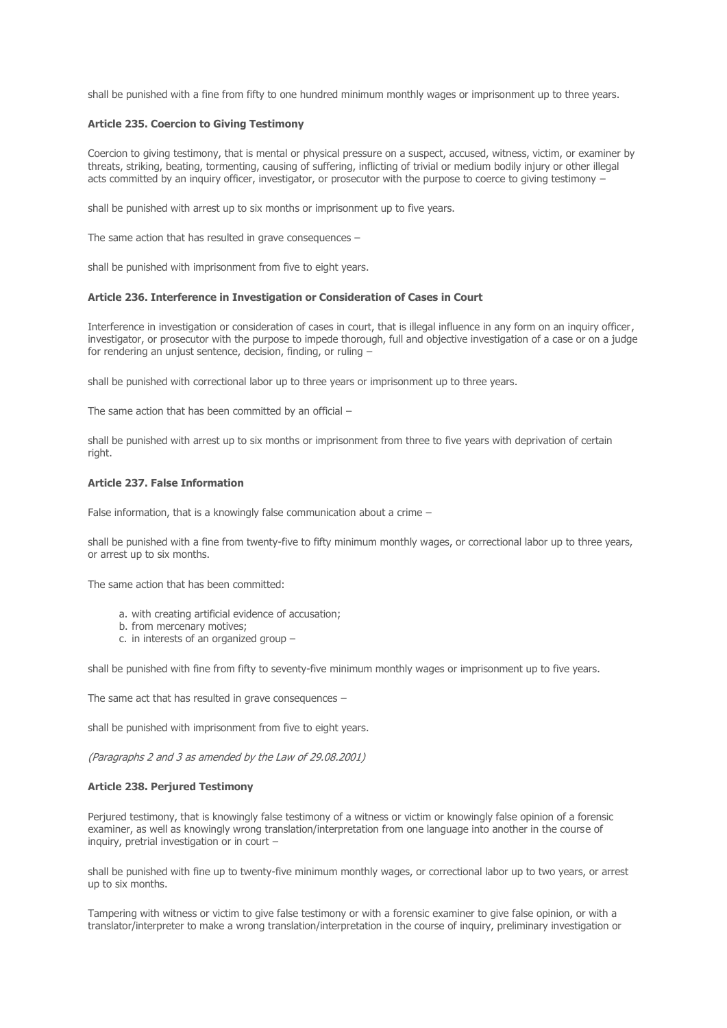shall be punished with a fine from fifty to one hundred minimum monthly wages or imprisonment up to three years.

**Article 235. Coercion to Giving Testimony**

Coercion to giving testimony, that is mental or physical pressure on a suspect, accused, witness, victim, or examiner by threats, striking, beating, tormenting, causing of suffering, inflicting of trivial or medium bodily injury or other illegal acts committed by an inquiry officer, investigator, or prosecutor with the purpose to coerce to giving testimony –

shall be punished with arrest up to six months or imprisonment up to five years.

The same action that has resulted in grave consequences –

shall be punished with imprisonment from five to eight years.

**Article 236. Interference in Investigation or Consideration of Cases in Court**

Interference in investigation or consideration of cases in court, that is illegal influence in any form on an inquiry officer, investigator, or prosecutor with the purpose to impede thorough, full and objective investigation of a case or on a judge for rendering an unjust sentence, decision, finding, or ruling –

shall be punished with correctional labor up to three years or imprisonment up to three years.

The same action that has been committed by an official –

shall be punished with arrest up to six months or imprisonment from three to five years with deprivation of certain right.

**Article 237. False Information**

False information, that is a knowingly false communication about a crime –

shall be punished with a fine from twenty-five to fifty minimum monthly wages, or correctional labor up to three years, or arrest up to six months.

The same action that has been committed:

a. with creating artificial evidence of accusation;
b. from mercenary motives;
c. in interests of an organized group –

shall be punished with fine from fifty to seventy-five minimum monthly wages or imprisonment up to five years.

The same act that has resulted in grave consequences –

shall be punished with imprisonment from five to eight years.

*(Paragraphs 2 and 3 as amended by the Law of 29.08.2001)*

**Article 238. Perjured Testimony**

Perjured testimony, that is knowingly false testimony of a witness or victim or knowingly false opinion of a forensic examiner, as well as knowingly wrong translation/interpretation from one language into another in the course of inquiry, pretrial investigation or in court –

shall be punished with fine up to twenty-five minimum monthly wages, or correctional labor up to two years, or arrest up to six months.

Tampering with witness or victim to give false testimony or with a forensic examiner to give false opinion, or with a translator/interpreter to make a wrong translation/interpretation in the course of inquiry, preliminary investigation or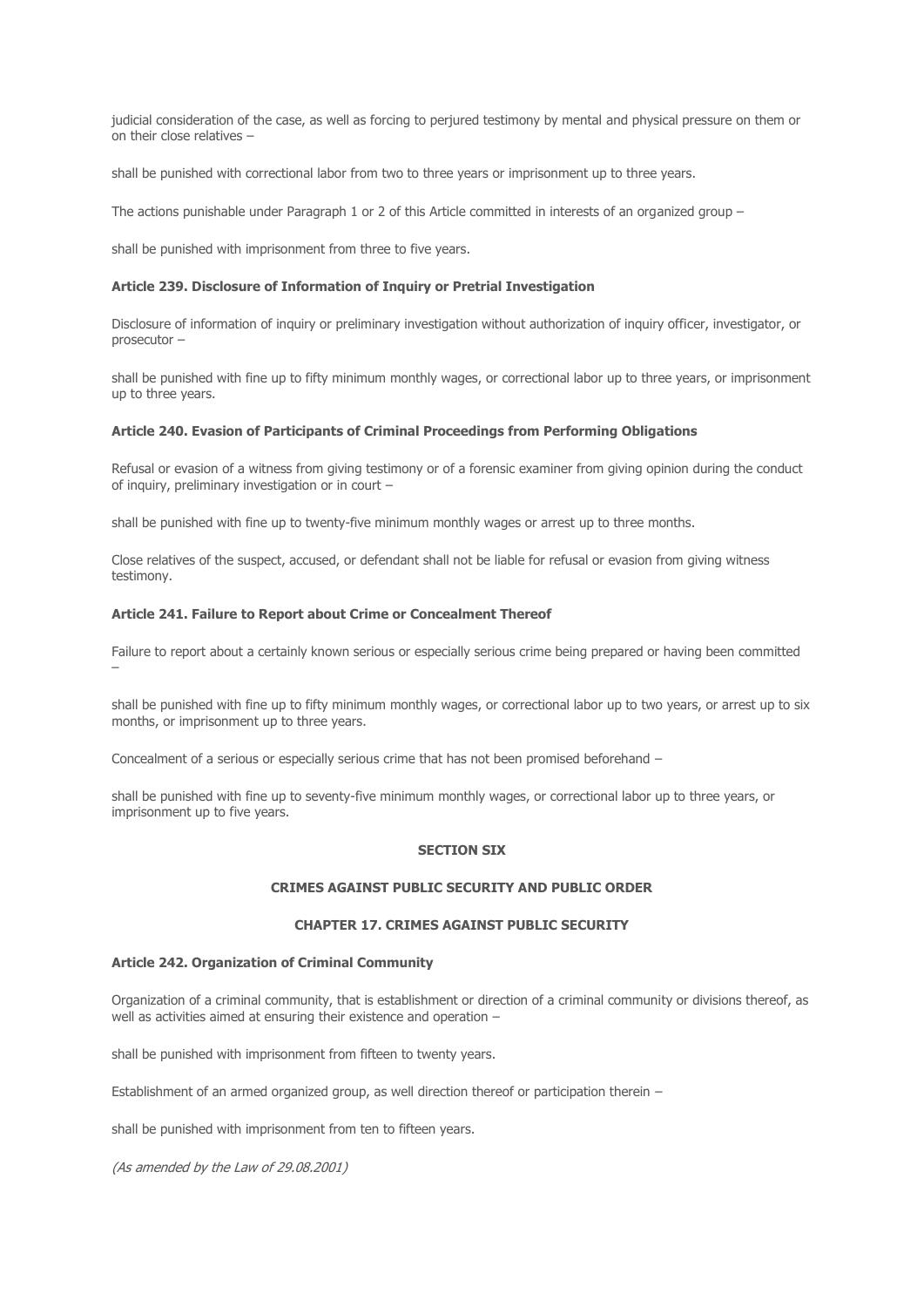judicial consideration of the case, as well as forcing to perjured testimony by mental and physical pressure on them or on their close relatives –

shall be punished with correctional labor from two to three years or imprisonment up to three years.

The actions punishable under Paragraph 1 or 2 of this Article committed in interests of an organized group –

shall be punished with imprisonment from three to five years.

**Article 239. Disclosure of Information of Inquiry or Pretrial Investigation**

Disclosure of information of inquiry or preliminary investigation without authorization of inquiry officer, investigator, or prosecutor –

shall be punished with fine up to fifty minimum monthly wages, or correctional labor up to three years, or imprisonment up to three years.

**Article 240. Evasion of Participants of Criminal Proceedings from Performing Obligations**

Refusal or evasion of a witness from giving testimony or of a forensic examiner from giving opinion during the conduct of inquiry, preliminary investigation or in court –

shall be punished with fine up to twenty-five minimum monthly wages or arrest up to three months.

Close relatives of the suspect, accused, or defendant shall not be liable for refusal or evasion from giving witness testimony.

**Article 241. Failure to Report about Crime or Concealment Thereof**

Failure to report about a certainly known serious or especially serious crime being prepared or having been committed –

shall be punished with fine up to fifty minimum monthly wages, or correctional labor up to two years, or arrest up to six months, or imprisonment up to three years.

Concealment of a serious or especially serious crime that has not been promised beforehand –

shall be punished with fine up to seventy-five minimum monthly wages, or correctional labor up to three years, or imprisonment up to five years.

## SECTION SIX

## CRIMES AGAINST PUBLIC SECURITY AND PUBLIC ORDER

### CHAPTER 17. CRIMES AGAINST PUBLIC SECURITY

**Article 242. Organization of Criminal Community**

Organization of a criminal community, that is establishment or direction of a criminal community or divisions thereof, as well as activities aimed at ensuring their existence and operation –

shall be punished with imprisonment from fifteen to twenty years.

Establishment of an armed organized group, as well direction thereof or participation therein –

shall be punished with imprisonment from ten to fifteen years.

*(As amended by the Law of 29.08.2001)*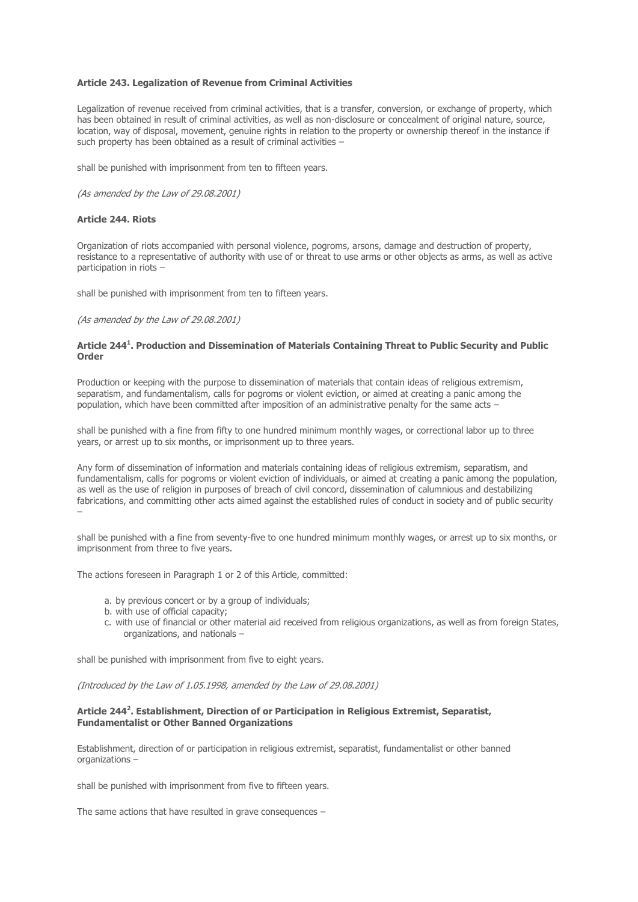**Article 243. Legalization of Revenue from Criminal Activities**

Legalization of revenue received from criminal activities, that is a transfer, conversion, or exchange of property, which has been obtained in result of criminal activities, as well as non-disclosure or concealment of original nature, source, location, way of disposal, movement, genuine rights in relation to the property or ownership thereof in the instance if such property has been obtained as a result of criminal activities –

shall be punished with imprisonment from ten to fifteen years.

*(As amended by the Law of 29.08.2001)*

**Article 244. Riots**

Organization of riots accompanied with personal violence, pogroms, arsons, damage and destruction of property, resistance to a representative of authority with use of or threat to use arms or other objects as arms, as well as active participation in riots –

shall be punished with imprisonment from ten to fifteen years.

*(As amended by the Law of 29.08.2001)*

**Article 244[1]. Production and Dissemination of Materials Containing Threat to Public Security and Public Order**

Production or keeping with the purpose to dissemination of materials that contain ideas of religious extremism, separatism, and fundamentalism, calls for pogroms or violent eviction, or aimed at creating a panic among the population, which have been committed after imposition of an administrative penalty for the same acts –

shall be punished with a fine from fifty to one hundred minimum monthly wages, or correctional labor up to three years, or arrest up to six months, or imprisonment up to three years.

Any form of dissemination of information and materials containing ideas of religious extremism, separatism, and fundamentalism, calls for pogroms or violent eviction of individuals, or aimed at creating a panic among the population, as well as the use of religion in purposes of breach of civil concord, dissemination of calumnious and destabilizing fabrications, and committing other acts aimed against the established rules of conduct in society and of public security –

shall be punished with a fine from seventy-five to one hundred minimum monthly wages, or arrest up to six months, or imprisonment from three to five years.

The actions foreseen in Paragraph 1 or 2 of this Article, committed:

a. by previous concert or by a group of individuals;
b. with use of official capacity;
c. with use of financial or other material aid received from religious organizations, as well as from foreign States, organizations, and nationals –

shall be punished with imprisonment from five to eight years.

*(Introduced by the Law of 1.05.1998, amended by the Law of 29.08.2001)*

**Article 244[2]. Establishment, Direction of or Participation in Religious Extremist, Separatist, Fundamentalist or Other Banned Organizations**

Establishment, direction of or participation in religious extremist, separatist, fundamentalist or other banned organizations –

shall be punished with imprisonment from five to fifteen years.

The same actions that have resulted in grave consequences –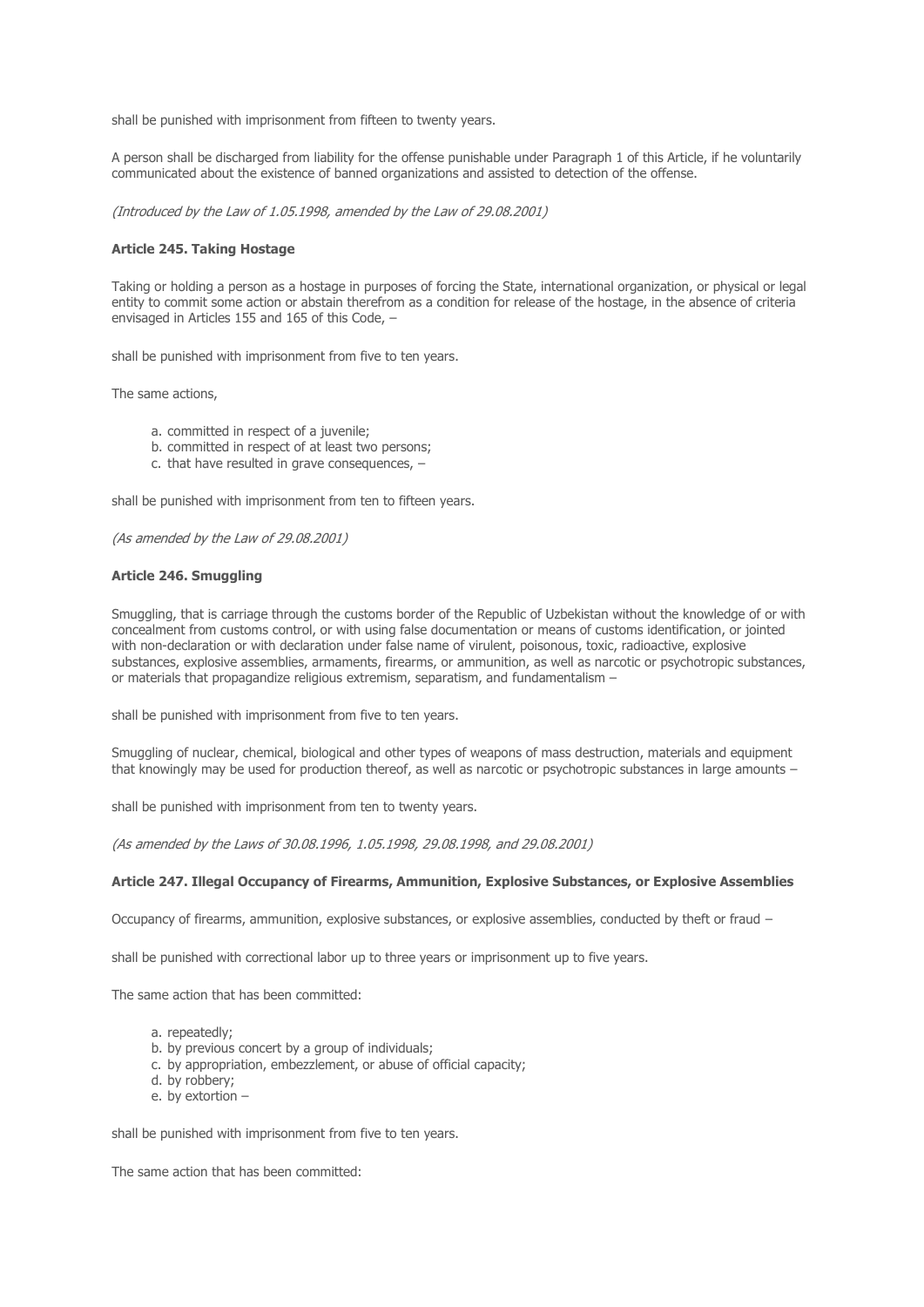shall be punished with imprisonment from fifteen to twenty years.

A person shall be discharged from liability for the offense punishable under Paragraph 1 of this Article, if he voluntarily communicated about the existence of banned organizations and assisted to detection of the offense.

*(Introduced by the Law of 1.05.1998, amended by the Law of 29.08.2001)*

**Article 245. Taking Hostage**

Taking or holding a person as a hostage in purposes of forcing the State, international organization, or physical or legal entity to commit some action or abstain therefrom as a condition for release of the hostage, in the absence of criteria envisaged in Articles 155 and 165 of this Code, –

shall be punished with imprisonment from five to ten years.

The same actions,

a. committed in respect of a juvenile;
b. committed in respect of at least two persons;
c. that have resulted in grave consequences, –

shall be punished with imprisonment from ten to fifteen years.

*(As amended by the Law of 29.08.2001)*

**Article 246. Smuggling**

Smuggling, that is carriage through the customs border of the Republic of Uzbekistan without the knowledge of or with concealment from customs control, or with using false documentation or means of customs identification, or jointed with non-declaration or with declaration under false name of virulent, poisonous, toxic, radioactive, explosive substances, explosive assemblies, armaments, firearms, or ammunition, as well as narcotic or psychotropic substances, or materials that propagandize religious extremism, separatism, and fundamentalism –

shall be punished with imprisonment from five to ten years.

Smuggling of nuclear, chemical, biological and other types of weapons of mass destruction, materials and equipment that knowingly may be used for production thereof, as well as narcotic or psychotropic substances in large amounts –

shall be punished with imprisonment from ten to twenty years.

*(As amended by the Laws of 30.08.1996, 1.05.1998, 29.08.1998, and 29.08.2001)*

**Article 247. Illegal Occupancy of Firearms, Ammunition, Explosive Substances, or Explosive Assemblies**

Occupancy of firearms, ammunition, explosive substances, or explosive assemblies, conducted by theft or fraud –

shall be punished with correctional labor up to three years or imprisonment up to five years.

The same action that has been committed:

a. repeatedly;
b. by previous concert by a group of individuals;
c. by appropriation, embezzlement, or abuse of official capacity;
d. by robbery;
e. by extortion –

shall be punished with imprisonment from five to ten years.

The same action that has been committed: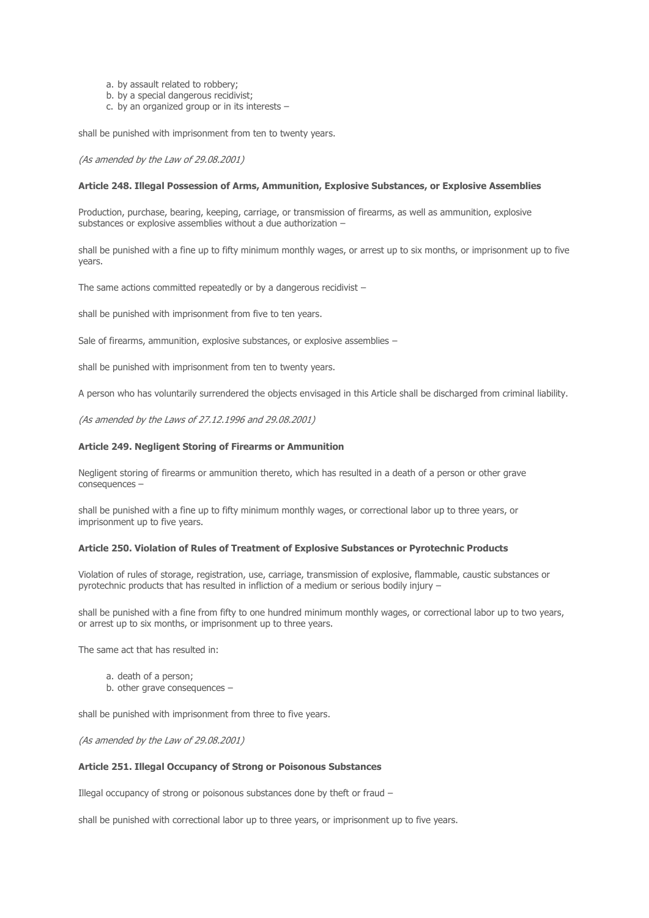a. by assault related to robbery;
b. by a special dangerous recidivist;
c. by an organized group or in its interests –

shall be punished with imprisonment from ten to twenty years.

*(As amended by the Law of 29.08.2001)*

**Article 248. Illegal Possession of Arms, Ammunition, Explosive Substances, or Explosive Assemblies**

Production, purchase, bearing, keeping, carriage, or transmission of firearms, as well as ammunition, explosive substances or explosive assemblies without a due authorization –

shall be punished with a fine up to fifty minimum monthly wages, or arrest up to six months, or imprisonment up to five years.

The same actions committed repeatedly or by a dangerous recidivist –

shall be punished with imprisonment from five to ten years.

Sale of firearms, ammunition, explosive substances, or explosive assemblies –

shall be punished with imprisonment from ten to twenty years.

A person who has voluntarily surrendered the objects envisaged in this Article shall be discharged from criminal liability.

*(As amended by the Laws of 27.12.1996 and 29.08.2001)*

**Article 249. Negligent Storing of Firearms or Ammunition**

Negligent storing of firearms or ammunition thereto, which has resulted in a death of a person or other grave consequences –

shall be punished with a fine up to fifty minimum monthly wages, or correctional labor up to three years, or imprisonment up to five years.

**Article 250. Violation of Rules of Treatment of Explosive Substances or Pyrotechnic Products**

Violation of rules of storage, registration, use, carriage, transmission of explosive, flammable, caustic substances or pyrotechnic products that has resulted in infliction of a medium or serious bodily injury –

shall be punished with a fine from fifty to one hundred minimum monthly wages, or correctional labor up to two years, or arrest up to six months, or imprisonment up to three years.

The same act that has resulted in:

a. death of a person;
b. other grave consequences –

shall be punished with imprisonment from three to five years.

*(As amended by the Law of 29.08.2001)*

**Article 251. Illegal Occupancy of Strong or Poisonous Substances**

Illegal occupancy of strong or poisonous substances done by theft or fraud –

shall be punished with correctional labor up to three years, or imprisonment up to five years.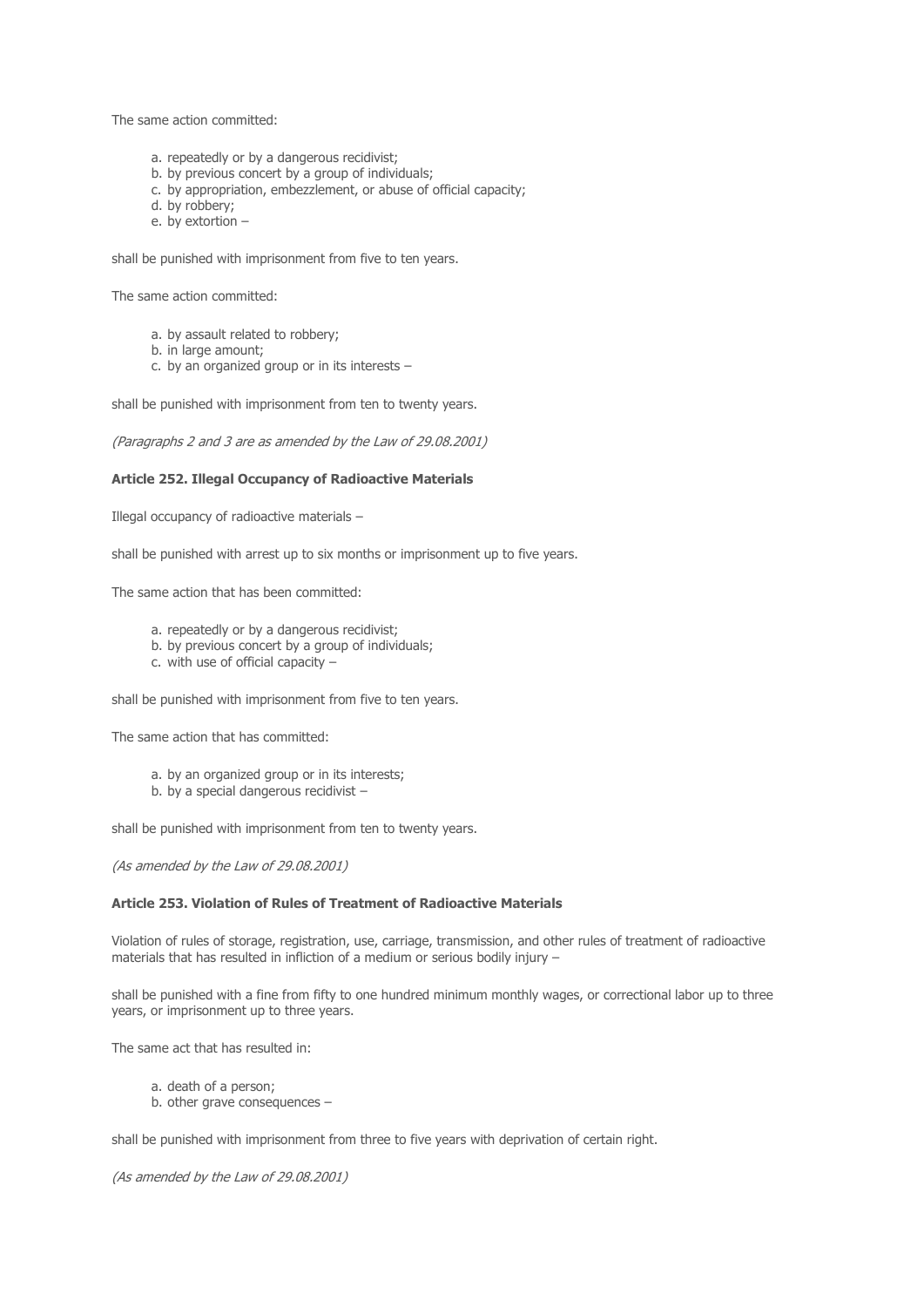The same action committed:

a. repeatedly or by a dangerous recidivist;
b. by previous concert by a group of individuals;
c. by appropriation, embezzlement, or abuse of official capacity;
d. by robbery;
e. by extortion –

shall be punished with imprisonment from five to ten years.

The same action committed:

a. by assault related to robbery;
b. in large amount;
c. by an organized group or in its interests –

shall be punished with imprisonment from ten to twenty years.

*(Paragraphs 2 and 3 are as amended by the Law of 29.08.2001)*

**Article 252. Illegal Occupancy of Radioactive Materials**

Illegal occupancy of radioactive materials –

shall be punished with arrest up to six months or imprisonment up to five years.

The same action that has been committed:

a. repeatedly or by a dangerous recidivist;
b. by previous concert by a group of individuals;
c. with use of official capacity –

shall be punished with imprisonment from five to ten years.

The same action that has committed:

a. by an organized group or in its interests;
b. by a special dangerous recidivist –

shall be punished with imprisonment from ten to twenty years.

*(As amended by the Law of 29.08.2001)*

**Article 253. Violation of Rules of Treatment of Radioactive Materials**

Violation of rules of storage, registration, use, carriage, transmission, and other rules of treatment of radioactive materials that has resulted in infliction of a medium or serious bodily injury –

shall be punished with a fine from fifty to one hundred minimum monthly wages, or correctional labor up to three years, or imprisonment up to three years.

The same act that has resulted in:

a. death of a person;
b. other grave consequences –

shall be punished with imprisonment from three to five years with deprivation of certain right.

*(As amended by the Law of 29.08.2001)*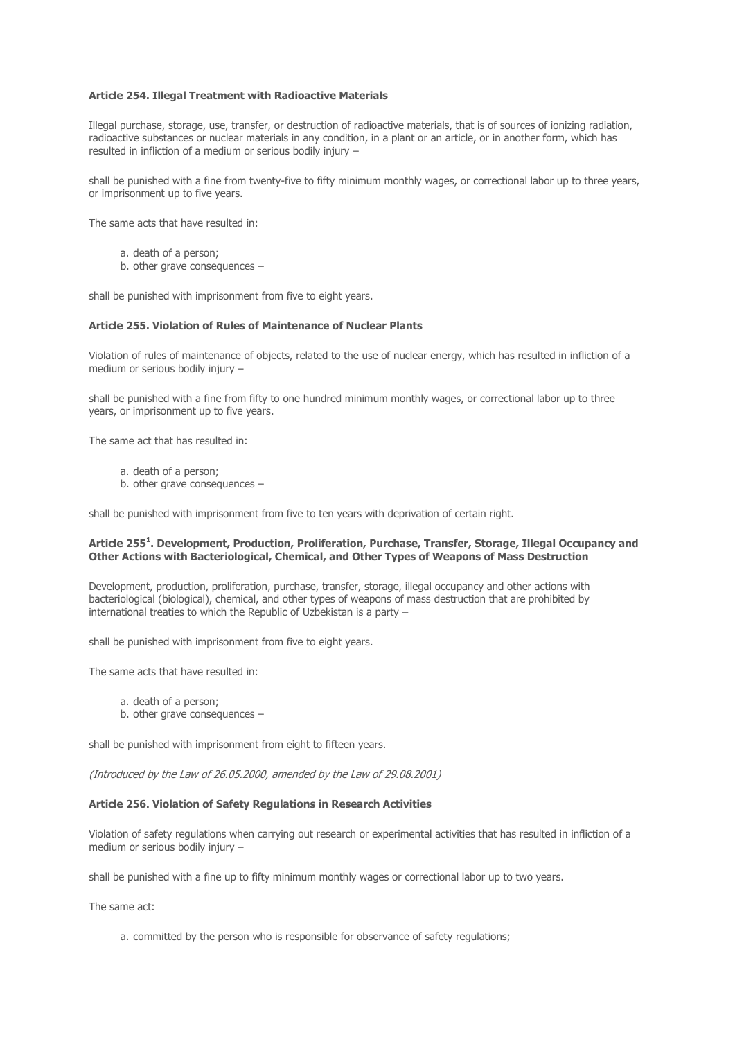### Article 254. Illegal Treatment with Radioactive Materials

Illegal purchase, storage, use, transfer, or destruction of radioactive materials, that is of sources of ionizing radiation, radioactive substances or nuclear materials in any condition, in a plant or an article, or in another form, which has resulted in infliction of a medium or serious bodily injury –

shall be punished with a fine from twenty-five to fifty minimum monthly wages, or correctional labor up to three years, or imprisonment up to five years.

The same acts that have resulted in:

a. death of a person;
b. other grave consequences –

shall be punished with imprisonment from five to eight years.

### Article 255. Violation of Rules of Maintenance of Nuclear Plants

Violation of rules of maintenance of objects, related to the use of nuclear energy, which has resulted in infliction of a medium or serious bodily injury –

shall be punished with a fine from fifty to one hundred minimum monthly wages, or correctional labor up to three years, or imprisonment up to five years.

The same act that has resulted in:

a. death of a person;
b. other grave consequences –

shall be punished with imprisonment from five to ten years with deprivation of certain right.

### Article 255[1]. Development, Production, Proliferation, Purchase, Transfer, Storage, Illegal Occupancy and Other Actions with Bacteriological, Chemical, and Other Types of Weapons of Mass Destruction

Development, production, proliferation, purchase, transfer, storage, illegal occupancy and other actions with bacteriological (biological), chemical, and other types of weapons of mass destruction that are prohibited by international treaties to which the Republic of Uzbekistan is a party –

shall be punished with imprisonment from five to eight years.

The same acts that have resulted in:

a. death of a person;
b. other grave consequences –

shall be punished with imprisonment from eight to fifteen years.

*(Introduced by the Law of 26.05.2000, amended by the Law of 29.08.2001)*

### Article 256. Violation of Safety Regulations in Research Activities

Violation of safety regulations when carrying out research or experimental activities that has resulted in infliction of a medium or serious bodily injury –

shall be punished with a fine up to fifty minimum monthly wages or correctional labor up to two years.

The same act:

a. committed by the person who is responsible for observance of safety regulations;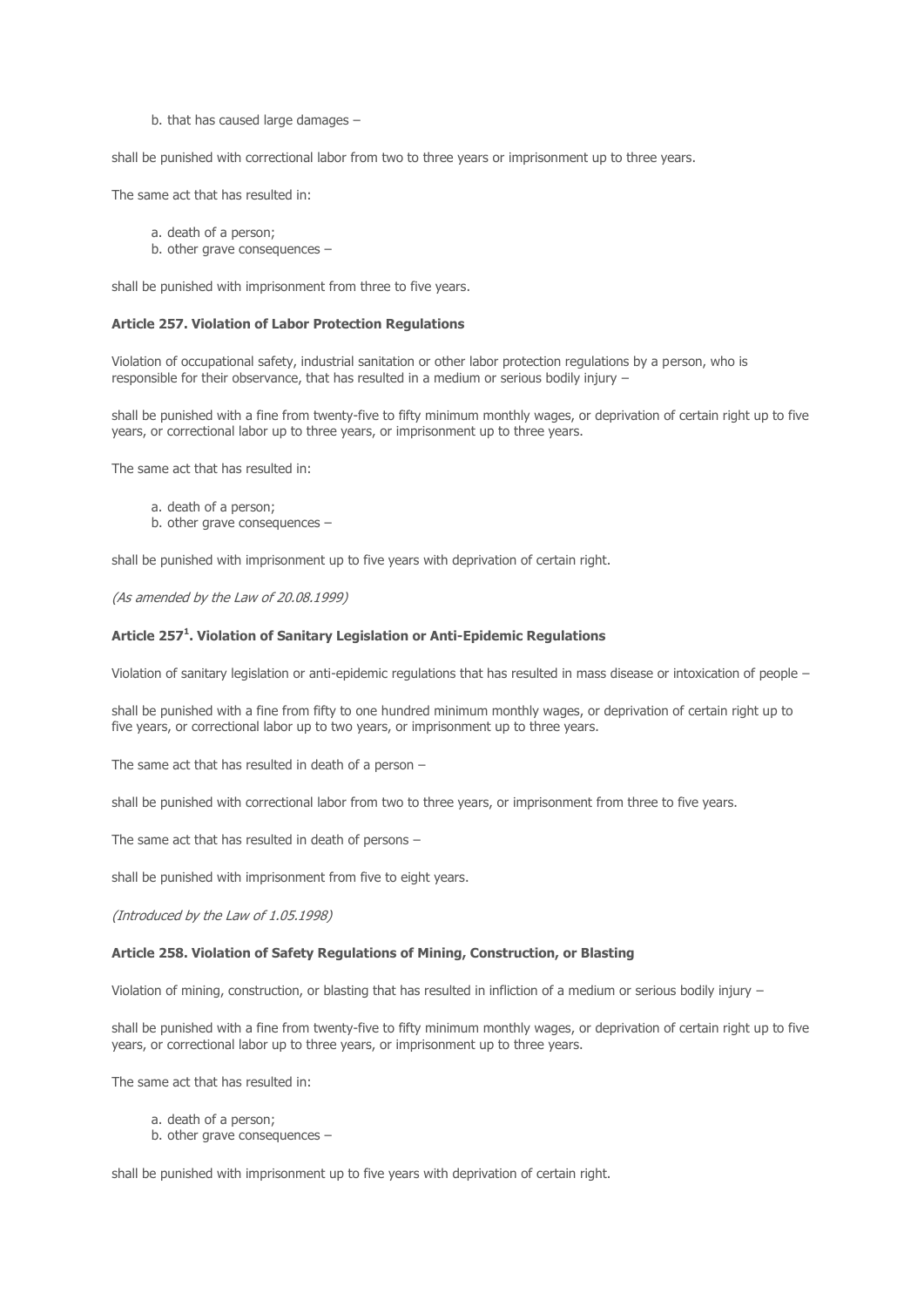b. that has caused large damages –

shall be punished with correctional labor from two to three years or imprisonment up to three years.

The same act that has resulted in:

a. death of a person;
b. other grave consequences –

shall be punished with imprisonment from three to five years.

### Article 257. Violation of Labor Protection Regulations

Violation of occupational safety, industrial sanitation or other labor protection regulations by a person, who is responsible for their observance, that has resulted in a medium or serious bodily injury –

shall be punished with a fine from twenty-five to fifty minimum monthly wages, or deprivation of certain right up to five years, or correctional labor up to three years, or imprisonment up to three years.

The same act that has resulted in:

a. death of a person;
b. other grave consequences –

shall be punished with imprisonment up to five years with deprivation of certain right.

*(As amended by the Law of 20.08.1999)*

### Article 257[1]. Violation of Sanitary Legislation or Anti-Epidemic Regulations

Violation of sanitary legislation or anti-epidemic regulations that has resulted in mass disease or intoxication of people –

shall be punished with a fine from fifty to one hundred minimum monthly wages, or deprivation of certain right up to five years, or correctional labor up to two years, or imprisonment up to three years.

The same act that has resulted in death of a person –

shall be punished with correctional labor from two to three years, or imprisonment from three to five years.

The same act that has resulted in death of persons –

shall be punished with imprisonment from five to eight years.

*(Introduced by the Law of 1.05.1998)*

### Article 258. Violation of Safety Regulations of Mining, Construction, or Blasting

Violation of mining, construction, or blasting that has resulted in infliction of a medium or serious bodily injury –

shall be punished with a fine from twenty-five to fifty minimum monthly wages, or deprivation of certain right up to five years, or correctional labor up to three years, or imprisonment up to three years.

The same act that has resulted in:

a. death of a person;
b. other grave consequences –

shall be punished with imprisonment up to five years with deprivation of certain right.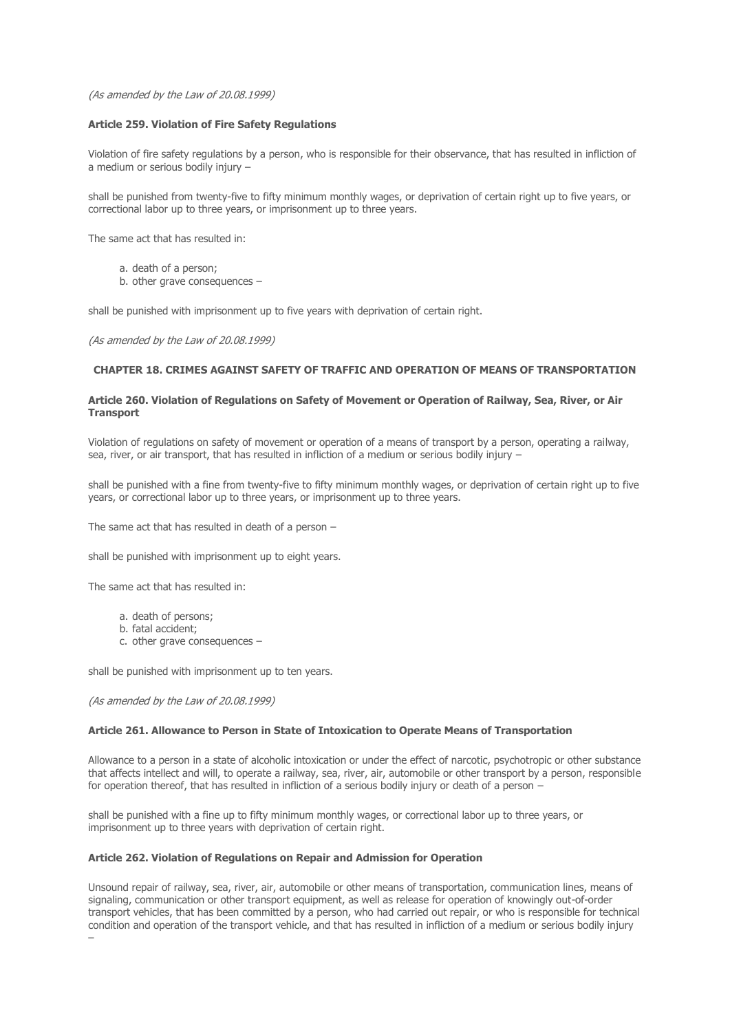*(As amended by the Law of 20.08.1999)*

**Article 259. Violation of Fire Safety Regulations**

Violation of fire safety regulations by a person, who is responsible for their observance, that has resulted in infliction of a medium or serious bodily injury –

shall be punished from twenty-five to fifty minimum monthly wages, or deprivation of certain right up to five years, or correctional labor up to three years, or imprisonment up to three years.

The same act that has resulted in:

a. death of a person;
b. other grave consequences –

shall be punished with imprisonment up to five years with deprivation of certain right.

*(As amended by the Law of 20.08.1999)*

## CHAPTER 18. CRIMES AGAINST SAFETY OF TRAFFIC AND OPERATION OF MEANS OF TRANSPORTATION

**Article 260. Violation of Regulations on Safety of Movement or Operation of Railway, Sea, River, or Air Transport**

Violation of regulations on safety of movement or operation of a means of transport by a person, operating a railway, sea, river, or air transport, that has resulted in infliction of a medium or serious bodily injury –

shall be punished with a fine from twenty-five to fifty minimum monthly wages, or deprivation of certain right up to five years, or correctional labor up to three years, or imprisonment up to three years.

The same act that has resulted in death of a person –

shall be punished with imprisonment up to eight years.

The same act that has resulted in:

a. death of persons;
b. fatal accident;
c. other grave consequences –

shall be punished with imprisonment up to ten years.

*(As amended by the Law of 20.08.1999)*

**Article 261. Allowance to Person in State of Intoxication to Operate Means of Transportation**

Allowance to a person in a state of alcoholic intoxication or under the effect of narcotic, psychotropic or other substance that affects intellect and will, to operate a railway, sea, river, air, automobile or other transport by a person, responsible for operation thereof, that has resulted in infliction of a serious bodily injury or death of a person –

shall be punished with a fine up to fifty minimum monthly wages, or correctional labor up to three years, or imprisonment up to three years with deprivation of certain right.

**Article 262. Violation of Regulations on Repair and Admission for Operation**

Unsound repair of railway, sea, river, air, automobile or other means of transportation, communication lines, means of signaling, communication or other transport equipment, as well as release for operation of knowingly out-of-order transport vehicles, that has been committed by a person, who had carried out repair, or who is responsible for technical condition and operation of the transport vehicle, and that has resulted in infliction of a medium or serious bodily injury –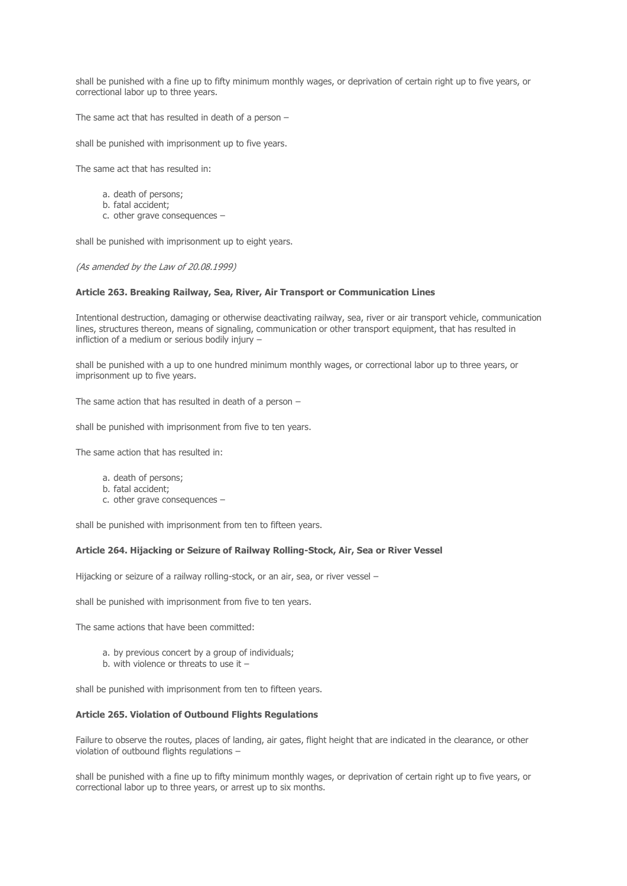shall be punished with a fine up to fifty minimum monthly wages, or deprivation of certain right up to five years, or correctional labor up to three years.

The same act that has resulted in death of a person –

shall be punished with imprisonment up to five years.

The same act that has resulted in:

a. death of persons;
b. fatal accident;
c. other grave consequences –

shall be punished with imprisonment up to eight years.

*(As amended by the Law of 20.08.1999)*

**Article 263. Breaking Railway, Sea, River, Air Transport or Communication Lines**

Intentional destruction, damaging or otherwise deactivating railway, sea, river or air transport vehicle, communication lines, structures thereon, means of signaling, communication or other transport equipment, that has resulted in infliction of a medium or serious bodily injury –

shall be punished with a up to one hundred minimum monthly wages, or correctional labor up to three years, or imprisonment up to five years.

The same action that has resulted in death of a person –

shall be punished with imprisonment from five to ten years.

The same action that has resulted in:

a. death of persons;
b. fatal accident;
c. other grave consequences –

shall be punished with imprisonment from ten to fifteen years.

**Article 264. Hijacking or Seizure of Railway Rolling-Stock, Air, Sea or River Vessel**

Hijacking or seizure of a railway rolling-stock, or an air, sea, or river vessel –

shall be punished with imprisonment from five to ten years.

The same actions that have been committed:

a. by previous concert by a group of individuals;
b. with violence or threats to use it –

shall be punished with imprisonment from ten to fifteen years.

**Article 265. Violation of Outbound Flights Regulations**

Failure to observe the routes, places of landing, air gates, flight height that are indicated in the clearance, or other violation of outbound flights regulations –

shall be punished with a fine up to fifty minimum monthly wages, or deprivation of certain right up to five years, or correctional labor up to three years, or arrest up to six months.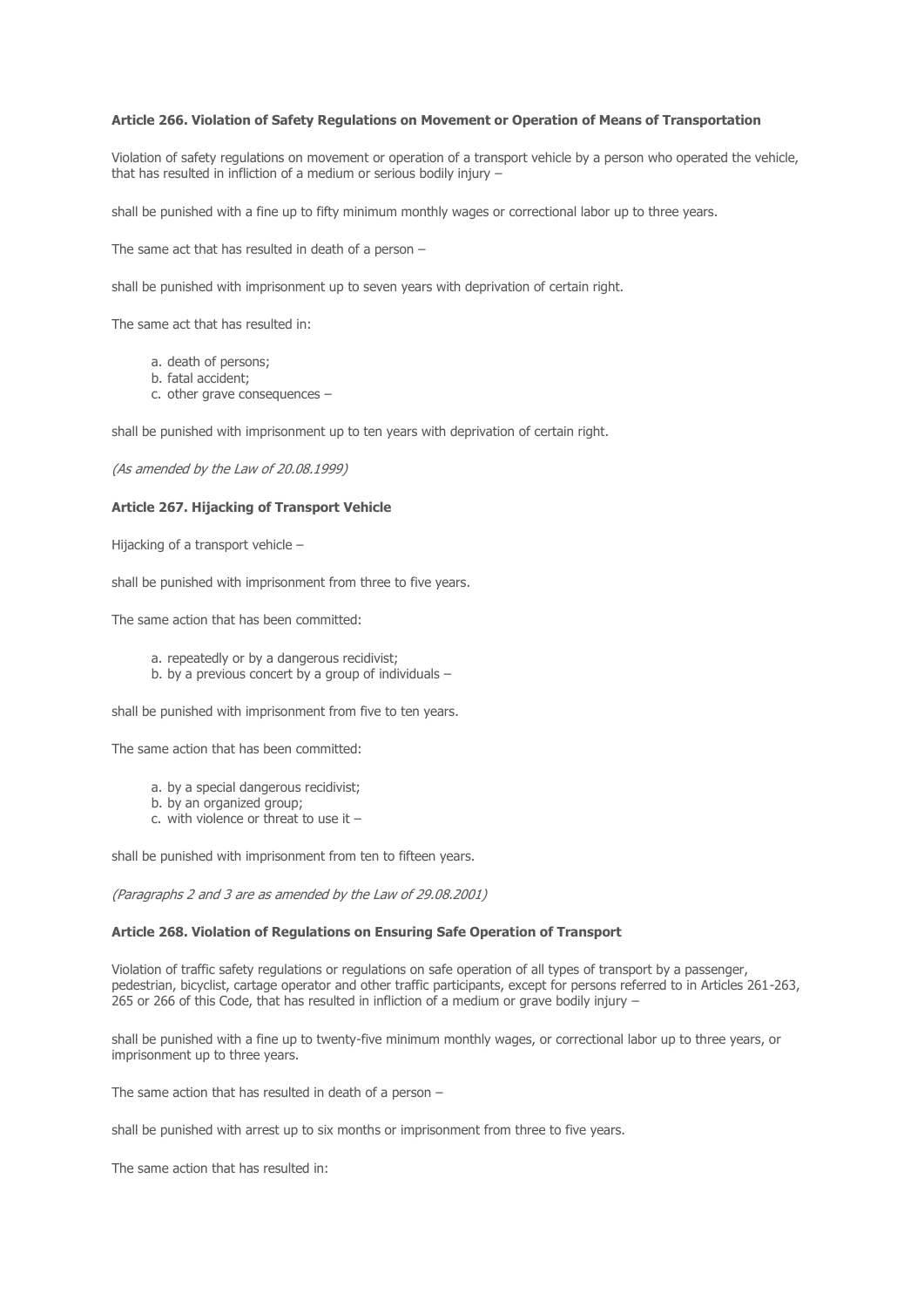**Article 266. Violation of Safety Regulations on Movement or Operation of Means of Transportation**

Violation of safety regulations on movement or operation of a transport vehicle by a person who operated the vehicle, that has resulted in infliction of a medium or serious bodily injury –

shall be punished with a fine up to fifty minimum monthly wages or correctional labor up to three years.

The same act that has resulted in death of a person –

shall be punished with imprisonment up to seven years with deprivation of certain right.

The same act that has resulted in:

a. death of persons;
b. fatal accident;
c. other grave consequences –

shall be punished with imprisonment up to ten years with deprivation of certain right.

*(As amended by the Law of 20.08.1999)*

**Article 267. Hijacking of Transport Vehicle**

Hijacking of a transport vehicle –

shall be punished with imprisonment from three to five years.

The same action that has been committed:

a. repeatedly or by a dangerous recidivist;
b. by a previous concert by a group of individuals –

shall be punished with imprisonment from five to ten years.

The same action that has been committed:

a. by a special dangerous recidivist;
b. by an organized group;
c. with violence or threat to use it –

shall be punished with imprisonment from ten to fifteen years.

*(Paragraphs 2 and 3 are as amended by the Law of 29.08.2001)*

**Article 268. Violation of Regulations on Ensuring Safe Operation of Transport**

Violation of traffic safety regulations or regulations on safe operation of all types of transport by a passenger, pedestrian, bicyclist, cartage operator and other traffic participants, except for persons referred to in Articles 261-263, 265 or 266 of this Code, that has resulted in infliction of a medium or grave bodily injury –

shall be punished with a fine up to twenty-five minimum monthly wages, or correctional labor up to three years, or imprisonment up to three years.

The same action that has resulted in death of a person –

shall be punished with arrest up to six months or imprisonment from three to five years.

The same action that has resulted in: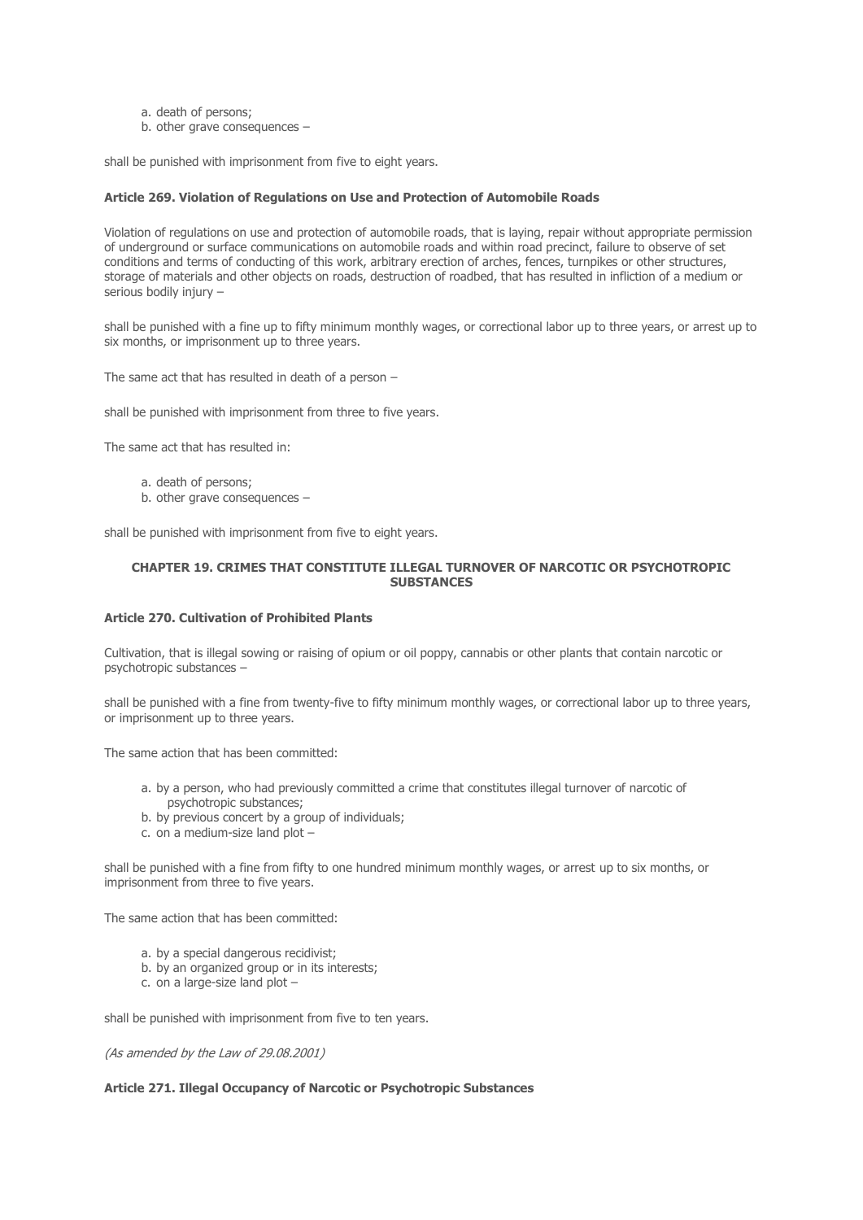a. death of persons;
b. other grave consequences –

shall be punished with imprisonment from five to eight years.

**Article 269. Violation of Regulations on Use and Protection of Automobile Roads**

Violation of regulations on use and protection of automobile roads, that is laying, repair without appropriate permission of underground or surface communications on automobile roads and within road precinct, failure to observe of set conditions and terms of conducting of this work, arbitrary erection of arches, fences, turnpikes or other structures, storage of materials and other objects on roads, destruction of roadbed, that has resulted in infliction of a medium or serious bodily injury –

shall be punished with a fine up to fifty minimum monthly wages, or correctional labor up to three years, or arrest up to six months, or imprisonment up to three years.

The same act that has resulted in death of a person –

shall be punished with imprisonment from three to five years.

The same act that has resulted in:

a. death of persons;
b. other grave consequences –

shall be punished with imprisonment from five to eight years.

## CHAPTER 19. CRIMES THAT CONSTITUTE ILLEGAL TURNOVER OF NARCOTIC OR PSYCHOTROPIC SUBSTANCES

**Article 270. Cultivation of Prohibited Plants**

Cultivation, that is illegal sowing or raising of opium or oil poppy, cannabis or other plants that contain narcotic or psychotropic substances –

shall be punished with a fine from twenty-five to fifty minimum monthly wages, or correctional labor up to three years, or imprisonment up to three years.

The same action that has been committed:

a. by a person, who had previously committed a crime that constitutes illegal turnover of narcotic of psychotropic substances;
b. by previous concert by a group of individuals;
c. on a medium-size land plot –

shall be punished with a fine from fifty to one hundred minimum monthly wages, or arrest up to six months, or imprisonment from three to five years.

The same action that has been committed:

a. by a special dangerous recidivist;
b. by an organized group or in its interests;
c. on a large-size land plot –

shall be punished with imprisonment from five to ten years.

*(As amended by the Law of 29.08.2001)*

**Article 271. Illegal Occupancy of Narcotic or Psychotropic Substances**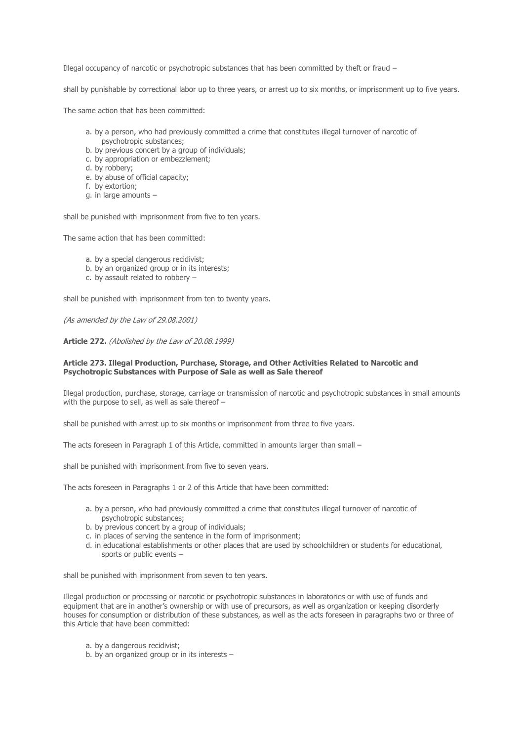Illegal occupancy of narcotic or psychotropic substances that has been committed by theft or fraud –

shall by punishable by correctional labor up to three years, or arrest up to six months, or imprisonment up to five years.

The same action that has been committed:

a. by a person, who had previously committed a crime that constitutes illegal turnover of narcotic of psychotropic substances;
b. by previous concert by a group of individuals;
c. by appropriation or embezzlement;
d. by robbery;
e. by abuse of official capacity;
f. by extortion;
g. in large amounts –

shall be punished with imprisonment from five to ten years.

The same action that has been committed:

a. by a special dangerous recidivist;
b. by an organized group or in its interests;
c. by assault related to robbery –

shall be punished with imprisonment from ten to twenty years.

*(As amended by the Law of 29.08.2001)*

**Article 272.** *(Abolished by the Law of 20.08.1999)*

**Article 273. Illegal Production, Purchase, Storage, and Other Activities Related to Narcotic and Psychotropic Substances with Purpose of Sale as well as Sale thereof**

Illegal production, purchase, storage, carriage or transmission of narcotic and psychotropic substances in small amounts with the purpose to sell, as well as sale thereof –

shall be punished with arrest up to six months or imprisonment from three to five years.

The acts foreseen in Paragraph 1 of this Article, committed in amounts larger than small –

shall be punished with imprisonment from five to seven years.

The acts foreseen in Paragraphs 1 or 2 of this Article that have been committed:

a. by a person, who had previously committed a crime that constitutes illegal turnover of narcotic of psychotropic substances;
b. by previous concert by a group of individuals;
c. in places of serving the sentence in the form of imprisonment;
d. in educational establishments or other places that are used by schoolchildren or students for educational, sports or public events –

shall be punished with imprisonment from seven to ten years.

Illegal production or processing or narcotic or psychotropic substances in laboratories or with use of funds and equipment that are in another's ownership or with use of precursors, as well as organization or keeping disorderly houses for consumption or distribution of these substances, as well as the acts foreseen in paragraphs two or three of this Article that have been committed:

a. by a dangerous recidivist;
b. by an organized group or in its interests –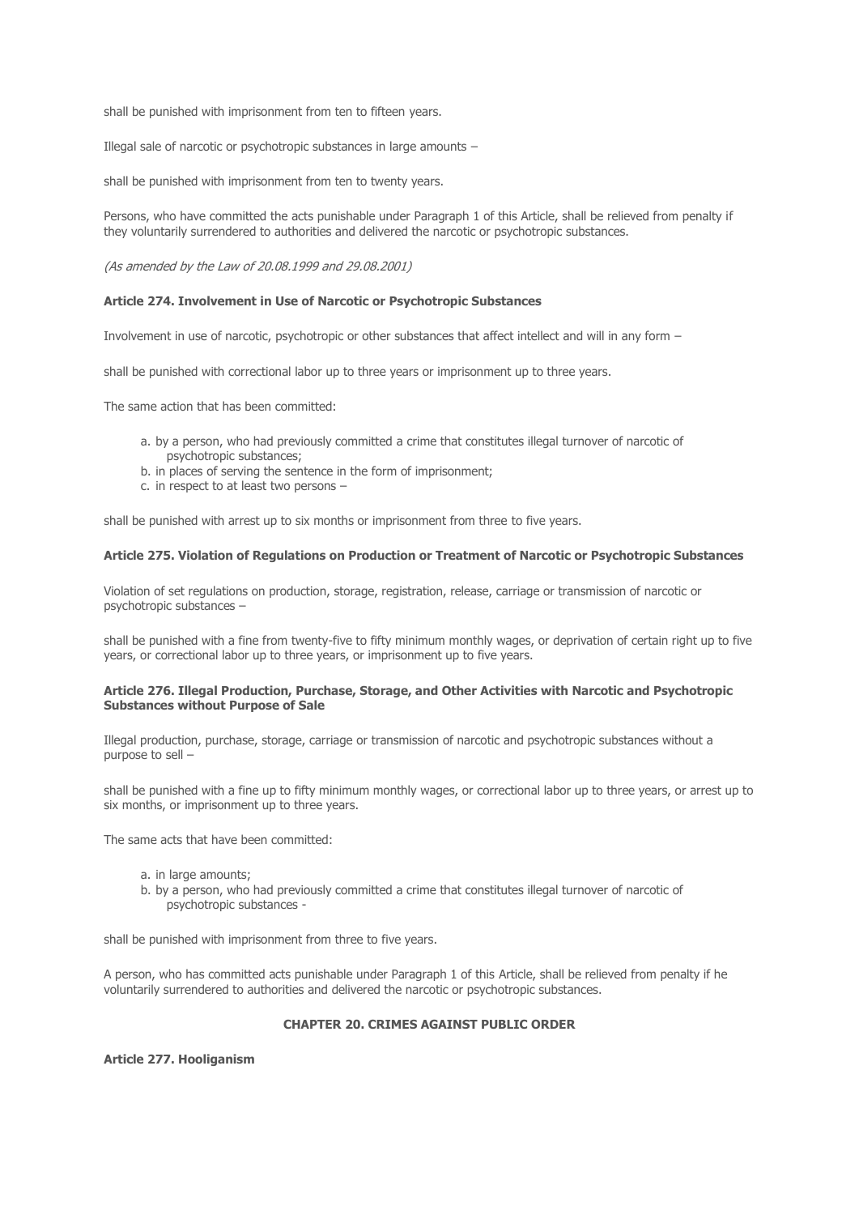shall be punished with imprisonment from ten to fifteen years.

Illegal sale of narcotic or psychotropic substances in large amounts –

shall be punished with imprisonment from ten to twenty years.

Persons, who have committed the acts punishable under Paragraph 1 of this Article, shall be relieved from penalty if they voluntarily surrendered to authorities and delivered the narcotic or psychotropic substances.

*(As amended by the Law of 20.08.1999 and 29.08.2001)*

**Article 274. Involvement in Use of Narcotic or Psychotropic Substances**

Involvement in use of narcotic, psychotropic or other substances that affect intellect and will in any form –

shall be punished with correctional labor up to three years or imprisonment up to three years.

The same action that has been committed:

a. by a person, who had previously committed a crime that constitutes illegal turnover of narcotic of psychotropic substances;
b. in places of serving the sentence in the form of imprisonment;
c. in respect to at least two persons –

shall be punished with arrest up to six months or imprisonment from three to five years.

**Article 275. Violation of Regulations on Production or Treatment of Narcotic or Psychotropic Substances**

Violation of set regulations on production, storage, registration, release, carriage or transmission of narcotic or psychotropic substances –

shall be punished with a fine from twenty-five to fifty minimum monthly wages, or deprivation of certain right up to five years, or correctional labor up to three years, or imprisonment up to five years.

**Article 276. Illegal Production, Purchase, Storage, and Other Activities with Narcotic and Psychotropic Substances without Purpose of Sale**

Illegal production, purchase, storage, carriage or transmission of narcotic and psychotropic substances without a purpose to sell –

shall be punished with a fine up to fifty minimum monthly wages, or correctional labor up to three years, or arrest up to six months, or imprisonment up to three years.

The same acts that have been committed:

a. in large amounts;
b. by a person, who had previously committed a crime that constitutes illegal turnover of narcotic of psychotropic substances -

shall be punished with imprisonment from three to five years.

A person, who has committed acts punishable under Paragraph 1 of this Article, shall be relieved from penalty if he voluntarily surrendered to authorities and delivered the narcotic or psychotropic substances.

## CHAPTER 20. CRIMES AGAINST PUBLIC ORDER

**Article 277. Hooliganism**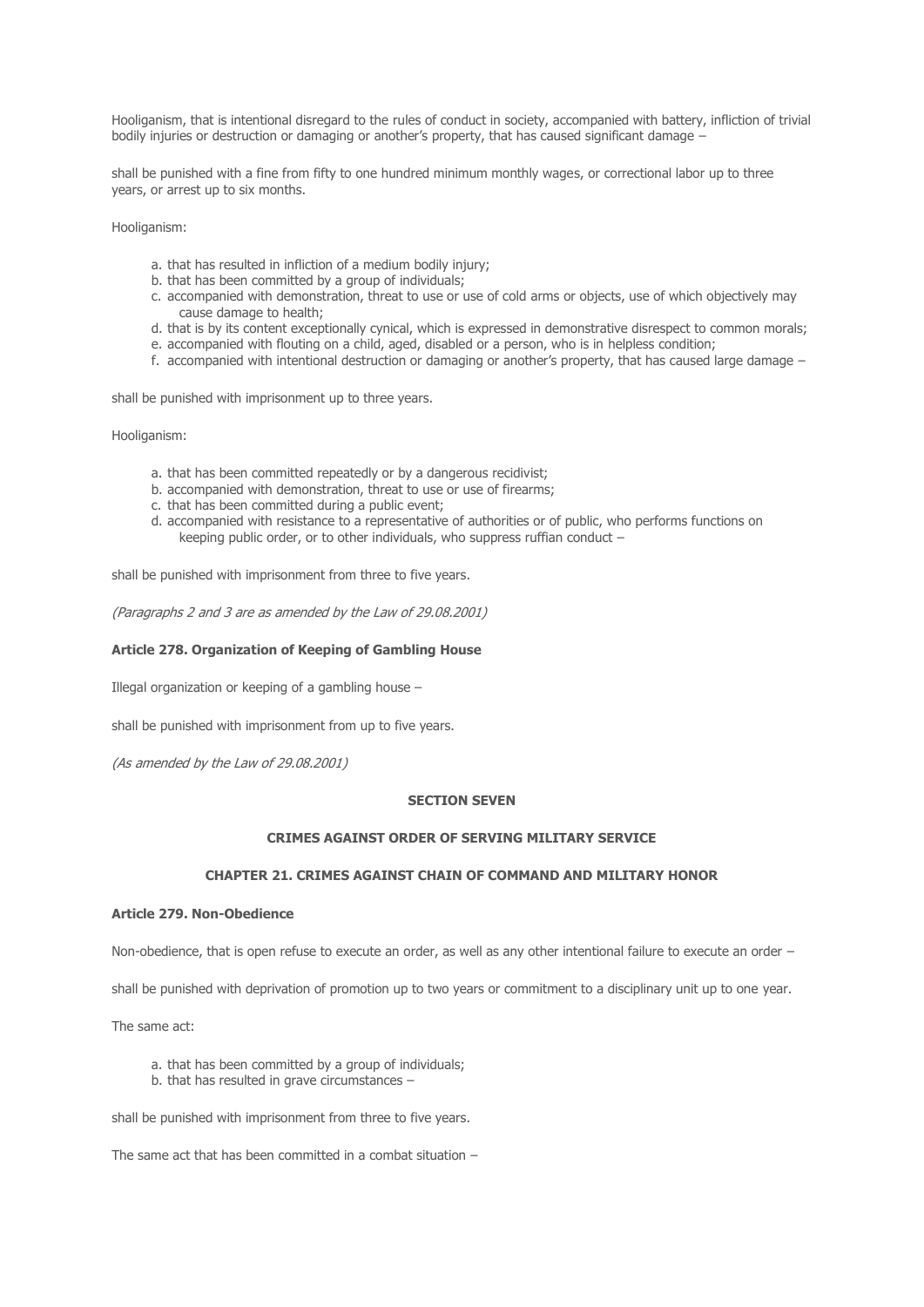Hooliganism, that is intentional disregard to the rules of conduct in society, accompanied with battery, infliction of trivial bodily injuries or destruction or damaging or another's property, that has caused significant damage –

shall be punished with a fine from fifty to one hundred minimum monthly wages, or correctional labor up to three years, or arrest up to six months.

Hooliganism:

a. that has resulted in infliction of a medium bodily injury;
b. that has been committed by a group of individuals;
c. accompanied with demonstration, threat to use or use of cold arms or objects, use of which objectively may cause damage to health;
d. that is by its content exceptionally cynical, which is expressed in demonstrative disrespect to common morals;
e. accompanied with flouting on a child, aged, disabled or a person, who is in helpless condition;
f. accompanied with intentional destruction or damaging or another's property, that has caused large damage –

shall be punished with imprisonment up to three years.

Hooliganism:

a. that has been committed repeatedly or by a dangerous recidivist;
b. accompanied with demonstration, threat to use or use of firearms;
c. that has been committed during a public event;
d. accompanied with resistance to a representative of authorities or of public, who performs functions on keeping public order, or to other individuals, who suppress ruffian conduct –

shall be punished with imprisonment from three to five years.

*(Paragraphs 2 and 3 are as amended by the Law of 29.08.2001)*

**Article 278. Organization of Keeping of Gambling House**

Illegal organization or keeping of a gambling house –

shall be punished with imprisonment from up to five years.

*(As amended by the Law of 29.08.2001)*

## SECTION SEVEN

## CRIMES AGAINST ORDER OF SERVING MILITARY SERVICE

### CHAPTER 21. CRIMES AGAINST CHAIN OF COMMAND AND MILITARY HONOR

**Article 279. Non-Obedience**

Non-obedience, that is open refuse to execute an order, as well as any other intentional failure to execute an order –

shall be punished with deprivation of promotion up to two years or commitment to a disciplinary unit up to one year.

The same act:

a. that has been committed by a group of individuals;
b. that has resulted in grave circumstances –

shall be punished with imprisonment from three to five years.

The same act that has been committed in a combat situation –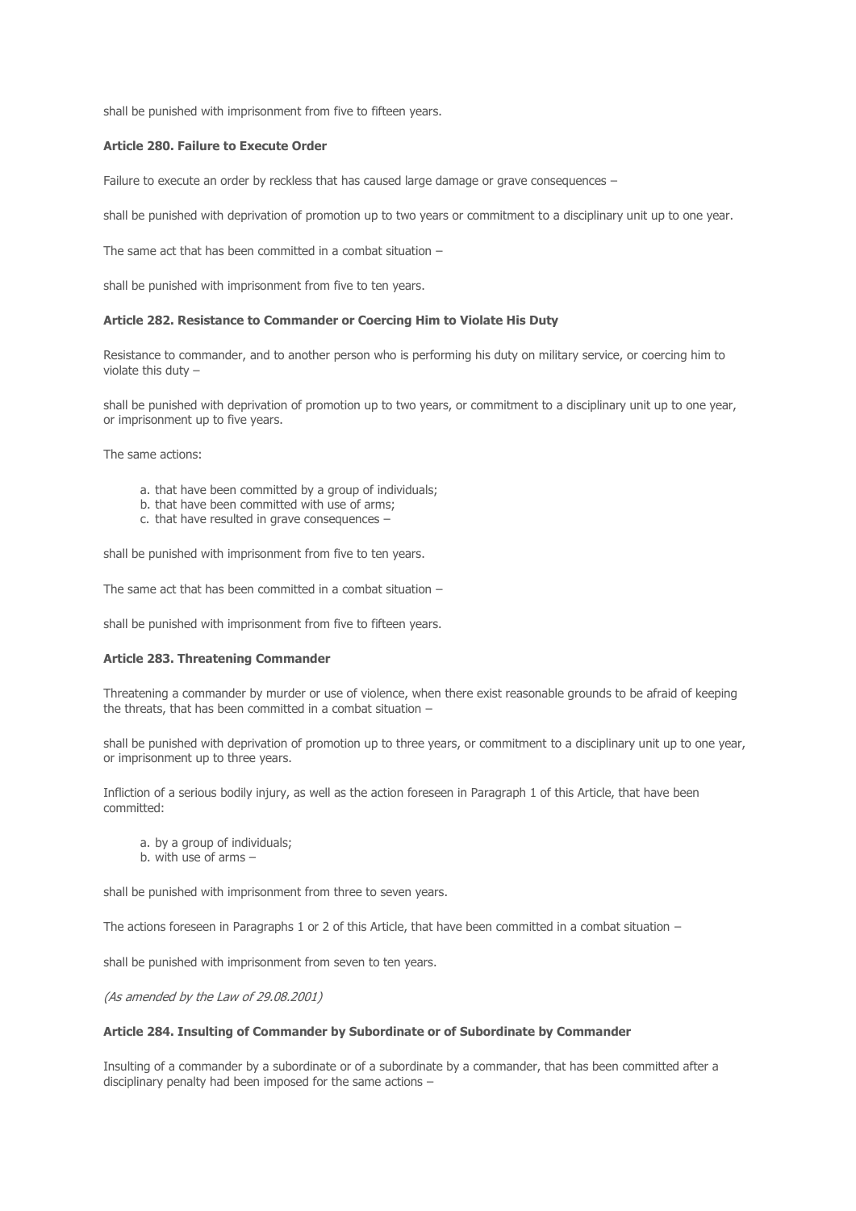shall be punished with imprisonment from five to fifteen years.

### Article 280. Failure to Execute Order

Failure to execute an order by reckless that has caused large damage or grave consequences –

shall be punished with deprivation of promotion up to two years or commitment to a disciplinary unit up to one year.

The same act that has been committed in a combat situation –

shall be punished with imprisonment from five to ten years.

### Article 282. Resistance to Commander or Coercing Him to Violate His Duty

Resistance to commander, and to another person who is performing his duty on military service, or coercing him to violate this duty –

shall be punished with deprivation of promotion up to two years, or commitment to a disciplinary unit up to one year, or imprisonment up to five years.

The same actions:

a. that have been committed by a group of individuals;
b. that have been committed with use of arms;
c. that have resulted in grave consequences –

shall be punished with imprisonment from five to ten years.

The same act that has been committed in a combat situation –

shall be punished with imprisonment from five to fifteen years.

### Article 283. Threatening Commander

Threatening a commander by murder or use of violence, when there exist reasonable grounds to be afraid of keeping the threats, that has been committed in a combat situation –

shall be punished with deprivation of promotion up to three years, or commitment to a disciplinary unit up to one year, or imprisonment up to three years.

Infliction of a serious bodily injury, as well as the action foreseen in Paragraph 1 of this Article, that have been committed:

a. by a group of individuals;
b. with use of arms –

shall be punished with imprisonment from three to seven years.

The actions foreseen in Paragraphs 1 or 2 of this Article, that have been committed in a combat situation –

shall be punished with imprisonment from seven to ten years.

*(As amended by the Law of 29.08.2001)*

### Article 284. Insulting of Commander by Subordinate or of Subordinate by Commander

Insulting of a commander by a subordinate or of a subordinate by a commander, that has been committed after a disciplinary penalty had been imposed for the same actions –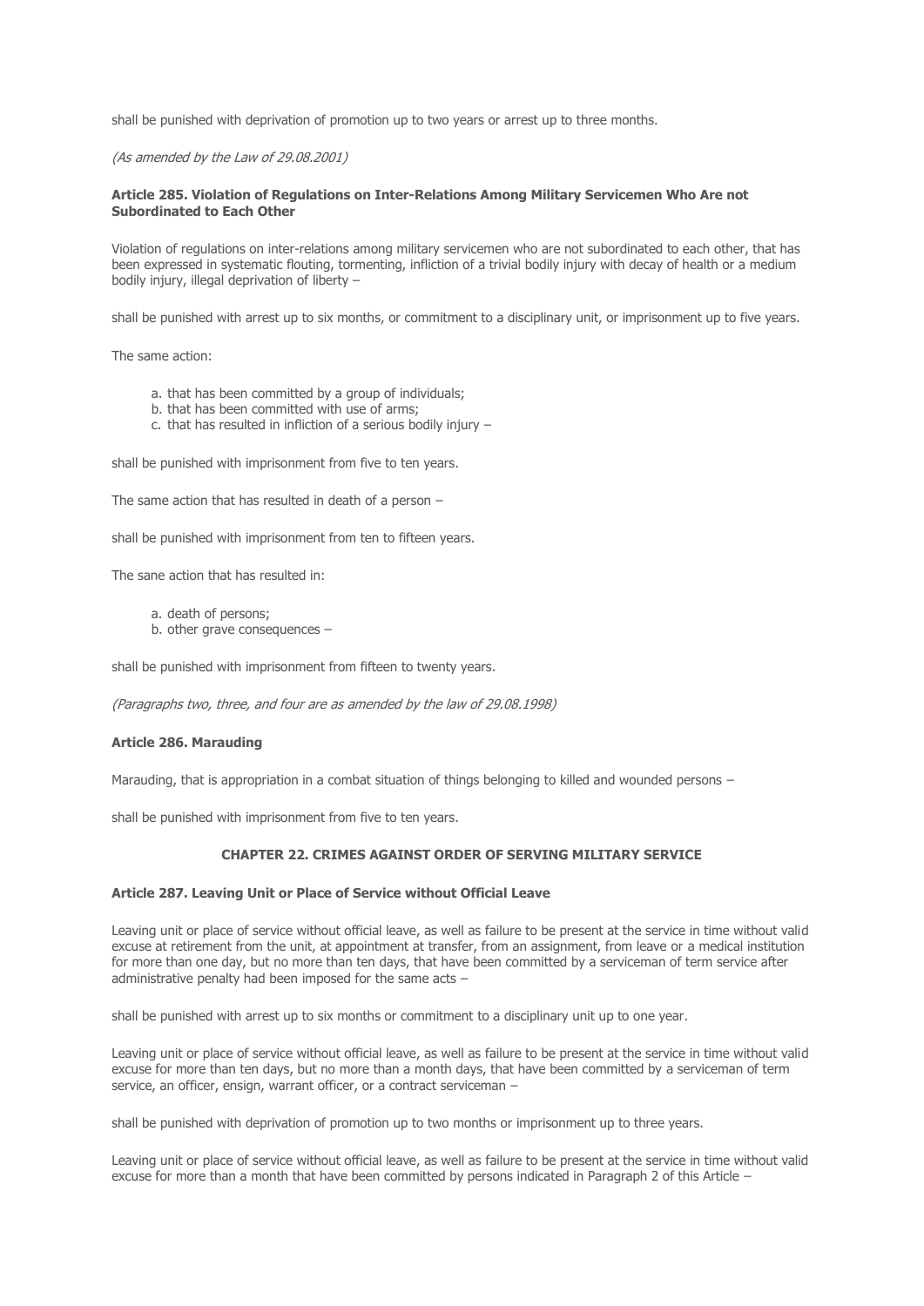shall be punished with deprivation of promotion up to two years or arrest up to three months.

*(As amended by the Law of 29.08.2001)*

**Article 285. Violation of Regulations on Inter-Relations Among Military Servicemen Who Are not Subordinated to Each Other**

Violation of regulations on inter-relations among military servicemen who are not subordinated to each other, that has been expressed in systematic flouting, tormenting, infliction of a trivial bodily injury with decay of health or a medium bodily injury, illegal deprivation of liberty –

shall be punished with arrest up to six months, or commitment to a disciplinary unit, or imprisonment up to five years.

The same action:

a. that has been committed by a group of individuals;
b. that has been committed with use of arms;
c. that has resulted in infliction of a serious bodily injury –

shall be punished with imprisonment from five to ten years.

The same action that has resulted in death of a person –

shall be punished with imprisonment from ten to fifteen years.

The sane action that has resulted in:

a. death of persons;
b. other grave consequences –

shall be punished with imprisonment from fifteen to twenty years.

*(Paragraphs two, three, and four are as amended by the law of 29.08.1998)*

**Article 286. Marauding**

Marauding, that is appropriation in a combat situation of things belonging to killed and wounded persons –

shall be punished with imprisonment from five to ten years.

**CHAPTER 22. CRIMES AGAINST ORDER OF SERVING MILITARY SERVICE**

**Article 287. Leaving Unit or Place of Service without Official Leave**

Leaving unit or place of service without official leave, as well as failure to be present at the service in time without valid excuse at retirement from the unit, at appointment at transfer, from an assignment, from leave or a medical institution for more than one day, but no more than ten days, that have been committed by a serviceman of term service after administrative penalty had been imposed for the same acts –

shall be punished with arrest up to six months or commitment to a disciplinary unit up to one year.

Leaving unit or place of service without official leave, as well as failure to be present at the service in time without valid excuse for more than ten days, but no more than a month days, that have been committed by a serviceman of term service, an officer, ensign, warrant officer, or a contract serviceman –

shall be punished with deprivation of promotion up to two months or imprisonment up to three years.

Leaving unit or place of service without official leave, as well as failure to be present at the service in time without valid excuse for more than a month that have been committed by persons indicated in Paragraph 2 of this Article –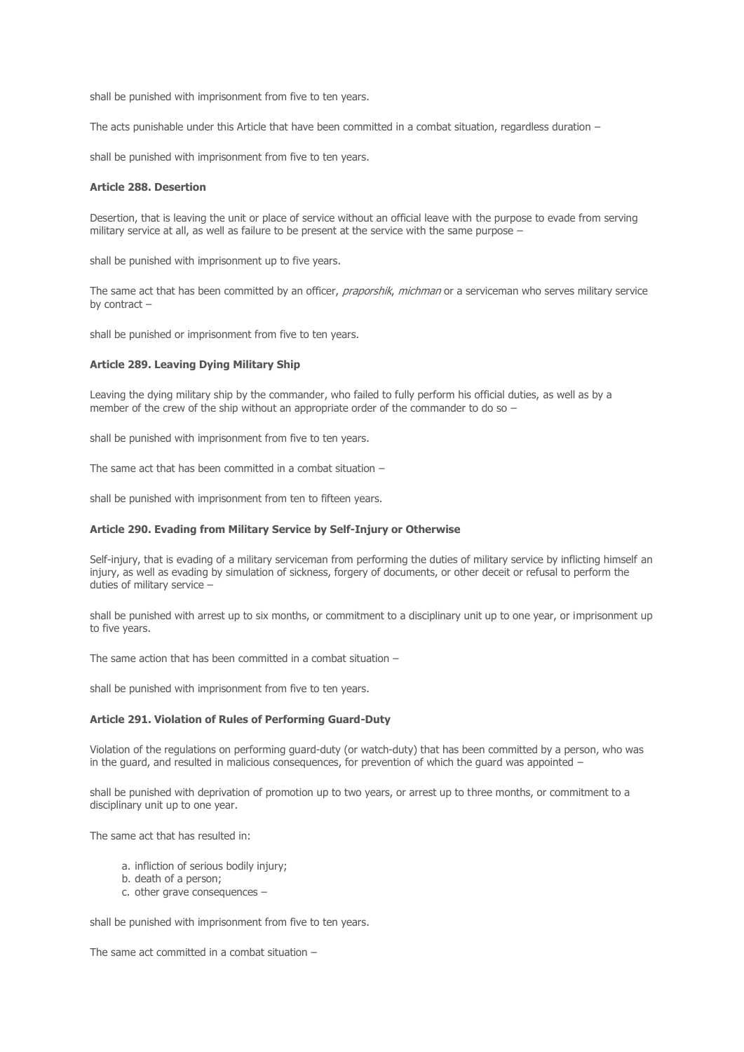shall be punished with imprisonment from five to ten years.

The acts punishable under this Article that have been committed in a combat situation, regardless duration –

shall be punished with imprisonment from five to ten years.

#### Article 288. Desertion

Desertion, that is leaving the unit or place of service without an official leave with the purpose to evade from serving military service at all, as well as failure to be present at the service with the same purpose –

shall be punished with imprisonment up to five years.

The same act that has been committed by an officer, *praporshik*, *michman* or a serviceman who serves military service by contract –

shall be punished or imprisonment from five to ten years.

#### Article 289. Leaving Dying Military Ship

Leaving the dying military ship by the commander, who failed to fully perform his official duties, as well as by a member of the crew of the ship without an appropriate order of the commander to do so –

shall be punished with imprisonment from five to ten years.

The same act that has been committed in a combat situation –

shall be punished with imprisonment from ten to fifteen years.

#### Article 290. Evading from Military Service by Self-Injury or Otherwise

Self-injury, that is evading of a military serviceman from performing the duties of military service by inflicting himself an injury, as well as evading by simulation of sickness, forgery of documents, or other deceit or refusal to perform the duties of military service –

shall be punished with arrest up to six months, or commitment to a disciplinary unit up to one year, or imprisonment up to five years.

The same action that has been committed in a combat situation –

shall be punished with imprisonment from five to ten years.

#### Article 291. Violation of Rules of Performing Guard-Duty

Violation of the regulations on performing guard-duty (or watch-duty) that has been committed by a person, who was in the guard, and resulted in malicious consequences, for prevention of which the guard was appointed –

shall be punished with deprivation of promotion up to two years, or arrest up to three months, or commitment to a disciplinary unit up to one year.

The same act that has resulted in:

a. infliction of serious bodily injury;
b. death of a person;
c. other grave consequences –

shall be punished with imprisonment from five to ten years.

The same act committed in a combat situation –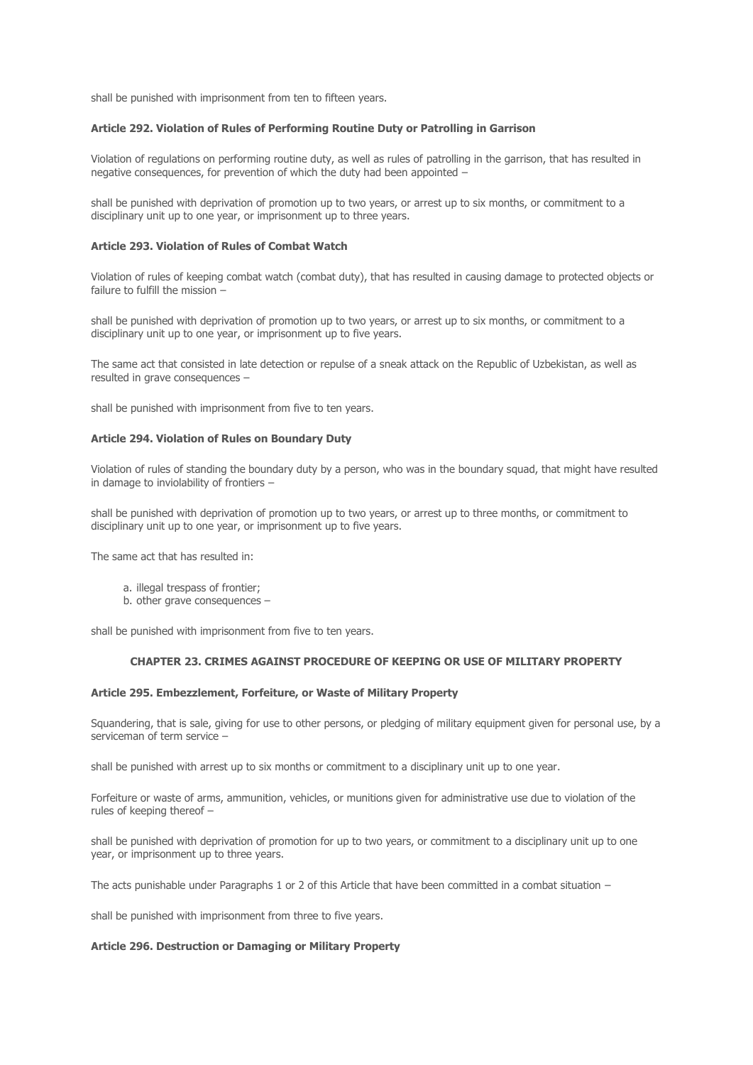shall be punished with imprisonment from ten to fifteen years.

#### Article 292. Violation of Rules of Performing Routine Duty or Patrolling in Garrison

Violation of regulations on performing routine duty, as well as rules of patrolling in the garrison, that has resulted in negative consequences, for prevention of which the duty had been appointed –

shall be punished with deprivation of promotion up to two years, or arrest up to six months, or commitment to a disciplinary unit up to one year, or imprisonment up to three years.

#### Article 293. Violation of Rules of Combat Watch

Violation of rules of keeping combat watch (combat duty), that has resulted in causing damage to protected objects or failure to fulfill the mission –

shall be punished with deprivation of promotion up to two years, or arrest up to six months, or commitment to a disciplinary unit up to one year, or imprisonment up to five years.

The same act that consisted in late detection or repulse of a sneak attack on the Republic of Uzbekistan, as well as resulted in grave consequences –

shall be punished with imprisonment from five to ten years.

#### Article 294. Violation of Rules on Boundary Duty

Violation of rules of standing the boundary duty by a person, who was in the boundary squad, that might have resulted in damage to inviolability of frontiers –

shall be punished with deprivation of promotion up to two years, or arrest up to three months, or commitment to disciplinary unit up to one year, or imprisonment up to five years.

The same act that has resulted in:

a. illegal trespass of frontier;
b. other grave consequences –

shall be punished with imprisonment from five to ten years.

### CHAPTER 23. CRIMES AGAINST PROCEDURE OF KEEPING OR USE OF MILITARY PROPERTY

#### Article 295. Embezzlement, Forfeiture, or Waste of Military Property

Squandering, that is sale, giving for use to other persons, or pledging of military equipment given for personal use, by a serviceman of term service –

shall be punished with arrest up to six months or commitment to a disciplinary unit up to one year.

Forfeiture or waste of arms, ammunition, vehicles, or munitions given for administrative use due to violation of the rules of keeping thereof –

shall be punished with deprivation of promotion for up to two years, or commitment to a disciplinary unit up to one year, or imprisonment up to three years.

The acts punishable under Paragraphs 1 or 2 of this Article that have been committed in a combat situation –

shall be punished with imprisonment from three to five years.

#### Article 296. Destruction or Damaging or Military Property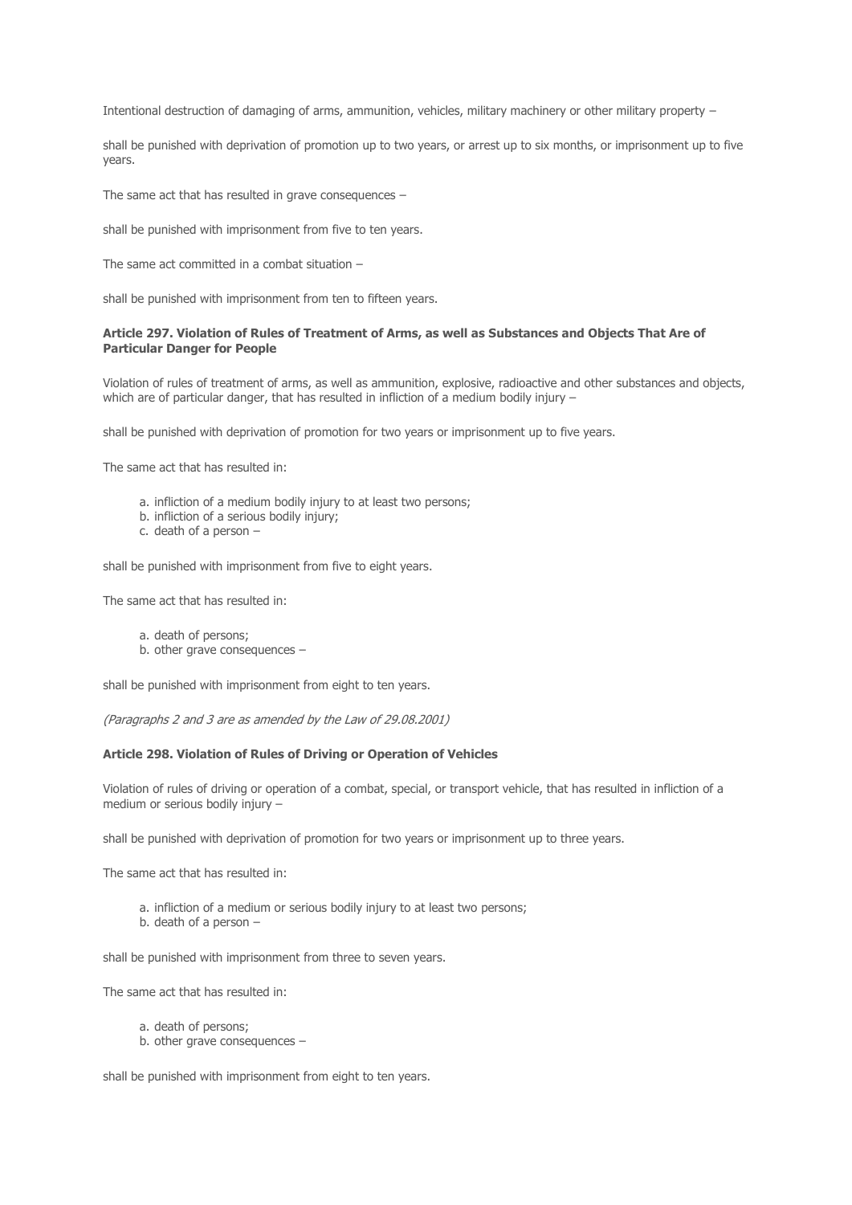Intentional destruction of damaging of arms, ammunition, vehicles, military machinery or other military property –

shall be punished with deprivation of promotion up to two years, or arrest up to six months, or imprisonment up to five years.

The same act that has resulted in grave consequences –

shall be punished with imprisonment from five to ten years.

The same act committed in a combat situation –

shall be punished with imprisonment from ten to fifteen years.

**Article 297. Violation of Rules of Treatment of Arms, as well as Substances and Objects That Are of Particular Danger for People**

Violation of rules of treatment of arms, as well as ammunition, explosive, radioactive and other substances and objects, which are of particular danger, that has resulted in infliction of a medium bodily injury –

shall be punished with deprivation of promotion for two years or imprisonment up to five years.

The same act that has resulted in:

a. infliction of a medium bodily injury to at least two persons;
b. infliction of a serious bodily injury;
c. death of a person –

shall be punished with imprisonment from five to eight years.

The same act that has resulted in:

a. death of persons;
b. other grave consequences –

shall be punished with imprisonment from eight to ten years.

*(Paragraphs 2 and 3 are as amended by the Law of 29.08.2001)*

**Article 298. Violation of Rules of Driving or Operation of Vehicles**

Violation of rules of driving or operation of a combat, special, or transport vehicle, that has resulted in infliction of a medium or serious bodily injury –

shall be punished with deprivation of promotion for two years or imprisonment up to three years.

The same act that has resulted in:

a. infliction of a medium or serious bodily injury to at least two persons;
b. death of a person –

shall be punished with imprisonment from three to seven years.

The same act that has resulted in:

a. death of persons;
b. other grave consequences –

shall be punished with imprisonment from eight to ten years.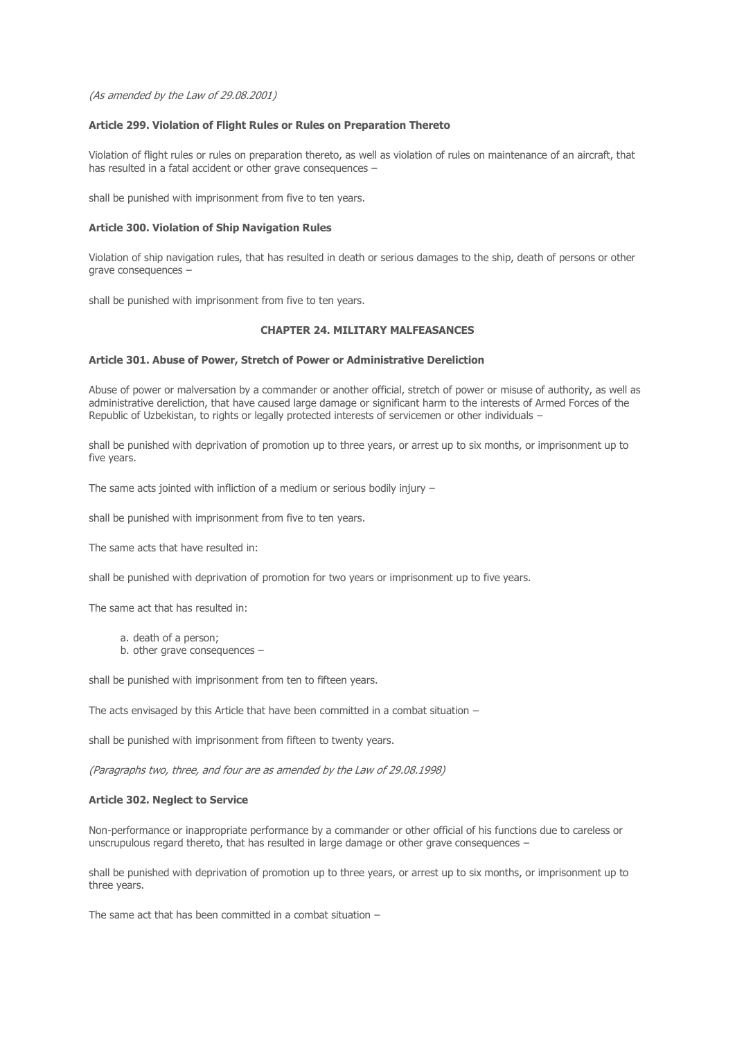*(As amended by the Law of 29.08.2001)*

**Article 299. Violation of Flight Rules or Rules on Preparation Thereto**

Violation of flight rules or rules on preparation thereto, as well as violation of rules on maintenance of an aircraft, that has resulted in a fatal accident or other grave consequences –

shall be punished with imprisonment from five to ten years.

**Article 300. Violation of Ship Navigation Rules**

Violation of ship navigation rules, that has resulted in death or serious damages to the ship, death of persons or other grave consequences –

shall be punished with imprisonment from five to ten years.

## CHAPTER 24. MILITARY MALFEASANCES

**Article 301. Abuse of Power, Stretch of Power or Administrative Dereliction**

Abuse of power or malversation by a commander or another official, stretch of power or misuse of authority, as well as administrative dereliction, that have caused large damage or significant harm to the interests of Armed Forces of the Republic of Uzbekistan, to rights or legally protected interests of servicemen or other individuals –

shall be punished with deprivation of promotion up to three years, or arrest up to six months, or imprisonment up to five years.

The same acts jointed with infliction of a medium or serious bodily injury –

shall be punished with imprisonment from five to ten years.

The same acts that have resulted in:

shall be punished with deprivation of promotion for two years or imprisonment up to five years.

The same act that has resulted in:

a. death of a person;
b. other grave consequences –

shall be punished with imprisonment from ten to fifteen years.

The acts envisaged by this Article that have been committed in a combat situation –

shall be punished with imprisonment from fifteen to twenty years.

*(Paragraphs two, three, and four are as amended by the Law of 29.08.1998)*

**Article 302. Neglect to Service**

Non-performance or inappropriate performance by a commander or other official of his functions due to careless or unscrupulous regard thereto, that has resulted in large damage or other grave consequences –

shall be punished with deprivation of promotion up to three years, or arrest up to six months, or imprisonment up to three years.

The same act that has been committed in a combat situation –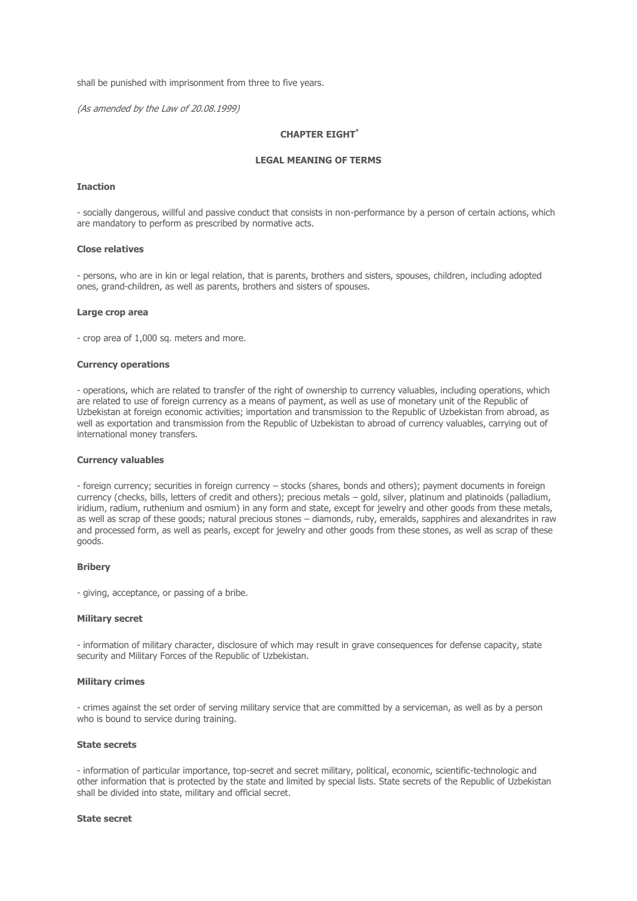shall be punished with imprisonment from three to five years.

*(As amended by the Law of 20.08.1999)*

## CHAPTER EIGHT*

## LEGAL MEANING OF TERMS

**Inaction**

- socially dangerous, willful and passive conduct that consists in non-performance by a person of certain actions, which are mandatory to perform as prescribed by normative acts.

**Close relatives**

- persons, who are in kin or legal relation, that is parents, brothers and sisters, spouses, children, including adopted ones, grand-children, as well as parents, brothers and sisters of spouses.

**Large crop area**

- crop area of 1,000 sq. meters and more.

**Currency operations**

- operations, which are related to transfer of the right of ownership to currency valuables, including operations, which are related to use of foreign currency as a means of payment, as well as use of monetary unit of the Republic of Uzbekistan at foreign economic activities; importation and transmission to the Republic of Uzbekistan from abroad, as well as exportation and transmission from the Republic of Uzbekistan to abroad of currency valuables, carrying out of international money transfers.

**Currency valuables**

- foreign currency; securities in foreign currency – stocks (shares, bonds and others); payment documents in foreign currency (checks, bills, letters of credit and others); precious metals – gold, silver, platinum and platinoids (palladium, iridium, radium, ruthenium and osmium) in any form and state, except for jewelry and other goods from these metals, as well as scrap of these goods; natural precious stones – diamonds, ruby, emeralds, sapphires and alexandrites in raw and processed form, as well as pearls, except for jewelry and other goods from these stones, as well as scrap of these goods.

**Bribery**

- giving, acceptance, or passing of a bribe.

**Military secret**

- information of military character, disclosure of which may result in grave consequences for defense capacity, state security and Military Forces of the Republic of Uzbekistan.

**Military crimes**

- crimes against the set order of serving military service that are committed by a serviceman, as well as by a person who is bound to service during training.

**State secrets**

- information of particular importance, top-secret and secret military, political, economic, scientific-technologic and other information that is protected by the state and limited by special lists. State secrets of the Republic of Uzbekistan shall be divided into state, military and official secret.

**State secret**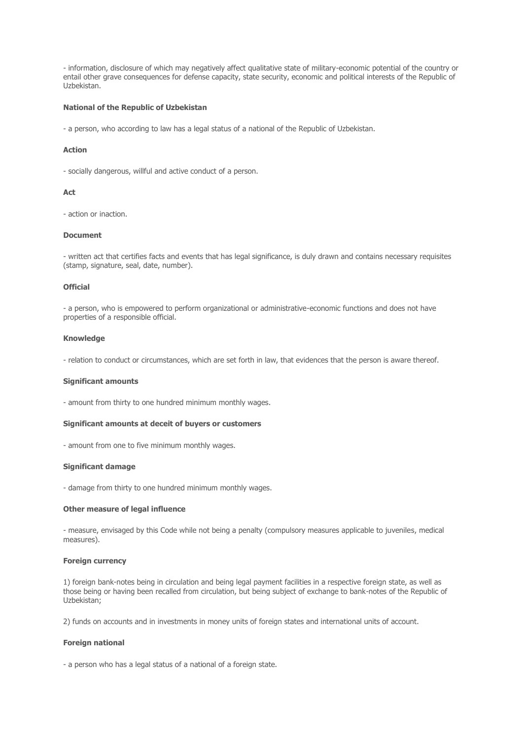- information, disclosure of which may negatively affect qualitative state of military-economic potential of the country or entail other grave consequences for defense capacity, state security, economic and political interests of the Republic of Uzbekistan.

**National of the Republic of Uzbekistan**

- a person, who according to law has a legal status of a national of the Republic of Uzbekistan.

**Action**

- socially dangerous, willful and active conduct of a person.

**Act**

- action or inaction.

**Document**

- written act that certifies facts and events that has legal significance, is duly drawn and contains necessary requisites (stamp, signature, seal, date, number).

**Official**

- a person, who is empowered to perform organizational or administrative-economic functions and does not have properties of a responsible official.

**Knowledge**

- relation to conduct or circumstances, which are set forth in law, that evidences that the person is aware thereof.

**Significant amounts**

- amount from thirty to one hundred minimum monthly wages.

**Significant amounts at deceit of buyers or customers**

- amount from one to five minimum monthly wages.

**Significant damage**

- damage from thirty to one hundred minimum monthly wages.

**Other measure of legal influence**

- measure, envisaged by this Code while not being a penalty (compulsory measures applicable to juveniles, medical measures).

**Foreign currency**

1) foreign bank-notes being in circulation and being legal payment facilities in a respective foreign state, as well as those being or having been recalled from circulation, but being subject of exchange to bank-notes of the Republic of Uzbekistan;

2) funds on accounts and in investments in money units of foreign states and international units of account.

**Foreign national**

- a person who has a legal status of a national of a foreign state.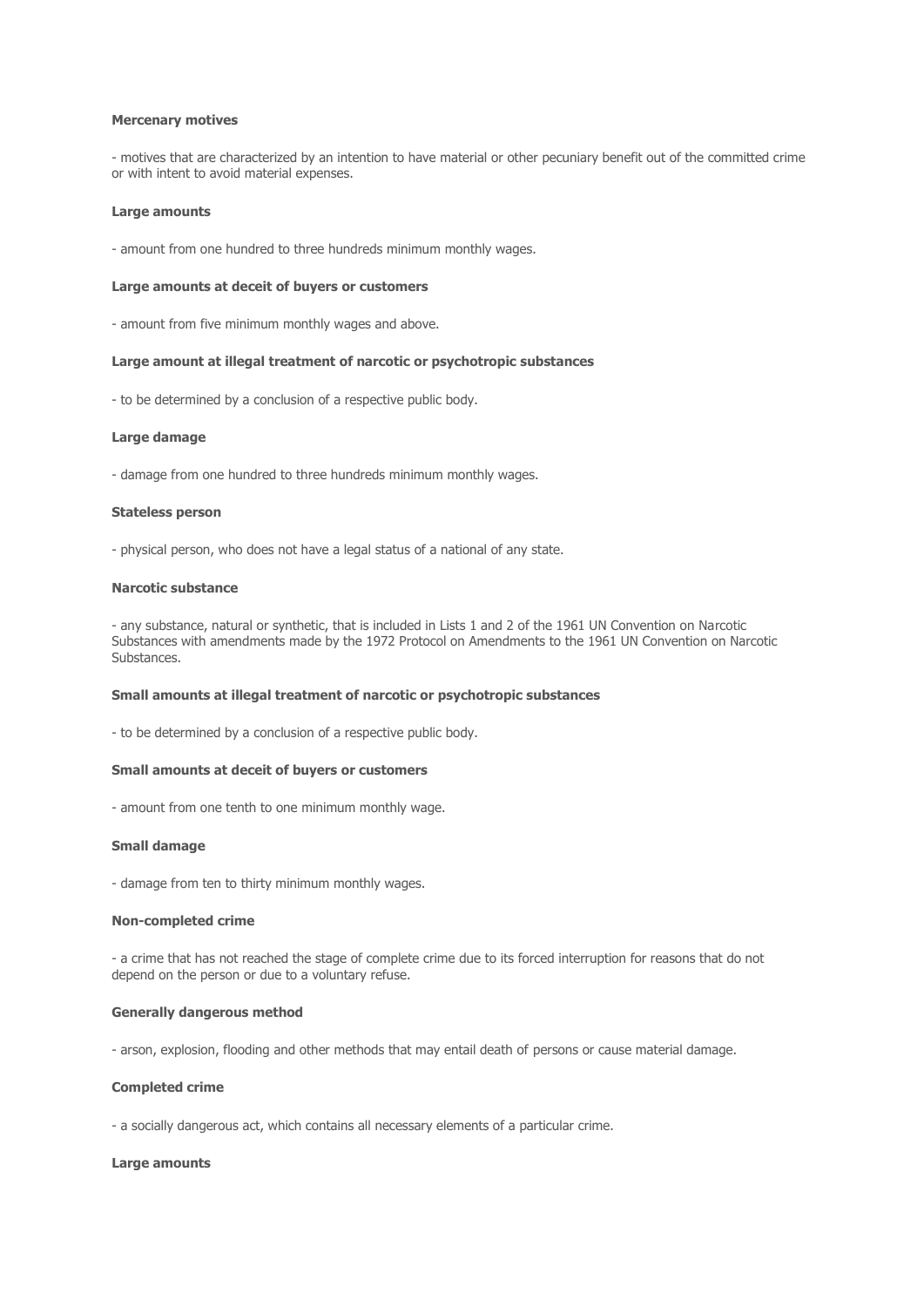**Mercenary motives**

- motives that are characterized by an intention to have material or other pecuniary benefit out of the committed crime or with intent to avoid material expenses.

**Large amounts**

- amount from one hundred to three hundreds minimum monthly wages.

**Large amounts at deceit of buyers or customers**

- amount from five minimum monthly wages and above.

**Large amount at illegal treatment of narcotic or psychotropic substances**

- to be determined by a conclusion of a respective public body.

**Large damage**

- damage from one hundred to three hundreds minimum monthly wages.

**Stateless person**

- physical person, who does not have a legal status of a national of any state.

**Narcotic substance**

- any substance, natural or synthetic, that is included in Lists 1 and 2 of the 1961 UN Convention on Narcotic Substances with amendments made by the 1972 Protocol on Amendments to the 1961 UN Convention on Narcotic Substances.

**Small amounts at illegal treatment of narcotic or psychotropic substances**

- to be determined by a conclusion of a respective public body.

**Small amounts at deceit of buyers or customers**

- amount from one tenth to one minimum monthly wage.

**Small damage**

- damage from ten to thirty minimum monthly wages.

**Non-completed crime**

- a crime that has not reached the stage of complete crime due to its forced interruption for reasons that do not depend on the person or due to a voluntary refuse.

**Generally dangerous method**

- arson, explosion, flooding and other methods that may entail death of persons or cause material damage.

**Completed crime**

- a socially dangerous act, which contains all necessary elements of a particular crime.

**Large amounts**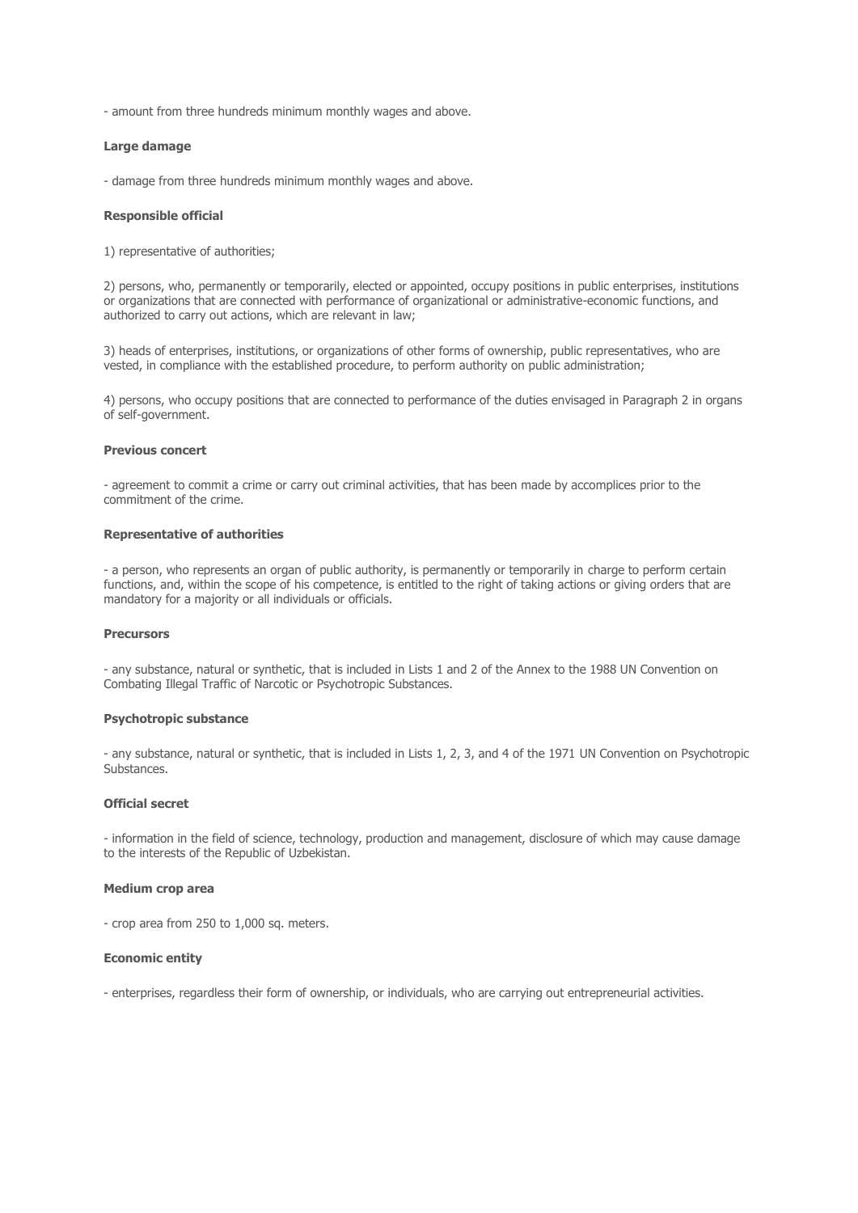- amount from three hundreds minimum monthly wages and above.

**Large damage**

- damage from three hundreds minimum monthly wages and above.

**Responsible official**

1) representative of authorities;

2) persons, who, permanently or temporarily, elected or appointed, occupy positions in public enterprises, institutions or organizations that are connected with performance of organizational or administrative-economic functions, and authorized to carry out actions, which are relevant in law;

3) heads of enterprises, institutions, or organizations of other forms of ownership, public representatives, who are vested, in compliance with the established procedure, to perform authority on public administration;

4) persons, who occupy positions that are connected to performance of the duties envisaged in Paragraph 2 in organs of self-government.

**Previous concert**

- agreement to commit a crime or carry out criminal activities, that has been made by accomplices prior to the commitment of the crime.

**Representative of authorities**

- a person, who represents an organ of public authority, is permanently or temporarily in charge to perform certain functions, and, within the scope of his competence, is entitled to the right of taking actions or giving orders that are mandatory for a majority or all individuals or officials.

**Precursors**

- any substance, natural or synthetic, that is included in Lists 1 and 2 of the Annex to the 1988 UN Convention on Combating Illegal Traffic of Narcotic or Psychotropic Substances.

**Psychotropic substance**

- any substance, natural or synthetic, that is included in Lists 1, 2, 3, and 4 of the 1971 UN Convention on Psychotropic Substances.

**Official secret**

- information in the field of science, technology, production and management, disclosure of which may cause damage to the interests of the Republic of Uzbekistan.

**Medium crop area**

- crop area from 250 to 1,000 sq. meters.

**Economic entity**

- enterprises, regardless their form of ownership, or individuals, who are carrying out entrepreneurial activities.